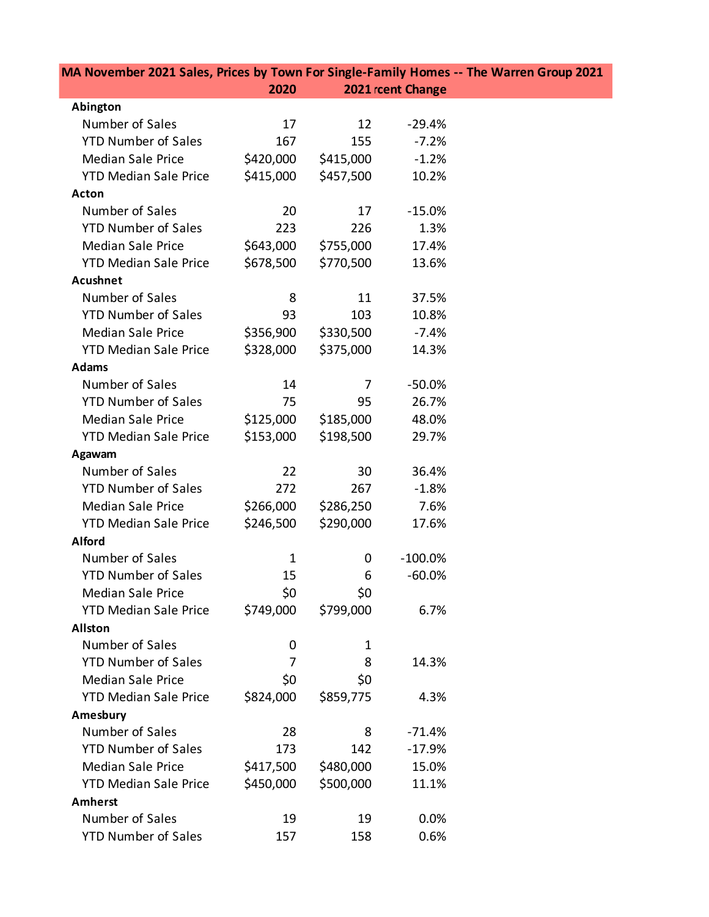| MA November 2021 Sales, Prices by Town For Single-Family Homes -- The Warren Group 2021 | | | |
|---|---|---|---|
| | 2020 | 2021 | rcent Change |
| **Abington** | | | |
| Number of Sales | 17 | 12 | -29.4% |
| YTD Number of Sales | 167 | 155 | -7.2% |
| Median Sale Price | $420,000 | $415,000 | -1.2% |
| YTD Median Sale Price | $415,000 | $457,500 | 10.2% |
| **Acton** | | | |
| Number of Sales | 20 | 17 | -15.0% |
| YTD Number of Sales | 223 | 226 | 1.3% |
| Median Sale Price | $643,000 | $755,000 | 17.4% |
| YTD Median Sale Price | $678,500 | $770,500 | 13.6% |
| **Acushnet** | | | |
| Number of Sales | 8 | 11 | 37.5% |
| YTD Number of Sales | 93 | 103 | 10.8% |
| Median Sale Price | $356,900 | $330,500 | -7.4% |
| YTD Median Sale Price | $328,000 | $375,000 | 14.3% |
| **Adams** | | | |
| Number of Sales | 14 | 7 | -50.0% |
| YTD Number of Sales | 75 | 95 | 26.7% |
| Median Sale Price | $125,000 | $185,000 | 48.0% |
| YTD Median Sale Price | $153,000 | $198,500 | 29.7% |
| **Agawam** | | | |
| Number of Sales | 22 | 30 | 36.4% |
| YTD Number of Sales | 272 | 267 | -1.8% |
| Median Sale Price | $266,000 | $286,250 | 7.6% |
| YTD Median Sale Price | $246,500 | $290,000 | 17.6% |
| **Alford** | | | |
| Number of Sales | 1 | 0 | -100.0% |
| YTD Number of Sales | 15 | 6 | -60.0% |
| Median Sale Price | $0 | $0 | |
| YTD Median Sale Price | $749,000 | $799,000 | 6.7% |
| **Allston** | | | |
| Number of Sales | 0 | 1 | |
| YTD Number of Sales | 7 | 8 | 14.3% |
| Median Sale Price | $0 | $0 | |
| YTD Median Sale Price | $824,000 | $859,775 | 4.3% |
| **Amesbury** | | | |
| Number of Sales | 28 | 8 | -71.4% |
| YTD Number of Sales | 173 | 142 | -17.9% |
| Median Sale Price | $417,500 | $480,000 | 15.0% |
| YTD Median Sale Price | $450,000 | $500,000 | 11.1% |
| **Amherst** | | | |
| Number of Sales | 19 | 19 | 0.0% |
| YTD Number of Sales | 157 | 158 | 0.6% |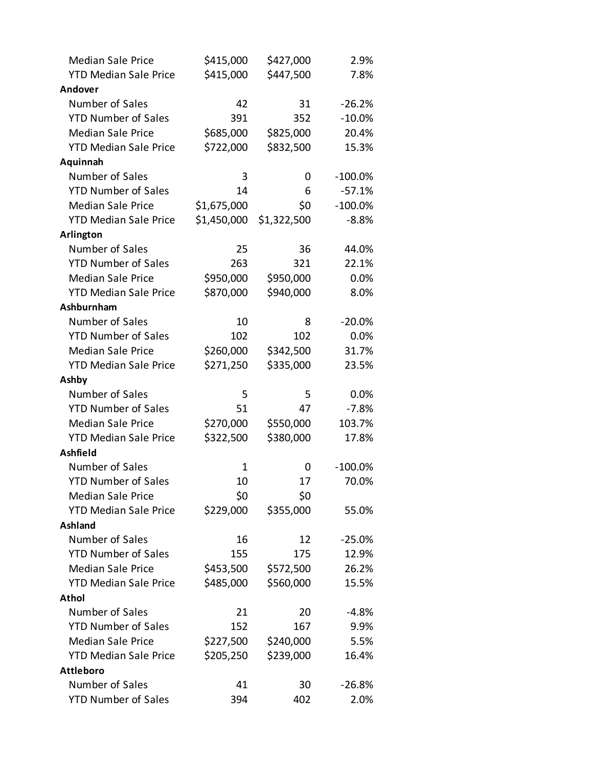| | | | |
|---|---|---|---|
| Median Sale Price | $415,000 | $427,000 | 2.9% |
| YTD Median Sale Price | $415,000 | $447,500 | 7.8% |
| **Andover** | | | |
| Number of Sales | 42 | 31 | -26.2% |
| YTD Number of Sales | 391 | 352 | -10.0% |
| Median Sale Price | $685,000 | $825,000 | 20.4% |
| YTD Median Sale Price | $722,000 | $832,500 | 15.3% |
| **Aquinnah** | | | |
| Number of Sales | 3 | 0 | -100.0% |
| YTD Number of Sales | 14 | 6 | -57.1% |
| Median Sale Price | $1,675,000 | $0 | -100.0% |
| YTD Median Sale Price | $1,450,000 | $1,322,500 | -8.8% |
| **Arlington** | | | |
| Number of Sales | 25 | 36 | 44.0% |
| YTD Number of Sales | 263 | 321 | 22.1% |
| Median Sale Price | $950,000 | $950,000 | 0.0% |
| YTD Median Sale Price | $870,000 | $940,000 | 8.0% |
| **Ashburnham** | | | |
| Number of Sales | 10 | 8 | -20.0% |
| YTD Number of Sales | 102 | 102 | 0.0% |
| Median Sale Price | $260,000 | $342,500 | 31.7% |
| YTD Median Sale Price | $271,250 | $335,000 | 23.5% |
| **Ashby** | | | |
| Number of Sales | 5 | 5 | 0.0% |
| YTD Number of Sales | 51 | 47 | -7.8% |
| Median Sale Price | $270,000 | $550,000 | 103.7% |
| YTD Median Sale Price | $322,500 | $380,000 | 17.8% |
| **Ashfield** | | | |
| Number of Sales | 1 | 0 | -100.0% |
| YTD Number of Sales | 10 | 17 | 70.0% |
| Median Sale Price | $0 | $0 | |
| YTD Median Sale Price | $229,000 | $355,000 | 55.0% |
| **Ashland** | | | |
| Number of Sales | 16 | 12 | -25.0% |
| YTD Number of Sales | 155 | 175 | 12.9% |
| Median Sale Price | $453,500 | $572,500 | 26.2% |
| YTD Median Sale Price | $485,000 | $560,000 | 15.5% |
| **Athol** | | | |
| Number of Sales | 21 | 20 | -4.8% |
| YTD Number of Sales | 152 | 167 | 9.9% |
| Median Sale Price | $227,500 | $240,000 | 5.5% |
| YTD Median Sale Price | $205,250 | $239,000 | 16.4% |
| **Attleboro** | | | |
| Number of Sales | 41 | 30 | -26.8% |
| YTD Number of Sales | 394 | 402 | 2.0% |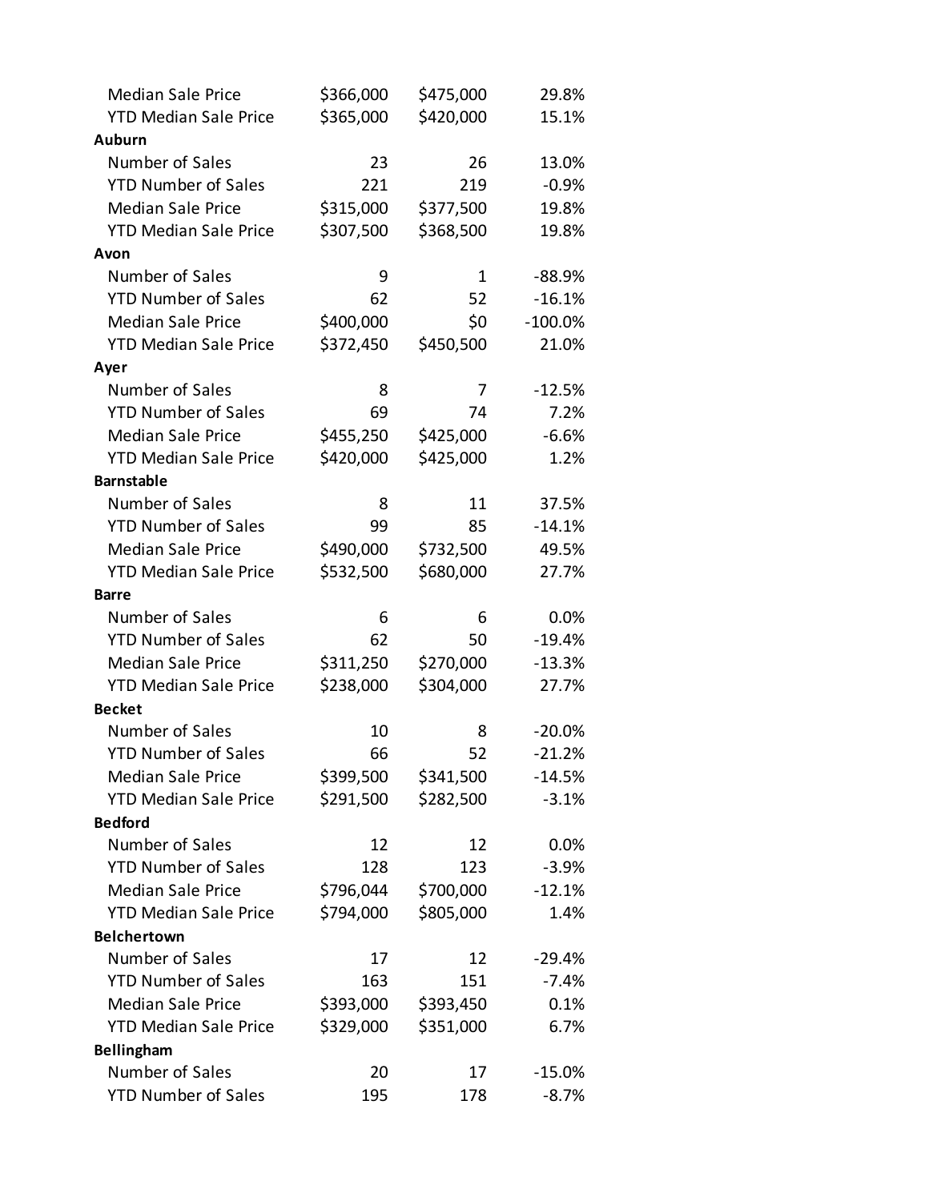| | | | |
|---|---|---|---|
| Median Sale Price | $366,000 | $475,000 | 29.8% |
| YTD Median Sale Price | $365,000 | $420,000 | 15.1% |
| **Auburn** | | | |
| Number of Sales | 23 | 26 | 13.0% |
| YTD Number of Sales | 221 | 219 | -0.9% |
| Median Sale Price | $315,000 | $377,500 | 19.8% |
| YTD Median Sale Price | $307,500 | $368,500 | 19.8% |
| **Avon** | | | |
| Number of Sales | 9 | 1 | -88.9% |
| YTD Number of Sales | 62 | 52 | -16.1% |
| Median Sale Price | $400,000 | $0 | -100.0% |
| YTD Median Sale Price | $372,450 | $450,500 | 21.0% |
| **Ayer** | | | |
| Number of Sales | 8 | 7 | -12.5% |
| YTD Number of Sales | 69 | 74 | 7.2% |
| Median Sale Price | $455,250 | $425,000 | -6.6% |
| YTD Median Sale Price | $420,000 | $425,000 | 1.2% |
| **Barnstable** | | | |
| Number of Sales | 8 | 11 | 37.5% |
| YTD Number of Sales | 99 | 85 | -14.1% |
| Median Sale Price | $490,000 | $732,500 | 49.5% |
| YTD Median Sale Price | $532,500 | $680,000 | 27.7% |
| **Barre** | | | |
| Number of Sales | 6 | 6 | 0.0% |
| YTD Number of Sales | 62 | 50 | -19.4% |
| Median Sale Price | $311,250 | $270,000 | -13.3% |
| YTD Median Sale Price | $238,000 | $304,000 | 27.7% |
| **Becket** | | | |
| Number of Sales | 10 | 8 | -20.0% |
| YTD Number of Sales | 66 | 52 | -21.2% |
| Median Sale Price | $399,500 | $341,500 | -14.5% |
| YTD Median Sale Price | $291,500 | $282,500 | -3.1% |
| **Bedford** | | | |
| Number of Sales | 12 | 12 | 0.0% |
| YTD Number of Sales | 128 | 123 | -3.9% |
| Median Sale Price | $796,044 | $700,000 | -12.1% |
| YTD Median Sale Price | $794,000 | $805,000 | 1.4% |
| **Belchertown** | | | |
| Number of Sales | 17 | 12 | -29.4% |
| YTD Number of Sales | 163 | 151 | -7.4% |
| Median Sale Price | $393,000 | $393,450 | 0.1% |
| YTD Median Sale Price | $329,000 | $351,000 | 6.7% |
| **Bellingham** | | | |
| Number of Sales | 20 | 17 | -15.0% |
| YTD Number of Sales | 195 | 178 | -8.7% |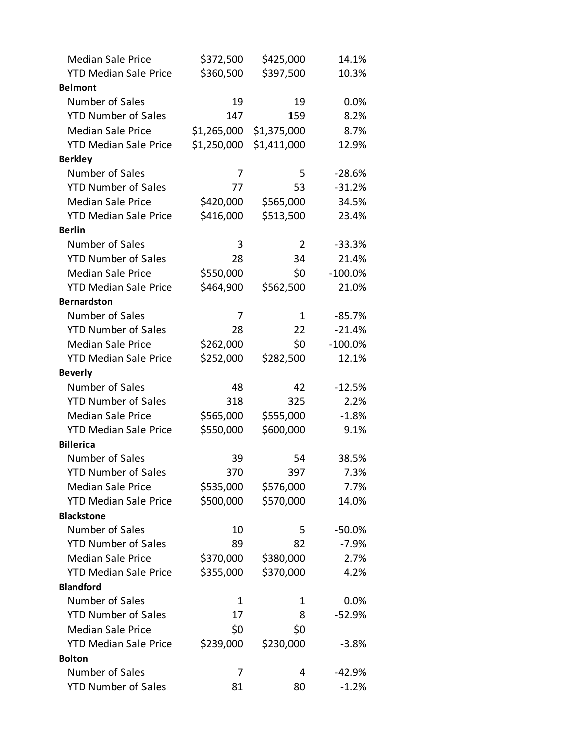| | | | |
|---|---|---|---|
| Median Sale Price | $372,500 | $425,000 | 14.1% |
| YTD Median Sale Price | $360,500 | $397,500 | 10.3% |
| **Belmont** | | | |
| Number of Sales | 19 | 19 | 0.0% |
| YTD Number of Sales | 147 | 159 | 8.2% |
| Median Sale Price | $1,265,000 | $1,375,000 | 8.7% |
| YTD Median Sale Price | $1,250,000 | $1,411,000 | 12.9% |
| **Berkley** | | | |
| Number of Sales | 7 | 5 | -28.6% |
| YTD Number of Sales | 77 | 53 | -31.2% |
| Median Sale Price | $420,000 | $565,000 | 34.5% |
| YTD Median Sale Price | $416,000 | $513,500 | 23.4% |
| **Berlin** | | | |
| Number of Sales | 3 | 2 | -33.3% |
| YTD Number of Sales | 28 | 34 | 21.4% |
| Median Sale Price | $550,000 | $0 | -100.0% |
| YTD Median Sale Price | $464,900 | $562,500 | 21.0% |
| **Bernardston** | | | |
| Number of Sales | 7 | 1 | -85.7% |
| YTD Number of Sales | 28 | 22 | -21.4% |
| Median Sale Price | $262,000 | $0 | -100.0% |
| YTD Median Sale Price | $252,000 | $282,500 | 12.1% |
| **Beverly** | | | |
| Number of Sales | 48 | 42 | -12.5% |
| YTD Number of Sales | 318 | 325 | 2.2% |
| Median Sale Price | $565,000 | $555,000 | -1.8% |
| YTD Median Sale Price | $550,000 | $600,000 | 9.1% |
| **Billerica** | | | |
| Number of Sales | 39 | 54 | 38.5% |
| YTD Number of Sales | 370 | 397 | 7.3% |
| Median Sale Price | $535,000 | $576,000 | 7.7% |
| YTD Median Sale Price | $500,000 | $570,000 | 14.0% |
| **Blackstone** | | | |
| Number of Sales | 10 | 5 | -50.0% |
| YTD Number of Sales | 89 | 82 | -7.9% |
| Median Sale Price | $370,000 | $380,000 | 2.7% |
| YTD Median Sale Price | $355,000 | $370,000 | 4.2% |
| **Blandford** | | | |
| Number of Sales | 1 | 1 | 0.0% |
| YTD Number of Sales | 17 | 8 | -52.9% |
| Median Sale Price | $0 | $0 | |
| YTD Median Sale Price | $239,000 | $230,000 | -3.8% |
| **Bolton** | | | |
| Number of Sales | 7 | 4 | -42.9% |
| YTD Number of Sales | 81 | 80 | -1.2% |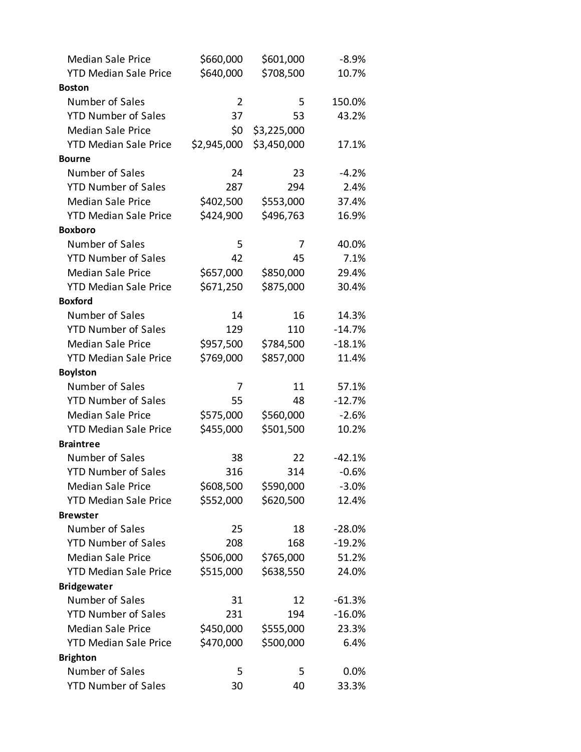| | | | |
|---|---|---|---|
| Median Sale Price | $660,000 | $601,000 | -8.9% |
| YTD Median Sale Price | $640,000 | $708,500 | 10.7% |
| **Boston** | | | |
| Number of Sales | 2 | 5 | 150.0% |
| YTD Number of Sales | 37 | 53 | 43.2% |
| Median Sale Price | $0 | $3,225,000 | |
| YTD Median Sale Price | $2,945,000 | $3,450,000 | 17.1% |
| **Bourne** | | | |
| Number of Sales | 24 | 23 | -4.2% |
| YTD Number of Sales | 287 | 294 | 2.4% |
| Median Sale Price | $402,500 | $553,000 | 37.4% |
| YTD Median Sale Price | $424,900 | $496,763 | 16.9% |
| **Boxboro** | | | |
| Number of Sales | 5 | 7 | 40.0% |
| YTD Number of Sales | 42 | 45 | 7.1% |
| Median Sale Price | $657,000 | $850,000 | 29.4% |
| YTD Median Sale Price | $671,250 | $875,000 | 30.4% |
| **Boxford** | | | |
| Number of Sales | 14 | 16 | 14.3% |
| YTD Number of Sales | 129 | 110 | -14.7% |
| Median Sale Price | $957,500 | $784,500 | -18.1% |
| YTD Median Sale Price | $769,000 | $857,000 | 11.4% |
| **Boylston** | | | |
| Number of Sales | 7 | 11 | 57.1% |
| YTD Number of Sales | 55 | 48 | -12.7% |
| Median Sale Price | $575,000 | $560,000 | -2.6% |
| YTD Median Sale Price | $455,000 | $501,500 | 10.2% |
| **Braintree** | | | |
| Number of Sales | 38 | 22 | -42.1% |
| YTD Number of Sales | 316 | 314 | -0.6% |
| Median Sale Price | $608,500 | $590,000 | -3.0% |
| YTD Median Sale Price | $552,000 | $620,500 | 12.4% |
| **Brewster** | | | |
| Number of Sales | 25 | 18 | -28.0% |
| YTD Number of Sales | 208 | 168 | -19.2% |
| Median Sale Price | $506,000 | $765,000 | 51.2% |
| YTD Median Sale Price | $515,000 | $638,550 | 24.0% |
| **Bridgewater** | | | |
| Number of Sales | 31 | 12 | -61.3% |
| YTD Number of Sales | 231 | 194 | -16.0% |
| Median Sale Price | $450,000 | $555,000 | 23.3% |
| YTD Median Sale Price | $470,000 | $500,000 | 6.4% |
| **Brighton** | | | |
| Number of Sales | 5 | 5 | 0.0% |
| YTD Number of Sales | 30 | 40 | 33.3% |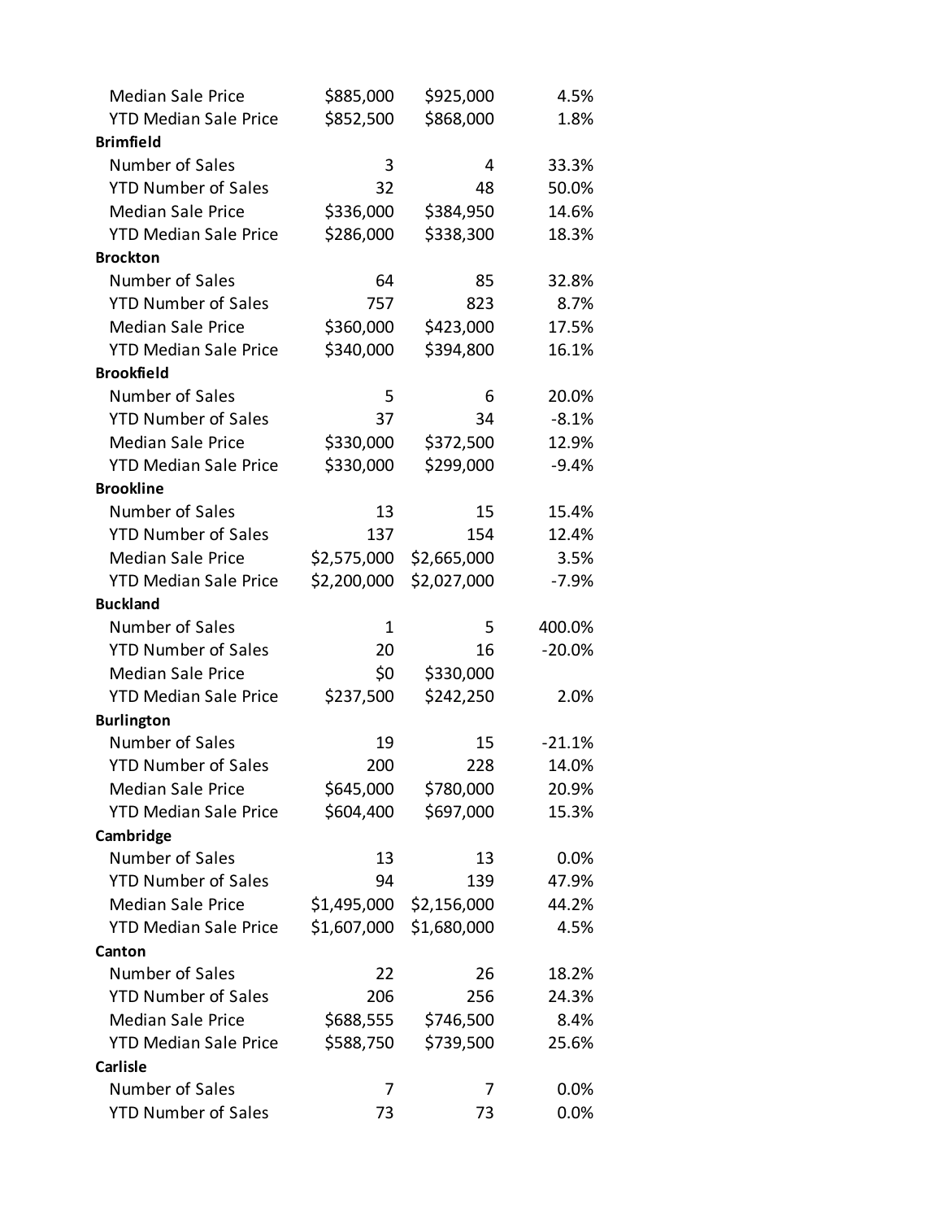| | | | |
|---|---|---|---|
| Median Sale Price | $885,000 | $925,000 | 4.5% |
| YTD Median Sale Price | $852,500 | $868,000 | 1.8% |
| **Brimfield** | | | |
| Number of Sales | 3 | 4 | 33.3% |
| YTD Number of Sales | 32 | 48 | 50.0% |
| Median Sale Price | $336,000 | $384,950 | 14.6% |
| YTD Median Sale Price | $286,000 | $338,300 | 18.3% |
| **Brockton** | | | |
| Number of Sales | 64 | 85 | 32.8% |
| YTD Number of Sales | 757 | 823 | 8.7% |
| Median Sale Price | $360,000 | $423,000 | 17.5% |
| YTD Median Sale Price | $340,000 | $394,800 | 16.1% |
| **Brookfield** | | | |
| Number of Sales | 5 | 6 | 20.0% |
| YTD Number of Sales | 37 | 34 | -8.1% |
| Median Sale Price | $330,000 | $372,500 | 12.9% |
| YTD Median Sale Price | $330,000 | $299,000 | -9.4% |
| **Brookline** | | | |
| Number of Sales | 13 | 15 | 15.4% |
| YTD Number of Sales | 137 | 154 | 12.4% |
| Median Sale Price | $2,575,000 | $2,665,000 | 3.5% |
| YTD Median Sale Price | $2,200,000 | $2,027,000 | -7.9% |
| **Buckland** | | | |
| Number of Sales | 1 | 5 | 400.0% |
| YTD Number of Sales | 20 | 16 | -20.0% |
| Median Sale Price | $0 | $330,000 | |
| YTD Median Sale Price | $237,500 | $242,250 | 2.0% |
| **Burlington** | | | |
| Number of Sales | 19 | 15 | -21.1% |
| YTD Number of Sales | 200 | 228 | 14.0% |
| Median Sale Price | $645,000 | $780,000 | 20.9% |
| YTD Median Sale Price | $604,400 | $697,000 | 15.3% |
| **Cambridge** | | | |
| Number of Sales | 13 | 13 | 0.0% |
| YTD Number of Sales | 94 | 139 | 47.9% |
| Median Sale Price | $1,495,000 | $2,156,000 | 44.2% |
| YTD Median Sale Price | $1,607,000 | $1,680,000 | 4.5% |
| **Canton** | | | |
| Number of Sales | 22 | 26 | 18.2% |
| YTD Number of Sales | 206 | 256 | 24.3% |
| Median Sale Price | $688,555 | $746,500 | 8.4% |
| YTD Median Sale Price | $588,750 | $739,500 | 25.6% |
| **Carlisle** | | | |
| Number of Sales | 7 | 7 | 0.0% |
| YTD Number of Sales | 73 | 73 | 0.0% |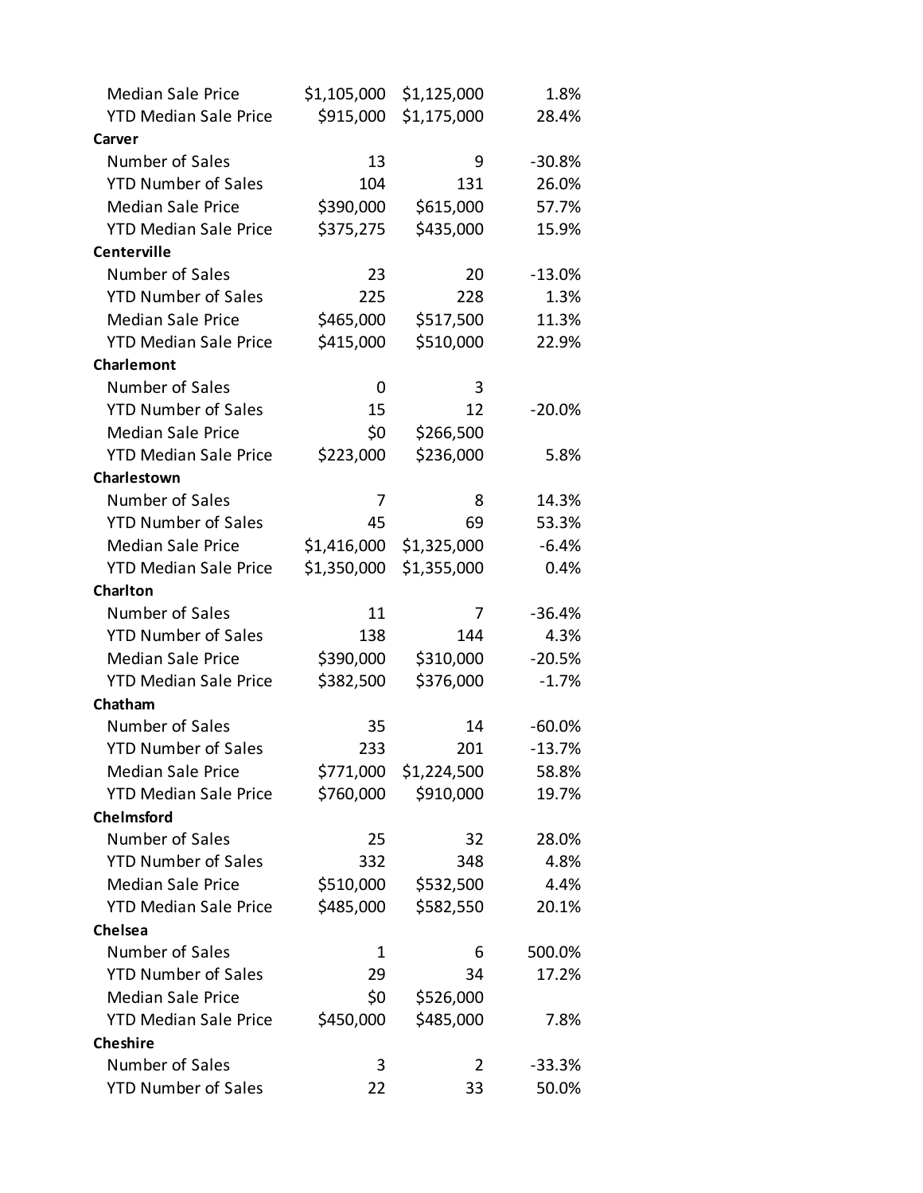| | | | |
|---|---|---|---|
| Median Sale Price | $1,105,000 | $1,125,000 | 1.8% |
| YTD Median Sale Price | $915,000 | $1,175,000 | 28.4% |
| **Carver** | | | |
| Number of Sales | 13 | 9 | -30.8% |
| YTD Number of Sales | 104 | 131 | 26.0% |
| Median Sale Price | $390,000 | $615,000 | 57.7% |
| YTD Median Sale Price | $375,275 | $435,000 | 15.9% |
| **Centerville** | | | |
| Number of Sales | 23 | 20 | -13.0% |
| YTD Number of Sales | 225 | 228 | 1.3% |
| Median Sale Price | $465,000 | $517,500 | 11.3% |
| YTD Median Sale Price | $415,000 | $510,000 | 22.9% |
| **Charlemont** | | | |
| Number of Sales | 0 | 3 | |
| YTD Number of Sales | 15 | 12 | -20.0% |
| Median Sale Price | $0 | $266,500 | |
| YTD Median Sale Price | $223,000 | $236,000 | 5.8% |
| **Charlestown** | | | |
| Number of Sales | 7 | 8 | 14.3% |
| YTD Number of Sales | 45 | 69 | 53.3% |
| Median Sale Price | $1,416,000 | $1,325,000 | -6.4% |
| YTD Median Sale Price | $1,350,000 | $1,355,000 | 0.4% |
| **Charlton** | | | |
| Number of Sales | 11 | 7 | -36.4% |
| YTD Number of Sales | 138 | 144 | 4.3% |
| Median Sale Price | $390,000 | $310,000 | -20.5% |
| YTD Median Sale Price | $382,500 | $376,000 | -1.7% |
| **Chatham** | | | |
| Number of Sales | 35 | 14 | -60.0% |
| YTD Number of Sales | 233 | 201 | -13.7% |
| Median Sale Price | $771,000 | $1,224,500 | 58.8% |
| YTD Median Sale Price | $760,000 | $910,000 | 19.7% |
| **Chelmsford** | | | |
| Number of Sales | 25 | 32 | 28.0% |
| YTD Number of Sales | 332 | 348 | 4.8% |
| Median Sale Price | $510,000 | $532,500 | 4.4% |
| YTD Median Sale Price | $485,000 | $582,550 | 20.1% |
| **Chelsea** | | | |
| Number of Sales | 1 | 6 | 500.0% |
| YTD Number of Sales | 29 | 34 | 17.2% |
| Median Sale Price | $0 | $526,000 | |
| YTD Median Sale Price | $450,000 | $485,000 | 7.8% |
| **Cheshire** | | | |
| Number of Sales | 3 | 2 | -33.3% |
| YTD Number of Sales | 22 | 33 | 50.0% |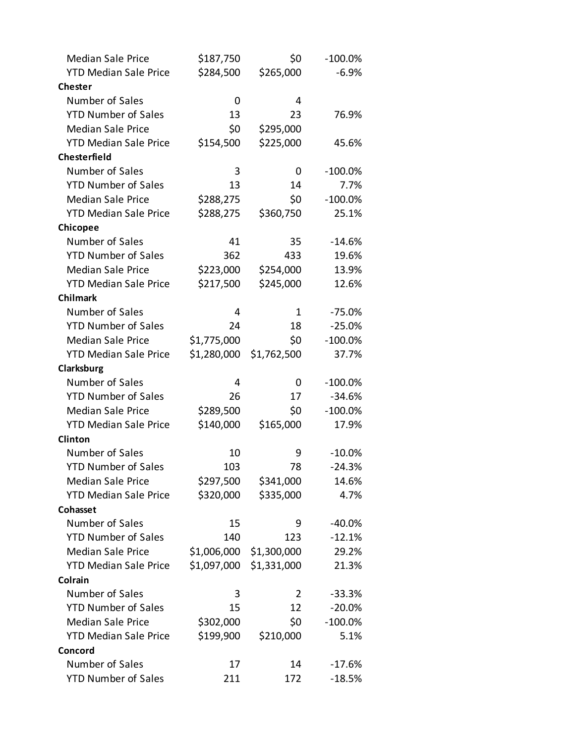| | | | |
|---|---|---|---|
| Median Sale Price | $187,750 | $0 | -100.0% |
| YTD Median Sale Price | $284,500 | $265,000 | -6.9% |
| **Chester** | | | |
| Number of Sales | 0 | 4 | |
| YTD Number of Sales | 13 | 23 | 76.9% |
| Median Sale Price | $0 | $295,000 | |
| YTD Median Sale Price | $154,500 | $225,000 | 45.6% |
| **Chesterfield** | | | |
| Number of Sales | 3 | 0 | -100.0% |
| YTD Number of Sales | 13 | 14 | 7.7% |
| Median Sale Price | $288,275 | $0 | -100.0% |
| YTD Median Sale Price | $288,275 | $360,750 | 25.1% |
| **Chicopee** | | | |
| Number of Sales | 41 | 35 | -14.6% |
| YTD Number of Sales | 362 | 433 | 19.6% |
| Median Sale Price | $223,000 | $254,000 | 13.9% |
| YTD Median Sale Price | $217,500 | $245,000 | 12.6% |
| **Chilmark** | | | |
| Number of Sales | 4 | 1 | -75.0% |
| YTD Number of Sales | 24 | 18 | -25.0% |
| Median Sale Price | $1,775,000 | $0 | -100.0% |
| YTD Median Sale Price | $1,280,000 | $1,762,500 | 37.7% |
| **Clarksburg** | | | |
| Number of Sales | 4 | 0 | -100.0% |
| YTD Number of Sales | 26 | 17 | -34.6% |
| Median Sale Price | $289,500 | $0 | -100.0% |
| YTD Median Sale Price | $140,000 | $165,000 | 17.9% |
| **Clinton** | | | |
| Number of Sales | 10 | 9 | -10.0% |
| YTD Number of Sales | 103 | 78 | -24.3% |
| Median Sale Price | $297,500 | $341,000 | 14.6% |
| YTD Median Sale Price | $320,000 | $335,000 | 4.7% |
| **Cohasset** | | | |
| Number of Sales | 15 | 9 | -40.0% |
| YTD Number of Sales | 140 | 123 | -12.1% |
| Median Sale Price | $1,006,000 | $1,300,000 | 29.2% |
| YTD Median Sale Price | $1,097,000 | $1,331,000 | 21.3% |
| **Colrain** | | | |
| Number of Sales | 3 | 2 | -33.3% |
| YTD Number of Sales | 15 | 12 | -20.0% |
| Median Sale Price | $302,000 | $0 | -100.0% |
| YTD Median Sale Price | $199,900 | $210,000 | 5.1% |
| **Concord** | | | |
| Number of Sales | 17 | 14 | -17.6% |
| YTD Number of Sales | 211 | 172 | -18.5% |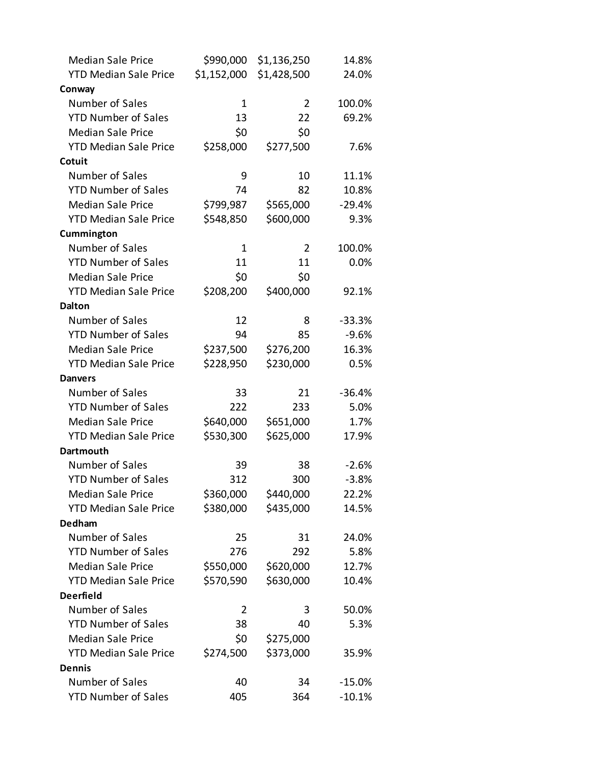| | | | |
|---|---|---|---|
| Median Sale Price | $990,000 | $1,136,250 | 14.8% |
| YTD Median Sale Price | $1,152,000 | $1,428,500 | 24.0% |
| **Conway** | | | |
| Number of Sales | 1 | 2 | 100.0% |
| YTD Number of Sales | 13 | 22 | 69.2% |
| Median Sale Price | $0 | $0 | |
| YTD Median Sale Price | $258,000 | $277,500 | 7.6% |
| **Cotuit** | | | |
| Number of Sales | 9 | 10 | 11.1% |
| YTD Number of Sales | 74 | 82 | 10.8% |
| Median Sale Price | $799,987 | $565,000 | -29.4% |
| YTD Median Sale Price | $548,850 | $600,000 | 9.3% |
| **Cummington** | | | |
| Number of Sales | 1 | 2 | 100.0% |
| YTD Number of Sales | 11 | 11 | 0.0% |
| Median Sale Price | $0 | $0 | |
| YTD Median Sale Price | $208,200 | $400,000 | 92.1% |
| **Dalton** | | | |
| Number of Sales | 12 | 8 | -33.3% |
| YTD Number of Sales | 94 | 85 | -9.6% |
| Median Sale Price | $237,500 | $276,200 | 16.3% |
| YTD Median Sale Price | $228,950 | $230,000 | 0.5% |
| **Danvers** | | | |
| Number of Sales | 33 | 21 | -36.4% |
| YTD Number of Sales | 222 | 233 | 5.0% |
| Median Sale Price | $640,000 | $651,000 | 1.7% |
| YTD Median Sale Price | $530,300 | $625,000 | 17.9% |
| **Dartmouth** | | | |
| Number of Sales | 39 | 38 | -2.6% |
| YTD Number of Sales | 312 | 300 | -3.8% |
| Median Sale Price | $360,000 | $440,000 | 22.2% |
| YTD Median Sale Price | $380,000 | $435,000 | 14.5% |
| **Dedham** | | | |
| Number of Sales | 25 | 31 | 24.0% |
| YTD Number of Sales | 276 | 292 | 5.8% |
| Median Sale Price | $550,000 | $620,000 | 12.7% |
| YTD Median Sale Price | $570,590 | $630,000 | 10.4% |
| **Deerfield** | | | |
| Number of Sales | 2 | 3 | 50.0% |
| YTD Number of Sales | 38 | 40 | 5.3% |
| Median Sale Price | $0 | $275,000 | |
| YTD Median Sale Price | $274,500 | $373,000 | 35.9% |
| **Dennis** | | | |
| Number of Sales | 40 | 34 | -15.0% |
| YTD Number of Sales | 405 | 364 | -10.1% |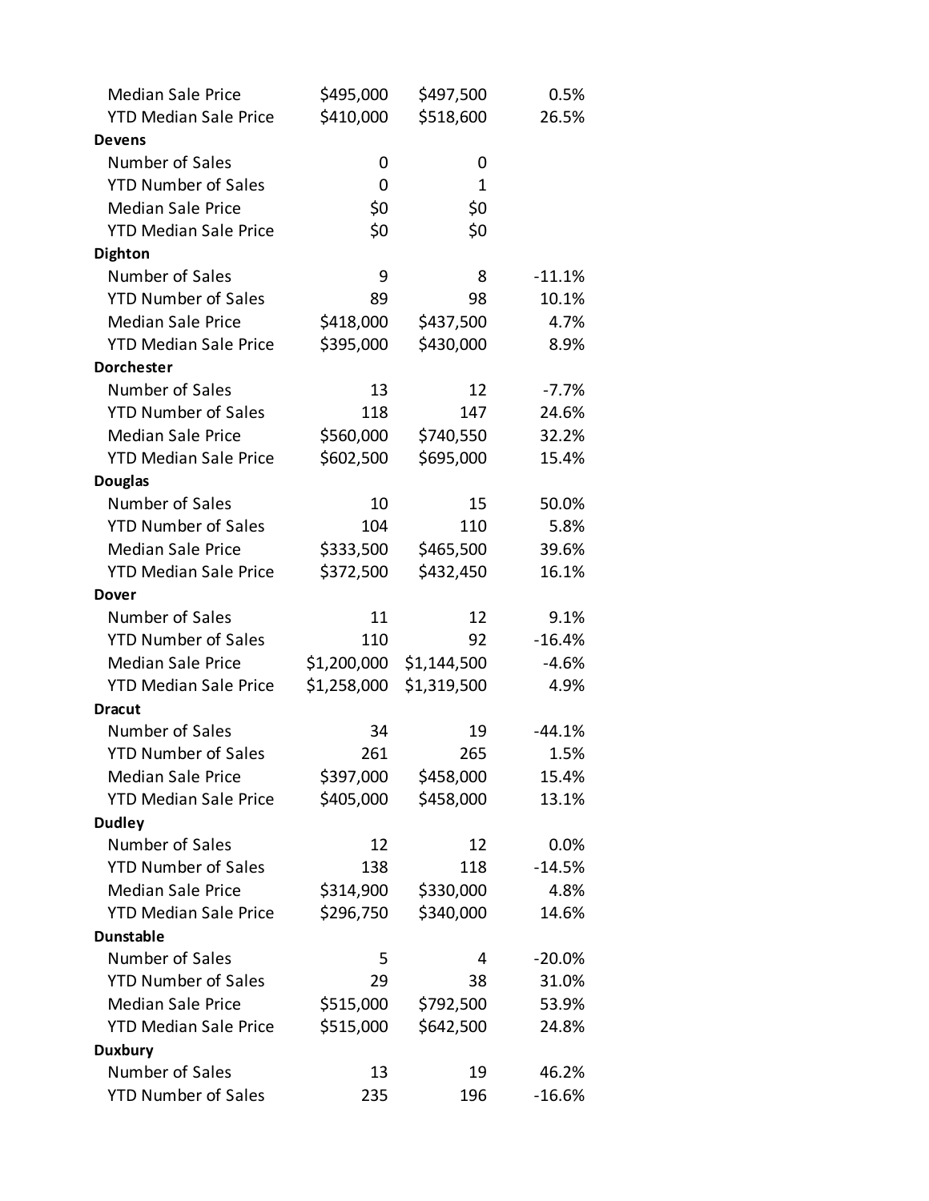| | | | |
|---|---|---|---|
| Median Sale Price | $495,000 | $497,500 | 0.5% |
| YTD Median Sale Price | $410,000 | $518,600 | 26.5% |
| **Devens** | | | |
| Number of Sales | 0 | 0 | |
| YTD Number of Sales | 0 | 1 | |
| Median Sale Price | $0 | $0 | |
| YTD Median Sale Price | $0 | $0 | |
| **Dighton** | | | |
| Number of Sales | 9 | 8 | -11.1% |
| YTD Number of Sales | 89 | 98 | 10.1% |
| Median Sale Price | $418,000 | $437,500 | 4.7% |
| YTD Median Sale Price | $395,000 | $430,000 | 8.9% |
| **Dorchester** | | | |
| Number of Sales | 13 | 12 | -7.7% |
| YTD Number of Sales | 118 | 147 | 24.6% |
| Median Sale Price | $560,000 | $740,550 | 32.2% |
| YTD Median Sale Price | $602,500 | $695,000 | 15.4% |
| **Douglas** | | | |
| Number of Sales | 10 | 15 | 50.0% |
| YTD Number of Sales | 104 | 110 | 5.8% |
| Median Sale Price | $333,500 | $465,500 | 39.6% |
| YTD Median Sale Price | $372,500 | $432,450 | 16.1% |
| **Dover** | | | |
| Number of Sales | 11 | 12 | 9.1% |
| YTD Number of Sales | 110 | 92 | -16.4% |
| Median Sale Price | $1,200,000 | $1,144,500 | -4.6% |
| YTD Median Sale Price | $1,258,000 | $1,319,500 | 4.9% |
| **Dracut** | | | |
| Number of Sales | 34 | 19 | -44.1% |
| YTD Number of Sales | 261 | 265 | 1.5% |
| Median Sale Price | $397,000 | $458,000 | 15.4% |
| YTD Median Sale Price | $405,000 | $458,000 | 13.1% |
| **Dudley** | | | |
| Number of Sales | 12 | 12 | 0.0% |
| YTD Number of Sales | 138 | 118 | -14.5% |
| Median Sale Price | $314,900 | $330,000 | 4.8% |
| YTD Median Sale Price | $296,750 | $340,000 | 14.6% |
| **Dunstable** | | | |
| Number of Sales | 5 | 4 | -20.0% |
| YTD Number of Sales | 29 | 38 | 31.0% |
| Median Sale Price | $515,000 | $792,500 | 53.9% |
| YTD Median Sale Price | $515,000 | $642,500 | 24.8% |
| **Duxbury** | | | |
| Number of Sales | 13 | 19 | 46.2% |
| YTD Number of Sales | 235 | 196 | -16.6% |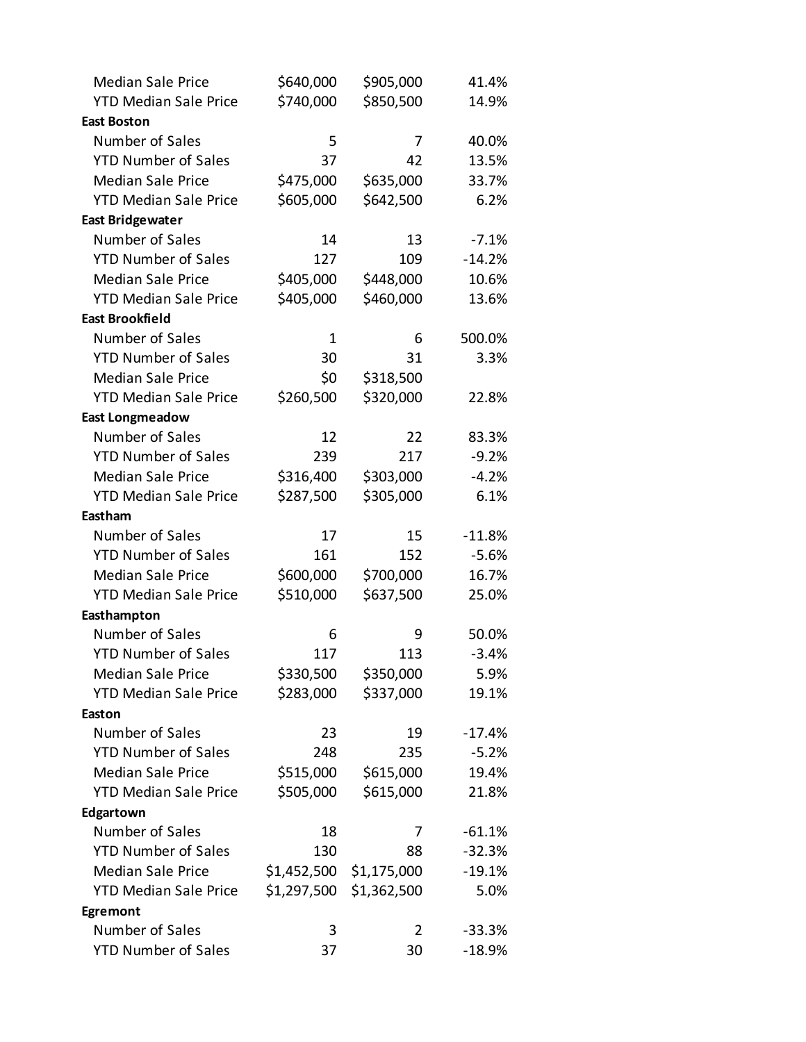| | | | |
|---|---|---|---|
| Median Sale Price | $640,000 | $905,000 | 41.4% |
| YTD Median Sale Price | $740,000 | $850,500 | 14.9% |
| **East Boston** | | | |
| Number of Sales | 5 | 7 | 40.0% |
| YTD Number of Sales | 37 | 42 | 13.5% |
| Median Sale Price | $475,000 | $635,000 | 33.7% |
| YTD Median Sale Price | $605,000 | $642,500 | 6.2% |
| **East Bridgewater** | | | |
| Number of Sales | 14 | 13 | -7.1% |
| YTD Number of Sales | 127 | 109 | -14.2% |
| Median Sale Price | $405,000 | $448,000 | 10.6% |
| YTD Median Sale Price | $405,000 | $460,000 | 13.6% |
| **East Brookfield** | | | |
| Number of Sales | 1 | 6 | 500.0% |
| YTD Number of Sales | 30 | 31 | 3.3% |
| Median Sale Price | $0 | $318,500 | |
| YTD Median Sale Price | $260,500 | $320,000 | 22.8% |
| **East Longmeadow** | | | |
| Number of Sales | 12 | 22 | 83.3% |
| YTD Number of Sales | 239 | 217 | -9.2% |
| Median Sale Price | $316,400 | $303,000 | -4.2% |
| YTD Median Sale Price | $287,500 | $305,000 | 6.1% |
| **Eastham** | | | |
| Number of Sales | 17 | 15 | -11.8% |
| YTD Number of Sales | 161 | 152 | -5.6% |
| Median Sale Price | $600,000 | $700,000 | 16.7% |
| YTD Median Sale Price | $510,000 | $637,500 | 25.0% |
| **Easthampton** | | | |
| Number of Sales | 6 | 9 | 50.0% |
| YTD Number of Sales | 117 | 113 | -3.4% |
| Median Sale Price | $330,500 | $350,000 | 5.9% |
| YTD Median Sale Price | $283,000 | $337,000 | 19.1% |
| **Easton** | | | |
| Number of Sales | 23 | 19 | -17.4% |
| YTD Number of Sales | 248 | 235 | -5.2% |
| Median Sale Price | $515,000 | $615,000 | 19.4% |
| YTD Median Sale Price | $505,000 | $615,000 | 21.8% |
| **Edgartown** | | | |
| Number of Sales | 18 | 7 | -61.1% |
| YTD Number of Sales | 130 | 88 | -32.3% |
| Median Sale Price | $1,452,500 | $1,175,000 | -19.1% |
| YTD Median Sale Price | $1,297,500 | $1,362,500 | 5.0% |
| **Egremont** | | | |
| Number of Sales | 3 | 2 | -33.3% |
| YTD Number of Sales | 37 | 30 | -18.9% |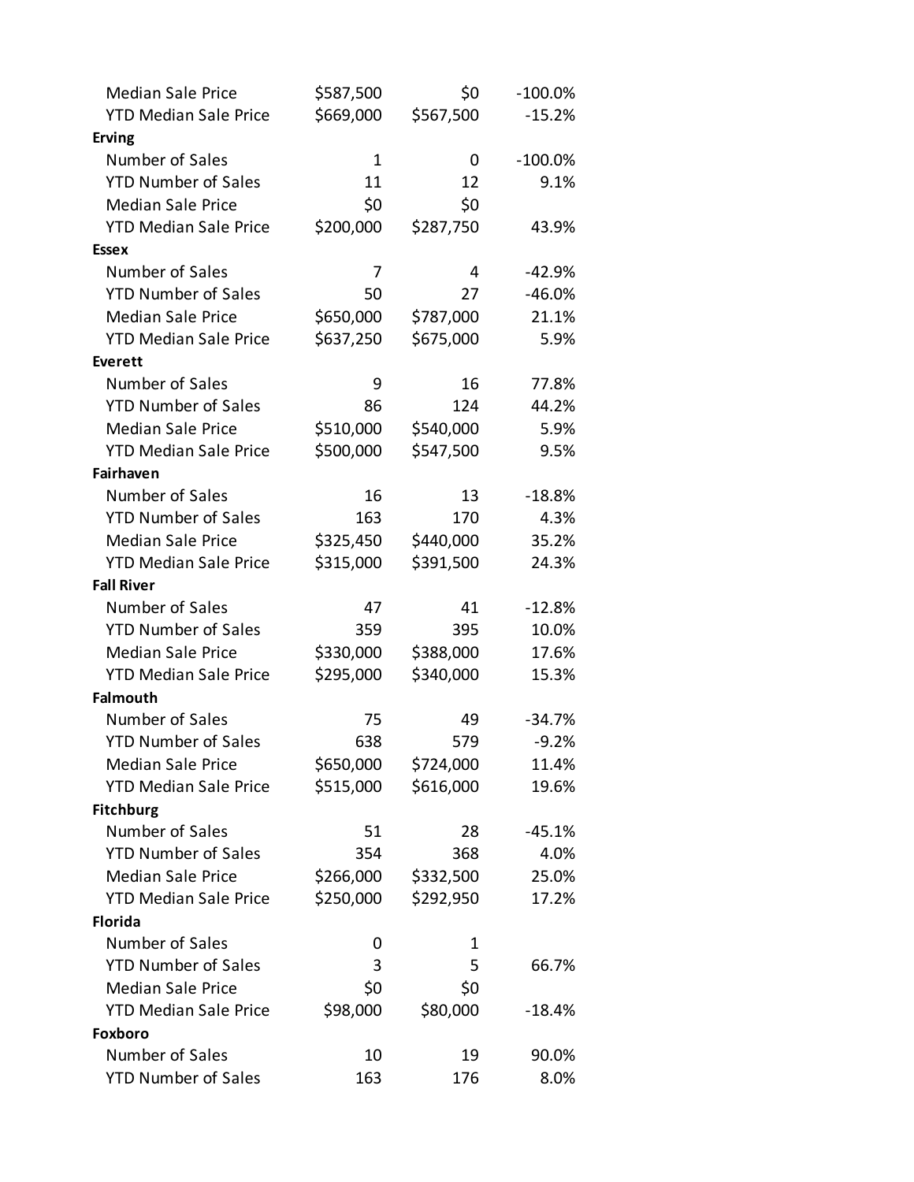| | | | |
|---|---|---|---|
| Median Sale Price | $587,500 | $0 | -100.0% |
| YTD Median Sale Price | $669,000 | $567,500 | -15.2% |
| **Erving** | | | |
| Number of Sales | 1 | 0 | -100.0% |
| YTD Number of Sales | 11 | 12 | 9.1% |
| Median Sale Price | $0 | $0 | |
| YTD Median Sale Price | $200,000 | $287,750 | 43.9% |
| **Essex** | | | |
| Number of Sales | 7 | 4 | -42.9% |
| YTD Number of Sales | 50 | 27 | -46.0% |
| Median Sale Price | $650,000 | $787,000 | 21.1% |
| YTD Median Sale Price | $637,250 | $675,000 | 5.9% |
| **Everett** | | | |
| Number of Sales | 9 | 16 | 77.8% |
| YTD Number of Sales | 86 | 124 | 44.2% |
| Median Sale Price | $510,000 | $540,000 | 5.9% |
| YTD Median Sale Price | $500,000 | $547,500 | 9.5% |
| **Fairhaven** | | | |
| Number of Sales | 16 | 13 | -18.8% |
| YTD Number of Sales | 163 | 170 | 4.3% |
| Median Sale Price | $325,450 | $440,000 | 35.2% |
| YTD Median Sale Price | $315,000 | $391,500 | 24.3% |
| **Fall River** | | | |
| Number of Sales | 47 | 41 | -12.8% |
| YTD Number of Sales | 359 | 395 | 10.0% |
| Median Sale Price | $330,000 | $388,000 | 17.6% |
| YTD Median Sale Price | $295,000 | $340,000 | 15.3% |
| **Falmouth** | | | |
| Number of Sales | 75 | 49 | -34.7% |
| YTD Number of Sales | 638 | 579 | -9.2% |
| Median Sale Price | $650,000 | $724,000 | 11.4% |
| YTD Median Sale Price | $515,000 | $616,000 | 19.6% |
| **Fitchburg** | | | |
| Number of Sales | 51 | 28 | -45.1% |
| YTD Number of Sales | 354 | 368 | 4.0% |
| Median Sale Price | $266,000 | $332,500 | 25.0% |
| YTD Median Sale Price | $250,000 | $292,950 | 17.2% |
| **Florida** | | | |
| Number of Sales | 0 | 1 | |
| YTD Number of Sales | 3 | 5 | 66.7% |
| Median Sale Price | $0 | $0 | |
| YTD Median Sale Price | $98,000 | $80,000 | -18.4% |
| **Foxboro** | | | |
| Number of Sales | 10 | 19 | 90.0% |
| YTD Number of Sales | 163 | 176 | 8.0% |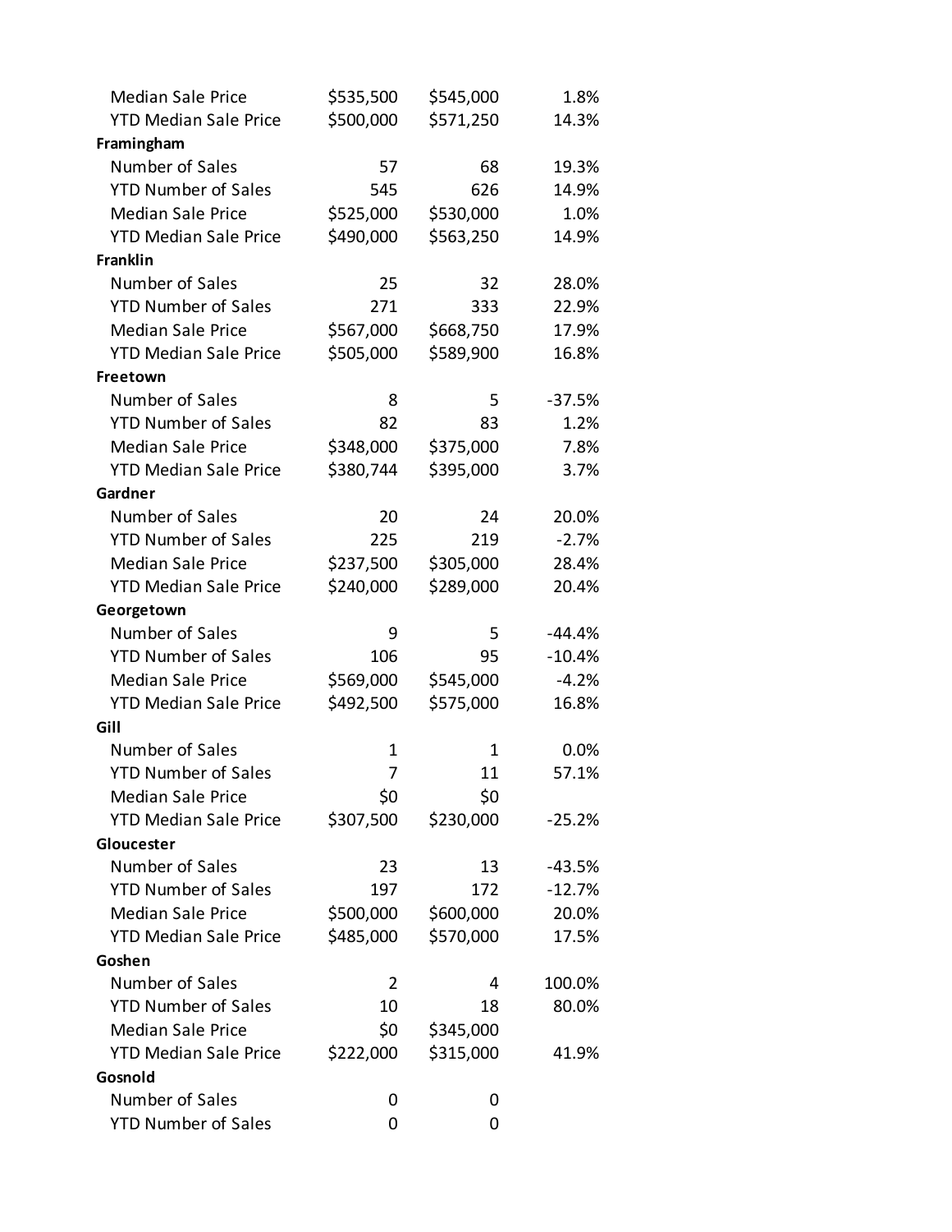| | | | |
|---|---|---|---|
| Median Sale Price | $535,500 | $545,000 | 1.8% |
| YTD Median Sale Price | $500,000 | $571,250 | 14.3% |
| **Framingham** | | | |
| Number of Sales | 57 | 68 | 19.3% |
| YTD Number of Sales | 545 | 626 | 14.9% |
| Median Sale Price | $525,000 | $530,000 | 1.0% |
| YTD Median Sale Price | $490,000 | $563,250 | 14.9% |
| **Franklin** | | | |
| Number of Sales | 25 | 32 | 28.0% |
| YTD Number of Sales | 271 | 333 | 22.9% |
| Median Sale Price | $567,000 | $668,750 | 17.9% |
| YTD Median Sale Price | $505,000 | $589,900 | 16.8% |
| **Freetown** | | | |
| Number of Sales | 8 | 5 | -37.5% |
| YTD Number of Sales | 82 | 83 | 1.2% |
| Median Sale Price | $348,000 | $375,000 | 7.8% |
| YTD Median Sale Price | $380,744 | $395,000 | 3.7% |
| **Gardner** | | | |
| Number of Sales | 20 | 24 | 20.0% |
| YTD Number of Sales | 225 | 219 | -2.7% |
| Median Sale Price | $237,500 | $305,000 | 28.4% |
| YTD Median Sale Price | $240,000 | $289,000 | 20.4% |
| **Georgetown** | | | |
| Number of Sales | 9 | 5 | -44.4% |
| YTD Number of Sales | 106 | 95 | -10.4% |
| Median Sale Price | $569,000 | $545,000 | -4.2% |
| YTD Median Sale Price | $492,500 | $575,000 | 16.8% |
| **Gill** | | | |
| Number of Sales | 1 | 1 | 0.0% |
| YTD Number of Sales | 7 | 11 | 57.1% |
| Median Sale Price | $0 | $0 | |
| YTD Median Sale Price | $307,500 | $230,000 | -25.2% |
| **Gloucester** | | | |
| Number of Sales | 23 | 13 | -43.5% |
| YTD Number of Sales | 197 | 172 | -12.7% |
| Median Sale Price | $500,000 | $600,000 | 20.0% |
| YTD Median Sale Price | $485,000 | $570,000 | 17.5% |
| **Goshen** | | | |
| Number of Sales | 2 | 4 | 100.0% |
| YTD Number of Sales | 10 | 18 | 80.0% |
| Median Sale Price | $0 | $345,000 | |
| YTD Median Sale Price | $222,000 | $315,000 | 41.9% |
| **Gosnold** | | | |
| Number of Sales | 0 | 0 | |
| YTD Number of Sales | 0 | 0 | |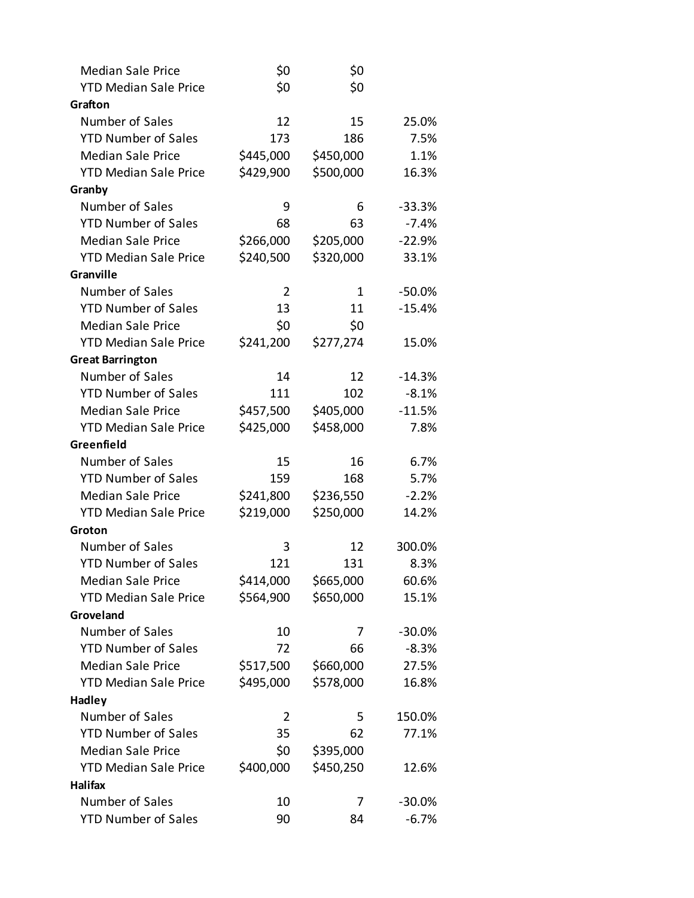| | | | |
|---|---|---|---|
| Median Sale Price | $0 | $0 | |
| YTD Median Sale Price | $0 | $0 | |
| **Grafton** | | | |
| Number of Sales | 12 | 15 | 25.0% |
| YTD Number of Sales | 173 | 186 | 7.5% |
| Median Sale Price | $445,000 | $450,000 | 1.1% |
| YTD Median Sale Price | $429,900 | $500,000 | 16.3% |
| **Granby** | | | |
| Number of Sales | 9 | 6 | -33.3% |
| YTD Number of Sales | 68 | 63 | -7.4% |
| Median Sale Price | $266,000 | $205,000 | -22.9% |
| YTD Median Sale Price | $240,500 | $320,000 | 33.1% |
| **Granville** | | | |
| Number of Sales | 2 | 1 | -50.0% |
| YTD Number of Sales | 13 | 11 | -15.4% |
| Median Sale Price | $0 | $0 | |
| YTD Median Sale Price | $241,200 | $277,274 | 15.0% |
| **Great Barrington** | | | |
| Number of Sales | 14 | 12 | -14.3% |
| YTD Number of Sales | 111 | 102 | -8.1% |
| Median Sale Price | $457,500 | $405,000 | -11.5% |
| YTD Median Sale Price | $425,000 | $458,000 | 7.8% |
| **Greenfield** | | | |
| Number of Sales | 15 | 16 | 6.7% |
| YTD Number of Sales | 159 | 168 | 5.7% |
| Median Sale Price | $241,800 | $236,550 | -2.2% |
| YTD Median Sale Price | $219,000 | $250,000 | 14.2% |
| **Groton** | | | |
| Number of Sales | 3 | 12 | 300.0% |
| YTD Number of Sales | 121 | 131 | 8.3% |
| Median Sale Price | $414,000 | $665,000 | 60.6% |
| YTD Median Sale Price | $564,900 | $650,000 | 15.1% |
| **Groveland** | | | |
| Number of Sales | 10 | 7 | -30.0% |
| YTD Number of Sales | 72 | 66 | -8.3% |
| Median Sale Price | $517,500 | $660,000 | 27.5% |
| YTD Median Sale Price | $495,000 | $578,000 | 16.8% |
| **Hadley** | | | |
| Number of Sales | 2 | 5 | 150.0% |
| YTD Number of Sales | 35 | 62 | 77.1% |
| Median Sale Price | $0 | $395,000 | |
| YTD Median Sale Price | $400,000 | $450,250 | 12.6% |
| **Halifax** | | | |
| Number of Sales | 10 | 7 | -30.0% |
| YTD Number of Sales | 90 | 84 | -6.7% |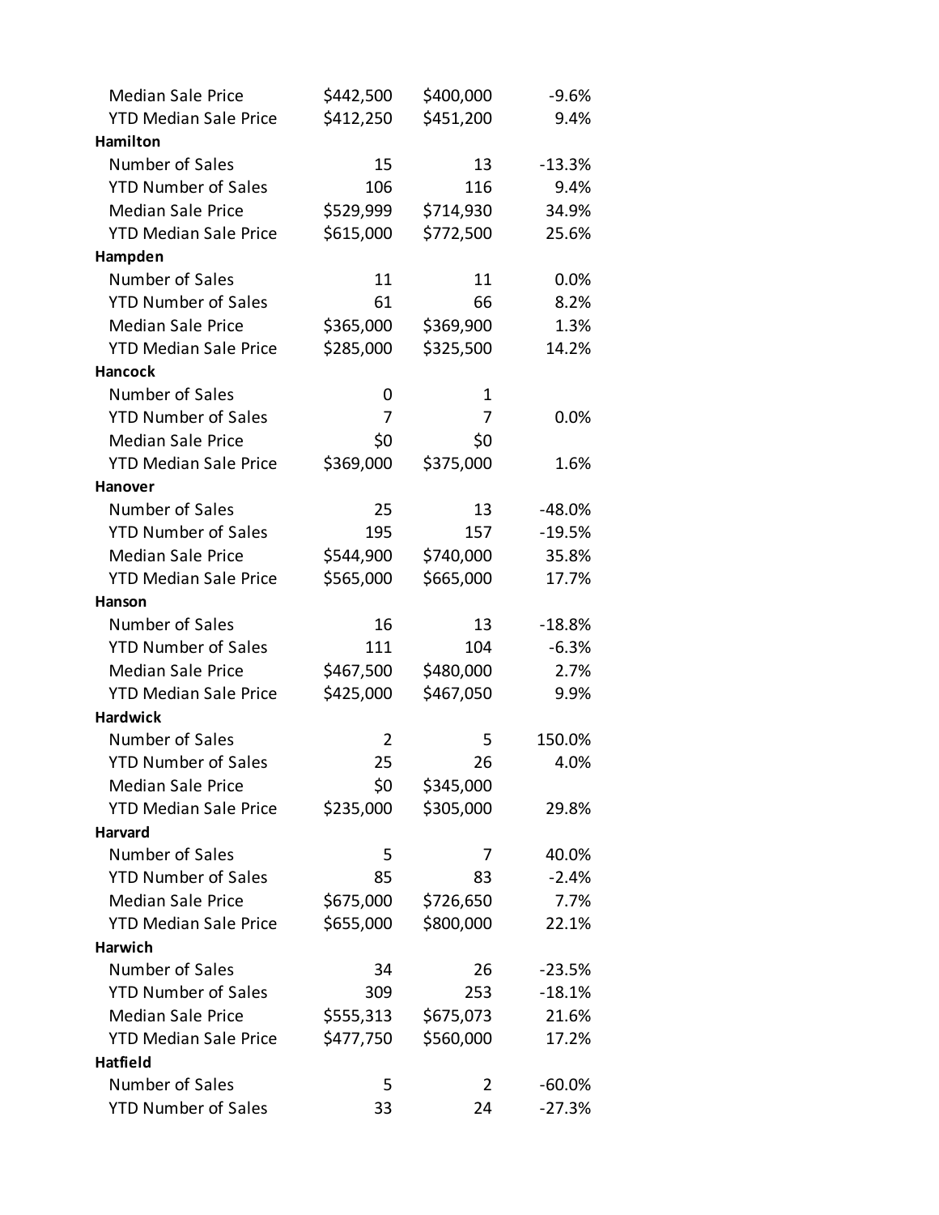| | | | |
|---|---|---|---|
| Median Sale Price | $442,500 | $400,000 | -9.6% |
| YTD Median Sale Price | $412,250 | $451,200 | 9.4% |
| **Hamilton** | | | |
| Number of Sales | 15 | 13 | -13.3% |
| YTD Number of Sales | 106 | 116 | 9.4% |
| Median Sale Price | $529,999 | $714,930 | 34.9% |
| YTD Median Sale Price | $615,000 | $772,500 | 25.6% |
| **Hampden** | | | |
| Number of Sales | 11 | 11 | 0.0% |
| YTD Number of Sales | 61 | 66 | 8.2% |
| Median Sale Price | $365,000 | $369,900 | 1.3% |
| YTD Median Sale Price | $285,000 | $325,500 | 14.2% |
| **Hancock** | | | |
| Number of Sales | 0 | 1 | |
| YTD Number of Sales | 7 | 7 | 0.0% |
| Median Sale Price | $0 | $0 | |
| YTD Median Sale Price | $369,000 | $375,000 | 1.6% |
| **Hanover** | | | |
| Number of Sales | 25 | 13 | -48.0% |
| YTD Number of Sales | 195 | 157 | -19.5% |
| Median Sale Price | $544,900 | $740,000 | 35.8% |
| YTD Median Sale Price | $565,000 | $665,000 | 17.7% |
| **Hanson** | | | |
| Number of Sales | 16 | 13 | -18.8% |
| YTD Number of Sales | 111 | 104 | -6.3% |
| Median Sale Price | $467,500 | $480,000 | 2.7% |
| YTD Median Sale Price | $425,000 | $467,050 | 9.9% |
| **Hardwick** | | | |
| Number of Sales | 2 | 5 | 150.0% |
| YTD Number of Sales | 25 | 26 | 4.0% |
| Median Sale Price | $0 | $345,000 | |
| YTD Median Sale Price | $235,000 | $305,000 | 29.8% |
| **Harvard** | | | |
| Number of Sales | 5 | 7 | 40.0% |
| YTD Number of Sales | 85 | 83 | -2.4% |
| Median Sale Price | $675,000 | $726,650 | 7.7% |
| YTD Median Sale Price | $655,000 | $800,000 | 22.1% |
| **Harwich** | | | |
| Number of Sales | 34 | 26 | -23.5% |
| YTD Number of Sales | 309 | 253 | -18.1% |
| Median Sale Price | $555,313 | $675,073 | 21.6% |
| YTD Median Sale Price | $477,750 | $560,000 | 17.2% |
| **Hatfield** | | | |
| Number of Sales | 5 | 2 | -60.0% |
| YTD Number of Sales | 33 | 24 | -27.3% |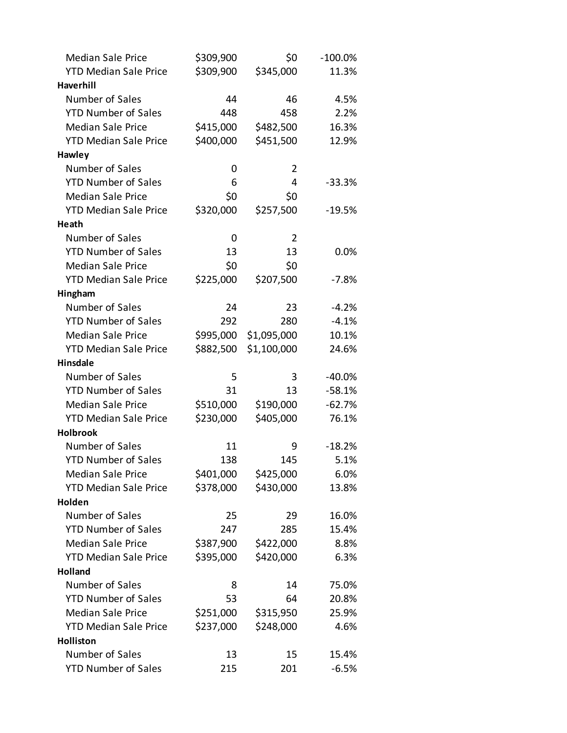| | | | |
|---|---|---|---|
| Median Sale Price | $309,900 | $0 | -100.0% |
| YTD Median Sale Price | $309,900 | $345,000 | 11.3% |
| **Haverhill** | | | |
| Number of Sales | 44 | 46 | 4.5% |
| YTD Number of Sales | 448 | 458 | 2.2% |
| Median Sale Price | $415,000 | $482,500 | 16.3% |
| YTD Median Sale Price | $400,000 | $451,500 | 12.9% |
| **Hawley** | | | |
| Number of Sales | 0 | 2 | |
| YTD Number of Sales | 6 | 4 | -33.3% |
| Median Sale Price | $0 | $0 | |
| YTD Median Sale Price | $320,000 | $257,500 | -19.5% |
| **Heath** | | | |
| Number of Sales | 0 | 2 | |
| YTD Number of Sales | 13 | 13 | 0.0% |
| Median Sale Price | $0 | $0 | |
| YTD Median Sale Price | $225,000 | $207,500 | -7.8% |
| **Hingham** | | | |
| Number of Sales | 24 | 23 | -4.2% |
| YTD Number of Sales | 292 | 280 | -4.1% |
| Median Sale Price | $995,000 | $1,095,000 | 10.1% |
| YTD Median Sale Price | $882,500 | $1,100,000 | 24.6% |
| **Hinsdale** | | | |
| Number of Sales | 5 | 3 | -40.0% |
| YTD Number of Sales | 31 | 13 | -58.1% |
| Median Sale Price | $510,000 | $190,000 | -62.7% |
| YTD Median Sale Price | $230,000 | $405,000 | 76.1% |
| **Holbrook** | | | |
| Number of Sales | 11 | 9 | -18.2% |
| YTD Number of Sales | 138 | 145 | 5.1% |
| Median Sale Price | $401,000 | $425,000 | 6.0% |
| YTD Median Sale Price | $378,000 | $430,000 | 13.8% |
| **Holden** | | | |
| Number of Sales | 25 | 29 | 16.0% |
| YTD Number of Sales | 247 | 285 | 15.4% |
| Median Sale Price | $387,900 | $422,000 | 8.8% |
| YTD Median Sale Price | $395,000 | $420,000 | 6.3% |
| **Holland** | | | |
| Number of Sales | 8 | 14 | 75.0% |
| YTD Number of Sales | 53 | 64 | 20.8% |
| Median Sale Price | $251,000 | $315,950 | 25.9% |
| YTD Median Sale Price | $237,000 | $248,000 | 4.6% |
| **Holliston** | | | |
| Number of Sales | 13 | 15 | 15.4% |
| YTD Number of Sales | 215 | 201 | -6.5% |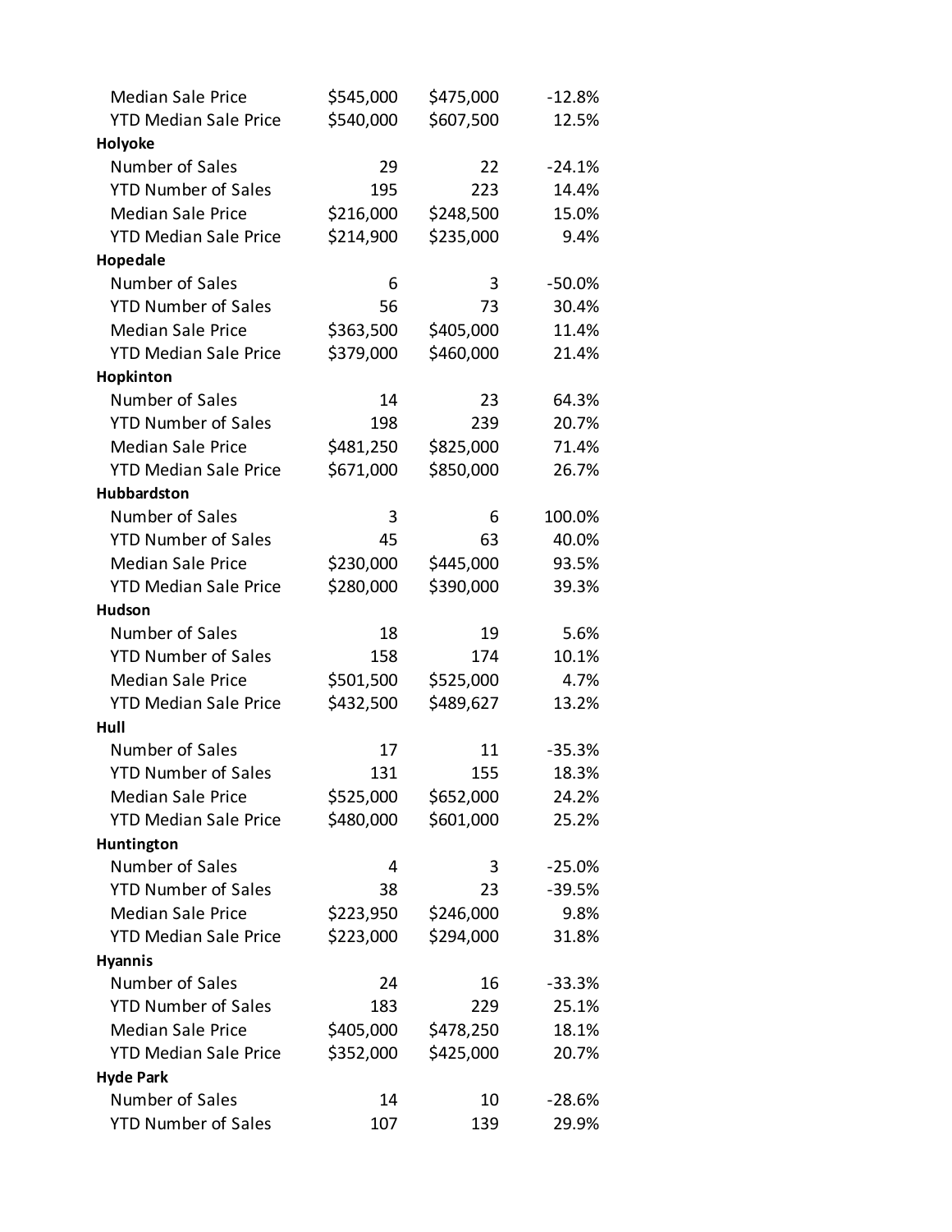| | | | |
|---|---|---|---|
| Median Sale Price | $545,000 | $475,000 | -12.8% |
| YTD Median Sale Price | $540,000 | $607,500 | 12.5% |
| **Holyoke** | | | |
| Number of Sales | 29 | 22 | -24.1% |
| YTD Number of Sales | 195 | 223 | 14.4% |
| Median Sale Price | $216,000 | $248,500 | 15.0% |
| YTD Median Sale Price | $214,900 | $235,000 | 9.4% |
| **Hopedale** | | | |
| Number of Sales | 6 | 3 | -50.0% |
| YTD Number of Sales | 56 | 73 | 30.4% |
| Median Sale Price | $363,500 | $405,000 | 11.4% |
| YTD Median Sale Price | $379,000 | $460,000 | 21.4% |
| **Hopkinton** | | | |
| Number of Sales | 14 | 23 | 64.3% |
| YTD Number of Sales | 198 | 239 | 20.7% |
| Median Sale Price | $481,250 | $825,000 | 71.4% |
| YTD Median Sale Price | $671,000 | $850,000 | 26.7% |
| **Hubbardston** | | | |
| Number of Sales | 3 | 6 | 100.0% |
| YTD Number of Sales | 45 | 63 | 40.0% |
| Median Sale Price | $230,000 | $445,000 | 93.5% |
| YTD Median Sale Price | $280,000 | $390,000 | 39.3% |
| **Hudson** | | | |
| Number of Sales | 18 | 19 | 5.6% |
| YTD Number of Sales | 158 | 174 | 10.1% |
| Median Sale Price | $501,500 | $525,000 | 4.7% |
| YTD Median Sale Price | $432,500 | $489,627 | 13.2% |
| **Hull** | | | |
| Number of Sales | 17 | 11 | -35.3% |
| YTD Number of Sales | 131 | 155 | 18.3% |
| Median Sale Price | $525,000 | $652,000 | 24.2% |
| YTD Median Sale Price | $480,000 | $601,000 | 25.2% |
| **Huntington** | | | |
| Number of Sales | 4 | 3 | -25.0% |
| YTD Number of Sales | 38 | 23 | -39.5% |
| Median Sale Price | $223,950 | $246,000 | 9.8% |
| YTD Median Sale Price | $223,000 | $294,000 | 31.8% |
| **Hyannis** | | | |
| Number of Sales | 24 | 16 | -33.3% |
| YTD Number of Sales | 183 | 229 | 25.1% |
| Median Sale Price | $405,000 | $478,250 | 18.1% |
| YTD Median Sale Price | $352,000 | $425,000 | 20.7% |
| **Hyde Park** | | | |
| Number of Sales | 14 | 10 | -28.6% |
| YTD Number of Sales | 107 | 139 | 29.9% |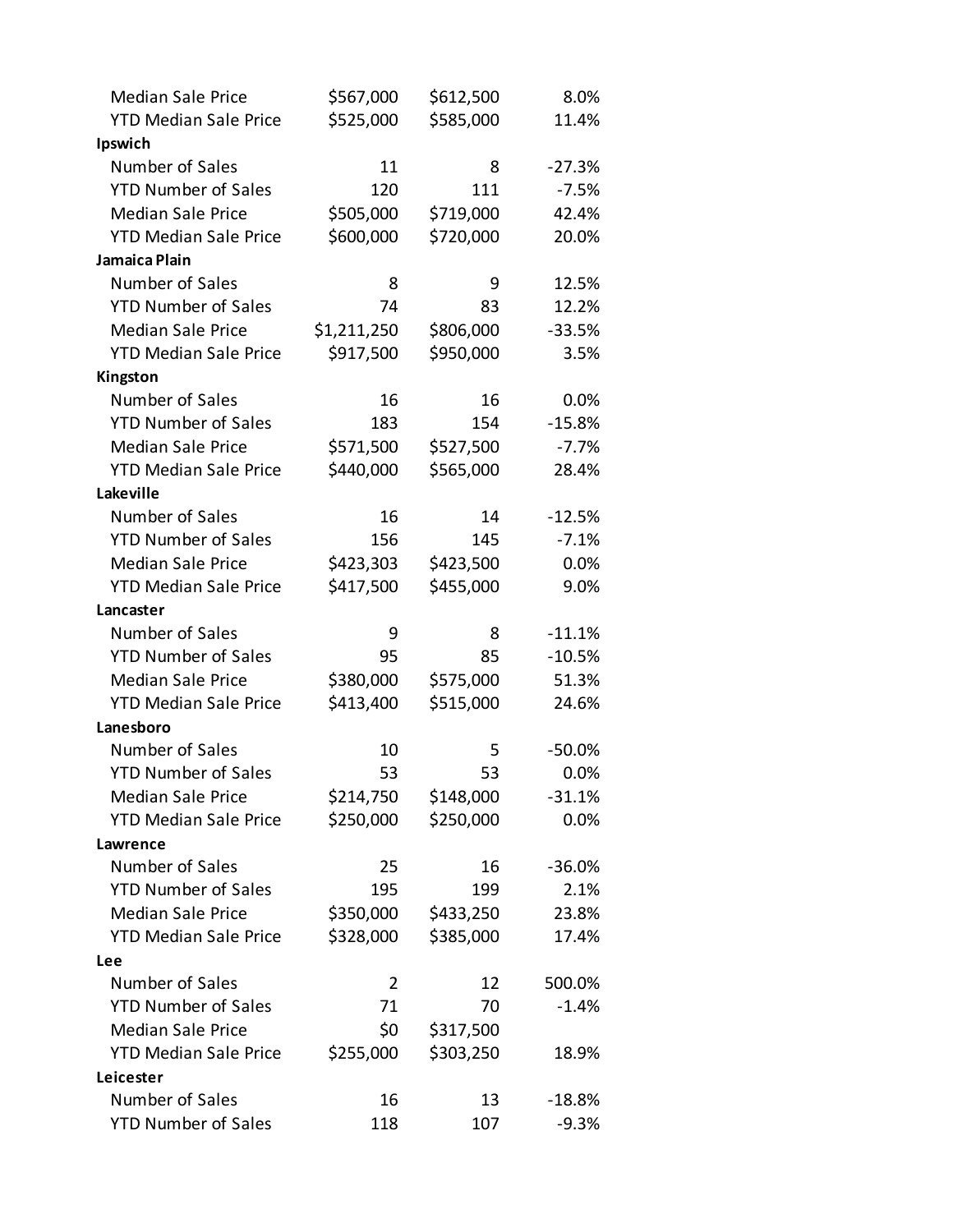| | | | |
|---|---|---|---|
| Median Sale Price | $567,000 | $612,500 | 8.0% |
| YTD Median Sale Price | $525,000 | $585,000 | 11.4% |
| **Ipswich** | | | |
| Number of Sales | 11 | 8 | -27.3% |
| YTD Number of Sales | 120 | 111 | -7.5% |
| Median Sale Price | $505,000 | $719,000 | 42.4% |
| YTD Median Sale Price | $600,000 | $720,000 | 20.0% |
| **Jamaica Plain** | | | |
| Number of Sales | 8 | 9 | 12.5% |
| YTD Number of Sales | 74 | 83 | 12.2% |
| Median Sale Price | $1,211,250 | $806,000 | -33.5% |
| YTD Median Sale Price | $917,500 | $950,000 | 3.5% |
| **Kingston** | | | |
| Number of Sales | 16 | 16 | 0.0% |
| YTD Number of Sales | 183 | 154 | -15.8% |
| Median Sale Price | $571,500 | $527,500 | -7.7% |
| YTD Median Sale Price | $440,000 | $565,000 | 28.4% |
| **Lakeville** | | | |
| Number of Sales | 16 | 14 | -12.5% |
| YTD Number of Sales | 156 | 145 | -7.1% |
| Median Sale Price | $423,303 | $423,500 | 0.0% |
| YTD Median Sale Price | $417,500 | $455,000 | 9.0% |
| **Lancaster** | | | |
| Number of Sales | 9 | 8 | -11.1% |
| YTD Number of Sales | 95 | 85 | -10.5% |
| Median Sale Price | $380,000 | $575,000 | 51.3% |
| YTD Median Sale Price | $413,400 | $515,000 | 24.6% |
| **Lanesboro** | | | |
| Number of Sales | 10 | 5 | -50.0% |
| YTD Number of Sales | 53 | 53 | 0.0% |
| Median Sale Price | $214,750 | $148,000 | -31.1% |
| YTD Median Sale Price | $250,000 | $250,000 | 0.0% |
| **Lawrence** | | | |
| Number of Sales | 25 | 16 | -36.0% |
| YTD Number of Sales | 195 | 199 | 2.1% |
| Median Sale Price | $350,000 | $433,250 | 23.8% |
| YTD Median Sale Price | $328,000 | $385,000 | 17.4% |
| **Lee** | | | |
| Number of Sales | 2 | 12 | 500.0% |
| YTD Number of Sales | 71 | 70 | -1.4% |
| Median Sale Price | $0 | $317,500 | |
| YTD Median Sale Price | $255,000 | $303,250 | 18.9% |
| **Leicester** | | | |
| Number of Sales | 16 | 13 | -18.8% |
| YTD Number of Sales | 118 | 107 | -9.3% |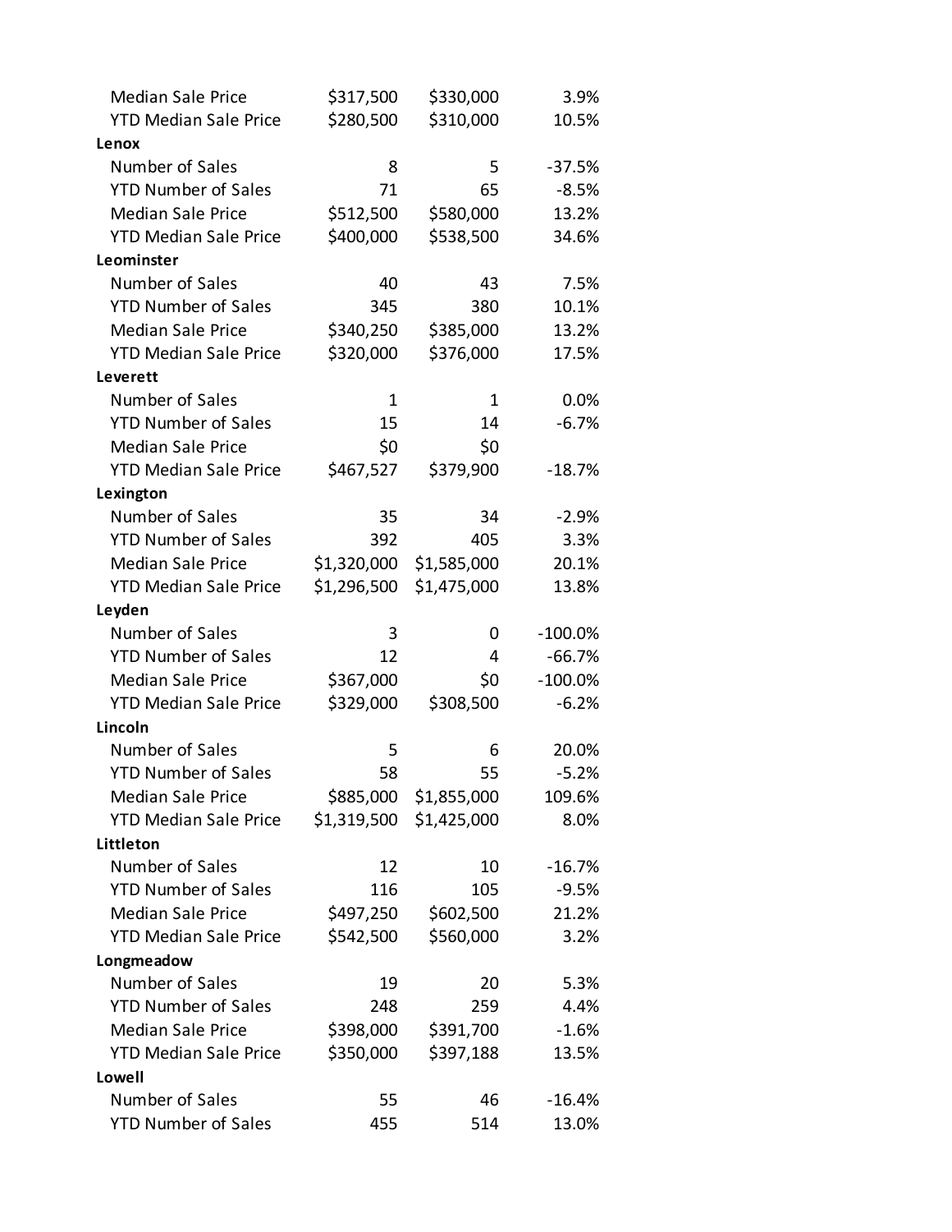| | | | |
|---|---|---|---|
| Median Sale Price | $317,500 | $330,000 | 3.9% |
| YTD Median Sale Price | $280,500 | $310,000 | 10.5% |
| **Lenox** | | | |
| Number of Sales | 8 | 5 | -37.5% |
| YTD Number of Sales | 71 | 65 | -8.5% |
| Median Sale Price | $512,500 | $580,000 | 13.2% |
| YTD Median Sale Price | $400,000 | $538,500 | 34.6% |
| **Leominster** | | | |
| Number of Sales | 40 | 43 | 7.5% |
| YTD Number of Sales | 345 | 380 | 10.1% |
| Median Sale Price | $340,250 | $385,000 | 13.2% |
| YTD Median Sale Price | $320,000 | $376,000 | 17.5% |
| **Leverett** | | | |
| Number of Sales | 1 | 1 | 0.0% |
| YTD Number of Sales | 15 | 14 | -6.7% |
| Median Sale Price | $0 | $0 | |
| YTD Median Sale Price | $467,527 | $379,900 | -18.7% |
| **Lexington** | | | |
| Number of Sales | 35 | 34 | -2.9% |
| YTD Number of Sales | 392 | 405 | 3.3% |
| Median Sale Price | $1,320,000 | $1,585,000 | 20.1% |
| YTD Median Sale Price | $1,296,500 | $1,475,000 | 13.8% |
| **Leyden** | | | |
| Number of Sales | 3 | 0 | -100.0% |
| YTD Number of Sales | 12 | 4 | -66.7% |
| Median Sale Price | $367,000 | $0 | -100.0% |
| YTD Median Sale Price | $329,000 | $308,500 | -6.2% |
| **Lincoln** | | | |
| Number of Sales | 5 | 6 | 20.0% |
| YTD Number of Sales | 58 | 55 | -5.2% |
| Median Sale Price | $885,000 | $1,855,000 | 109.6% |
| YTD Median Sale Price | $1,319,500 | $1,425,000 | 8.0% |
| **Littleton** | | | |
| Number of Sales | 12 | 10 | -16.7% |
| YTD Number of Sales | 116 | 105 | -9.5% |
| Median Sale Price | $497,250 | $602,500 | 21.2% |
| YTD Median Sale Price | $542,500 | $560,000 | 3.2% |
| **Longmeadow** | | | |
| Number of Sales | 19 | 20 | 5.3% |
| YTD Number of Sales | 248 | 259 | 4.4% |
| Median Sale Price | $398,000 | $391,700 | -1.6% |
| YTD Median Sale Price | $350,000 | $397,188 | 13.5% |
| **Lowell** | | | |
| Number of Sales | 55 | 46 | -16.4% |
| YTD Number of Sales | 455 | 514 | 13.0% |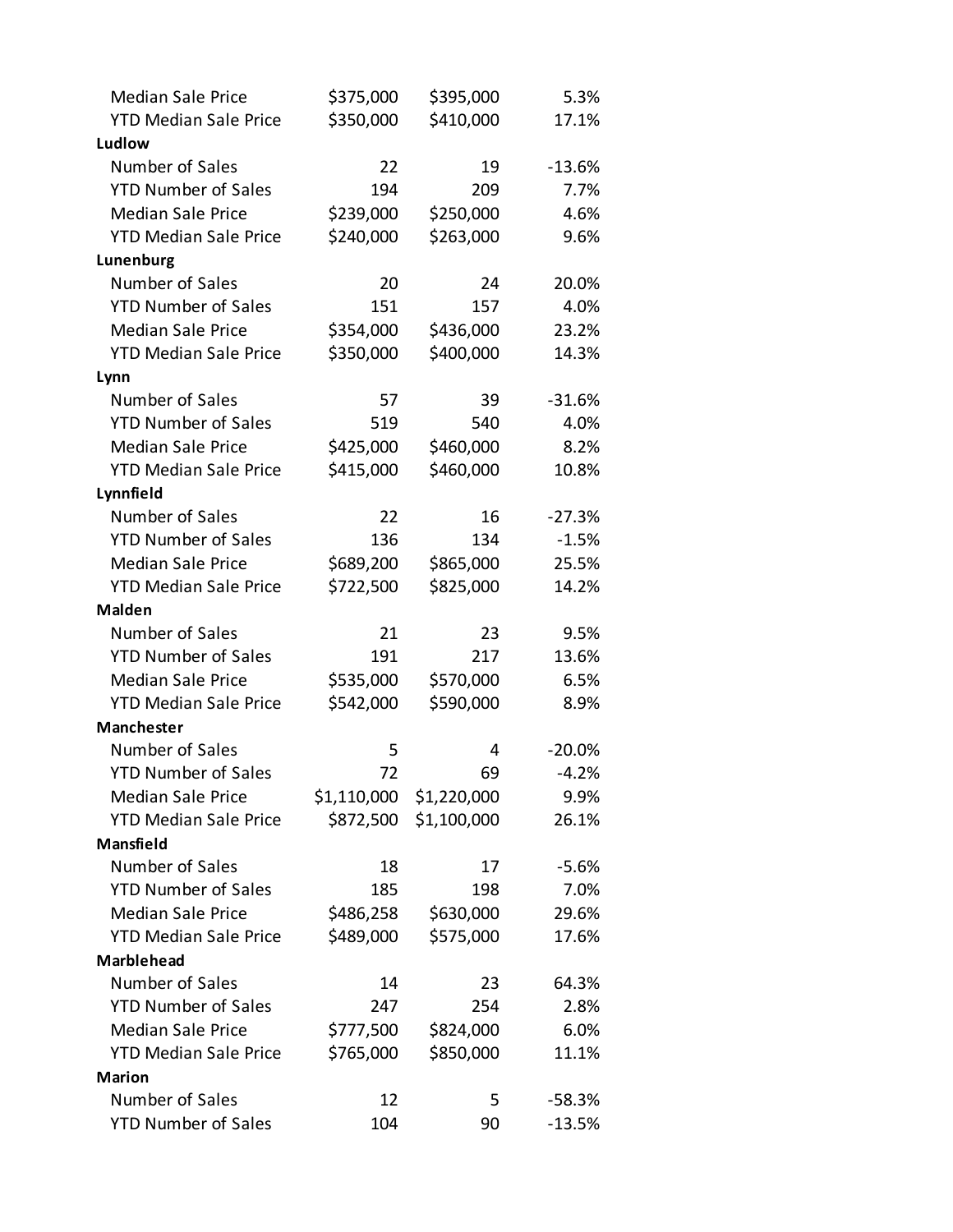| | | | |
|---|---|---|---|
| Median Sale Price | $375,000 | $395,000 | 5.3% |
| YTD Median Sale Price | $350,000 | $410,000 | 17.1% |
| **Ludlow** | | | |
| Number of Sales | 22 | 19 | -13.6% |
| YTD Number of Sales | 194 | 209 | 7.7% |
| Median Sale Price | $239,000 | $250,000 | 4.6% |
| YTD Median Sale Price | $240,000 | $263,000 | 9.6% |
| **Lunenburg** | | | |
| Number of Sales | 20 | 24 | 20.0% |
| YTD Number of Sales | 151 | 157 | 4.0% |
| Median Sale Price | $354,000 | $436,000 | 23.2% |
| YTD Median Sale Price | $350,000 | $400,000 | 14.3% |
| **Lynn** | | | |
| Number of Sales | 57 | 39 | -31.6% |
| YTD Number of Sales | 519 | 540 | 4.0% |
| Median Sale Price | $425,000 | $460,000 | 8.2% |
| YTD Median Sale Price | $415,000 | $460,000 | 10.8% |
| **Lynnfield** | | | |
| Number of Sales | 22 | 16 | -27.3% |
| YTD Number of Sales | 136 | 134 | -1.5% |
| Median Sale Price | $689,200 | $865,000 | 25.5% |
| YTD Median Sale Price | $722,500 | $825,000 | 14.2% |
| **Malden** | | | |
| Number of Sales | 21 | 23 | 9.5% |
| YTD Number of Sales | 191 | 217 | 13.6% |
| Median Sale Price | $535,000 | $570,000 | 6.5% |
| YTD Median Sale Price | $542,000 | $590,000 | 8.9% |
| **Manchester** | | | |
| Number of Sales | 5 | 4 | -20.0% |
| YTD Number of Sales | 72 | 69 | -4.2% |
| Median Sale Price | $1,110,000 | $1,220,000 | 9.9% |
| YTD Median Sale Price | $872,500 | $1,100,000 | 26.1% |
| **Mansfield** | | | |
| Number of Sales | 18 | 17 | -5.6% |
| YTD Number of Sales | 185 | 198 | 7.0% |
| Median Sale Price | $486,258 | $630,000 | 29.6% |
| YTD Median Sale Price | $489,000 | $575,000 | 17.6% |
| **Marblehead** | | | |
| Number of Sales | 14 | 23 | 64.3% |
| YTD Number of Sales | 247 | 254 | 2.8% |
| Median Sale Price | $777,500 | $824,000 | 6.0% |
| YTD Median Sale Price | $765,000 | $850,000 | 11.1% |
| **Marion** | | | |
| Number of Sales | 12 | 5 | -58.3% |
| YTD Number of Sales | 104 | 90 | -13.5% |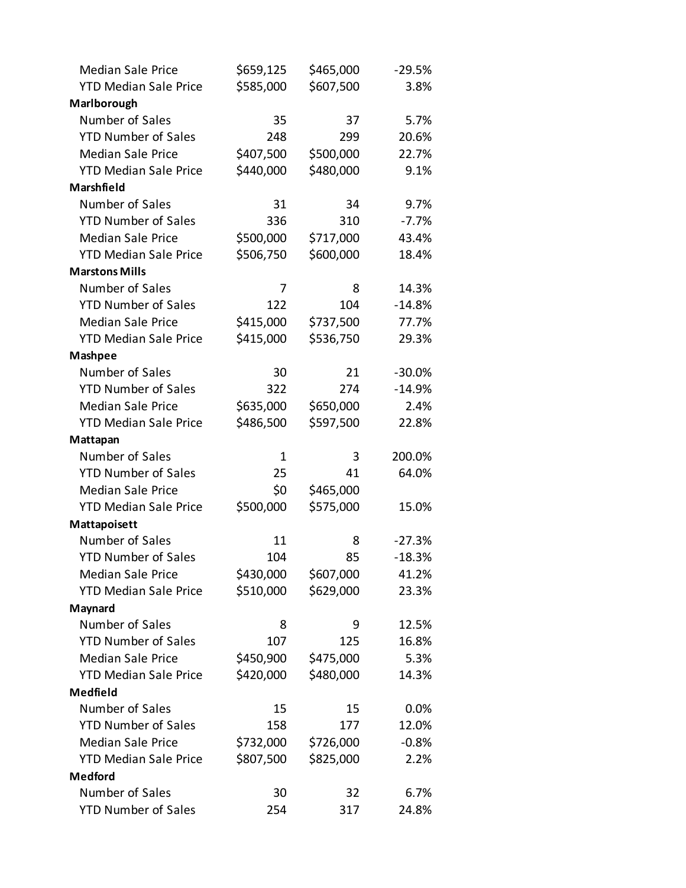| | | | |
|---|---|---|---|
| Median Sale Price | $659,125 | $465,000 | -29.5% |
| YTD Median Sale Price | $585,000 | $607,500 | 3.8% |
| **Marlborough** | | | |
| Number of Sales | 35 | 37 | 5.7% |
| YTD Number of Sales | 248 | 299 | 20.6% |
| Median Sale Price | $407,500 | $500,000 | 22.7% |
| YTD Median Sale Price | $440,000 | $480,000 | 9.1% |
| **Marshfield** | | | |
| Number of Sales | 31 | 34 | 9.7% |
| YTD Number of Sales | 336 | 310 | -7.7% |
| Median Sale Price | $500,000 | $717,000 | 43.4% |
| YTD Median Sale Price | $506,750 | $600,000 | 18.4% |
| **Marstons Mills** | | | |
| Number of Sales | 7 | 8 | 14.3% |
| YTD Number of Sales | 122 | 104 | -14.8% |
| Median Sale Price | $415,000 | $737,500 | 77.7% |
| YTD Median Sale Price | $415,000 | $536,750 | 29.3% |
| **Mashpee** | | | |
| Number of Sales | 30 | 21 | -30.0% |
| YTD Number of Sales | 322 | 274 | -14.9% |
| Median Sale Price | $635,000 | $650,000 | 2.4% |
| YTD Median Sale Price | $486,500 | $597,500 | 22.8% |
| **Mattapan** | | | |
| Number of Sales | 1 | 3 | 200.0% |
| YTD Number of Sales | 25 | 41 | 64.0% |
| Median Sale Price | $0 | $465,000 | |
| YTD Median Sale Price | $500,000 | $575,000 | 15.0% |
| **Mattapoisett** | | | |
| Number of Sales | 11 | 8 | -27.3% |
| YTD Number of Sales | 104 | 85 | -18.3% |
| Median Sale Price | $430,000 | $607,000 | 41.2% |
| YTD Median Sale Price | $510,000 | $629,000 | 23.3% |
| **Maynard** | | | |
| Number of Sales | 8 | 9 | 12.5% |
| YTD Number of Sales | 107 | 125 | 16.8% |
| Median Sale Price | $450,900 | $475,000 | 5.3% |
| YTD Median Sale Price | $420,000 | $480,000 | 14.3% |
| **Medfield** | | | |
| Number of Sales | 15 | 15 | 0.0% |
| YTD Number of Sales | 158 | 177 | 12.0% |
| Median Sale Price | $732,000 | $726,000 | -0.8% |
| YTD Median Sale Price | $807,500 | $825,000 | 2.2% |
| **Medford** | | | |
| Number of Sales | 30 | 32 | 6.7% |
| YTD Number of Sales | 254 | 317 | 24.8% |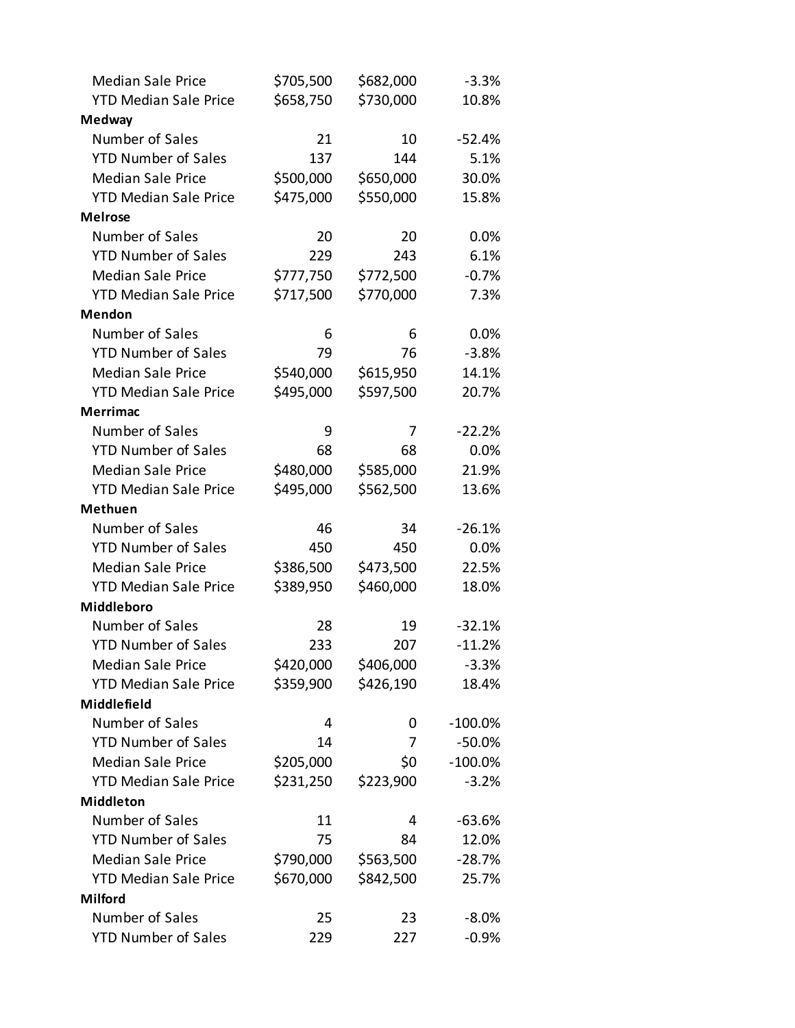| | | | |
|---|---|---|---|
| Median Sale Price | $705,500 | $682,000 | -3.3% |
| YTD Median Sale Price | $658,750 | $730,000 | 10.8% |
| **Medway** | | | |
| Number of Sales | 21 | 10 | -52.4% |
| YTD Number of Sales | 137 | 144 | 5.1% |
| Median Sale Price | $500,000 | $650,000 | 30.0% |
| YTD Median Sale Price | $475,000 | $550,000 | 15.8% |
| **Melrose** | | | |
| Number of Sales | 20 | 20 | 0.0% |
| YTD Number of Sales | 229 | 243 | 6.1% |
| Median Sale Price | $777,750 | $772,500 | -0.7% |
| YTD Median Sale Price | $717,500 | $770,000 | 7.3% |
| **Mendon** | | | |
| Number of Sales | 6 | 6 | 0.0% |
| YTD Number of Sales | 79 | 76 | -3.8% |
| Median Sale Price | $540,000 | $615,950 | 14.1% |
| YTD Median Sale Price | $495,000 | $597,500 | 20.7% |
| **Merrimac** | | | |
| Number of Sales | 9 | 7 | -22.2% |
| YTD Number of Sales | 68 | 68 | 0.0% |
| Median Sale Price | $480,000 | $585,000 | 21.9% |
| YTD Median Sale Price | $495,000 | $562,500 | 13.6% |
| **Methuen** | | | |
| Number of Sales | 46 | 34 | -26.1% |
| YTD Number of Sales | 450 | 450 | 0.0% |
| Median Sale Price | $386,500 | $473,500 | 22.5% |
| YTD Median Sale Price | $389,950 | $460,000 | 18.0% |
| **Middleboro** | | | |
| Number of Sales | 28 | 19 | -32.1% |
| YTD Number of Sales | 233 | 207 | -11.2% |
| Median Sale Price | $420,000 | $406,000 | -3.3% |
| YTD Median Sale Price | $359,900 | $426,190 | 18.4% |
| **Middlefield** | | | |
| Number of Sales | 4 | 0 | -100.0% |
| YTD Number of Sales | 14 | 7 | -50.0% |
| Median Sale Price | $205,000 | $0 | -100.0% |
| YTD Median Sale Price | $231,250 | $223,900 | -3.2% |
| **Middleton** | | | |
| Number of Sales | 11 | 4 | -63.6% |
| YTD Number of Sales | 75 | 84 | 12.0% |
| Median Sale Price | $790,000 | $563,500 | -28.7% |
| YTD Median Sale Price | $670,000 | $842,500 | 25.7% |
| **Milford** | | | |
| Number of Sales | 25 | 23 | -8.0% |
| YTD Number of Sales | 229 | 227 | -0.9% |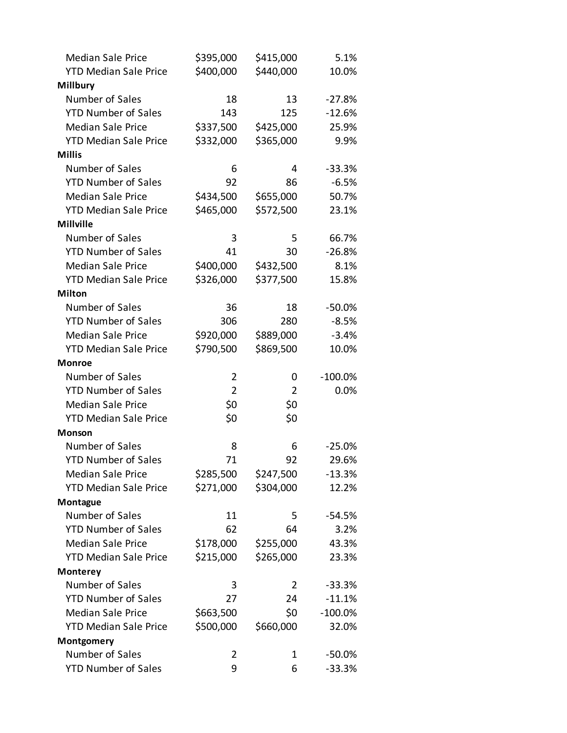| | | | |
|---|---|---|---|
| Median Sale Price | $395,000 | $415,000 | 5.1% |
| YTD Median Sale Price | $400,000 | $440,000 | 10.0% |
| **Millbury** | | | |
| Number of Sales | 18 | 13 | -27.8% |
| YTD Number of Sales | 143 | 125 | -12.6% |
| Median Sale Price | $337,500 | $425,000 | 25.9% |
| YTD Median Sale Price | $332,000 | $365,000 | 9.9% |
| **Millis** | | | |
| Number of Sales | 6 | 4 | -33.3% |
| YTD Number of Sales | 92 | 86 | -6.5% |
| Median Sale Price | $434,500 | $655,000 | 50.7% |
| YTD Median Sale Price | $465,000 | $572,500 | 23.1% |
| **Millville** | | | |
| Number of Sales | 3 | 5 | 66.7% |
| YTD Number of Sales | 41 | 30 | -26.8% |
| Median Sale Price | $400,000 | $432,500 | 8.1% |
| YTD Median Sale Price | $326,000 | $377,500 | 15.8% |
| **Milton** | | | |
| Number of Sales | 36 | 18 | -50.0% |
| YTD Number of Sales | 306 | 280 | -8.5% |
| Median Sale Price | $920,000 | $889,000 | -3.4% |
| YTD Median Sale Price | $790,500 | $869,500 | 10.0% |
| **Monroe** | | | |
| Number of Sales | 2 | 0 | -100.0% |
| YTD Number of Sales | 2 | 2 | 0.0% |
| Median Sale Price | $0 | $0 | |
| YTD Median Sale Price | $0 | $0 | |
| **Monson** | | | |
| Number of Sales | 8 | 6 | -25.0% |
| YTD Number of Sales | 71 | 92 | 29.6% |
| Median Sale Price | $285,500 | $247,500 | -13.3% |
| YTD Median Sale Price | $271,000 | $304,000 | 12.2% |
| **Montague** | | | |
| Number of Sales | 11 | 5 | -54.5% |
| YTD Number of Sales | 62 | 64 | 3.2% |
| Median Sale Price | $178,000 | $255,000 | 43.3% |
| YTD Median Sale Price | $215,000 | $265,000 | 23.3% |
| **Monterey** | | | |
| Number of Sales | 3 | 2 | -33.3% |
| YTD Number of Sales | 27 | 24 | -11.1% |
| Median Sale Price | $663,500 | $0 | -100.0% |
| YTD Median Sale Price | $500,000 | $660,000 | 32.0% |
| **Montgomery** | | | |
| Number of Sales | 2 | 1 | -50.0% |
| YTD Number of Sales | 9 | 6 | -33.3% |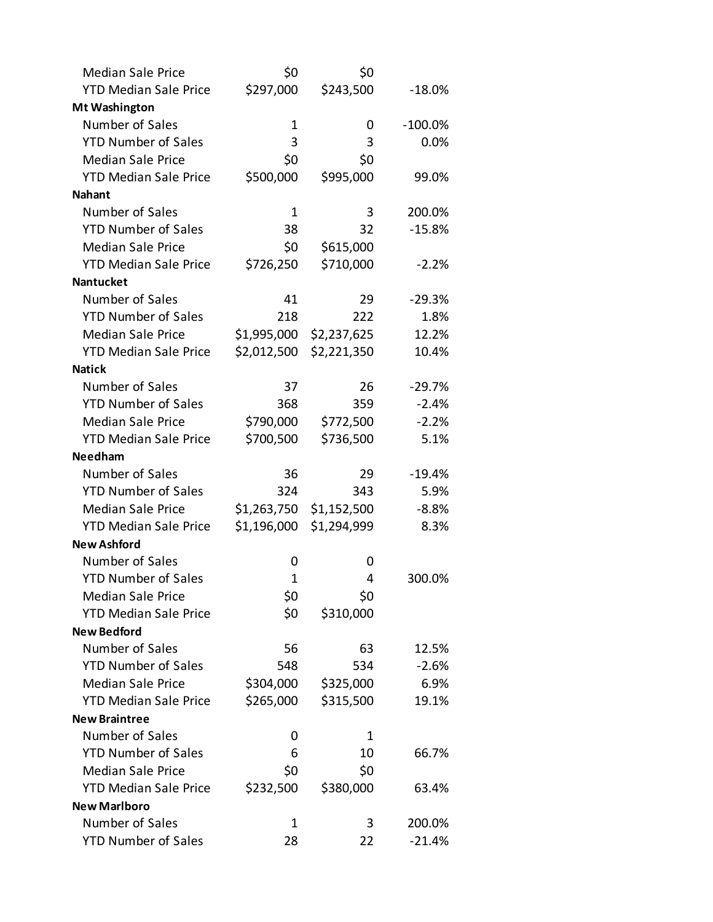| | | | |
|---|---|---|---|
| Median Sale Price | $0 | $0 | |
| YTD Median Sale Price | $297,000 | $243,500 | -18.0% |
| **Mt Washington** | | | |
| Number of Sales | 1 | 0 | -100.0% |
| YTD Number of Sales | 3 | 3 | 0.0% |
| Median Sale Price | $0 | $0 | |
| YTD Median Sale Price | $500,000 | $995,000 | 99.0% |
| **Nahant** | | | |
| Number of Sales | 1 | 3 | 200.0% |
| YTD Number of Sales | 38 | 32 | -15.8% |
| Median Sale Price | $0 | $615,000 | |
| YTD Median Sale Price | $726,250 | $710,000 | -2.2% |
| **Nantucket** | | | |
| Number of Sales | 41 | 29 | -29.3% |
| YTD Number of Sales | 218 | 222 | 1.8% |
| Median Sale Price | $1,995,000 | $2,237,625 | 12.2% |
| YTD Median Sale Price | $2,012,500 | $2,221,350 | 10.4% |
| **Natick** | | | |
| Number of Sales | 37 | 26 | -29.7% |
| YTD Number of Sales | 368 | 359 | -2.4% |
| Median Sale Price | $790,000 | $772,500 | -2.2% |
| YTD Median Sale Price | $700,500 | $736,500 | 5.1% |
| **Needham** | | | |
| Number of Sales | 36 | 29 | -19.4% |
| YTD Number of Sales | 324 | 343 | 5.9% |
| Median Sale Price | $1,263,750 | $1,152,500 | -8.8% |
| YTD Median Sale Price | $1,196,000 | $1,294,999 | 8.3% |
| **New Ashford** | | | |
| Number of Sales | 0 | 0 | |
| YTD Number of Sales | 1 | 4 | 300.0% |
| Median Sale Price | $0 | $0 | |
| YTD Median Sale Price | $0 | $310,000 | |
| **New Bedford** | | | |
| Number of Sales | 56 | 63 | 12.5% |
| YTD Number of Sales | 548 | 534 | -2.6% |
| Median Sale Price | $304,000 | $325,000 | 6.9% |
| YTD Median Sale Price | $265,000 | $315,500 | 19.1% |
| **New Braintree** | | | |
| Number of Sales | 0 | 1 | |
| YTD Number of Sales | 6 | 10 | 66.7% |
| Median Sale Price | $0 | $0 | |
| YTD Median Sale Price | $232,500 | $380,000 | 63.4% |
| **New Marlboro** | | | |
| Number of Sales | 1 | 3 | 200.0% |
| YTD Number of Sales | 28 | 22 | -21.4% |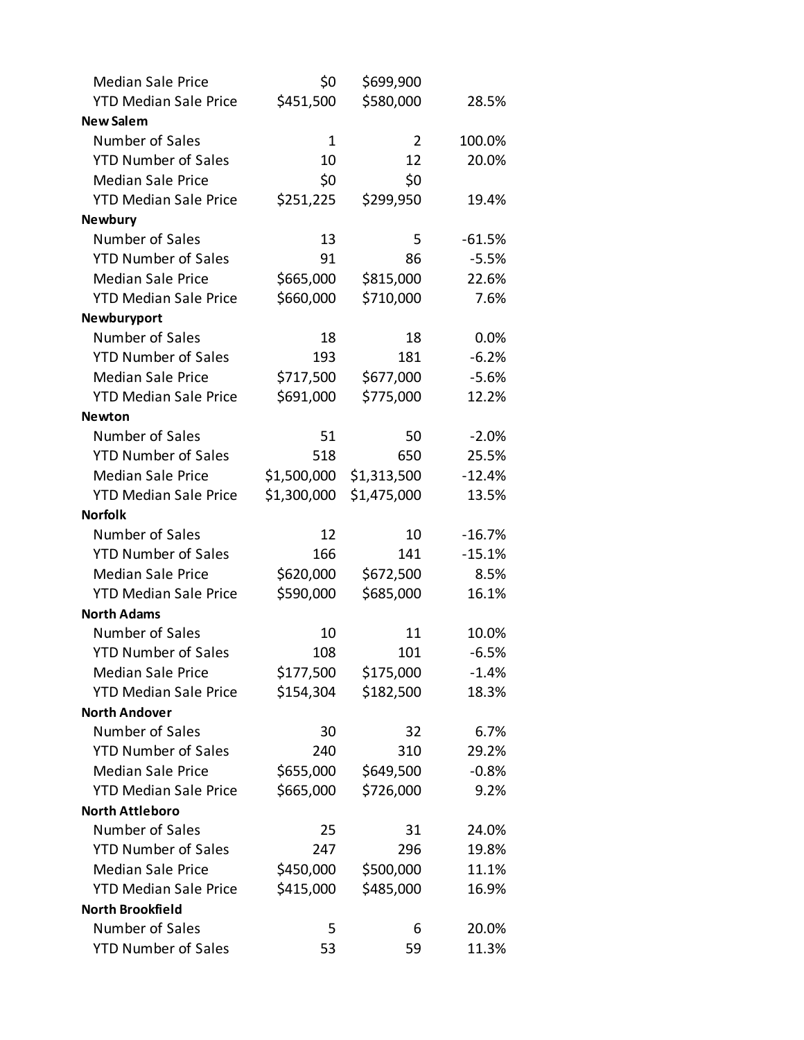| | | | |
|---|---|---|---|
| Median Sale Price | $0 | $699,900 | |
| YTD Median Sale Price | $451,500 | $580,000 | 28.5% |
| **New Salem** | | | |
| Number of Sales | 1 | 2 | 100.0% |
| YTD Number of Sales | 10 | 12 | 20.0% |
| Median Sale Price | $0 | $0 | |
| YTD Median Sale Price | $251,225 | $299,950 | 19.4% |
| **Newbury** | | | |
| Number of Sales | 13 | 5 | -61.5% |
| YTD Number of Sales | 91 | 86 | -5.5% |
| Median Sale Price | $665,000 | $815,000 | 22.6% |
| YTD Median Sale Price | $660,000 | $710,000 | 7.6% |
| **Newburyport** | | | |
| Number of Sales | 18 | 18 | 0.0% |
| YTD Number of Sales | 193 | 181 | -6.2% |
| Median Sale Price | $717,500 | $677,000 | -5.6% |
| YTD Median Sale Price | $691,000 | $775,000 | 12.2% |
| **Newton** | | | |
| Number of Sales | 51 | 50 | -2.0% |
| YTD Number of Sales | 518 | 650 | 25.5% |
| Median Sale Price | $1,500,000 | $1,313,500 | -12.4% |
| YTD Median Sale Price | $1,300,000 | $1,475,000 | 13.5% |
| **Norfolk** | | | |
| Number of Sales | 12 | 10 | -16.7% |
| YTD Number of Sales | 166 | 141 | -15.1% |
| Median Sale Price | $620,000 | $672,500 | 8.5% |
| YTD Median Sale Price | $590,000 | $685,000 | 16.1% |
| **North Adams** | | | |
| Number of Sales | 10 | 11 | 10.0% |
| YTD Number of Sales | 108 | 101 | -6.5% |
| Median Sale Price | $177,500 | $175,000 | -1.4% |
| YTD Median Sale Price | $154,304 | $182,500 | 18.3% |
| **North Andover** | | | |
| Number of Sales | 30 | 32 | 6.7% |
| YTD Number of Sales | 240 | 310 | 29.2% |
| Median Sale Price | $655,000 | $649,500 | -0.8% |
| YTD Median Sale Price | $665,000 | $726,000 | 9.2% |
| **North Attleboro** | | | |
| Number of Sales | 25 | 31 | 24.0% |
| YTD Number of Sales | 247 | 296 | 19.8% |
| Median Sale Price | $450,000 | $500,000 | 11.1% |
| YTD Median Sale Price | $415,000 | $485,000 | 16.9% |
| **North Brookfield** | | | |
| Number of Sales | 5 | 6 | 20.0% |
| YTD Number of Sales | 53 | 59 | 11.3% |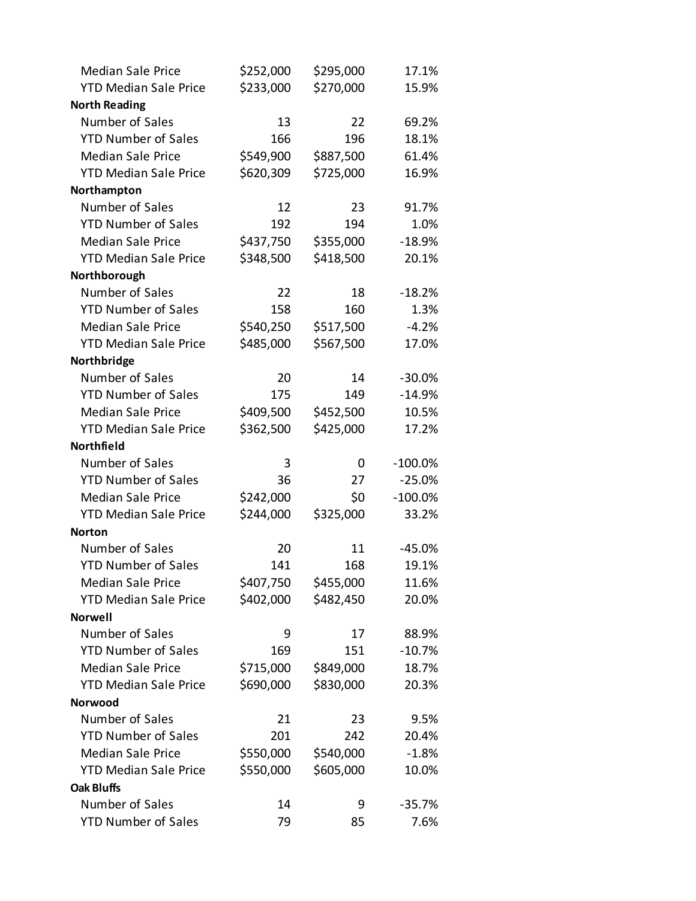| | | | |
|---|---|---|---|
| Median Sale Price | $252,000 | $295,000 | 17.1% |
| YTD Median Sale Price | $233,000 | $270,000 | 15.9% |
| **North Reading** | | | |
| Number of Sales | 13 | 22 | 69.2% |
| YTD Number of Sales | 166 | 196 | 18.1% |
| Median Sale Price | $549,900 | $887,500 | 61.4% |
| YTD Median Sale Price | $620,309 | $725,000 | 16.9% |
| **Northampton** | | | |
| Number of Sales | 12 | 23 | 91.7% |
| YTD Number of Sales | 192 | 194 | 1.0% |
| Median Sale Price | $437,750 | $355,000 | -18.9% |
| YTD Median Sale Price | $348,500 | $418,500 | 20.1% |
| **Northborough** | | | |
| Number of Sales | 22 | 18 | -18.2% |
| YTD Number of Sales | 158 | 160 | 1.3% |
| Median Sale Price | $540,250 | $517,500 | -4.2% |
| YTD Median Sale Price | $485,000 | $567,500 | 17.0% |
| **Northbridge** | | | |
| Number of Sales | 20 | 14 | -30.0% |
| YTD Number of Sales | 175 | 149 | -14.9% |
| Median Sale Price | $409,500 | $452,500 | 10.5% |
| YTD Median Sale Price | $362,500 | $425,000 | 17.2% |
| **Northfield** | | | |
| Number of Sales | 3 | 0 | -100.0% |
| YTD Number of Sales | 36 | 27 | -25.0% |
| Median Sale Price | $242,000 | $0 | -100.0% |
| YTD Median Sale Price | $244,000 | $325,000 | 33.2% |
| **Norton** | | | |
| Number of Sales | 20 | 11 | -45.0% |
| YTD Number of Sales | 141 | 168 | 19.1% |
| Median Sale Price | $407,750 | $455,000 | 11.6% |
| YTD Median Sale Price | $402,000 | $482,450 | 20.0% |
| **Norwell** | | | |
| Number of Sales | 9 | 17 | 88.9% |
| YTD Number of Sales | 169 | 151 | -10.7% |
| Median Sale Price | $715,000 | $849,000 | 18.7% |
| YTD Median Sale Price | $690,000 | $830,000 | 20.3% |
| **Norwood** | | | |
| Number of Sales | 21 | 23 | 9.5% |
| YTD Number of Sales | 201 | 242 | 20.4% |
| Median Sale Price | $550,000 | $540,000 | -1.8% |
| YTD Median Sale Price | $550,000 | $605,000 | 10.0% |
| **Oak Bluffs** | | | |
| Number of Sales | 14 | 9 | -35.7% |
| YTD Number of Sales | 79 | 85 | 7.6% |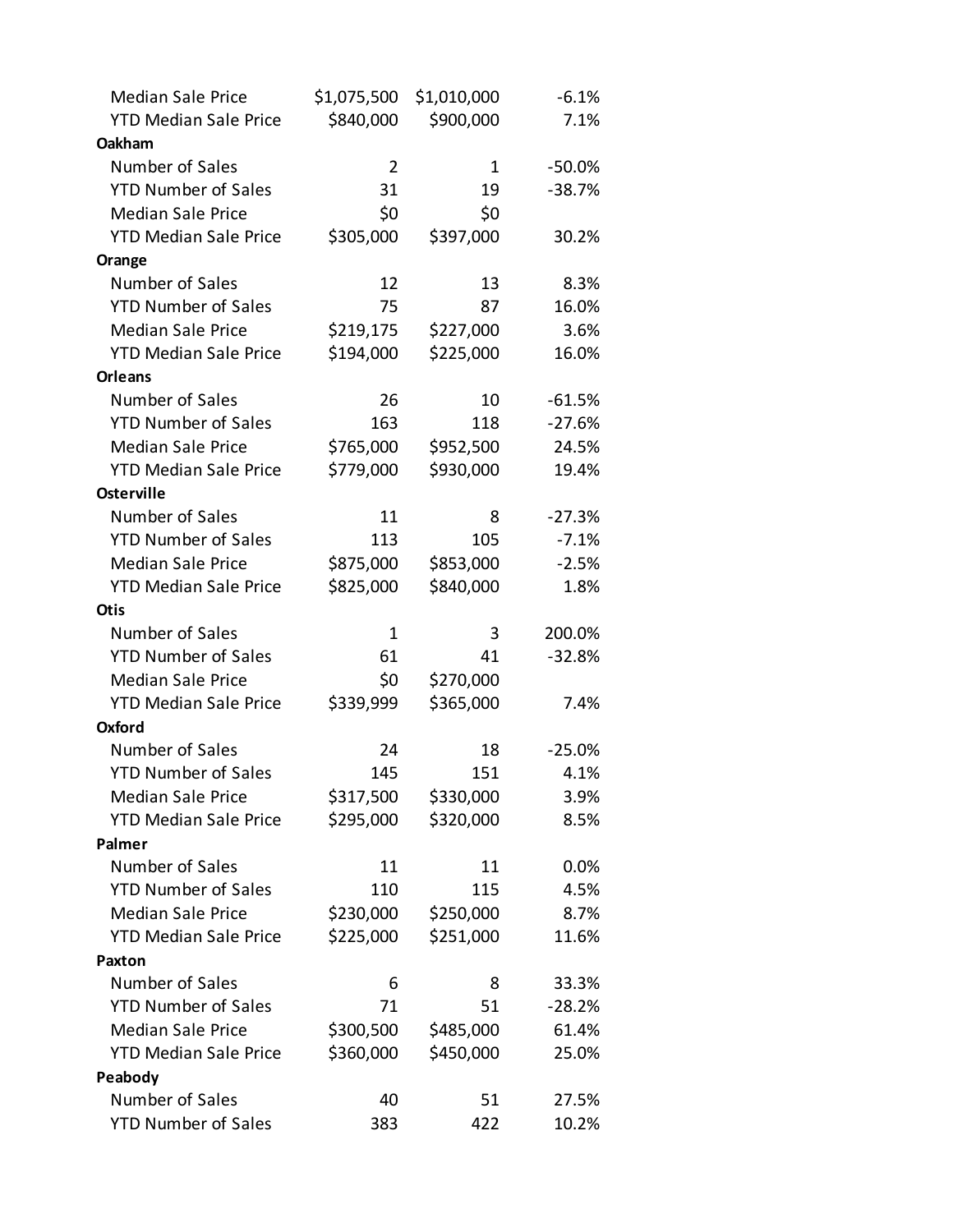| | | | |
|---|---|---|---|
| Median Sale Price | $1,075,500 | $1,010,000 | -6.1% |
| YTD Median Sale Price | $840,000 | $900,000 | 7.1% |
| **Oakham** | | | |
| Number of Sales | 2 | 1 | -50.0% |
| YTD Number of Sales | 31 | 19 | -38.7% |
| Median Sale Price | $0 | $0 | |
| YTD Median Sale Price | $305,000 | $397,000 | 30.2% |
| **Orange** | | | |
| Number of Sales | 12 | 13 | 8.3% |
| YTD Number of Sales | 75 | 87 | 16.0% |
| Median Sale Price | $219,175 | $227,000 | 3.6% |
| YTD Median Sale Price | $194,000 | $225,000 | 16.0% |
| **Orleans** | | | |
| Number of Sales | 26 | 10 | -61.5% |
| YTD Number of Sales | 163 | 118 | -27.6% |
| Median Sale Price | $765,000 | $952,500 | 24.5% |
| YTD Median Sale Price | $779,000 | $930,000 | 19.4% |
| **Osterville** | | | |
| Number of Sales | 11 | 8 | -27.3% |
| YTD Number of Sales | 113 | 105 | -7.1% |
| Median Sale Price | $875,000 | $853,000 | -2.5% |
| YTD Median Sale Price | $825,000 | $840,000 | 1.8% |
| **Otis** | | | |
| Number of Sales | 1 | 3 | 200.0% |
| YTD Number of Sales | 61 | 41 | -32.8% |
| Median Sale Price | $0 | $270,000 | |
| YTD Median Sale Price | $339,999 | $365,000 | 7.4% |
| **Oxford** | | | |
| Number of Sales | 24 | 18 | -25.0% |
| YTD Number of Sales | 145 | 151 | 4.1% |
| Median Sale Price | $317,500 | $330,000 | 3.9% |
| YTD Median Sale Price | $295,000 | $320,000 | 8.5% |
| **Palmer** | | | |
| Number of Sales | 11 | 11 | 0.0% |
| YTD Number of Sales | 110 | 115 | 4.5% |
| Median Sale Price | $230,000 | $250,000 | 8.7% |
| YTD Median Sale Price | $225,000 | $251,000 | 11.6% |
| **Paxton** | | | |
| Number of Sales | 6 | 8 | 33.3% |
| YTD Number of Sales | 71 | 51 | -28.2% |
| Median Sale Price | $300,500 | $485,000 | 61.4% |
| YTD Median Sale Price | $360,000 | $450,000 | 25.0% |
| **Peabody** | | | |
| Number of Sales | 40 | 51 | 27.5% |
| YTD Number of Sales | 383 | 422 | 10.2% |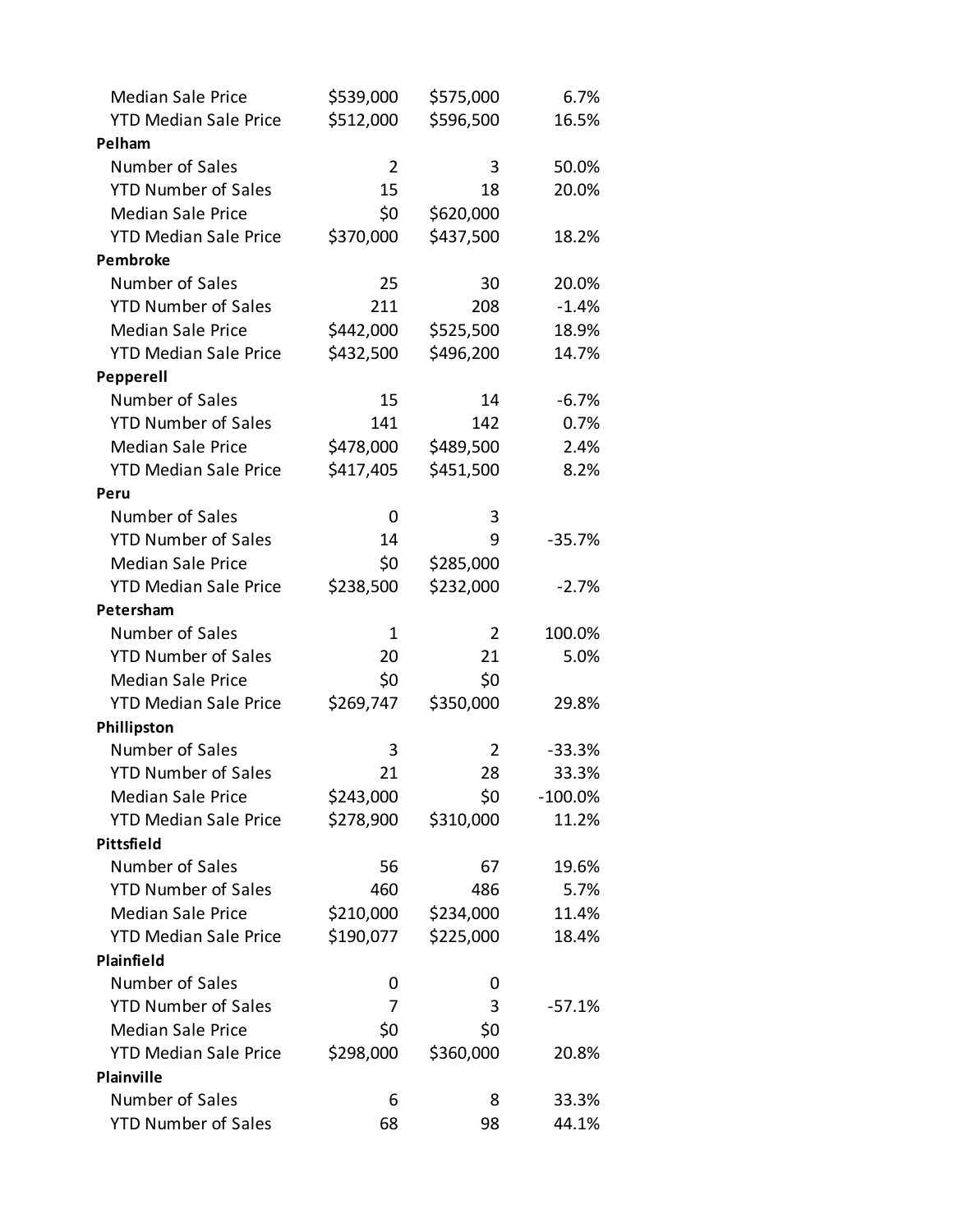| | | | |
|---|---|---|---|
| Median Sale Price | $539,000 | $575,000 | 6.7% |
| YTD Median Sale Price | $512,000 | $596,500 | 16.5% |
| **Pelham** | | | |
| Number of Sales | 2 | 3 | 50.0% |
| YTD Number of Sales | 15 | 18 | 20.0% |
| Median Sale Price | $0 | $620,000 | |
| YTD Median Sale Price | $370,000 | $437,500 | 18.2% |
| **Pembroke** | | | |
| Number of Sales | 25 | 30 | 20.0% |
| YTD Number of Sales | 211 | 208 | -1.4% |
| Median Sale Price | $442,000 | $525,500 | 18.9% |
| YTD Median Sale Price | $432,500 | $496,200 | 14.7% |
| **Pepperell** | | | |
| Number of Sales | 15 | 14 | -6.7% |
| YTD Number of Sales | 141 | 142 | 0.7% |
| Median Sale Price | $478,000 | $489,500 | 2.4% |
| YTD Median Sale Price | $417,405 | $451,500 | 8.2% |
| **Peru** | | | |
| Number of Sales | 0 | 3 | |
| YTD Number of Sales | 14 | 9 | -35.7% |
| Median Sale Price | $0 | $285,000 | |
| YTD Median Sale Price | $238,500 | $232,000 | -2.7% |
| **Petersham** | | | |
| Number of Sales | 1 | 2 | 100.0% |
| YTD Number of Sales | 20 | 21 | 5.0% |
| Median Sale Price | $0 | $0 | |
| YTD Median Sale Price | $269,747 | $350,000 | 29.8% |
| **Phillipston** | | | |
| Number of Sales | 3 | 2 | -33.3% |
| YTD Number of Sales | 21 | 28 | 33.3% |
| Median Sale Price | $243,000 | $0 | -100.0% |
| YTD Median Sale Price | $278,900 | $310,000 | 11.2% |
| **Pittsfield** | | | |
| Number of Sales | 56 | 67 | 19.6% |
| YTD Number of Sales | 460 | 486 | 5.7% |
| Median Sale Price | $210,000 | $234,000 | 11.4% |
| YTD Median Sale Price | $190,077 | $225,000 | 18.4% |
| **Plainfield** | | | |
| Number of Sales | 0 | 0 | |
| YTD Number of Sales | 7 | 3 | -57.1% |
| Median Sale Price | $0 | $0 | |
| YTD Median Sale Price | $298,000 | $360,000 | 20.8% |
| **Plainville** | | | |
| Number of Sales | 6 | 8 | 33.3% |
| YTD Number of Sales | 68 | 98 | 44.1% |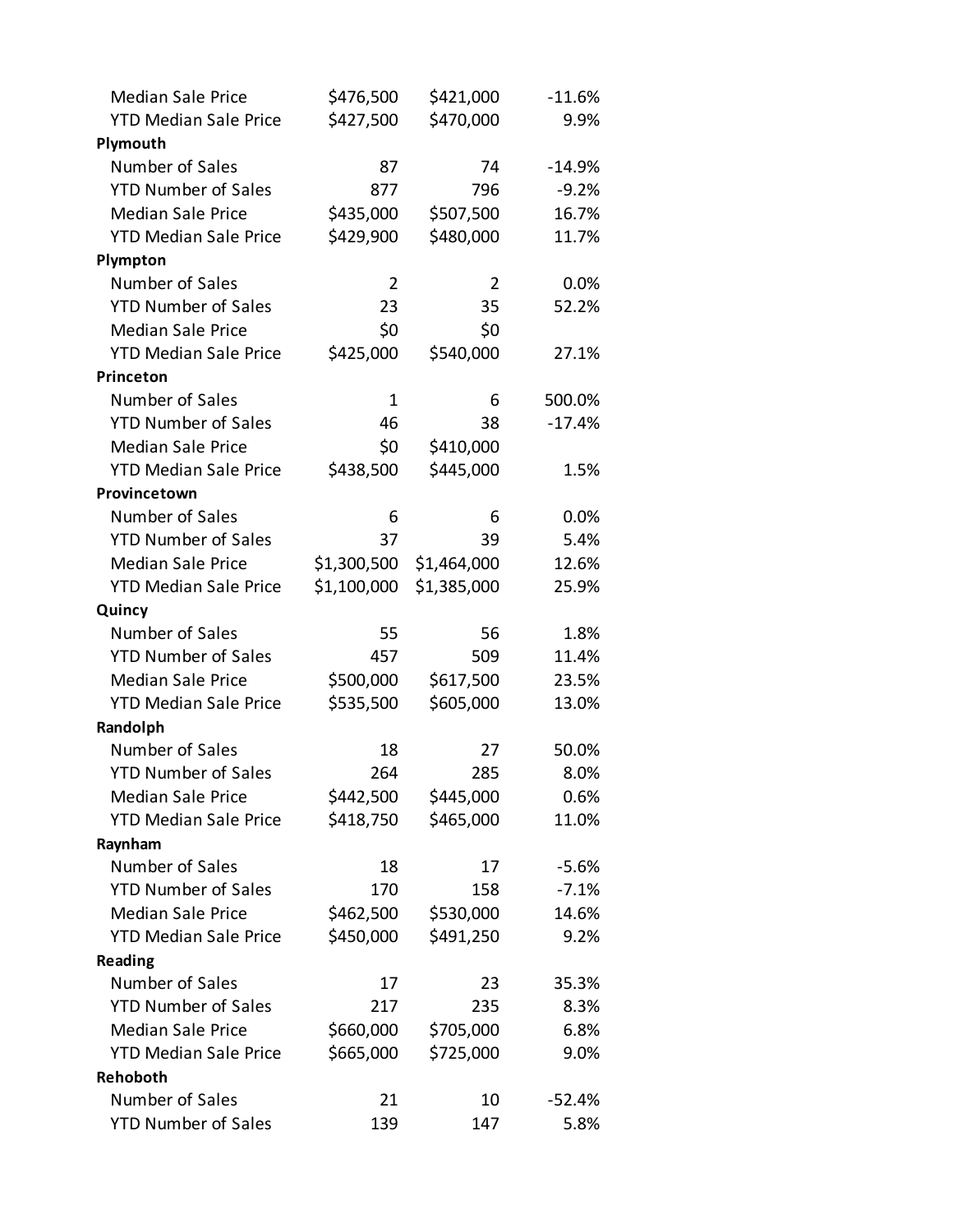| | | | |
|---|---|---|---|
| Median Sale Price | $476,500 | $421,000 | -11.6% |
| YTD Median Sale Price | $427,500 | $470,000 | 9.9% |
| **Plymouth** | | | |
| Number of Sales | 87 | 74 | -14.9% |
| YTD Number of Sales | 877 | 796 | -9.2% |
| Median Sale Price | $435,000 | $507,500 | 16.7% |
| YTD Median Sale Price | $429,900 | $480,000 | 11.7% |
| **Plympton** | | | |
| Number of Sales | 2 | 2 | 0.0% |
| YTD Number of Sales | 23 | 35 | 52.2% |
| Median Sale Price | $0 | $0 | |
| YTD Median Sale Price | $425,000 | $540,000 | 27.1% |
| **Princeton** | | | |
| Number of Sales | 1 | 6 | 500.0% |
| YTD Number of Sales | 46 | 38 | -17.4% |
| Median Sale Price | $0 | $410,000 | |
| YTD Median Sale Price | $438,500 | $445,000 | 1.5% |
| **Provincetown** | | | |
| Number of Sales | 6 | 6 | 0.0% |
| YTD Number of Sales | 37 | 39 | 5.4% |
| Median Sale Price | $1,300,500 | $1,464,000 | 12.6% |
| YTD Median Sale Price | $1,100,000 | $1,385,000 | 25.9% |
| **Quincy** | | | |
| Number of Sales | 55 | 56 | 1.8% |
| YTD Number of Sales | 457 | 509 | 11.4% |
| Median Sale Price | $500,000 | $617,500 | 23.5% |
| YTD Median Sale Price | $535,500 | $605,000 | 13.0% |
| **Randolph** | | | |
| Number of Sales | 18 | 27 | 50.0% |
| YTD Number of Sales | 264 | 285 | 8.0% |
| Median Sale Price | $442,500 | $445,000 | 0.6% |
| YTD Median Sale Price | $418,750 | $465,000 | 11.0% |
| **Raynham** | | | |
| Number of Sales | 18 | 17 | -5.6% |
| YTD Number of Sales | 170 | 158 | -7.1% |
| Median Sale Price | $462,500 | $530,000 | 14.6% |
| YTD Median Sale Price | $450,000 | $491,250 | 9.2% |
| **Reading** | | | |
| Number of Sales | 17 | 23 | 35.3% |
| YTD Number of Sales | 217 | 235 | 8.3% |
| Median Sale Price | $660,000 | $705,000 | 6.8% |
| YTD Median Sale Price | $665,000 | $725,000 | 9.0% |
| **Rehoboth** | | | |
| Number of Sales | 21 | 10 | -52.4% |
| YTD Number of Sales | 139 | 147 | 5.8% |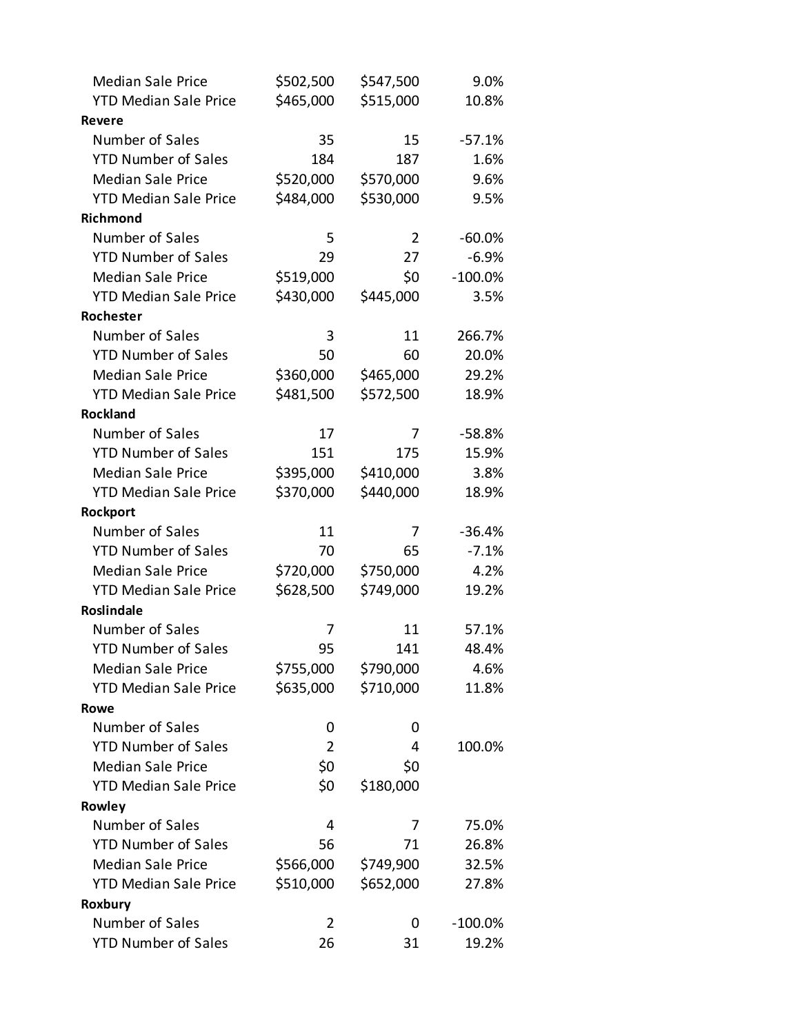| | | | |
|---|---|---|---|
| Median Sale Price | $502,500 | $547,500 | 9.0% |
| YTD Median Sale Price | $465,000 | $515,000 | 10.8% |
| **Revere** | | | |
| Number of Sales | 35 | 15 | -57.1% |
| YTD Number of Sales | 184 | 187 | 1.6% |
| Median Sale Price | $520,000 | $570,000 | 9.6% |
| YTD Median Sale Price | $484,000 | $530,000 | 9.5% |
| **Richmond** | | | |
| Number of Sales | 5 | 2 | -60.0% |
| YTD Number of Sales | 29 | 27 | -6.9% |
| Median Sale Price | $519,000 | $0 | -100.0% |
| YTD Median Sale Price | $430,000 | $445,000 | 3.5% |
| **Rochester** | | | |
| Number of Sales | 3 | 11 | 266.7% |
| YTD Number of Sales | 50 | 60 | 20.0% |
| Median Sale Price | $360,000 | $465,000 | 29.2% |
| YTD Median Sale Price | $481,500 | $572,500 | 18.9% |
| **Rockland** | | | |
| Number of Sales | 17 | 7 | -58.8% |
| YTD Number of Sales | 151 | 175 | 15.9% |
| Median Sale Price | $395,000 | $410,000 | 3.8% |
| YTD Median Sale Price | $370,000 | $440,000 | 18.9% |
| **Rockport** | | | |
| Number of Sales | 11 | 7 | -36.4% |
| YTD Number of Sales | 70 | 65 | -7.1% |
| Median Sale Price | $720,000 | $750,000 | 4.2% |
| YTD Median Sale Price | $628,500 | $749,000 | 19.2% |
| **Roslindale** | | | |
| Number of Sales | 7 | 11 | 57.1% |
| YTD Number of Sales | 95 | 141 | 48.4% |
| Median Sale Price | $755,000 | $790,000 | 4.6% |
| YTD Median Sale Price | $635,000 | $710,000 | 11.8% |
| **Rowe** | | | |
| Number of Sales | 0 | 0 | |
| YTD Number of Sales | 2 | 4 | 100.0% |
| Median Sale Price | $0 | $0 | |
| YTD Median Sale Price | $0 | $180,000 | |
| **Rowley** | | | |
| Number of Sales | 4 | 7 | 75.0% |
| YTD Number of Sales | 56 | 71 | 26.8% |
| Median Sale Price | $566,000 | $749,900 | 32.5% |
| YTD Median Sale Price | $510,000 | $652,000 | 27.8% |
| **Roxbury** | | | |
| Number of Sales | 2 | 0 | -100.0% |
| YTD Number of Sales | 26 | 31 | 19.2% |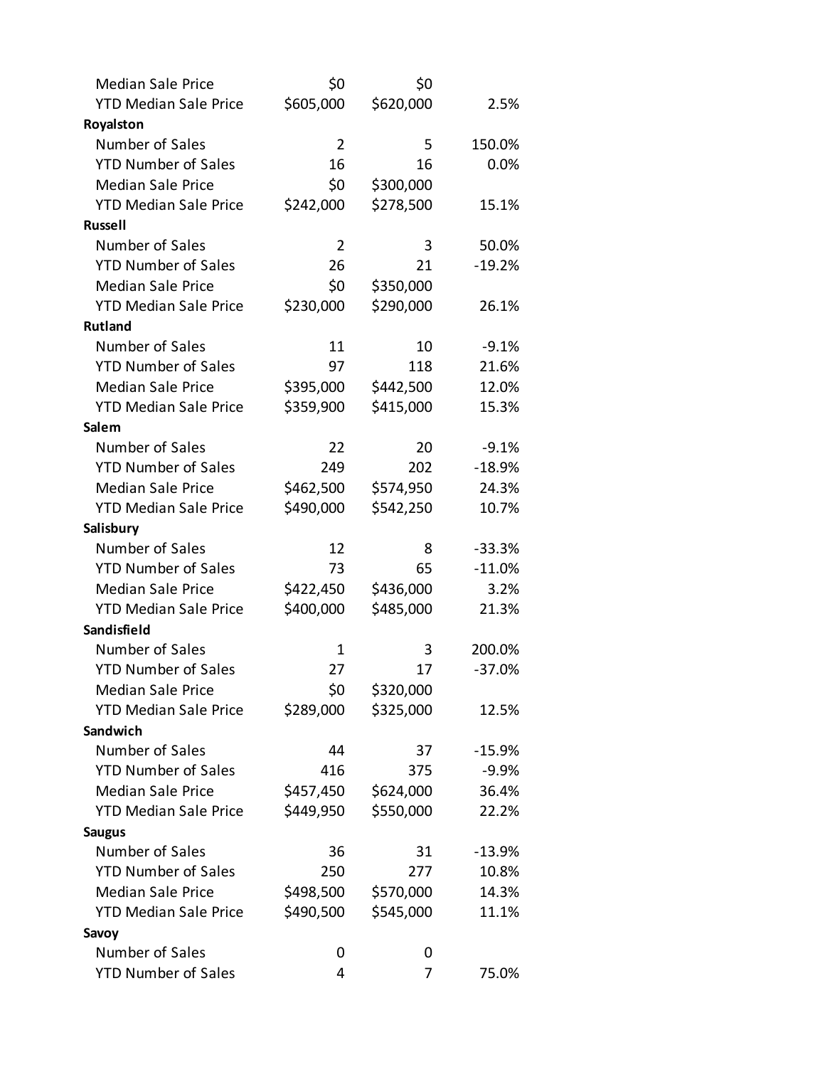| | | | |
|---|---|---|---|
| Median Sale Price | $0 | $0 | |
| YTD Median Sale Price | $605,000 | $620,000 | 2.5% |
| **Royalston** | | | |
| Number of Sales | 2 | 5 | 150.0% |
| YTD Number of Sales | 16 | 16 | 0.0% |
| Median Sale Price | $0 | $300,000 | |
| YTD Median Sale Price | $242,000 | $278,500 | 15.1% |
| **Russell** | | | |
| Number of Sales | 2 | 3 | 50.0% |
| YTD Number of Sales | 26 | 21 | -19.2% |
| Median Sale Price | $0 | $350,000 | |
| YTD Median Sale Price | $230,000 | $290,000 | 26.1% |
| **Rutland** | | | |
| Number of Sales | 11 | 10 | -9.1% |
| YTD Number of Sales | 97 | 118 | 21.6% |
| Median Sale Price | $395,000 | $442,500 | 12.0% |
| YTD Median Sale Price | $359,900 | $415,000 | 15.3% |
| **Salem** | | | |
| Number of Sales | 22 | 20 | -9.1% |
| YTD Number of Sales | 249 | 202 | -18.9% |
| Median Sale Price | $462,500 | $574,950 | 24.3% |
| YTD Median Sale Price | $490,000 | $542,250 | 10.7% |
| **Salisbury** | | | |
| Number of Sales | 12 | 8 | -33.3% |
| YTD Number of Sales | 73 | 65 | -11.0% |
| Median Sale Price | $422,450 | $436,000 | 3.2% |
| YTD Median Sale Price | $400,000 | $485,000 | 21.3% |
| **Sandisfield** | | | |
| Number of Sales | 1 | 3 | 200.0% |
| YTD Number of Sales | 27 | 17 | -37.0% |
| Median Sale Price | $0 | $320,000 | |
| YTD Median Sale Price | $289,000 | $325,000 | 12.5% |
| **Sandwich** | | | |
| Number of Sales | 44 | 37 | -15.9% |
| YTD Number of Sales | 416 | 375 | -9.9% |
| Median Sale Price | $457,450 | $624,000 | 36.4% |
| YTD Median Sale Price | $449,950 | $550,000 | 22.2% |
| **Saugus** | | | |
| Number of Sales | 36 | 31 | -13.9% |
| YTD Number of Sales | 250 | 277 | 10.8% |
| Median Sale Price | $498,500 | $570,000 | 14.3% |
| YTD Median Sale Price | $490,500 | $545,000 | 11.1% |
| **Savoy** | | | |
| Number of Sales | 0 | 0 | |
| YTD Number of Sales | 4 | 7 | 75.0% |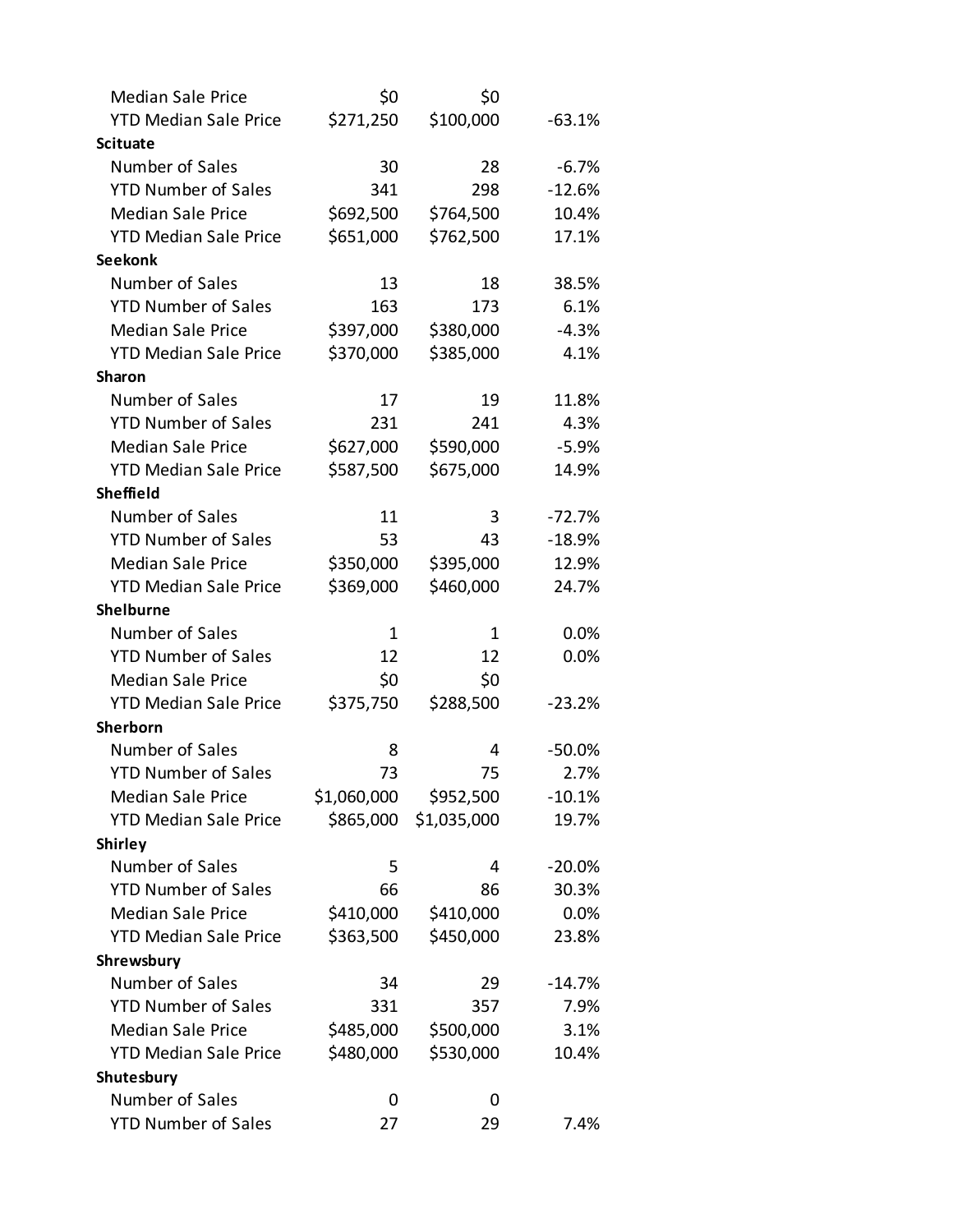| | | | |
|---|---|---|---|
| Median Sale Price | $0 | $0 | |
| YTD Median Sale Price | $271,250 | $100,000 | -63.1% |
| **Scituate** | | | |
| Number of Sales | 30 | 28 | -6.7% |
| YTD Number of Sales | 341 | 298 | -12.6% |
| Median Sale Price | $692,500 | $764,500 | 10.4% |
| YTD Median Sale Price | $651,000 | $762,500 | 17.1% |
| **Seekonk** | | | |
| Number of Sales | 13 | 18 | 38.5% |
| YTD Number of Sales | 163 | 173 | 6.1% |
| Median Sale Price | $397,000 | $380,000 | -4.3% |
| YTD Median Sale Price | $370,000 | $385,000 | 4.1% |
| **Sharon** | | | |
| Number of Sales | 17 | 19 | 11.8% |
| YTD Number of Sales | 231 | 241 | 4.3% |
| Median Sale Price | $627,000 | $590,000 | -5.9% |
| YTD Median Sale Price | $587,500 | $675,000 | 14.9% |
| **Sheffield** | | | |
| Number of Sales | 11 | 3 | -72.7% |
| YTD Number of Sales | 53 | 43 | -18.9% |
| Median Sale Price | $350,000 | $395,000 | 12.9% |
| YTD Median Sale Price | $369,000 | $460,000 | 24.7% |
| **Shelburne** | | | |
| Number of Sales | 1 | 1 | 0.0% |
| YTD Number of Sales | 12 | 12 | 0.0% |
| Median Sale Price | $0 | $0 | |
| YTD Median Sale Price | $375,750 | $288,500 | -23.2% |
| **Sherborn** | | | |
| Number of Sales | 8 | 4 | -50.0% |
| YTD Number of Sales | 73 | 75 | 2.7% |
| Median Sale Price | $1,060,000 | $952,500 | -10.1% |
| YTD Median Sale Price | $865,000 | $1,035,000 | 19.7% |
| **Shirley** | | | |
| Number of Sales | 5 | 4 | -20.0% |
| YTD Number of Sales | 66 | 86 | 30.3% |
| Median Sale Price | $410,000 | $410,000 | 0.0% |
| YTD Median Sale Price | $363,500 | $450,000 | 23.8% |
| **Shrewsbury** | | | |
| Number of Sales | 34 | 29 | -14.7% |
| YTD Number of Sales | 331 | 357 | 7.9% |
| Median Sale Price | $485,000 | $500,000 | 3.1% |
| YTD Median Sale Price | $480,000 | $530,000 | 10.4% |
| **Shutesbury** | | | |
| Number of Sales | 0 | 0 | |
| YTD Number of Sales | 27 | 29 | 7.4% |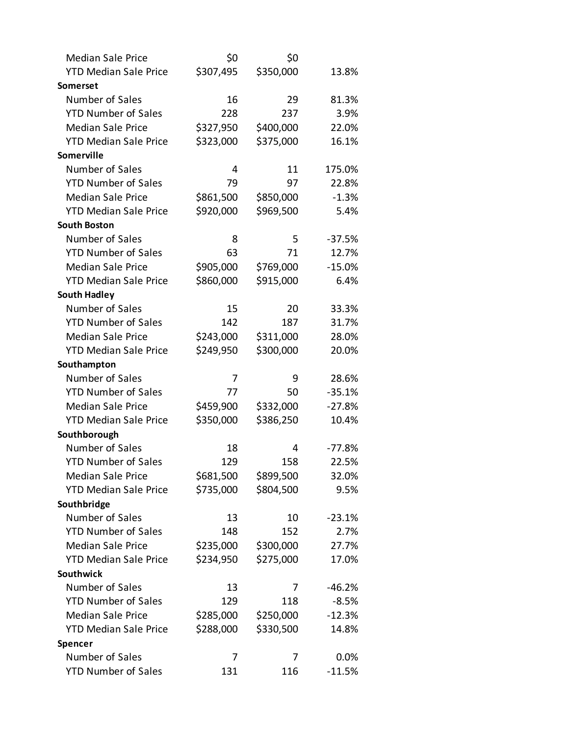| | | | |
|---|---|---|---|
| Median Sale Price | $0 | $0 | |
| YTD Median Sale Price | $307,495 | $350,000 | 13.8% |
| **Somerset** | | | |
| Number of Sales | 16 | 29 | 81.3% |
| YTD Number of Sales | 228 | 237 | 3.9% |
| Median Sale Price | $327,950 | $400,000 | 22.0% |
| YTD Median Sale Price | $323,000 | $375,000 | 16.1% |
| **Somerville** | | | |
| Number of Sales | 4 | 11 | 175.0% |
| YTD Number of Sales | 79 | 97 | 22.8% |
| Median Sale Price | $861,500 | $850,000 | -1.3% |
| YTD Median Sale Price | $920,000 | $969,500 | 5.4% |
| **South Boston** | | | |
| Number of Sales | 8 | 5 | -37.5% |
| YTD Number of Sales | 63 | 71 | 12.7% |
| Median Sale Price | $905,000 | $769,000 | -15.0% |
| YTD Median Sale Price | $860,000 | $915,000 | 6.4% |
| **South Hadley** | | | |
| Number of Sales | 15 | 20 | 33.3% |
| YTD Number of Sales | 142 | 187 | 31.7% |
| Median Sale Price | $243,000 | $311,000 | 28.0% |
| YTD Median Sale Price | $249,950 | $300,000 | 20.0% |
| **Southampton** | | | |
| Number of Sales | 7 | 9 | 28.6% |
| YTD Number of Sales | 77 | 50 | -35.1% |
| Median Sale Price | $459,900 | $332,000 | -27.8% |
| YTD Median Sale Price | $350,000 | $386,250 | 10.4% |
| **Southborough** | | | |
| Number of Sales | 18 | 4 | -77.8% |
| YTD Number of Sales | 129 | 158 | 22.5% |
| Median Sale Price | $681,500 | $899,500 | 32.0% |
| YTD Median Sale Price | $735,000 | $804,500 | 9.5% |
| **Southbridge** | | | |
| Number of Sales | 13 | 10 | -23.1% |
| YTD Number of Sales | 148 | 152 | 2.7% |
| Median Sale Price | $235,000 | $300,000 | 27.7% |
| YTD Median Sale Price | $234,950 | $275,000 | 17.0% |
| **Southwick** | | | |
| Number of Sales | 13 | 7 | -46.2% |
| YTD Number of Sales | 129 | 118 | -8.5% |
| Median Sale Price | $285,000 | $250,000 | -12.3% |
| YTD Median Sale Price | $288,000 | $330,500 | 14.8% |
| **Spencer** | | | |
| Number of Sales | 7 | 7 | 0.0% |
| YTD Number of Sales | 131 | 116 | -11.5% |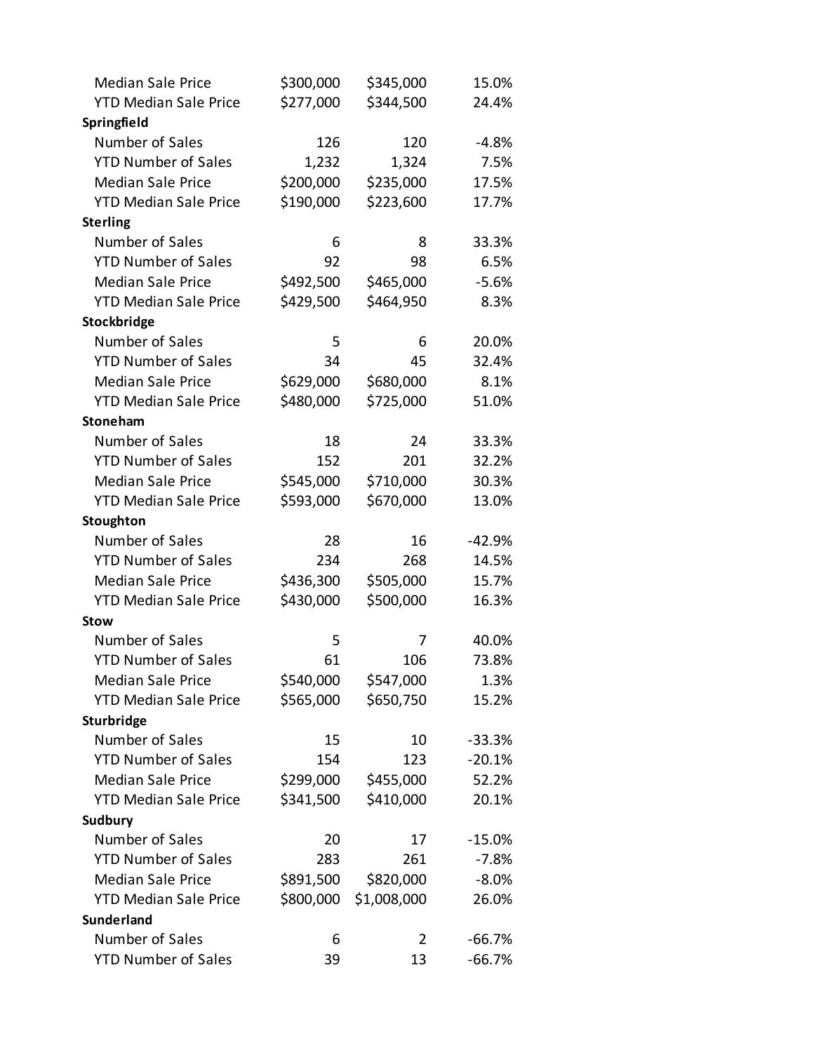| | | | |
|---|---|---|---|
| Median Sale Price | $300,000 | $345,000 | 15.0% |
| YTD Median Sale Price | $277,000 | $344,500 | 24.4% |
| **Springfield** | | | |
| Number of Sales | 126 | 120 | -4.8% |
| YTD Number of Sales | 1,232 | 1,324 | 7.5% |
| Median Sale Price | $200,000 | $235,000 | 17.5% |
| YTD Median Sale Price | $190,000 | $223,600 | 17.7% |
| **Sterling** | | | |
| Number of Sales | 6 | 8 | 33.3% |
| YTD Number of Sales | 92 | 98 | 6.5% |
| Median Sale Price | $492,500 | $465,000 | -5.6% |
| YTD Median Sale Price | $429,500 | $464,950 | 8.3% |
| **Stockbridge** | | | |
| Number of Sales | 5 | 6 | 20.0% |
| YTD Number of Sales | 34 | 45 | 32.4% |
| Median Sale Price | $629,000 | $680,000 | 8.1% |
| YTD Median Sale Price | $480,000 | $725,000 | 51.0% |
| **Stoneham** | | | |
| Number of Sales | 18 | 24 | 33.3% |
| YTD Number of Sales | 152 | 201 | 32.2% |
| Median Sale Price | $545,000 | $710,000 | 30.3% |
| YTD Median Sale Price | $593,000 | $670,000 | 13.0% |
| **Stoughton** | | | |
| Number of Sales | 28 | 16 | -42.9% |
| YTD Number of Sales | 234 | 268 | 14.5% |
| Median Sale Price | $436,300 | $505,000 | 15.7% |
| YTD Median Sale Price | $430,000 | $500,000 | 16.3% |
| **Stow** | | | |
| Number of Sales | 5 | 7 | 40.0% |
| YTD Number of Sales | 61 | 106 | 73.8% |
| Median Sale Price | $540,000 | $547,000 | 1.3% |
| YTD Median Sale Price | $565,000 | $650,750 | 15.2% |
| **Sturbridge** | | | |
| Number of Sales | 15 | 10 | -33.3% |
| YTD Number of Sales | 154 | 123 | -20.1% |
| Median Sale Price | $299,000 | $455,000 | 52.2% |
| YTD Median Sale Price | $341,500 | $410,000 | 20.1% |
| **Sudbury** | | | |
| Number of Sales | 20 | 17 | -15.0% |
| YTD Number of Sales | 283 | 261 | -7.8% |
| Median Sale Price | $891,500 | $820,000 | -8.0% |
| YTD Median Sale Price | $800,000 | $1,008,000 | 26.0% |
| **Sunderland** | | | |
| Number of Sales | 6 | 2 | -66.7% |
| YTD Number of Sales | 39 | 13 | -66.7% |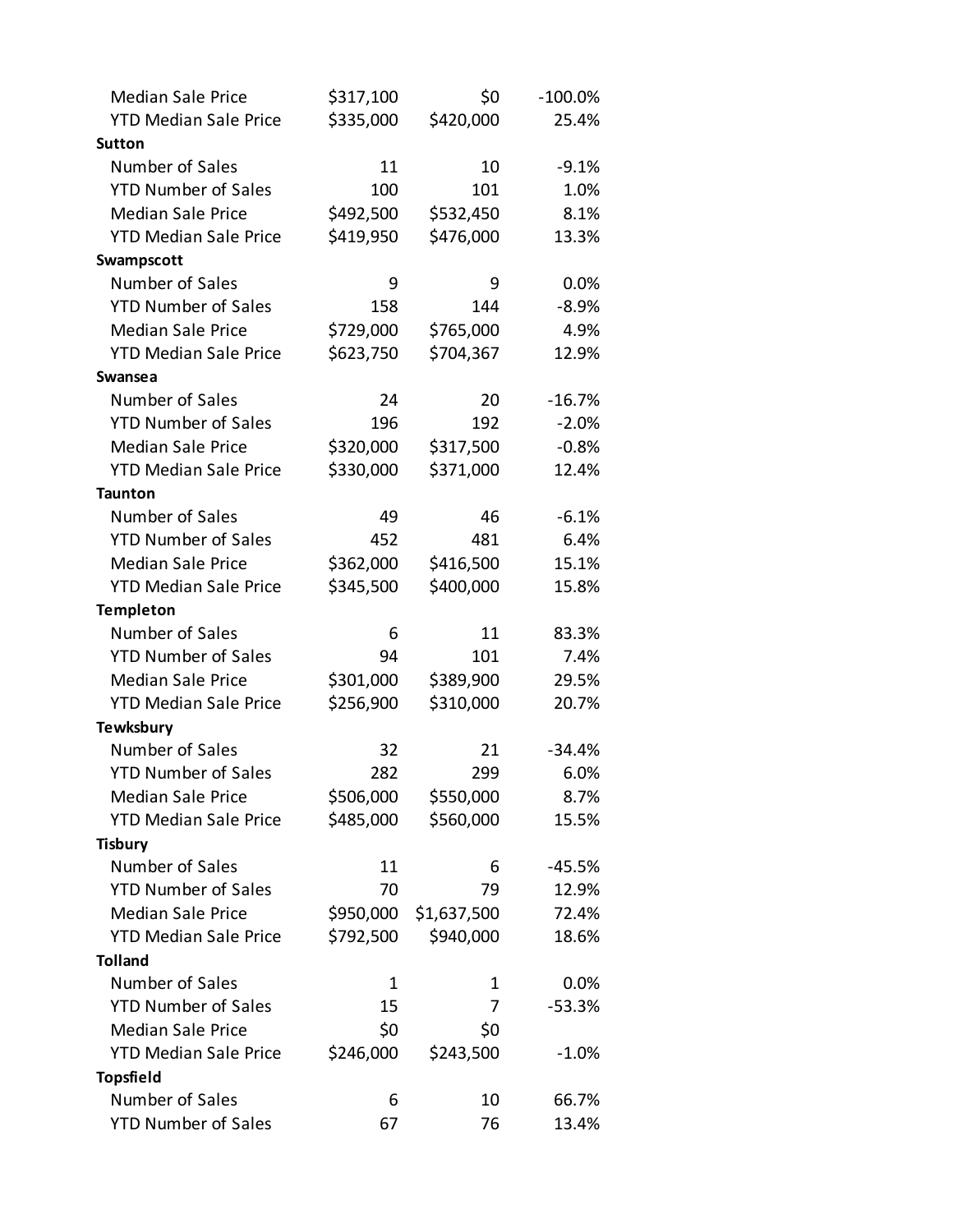| | | | |
|---|---|---|---|
| Median Sale Price | $317,100 | $0 | -100.0% |
| YTD Median Sale Price | $335,000 | $420,000 | 25.4% |
| **Sutton** | | | |
| Number of Sales | 11 | 10 | -9.1% |
| YTD Number of Sales | 100 | 101 | 1.0% |
| Median Sale Price | $492,500 | $532,450 | 8.1% |
| YTD Median Sale Price | $419,950 | $476,000 | 13.3% |
| **Swampscott** | | | |
| Number of Sales | 9 | 9 | 0.0% |
| YTD Number of Sales | 158 | 144 | -8.9% |
| Median Sale Price | $729,000 | $765,000 | 4.9% |
| YTD Median Sale Price | $623,750 | $704,367 | 12.9% |
| **Swansea** | | | |
| Number of Sales | 24 | 20 | -16.7% |
| YTD Number of Sales | 196 | 192 | -2.0% |
| Median Sale Price | $320,000 | $317,500 | -0.8% |
| YTD Median Sale Price | $330,000 | $371,000 | 12.4% |
| **Taunton** | | | |
| Number of Sales | 49 | 46 | -6.1% |
| YTD Number of Sales | 452 | 481 | 6.4% |
| Median Sale Price | $362,000 | $416,500 | 15.1% |
| YTD Median Sale Price | $345,500 | $400,000 | 15.8% |
| **Templeton** | | | |
| Number of Sales | 6 | 11 | 83.3% |
| YTD Number of Sales | 94 | 101 | 7.4% |
| Median Sale Price | $301,000 | $389,900 | 29.5% |
| YTD Median Sale Price | $256,900 | $310,000 | 20.7% |
| **Tewksbury** | | | |
| Number of Sales | 32 | 21 | -34.4% |
| YTD Number of Sales | 282 | 299 | 6.0% |
| Median Sale Price | $506,000 | $550,000 | 8.7% |
| YTD Median Sale Price | $485,000 | $560,000 | 15.5% |
| **Tisbury** | | | |
| Number of Sales | 11 | 6 | -45.5% |
| YTD Number of Sales | 70 | 79 | 12.9% |
| Median Sale Price | $950,000 | $1,637,500 | 72.4% |
| YTD Median Sale Price | $792,500 | $940,000 | 18.6% |
| **Tolland** | | | |
| Number of Sales | 1 | 1 | 0.0% |
| YTD Number of Sales | 15 | 7 | -53.3% |
| Median Sale Price | $0 | $0 | |
| YTD Median Sale Price | $246,000 | $243,500 | -1.0% |
| **Topsfield** | | | |
| Number of Sales | 6 | 10 | 66.7% |
| YTD Number of Sales | 67 | 76 | 13.4% |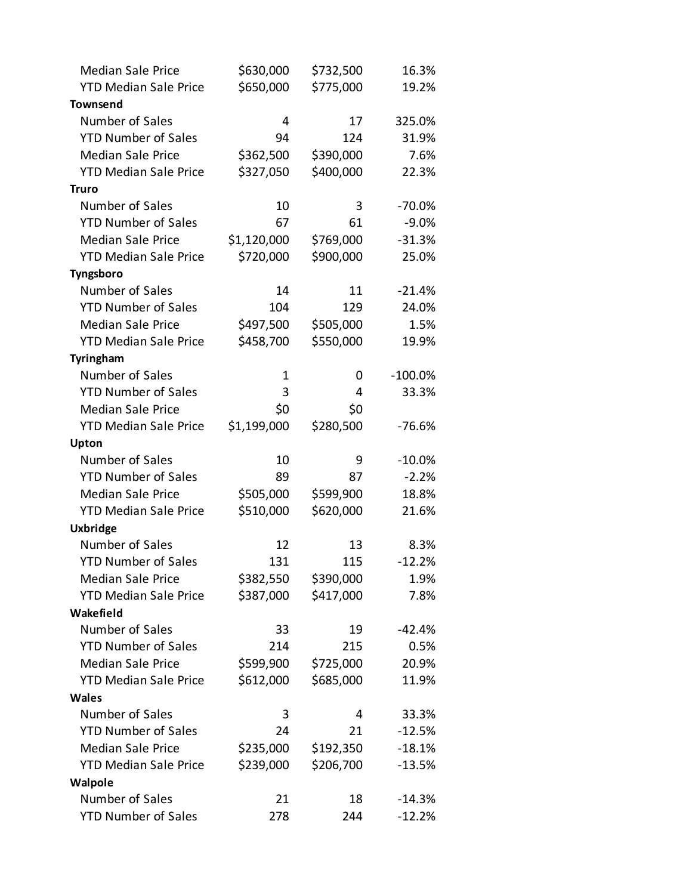| | | | |
|---|---|---|---|
| Median Sale Price | $630,000 | $732,500 | 16.3% |
| YTD Median Sale Price | $650,000 | $775,000 | 19.2% |
| **Townsend** | | | |
| Number of Sales | 4 | 17 | 325.0% |
| YTD Number of Sales | 94 | 124 | 31.9% |
| Median Sale Price | $362,500 | $390,000 | 7.6% |
| YTD Median Sale Price | $327,050 | $400,000 | 22.3% |
| **Truro** | | | |
| Number of Sales | 10 | 3 | -70.0% |
| YTD Number of Sales | 67 | 61 | -9.0% |
| Median Sale Price | $1,120,000 | $769,000 | -31.3% |
| YTD Median Sale Price | $720,000 | $900,000 | 25.0% |
| **Tyngsboro** | | | |
| Number of Sales | 14 | 11 | -21.4% |
| YTD Number of Sales | 104 | 129 | 24.0% |
| Median Sale Price | $497,500 | $505,000 | 1.5% |
| YTD Median Sale Price | $458,700 | $550,000 | 19.9% |
| **Tyringham** | | | |
| Number of Sales | 1 | 0 | -100.0% |
| YTD Number of Sales | 3 | 4 | 33.3% |
| Median Sale Price | $0 | $0 | |
| YTD Median Sale Price | $1,199,000 | $280,500 | -76.6% |
| **Upton** | | | |
| Number of Sales | 10 | 9 | -10.0% |
| YTD Number of Sales | 89 | 87 | -2.2% |
| Median Sale Price | $505,000 | $599,900 | 18.8% |
| YTD Median Sale Price | $510,000 | $620,000 | 21.6% |
| **Uxbridge** | | | |
| Number of Sales | 12 | 13 | 8.3% |
| YTD Number of Sales | 131 | 115 | -12.2% |
| Median Sale Price | $382,550 | $390,000 | 1.9% |
| YTD Median Sale Price | $387,000 | $417,000 | 7.8% |
| **Wakefield** | | | |
| Number of Sales | 33 | 19 | -42.4% |
| YTD Number of Sales | 214 | 215 | 0.5% |
| Median Sale Price | $599,900 | $725,000 | 20.9% |
| YTD Median Sale Price | $612,000 | $685,000 | 11.9% |
| **Wales** | | | |
| Number of Sales | 3 | 4 | 33.3% |
| YTD Number of Sales | 24 | 21 | -12.5% |
| Median Sale Price | $235,000 | $192,350 | -18.1% |
| YTD Median Sale Price | $239,000 | $206,700 | -13.5% |
| **Walpole** | | | |
| Number of Sales | 21 | 18 | -14.3% |
| YTD Number of Sales | 278 | 244 | -12.2% |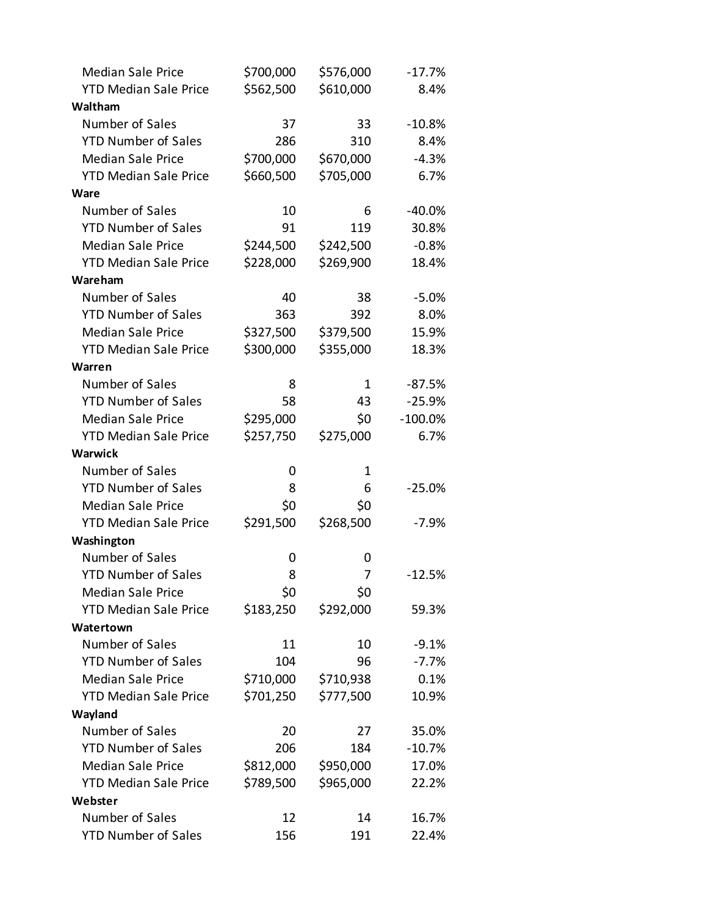| | | | |
|---|---|---|---|
| Median Sale Price | $700,000 | $576,000 | -17.7% |
| YTD Median Sale Price | $562,500 | $610,000 | 8.4% |
| **Waltham** | | | |
| Number of Sales | 37 | 33 | -10.8% |
| YTD Number of Sales | 286 | 310 | 8.4% |
| Median Sale Price | $700,000 | $670,000 | -4.3% |
| YTD Median Sale Price | $660,500 | $705,000 | 6.7% |
| **Ware** | | | |
| Number of Sales | 10 | 6 | -40.0% |
| YTD Number of Sales | 91 | 119 | 30.8% |
| Median Sale Price | $244,500 | $242,500 | -0.8% |
| YTD Median Sale Price | $228,000 | $269,900 | 18.4% |
| **Wareham** | | | |
| Number of Sales | 40 | 38 | -5.0% |
| YTD Number of Sales | 363 | 392 | 8.0% |
| Median Sale Price | $327,500 | $379,500 | 15.9% |
| YTD Median Sale Price | $300,000 | $355,000 | 18.3% |
| **Warren** | | | |
| Number of Sales | 8 | 1 | -87.5% |
| YTD Number of Sales | 58 | 43 | -25.9% |
| Median Sale Price | $295,000 | $0 | -100.0% |
| YTD Median Sale Price | $257,750 | $275,000 | 6.7% |
| **Warwick** | | | |
| Number of Sales | 0 | 1 | |
| YTD Number of Sales | 8 | 6 | -25.0% |
| Median Sale Price | $0 | $0 | |
| YTD Median Sale Price | $291,500 | $268,500 | -7.9% |
| **Washington** | | | |
| Number of Sales | 0 | 0 | |
| YTD Number of Sales | 8 | 7 | -12.5% |
| Median Sale Price | $0 | $0 | |
| YTD Median Sale Price | $183,250 | $292,000 | 59.3% |
| **Watertown** | | | |
| Number of Sales | 11 | 10 | -9.1% |
| YTD Number of Sales | 104 | 96 | -7.7% |
| Median Sale Price | $710,000 | $710,938 | 0.1% |
| YTD Median Sale Price | $701,250 | $777,500 | 10.9% |
| **Wayland** | | | |
| Number of Sales | 20 | 27 | 35.0% |
| YTD Number of Sales | 206 | 184 | -10.7% |
| Median Sale Price | $812,000 | $950,000 | 17.0% |
| YTD Median Sale Price | $789,500 | $965,000 | 22.2% |
| **Webster** | | | |
| Number of Sales | 12 | 14 | 16.7% |
| YTD Number of Sales | 156 | 191 | 22.4% |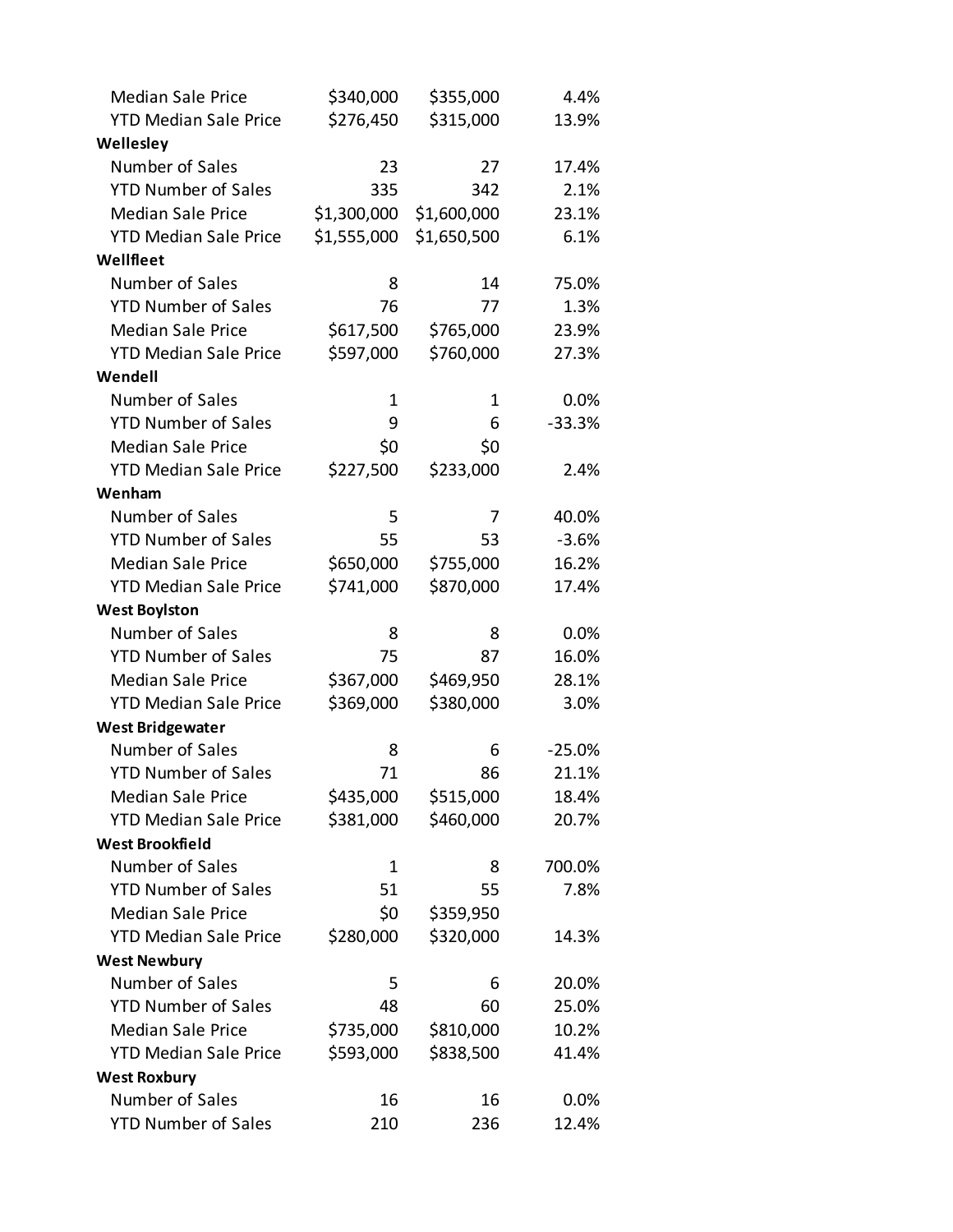| | | | |
|---|---|---|---|
| Median Sale Price | $340,000 | $355,000 | 4.4% |
| YTD Median Sale Price | $276,450 | $315,000 | 13.9% |
| **Wellesley** | | | |
| Number of Sales | 23 | 27 | 17.4% |
| YTD Number of Sales | 335 | 342 | 2.1% |
| Median Sale Price | $1,300,000 | $1,600,000 | 23.1% |
| YTD Median Sale Price | $1,555,000 | $1,650,500 | 6.1% |
| **Wellfleet** | | | |
| Number of Sales | 8 | 14 | 75.0% |
| YTD Number of Sales | 76 | 77 | 1.3% |
| Median Sale Price | $617,500 | $765,000 | 23.9% |
| YTD Median Sale Price | $597,000 | $760,000 | 27.3% |
| **Wendell** | | | |
| Number of Sales | 1 | 1 | 0.0% |
| YTD Number of Sales | 9 | 6 | -33.3% |
| Median Sale Price | $0 | $0 | |
| YTD Median Sale Price | $227,500 | $233,000 | 2.4% |
| **Wenham** | | | |
| Number of Sales | 5 | 7 | 40.0% |
| YTD Number of Sales | 55 | 53 | -3.6% |
| Median Sale Price | $650,000 | $755,000 | 16.2% |
| YTD Median Sale Price | $741,000 | $870,000 | 17.4% |
| **West Boylston** | | | |
| Number of Sales | 8 | 8 | 0.0% |
| YTD Number of Sales | 75 | 87 | 16.0% |
| Median Sale Price | $367,000 | $469,950 | 28.1% |
| YTD Median Sale Price | $369,000 | $380,000 | 3.0% |
| **West Bridgewater** | | | |
| Number of Sales | 8 | 6 | -25.0% |
| YTD Number of Sales | 71 | 86 | 21.1% |
| Median Sale Price | $435,000 | $515,000 | 18.4% |
| YTD Median Sale Price | $381,000 | $460,000 | 20.7% |
| **West Brookfield** | | | |
| Number of Sales | 1 | 8 | 700.0% |
| YTD Number of Sales | 51 | 55 | 7.8% |
| Median Sale Price | $0 | $359,950 | |
| YTD Median Sale Price | $280,000 | $320,000 | 14.3% |
| **West Newbury** | | | |
| Number of Sales | 5 | 6 | 20.0% |
| YTD Number of Sales | 48 | 60 | 25.0% |
| Median Sale Price | $735,000 | $810,000 | 10.2% |
| YTD Median Sale Price | $593,000 | $838,500 | 41.4% |
| **West Roxbury** | | | |
| Number of Sales | 16 | 16 | 0.0% |
| YTD Number of Sales | 210 | 236 | 12.4% |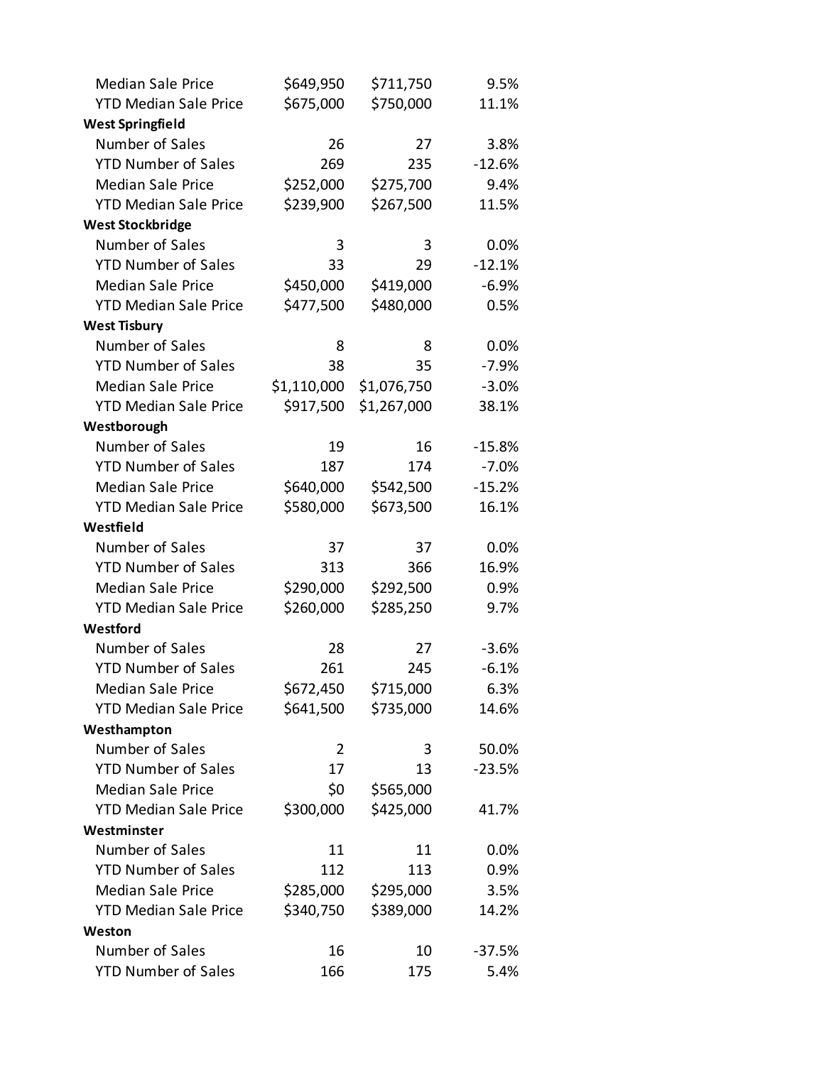| | | | |
|---|---|---|---|
| Median Sale Price | $649,950 | $711,750 | 9.5% |
| YTD Median Sale Price | $675,000 | $750,000 | 11.1% |
| **West Springfield** | | | |
| Number of Sales | 26 | 27 | 3.8% |
| YTD Number of Sales | 269 | 235 | -12.6% |
| Median Sale Price | $252,000 | $275,700 | 9.4% |
| YTD Median Sale Price | $239,900 | $267,500 | 11.5% |
| **West Stockbridge** | | | |
| Number of Sales | 3 | 3 | 0.0% |
| YTD Number of Sales | 33 | 29 | -12.1% |
| Median Sale Price | $450,000 | $419,000 | -6.9% |
| YTD Median Sale Price | $477,500 | $480,000 | 0.5% |
| **West Tisbury** | | | |
| Number of Sales | 8 | 8 | 0.0% |
| YTD Number of Sales | 38 | 35 | -7.9% |
| Median Sale Price | $1,110,000 | $1,076,750 | -3.0% |
| YTD Median Sale Price | $917,500 | $1,267,000 | 38.1% |
| **Westborough** | | | |
| Number of Sales | 19 | 16 | -15.8% |
| YTD Number of Sales | 187 | 174 | -7.0% |
| Median Sale Price | $640,000 | $542,500 | -15.2% |
| YTD Median Sale Price | $580,000 | $673,500 | 16.1% |
| **Westfield** | | | |
| Number of Sales | 37 | 37 | 0.0% |
| YTD Number of Sales | 313 | 366 | 16.9% |
| Median Sale Price | $290,000 | $292,500 | 0.9% |
| YTD Median Sale Price | $260,000 | $285,250 | 9.7% |
| **Westford** | | | |
| Number of Sales | 28 | 27 | -3.6% |
| YTD Number of Sales | 261 | 245 | -6.1% |
| Median Sale Price | $672,450 | $715,000 | 6.3% |
| YTD Median Sale Price | $641,500 | $735,000 | 14.6% |
| **Westhampton** | | | |
| Number of Sales | 2 | 3 | 50.0% |
| YTD Number of Sales | 17 | 13 | -23.5% |
| Median Sale Price | $0 | $565,000 | |
| YTD Median Sale Price | $300,000 | $425,000 | 41.7% |
| **Westminster** | | | |
| Number of Sales | 11 | 11 | 0.0% |
| YTD Number of Sales | 112 | 113 | 0.9% |
| Median Sale Price | $285,000 | $295,000 | 3.5% |
| YTD Median Sale Price | $340,750 | $389,000 | 14.2% |
| **Weston** | | | |
| Number of Sales | 16 | 10 | -37.5% |
| YTD Number of Sales | 166 | 175 | 5.4% |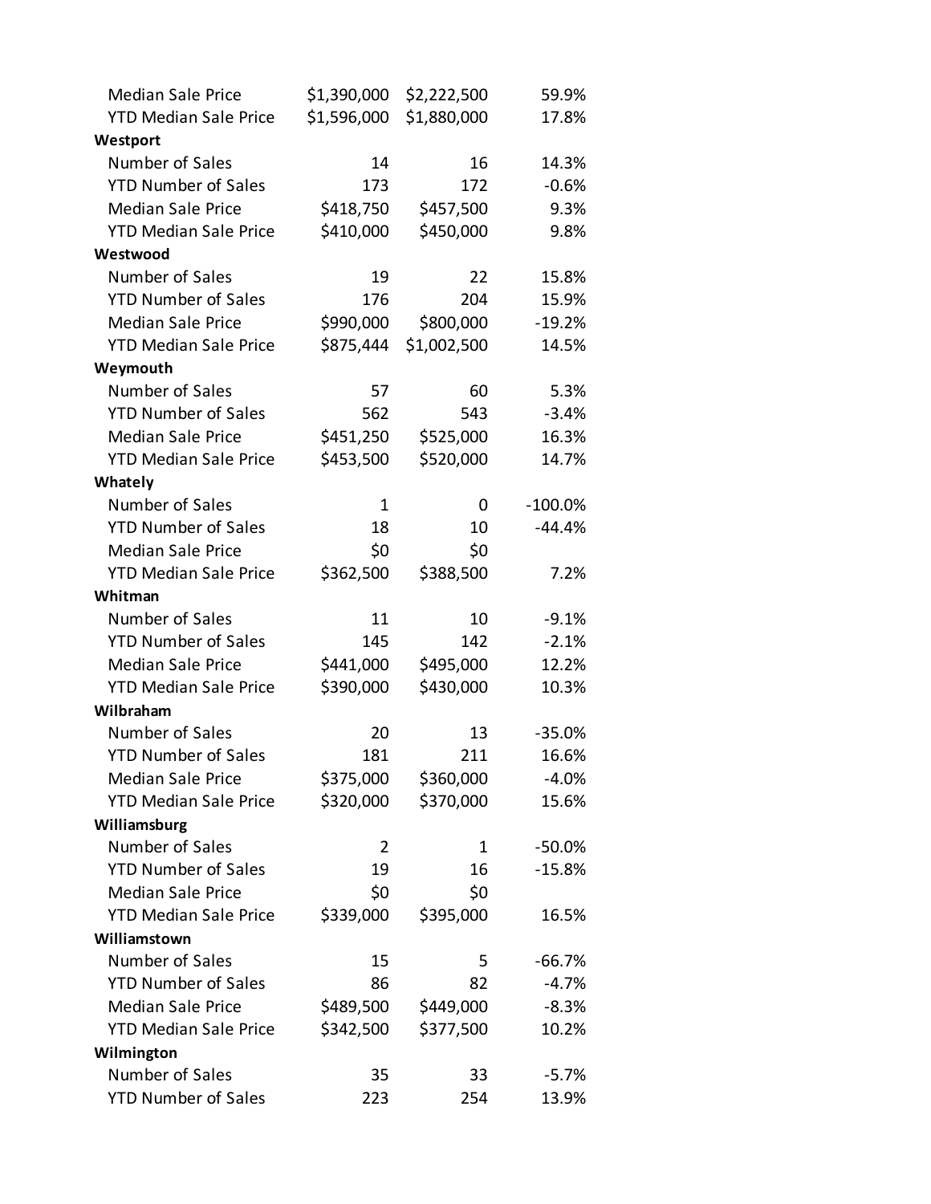| | | | |
|---|---|---|---|
| Median Sale Price | $1,390,000 | $2,222,500 | 59.9% |
| YTD Median Sale Price | $1,596,000 | $1,880,000 | 17.8% |
| **Westport** | | | |
| Number of Sales | 14 | 16 | 14.3% |
| YTD Number of Sales | 173 | 172 | -0.6% |
| Median Sale Price | $418,750 | $457,500 | 9.3% |
| YTD Median Sale Price | $410,000 | $450,000 | 9.8% |
| **Westwood** | | | |
| Number of Sales | 19 | 22 | 15.8% |
| YTD Number of Sales | 176 | 204 | 15.9% |
| Median Sale Price | $990,000 | $800,000 | -19.2% |
| YTD Median Sale Price | $875,444 | $1,002,500 | 14.5% |
| **Weymouth** | | | |
| Number of Sales | 57 | 60 | 5.3% |
| YTD Number of Sales | 562 | 543 | -3.4% |
| Median Sale Price | $451,250 | $525,000 | 16.3% |
| YTD Median Sale Price | $453,500 | $520,000 | 14.7% |
| **Whately** | | | |
| Number of Sales | 1 | 0 | -100.0% |
| YTD Number of Sales | 18 | 10 | -44.4% |
| Median Sale Price | $0 | $0 | |
| YTD Median Sale Price | $362,500 | $388,500 | 7.2% |
| **Whitman** | | | |
| Number of Sales | 11 | 10 | -9.1% |
| YTD Number of Sales | 145 | 142 | -2.1% |
| Median Sale Price | $441,000 | $495,000 | 12.2% |
| YTD Median Sale Price | $390,000 | $430,000 | 10.3% |
| **Wilbraham** | | | |
| Number of Sales | 20 | 13 | -35.0% |
| YTD Number of Sales | 181 | 211 | 16.6% |
| Median Sale Price | $375,000 | $360,000 | -4.0% |
| YTD Median Sale Price | $320,000 | $370,000 | 15.6% |
| **Williamsburg** | | | |
| Number of Sales | 2 | 1 | -50.0% |
| YTD Number of Sales | 19 | 16 | -15.8% |
| Median Sale Price | $0 | $0 | |
| YTD Median Sale Price | $339,000 | $395,000 | 16.5% |
| **Williamstown** | | | |
| Number of Sales | 15 | 5 | -66.7% |
| YTD Number of Sales | 86 | 82 | -4.7% |
| Median Sale Price | $489,500 | $449,000 | -8.3% |
| YTD Median Sale Price | $342,500 | $377,500 | 10.2% |
| **Wilmington** | | | |
| Number of Sales | 35 | 33 | -5.7% |
| YTD Number of Sales | 223 | 254 | 13.9% |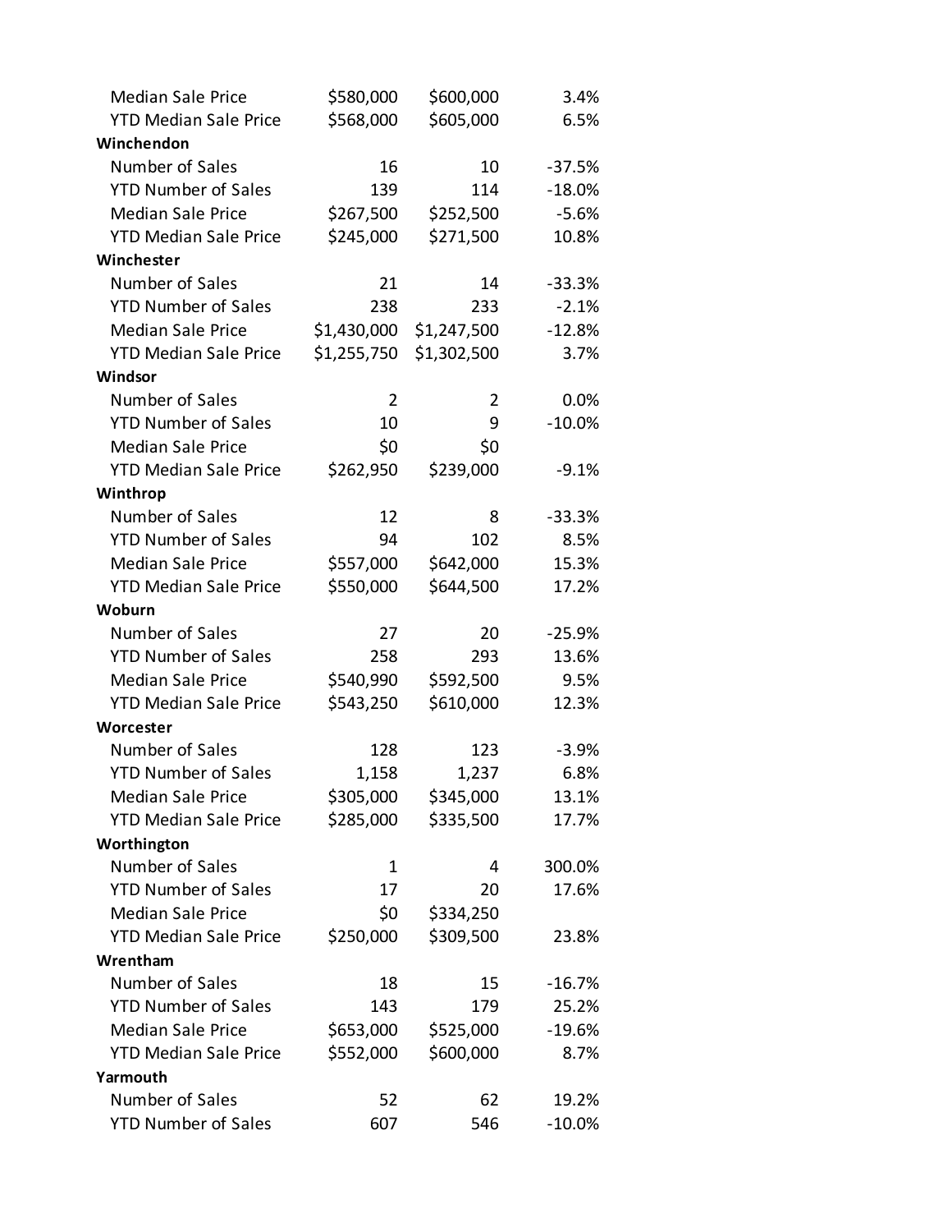| | | | |
|---|---|---|---|
| Median Sale Price | $580,000 | $600,000 | 3.4% |
| YTD Median Sale Price | $568,000 | $605,000 | 6.5% |
| **Winchendon** | | | |
| Number of Sales | 16 | 10 | -37.5% |
| YTD Number of Sales | 139 | 114 | -18.0% |
| Median Sale Price | $267,500 | $252,500 | -5.6% |
| YTD Median Sale Price | $245,000 | $271,500 | 10.8% |
| **Winchester** | | | |
| Number of Sales | 21 | 14 | -33.3% |
| YTD Number of Sales | 238 | 233 | -2.1% |
| Median Sale Price | $1,430,000 | $1,247,500 | -12.8% |
| YTD Median Sale Price | $1,255,750 | $1,302,500 | 3.7% |
| **Windsor** | | | |
| Number of Sales | 2 | 2 | 0.0% |
| YTD Number of Sales | 10 | 9 | -10.0% |
| Median Sale Price | $0 | $0 | |
| YTD Median Sale Price | $262,950 | $239,000 | -9.1% |
| **Winthrop** | | | |
| Number of Sales | 12 | 8 | -33.3% |
| YTD Number of Sales | 94 | 102 | 8.5% |
| Median Sale Price | $557,000 | $642,000 | 15.3% |
| YTD Median Sale Price | $550,000 | $644,500 | 17.2% |
| **Woburn** | | | |
| Number of Sales | 27 | 20 | -25.9% |
| YTD Number of Sales | 258 | 293 | 13.6% |
| Median Sale Price | $540,990 | $592,500 | 9.5% |
| YTD Median Sale Price | $543,250 | $610,000 | 12.3% |
| **Worcester** | | | |
| Number of Sales | 128 | 123 | -3.9% |
| YTD Number of Sales | 1,158 | 1,237 | 6.8% |
| Median Sale Price | $305,000 | $345,000 | 13.1% |
| YTD Median Sale Price | $285,000 | $335,500 | 17.7% |
| **Worthington** | | | |
| Number of Sales | 1 | 4 | 300.0% |
| YTD Number of Sales | 17 | 20 | 17.6% |
| Median Sale Price | $0 | $334,250 | |
| YTD Median Sale Price | $250,000 | $309,500 | 23.8% |
| **Wrentham** | | | |
| Number of Sales | 18 | 15 | -16.7% |
| YTD Number of Sales | 143 | 179 | 25.2% |
| Median Sale Price | $653,000 | $525,000 | -19.6% |
| YTD Median Sale Price | $552,000 | $600,000 | 8.7% |
| **Yarmouth** | | | |
| Number of Sales | 52 | 62 | 19.2% |
| YTD Number of Sales | 607 | 546 | -10.0% |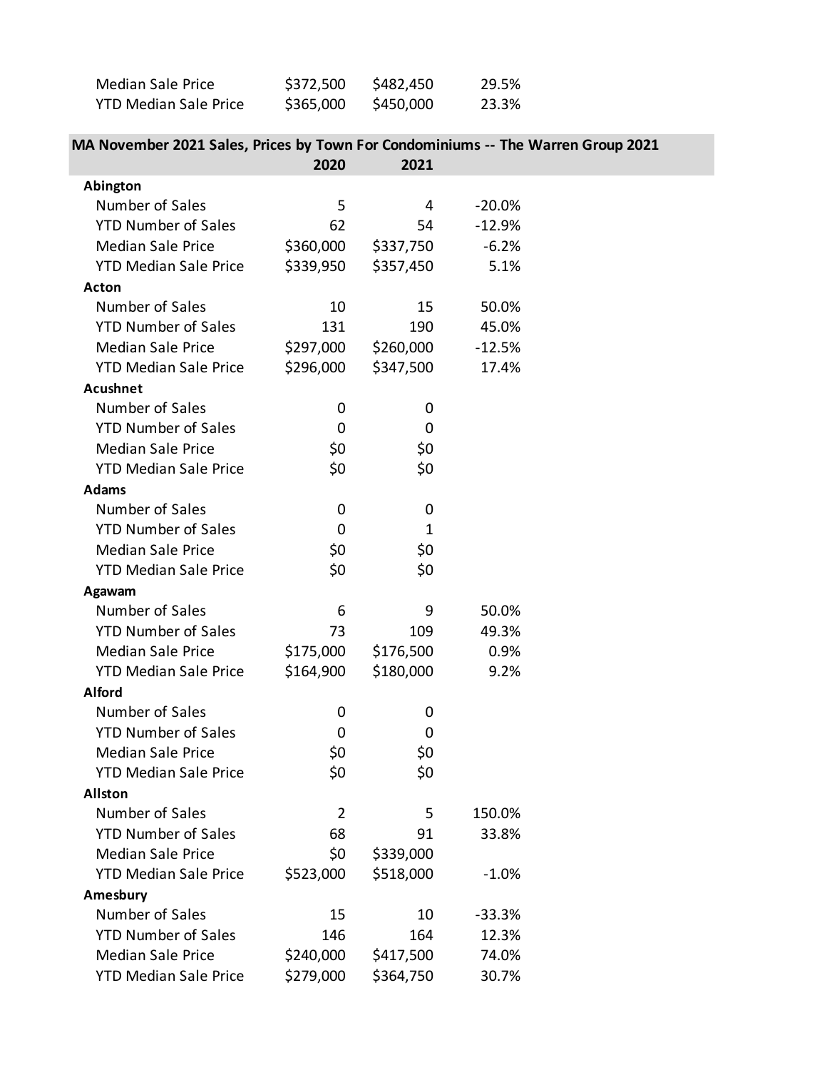| | | | |
|---|---|---|---|
| Median Sale Price | $372,500 | $482,450 | 29.5% |
| YTD Median Sale Price | $365,000 | $450,000 | 23.3% |

## MA November 2021 Sales, Prices by Town For Condominiums -- The Warren Group 2021

| | 2020 | 2021 | |
|---|---|---|---|
| **Abington** | | | |
| Number of Sales | 5 | 4 | -20.0% |
| YTD Number of Sales | 62 | 54 | -12.9% |
| Median Sale Price | $360,000 | $337,750 | -6.2% |
| YTD Median Sale Price | $339,950 | $357,450 | 5.1% |
| **Acton** | | | |
| Number of Sales | 10 | 15 | 50.0% |
| YTD Number of Sales | 131 | 190 | 45.0% |
| Median Sale Price | $297,000 | $260,000 | -12.5% |
| YTD Median Sale Price | $296,000 | $347,500 | 17.4% |
| **Acushnet** | | | |
| Number of Sales | 0 | 0 | |
| YTD Number of Sales | 0 | 0 | |
| Median Sale Price | $0 | $0 | |
| YTD Median Sale Price | $0 | $0 | |
| **Adams** | | | |
| Number of Sales | 0 | 0 | |
| YTD Number of Sales | 0 | 1 | |
| Median Sale Price | $0 | $0 | |
| YTD Median Sale Price | $0 | $0 | |
| **Agawam** | | | |
| Number of Sales | 6 | 9 | 50.0% |
| YTD Number of Sales | 73 | 109 | 49.3% |
| Median Sale Price | $175,000 | $176,500 | 0.9% |
| YTD Median Sale Price | $164,900 | $180,000 | 9.2% |
| **Alford** | | | |
| Number of Sales | 0 | 0 | |
| YTD Number of Sales | 0 | 0 | |
| Median Sale Price | $0 | $0 | |
| YTD Median Sale Price | $0 | $0 | |
| **Allston** | | | |
| Number of Sales | 2 | 5 | 150.0% |
| YTD Number of Sales | 68 | 91 | 33.8% |
| Median Sale Price | $0 | $339,000 | |
| YTD Median Sale Price | $523,000 | $518,000 | -1.0% |
| **Amesbury** | | | |
| Number of Sales | 15 | 10 | -33.3% |
| YTD Number of Sales | 146 | 164 | 12.3% |
| Median Sale Price | $240,000 | $417,500 | 74.0% |
| YTD Median Sale Price | $279,000 | $364,750 | 30.7% |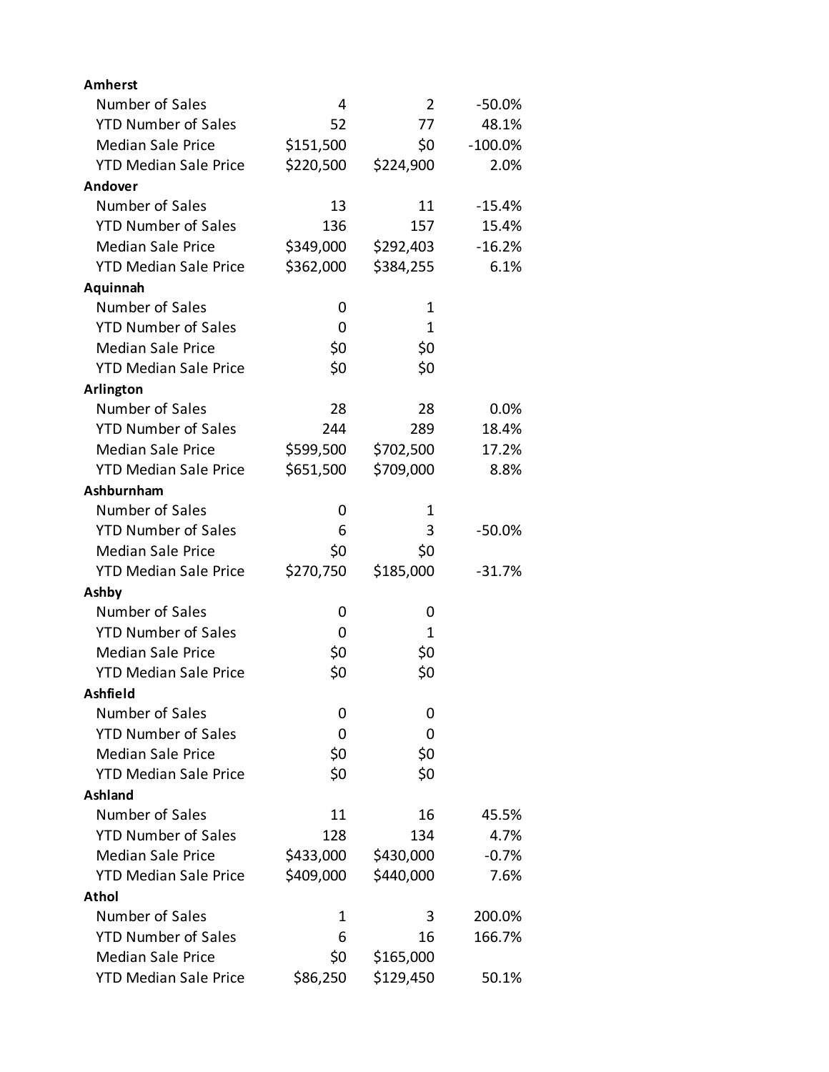| | | | |
|---|---|---|---|
| **Amherst** | | | |
| Number of Sales | 4 | 2 | -50.0% |
| YTD Number of Sales | 52 | 77 | 48.1% |
| Median Sale Price | $151,500 | $0 | -100.0% |
| YTD Median Sale Price | $220,500 | $224,900 | 2.0% |
| **Andover** | | | |
| Number of Sales | 13 | 11 | -15.4% |
| YTD Number of Sales | 136 | 157 | 15.4% |
| Median Sale Price | $349,000 | $292,403 | -16.2% |
| YTD Median Sale Price | $362,000 | $384,255 | 6.1% |
| **Aquinnah** | | | |
| Number of Sales | 0 | 1 | |
| YTD Number of Sales | 0 | 1 | |
| Median Sale Price | $0 | $0 | |
| YTD Median Sale Price | $0 | $0 | |
| **Arlington** | | | |
| Number of Sales | 28 | 28 | 0.0% |
| YTD Number of Sales | 244 | 289 | 18.4% |
| Median Sale Price | $599,500 | $702,500 | 17.2% |
| YTD Median Sale Price | $651,500 | $709,000 | 8.8% |
| **Ashburnham** | | | |
| Number of Sales | 0 | 1 | |
| YTD Number of Sales | 6 | 3 | -50.0% |
| Median Sale Price | $0 | $0 | |
| YTD Median Sale Price | $270,750 | $185,000 | -31.7% |
| **Ashby** | | | |
| Number of Sales | 0 | 0 | |
| YTD Number of Sales | 0 | 1 | |
| Median Sale Price | $0 | $0 | |
| YTD Median Sale Price | $0 | $0 | |
| **Ashfield** | | | |
| Number of Sales | 0 | 0 | |
| YTD Number of Sales | 0 | 0 | |
| Median Sale Price | $0 | $0 | |
| YTD Median Sale Price | $0 | $0 | |
| **Ashland** | | | |
| Number of Sales | 11 | 16 | 45.5% |
| YTD Number of Sales | 128 | 134 | 4.7% |
| Median Sale Price | $433,000 | $430,000 | -0.7% |
| YTD Median Sale Price | $409,000 | $440,000 | 7.6% |
| **Athol** | | | |
| Number of Sales | 1 | 3 | 200.0% |
| YTD Number of Sales | 6 | 16 | 166.7% |
| Median Sale Price | $0 | $165,000 | |
| YTD Median Sale Price | $86,250 | $129,450 | 50.1% |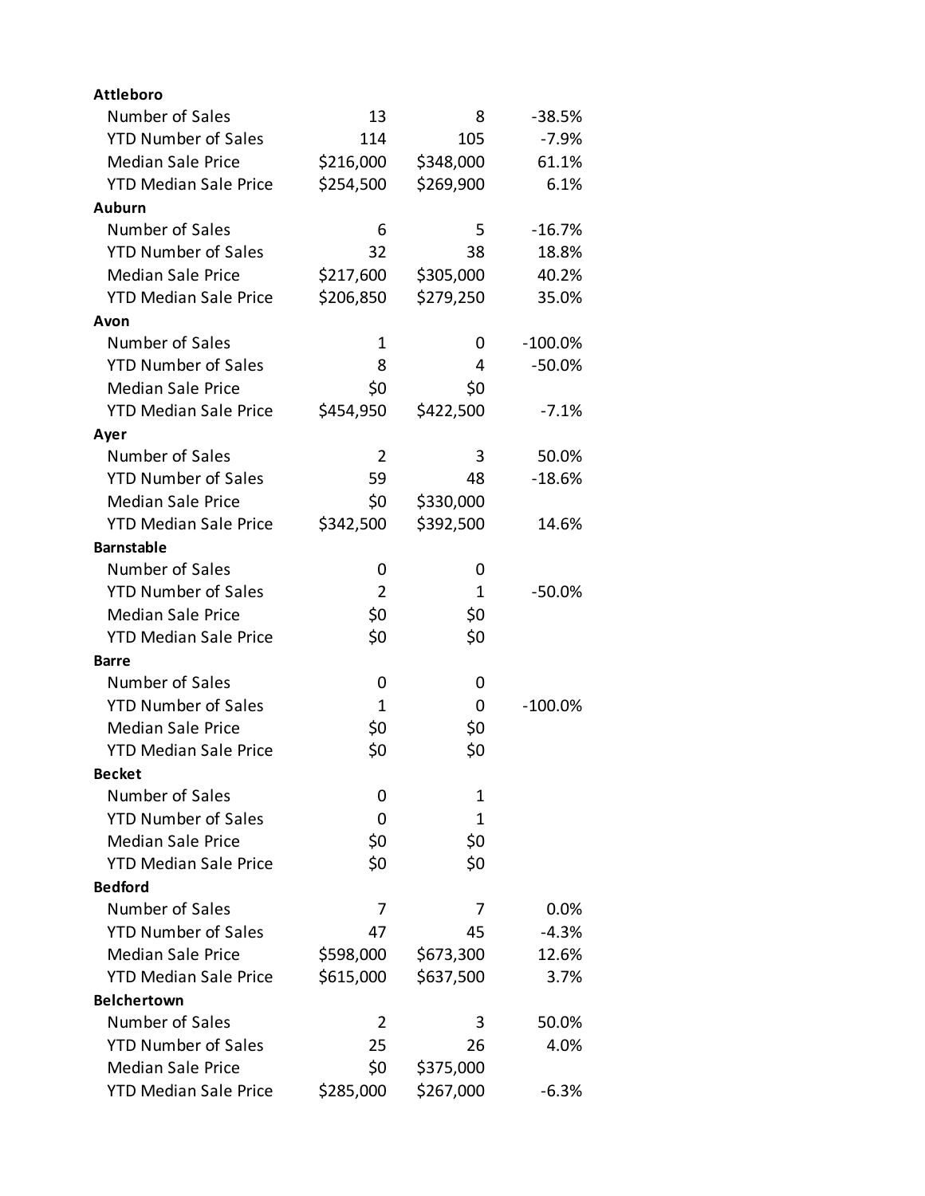| | | | |
|---|---|---|---|
| **Attleboro** | | | |
| Number of Sales | 13 | 8 | -38.5% |
| YTD Number of Sales | 114 | 105 | -7.9% |
| Median Sale Price | $216,000 | $348,000 | 61.1% |
| YTD Median Sale Price | $254,500 | $269,900 | 6.1% |
| **Auburn** | | | |
| Number of Sales | 6 | 5 | -16.7% |
| YTD Number of Sales | 32 | 38 | 18.8% |
| Median Sale Price | $217,600 | $305,000 | 40.2% |
| YTD Median Sale Price | $206,850 | $279,250 | 35.0% |
| **Avon** | | | |
| Number of Sales | 1 | 0 | -100.0% |
| YTD Number of Sales | 8 | 4 | -50.0% |
| Median Sale Price | $0 | $0 | |
| YTD Median Sale Price | $454,950 | $422,500 | -7.1% |
| **Ayer** | | | |
| Number of Sales | 2 | 3 | 50.0% |
| YTD Number of Sales | 59 | 48 | -18.6% |
| Median Sale Price | $0 | $330,000 | |
| YTD Median Sale Price | $342,500 | $392,500 | 14.6% |
| **Barnstable** | | | |
| Number of Sales | 0 | 0 | |
| YTD Number of Sales | 2 | 1 | -50.0% |
| Median Sale Price | $0 | $0 | |
| YTD Median Sale Price | $0 | $0 | |
| **Barre** | | | |
| Number of Sales | 0 | 0 | |
| YTD Number of Sales | 1 | 0 | -100.0% |
| Median Sale Price | $0 | $0 | |
| YTD Median Sale Price | $0 | $0 | |
| **Becket** | | | |
| Number of Sales | 0 | 1 | |
| YTD Number of Sales | 0 | 1 | |
| Median Sale Price | $0 | $0 | |
| YTD Median Sale Price | $0 | $0 | |
| **Bedford** | | | |
| Number of Sales | 7 | 7 | 0.0% |
| YTD Number of Sales | 47 | 45 | -4.3% |
| Median Sale Price | $598,000 | $673,300 | 12.6% |
| YTD Median Sale Price | $615,000 | $637,500 | 3.7% |
| **Belchertown** | | | |
| Number of Sales | 2 | 3 | 50.0% |
| YTD Number of Sales | 25 | 26 | 4.0% |
| Median Sale Price | $0 | $375,000 | |
| YTD Median Sale Price | $285,000 | $267,000 | -6.3% |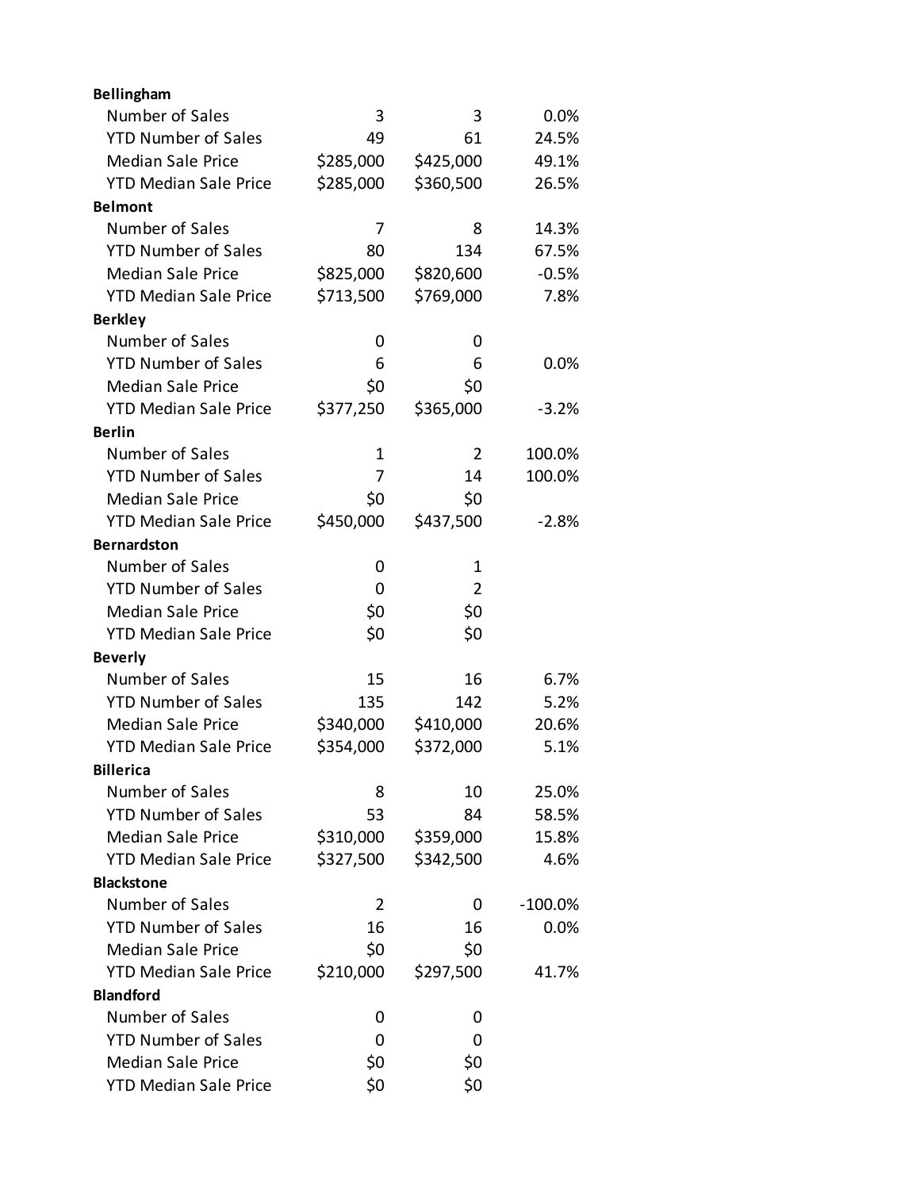| | | | |
|---|---|---|---|
| **Bellingham** | | | |
| Number of Sales | 3 | 3 | 0.0% |
| YTD Number of Sales | 49 | 61 | 24.5% |
| Median Sale Price | $285,000 | $425,000 | 49.1% |
| YTD Median Sale Price | $285,000 | $360,500 | 26.5% |
| **Belmont** | | | |
| Number of Sales | 7 | 8 | 14.3% |
| YTD Number of Sales | 80 | 134 | 67.5% |
| Median Sale Price | $825,000 | $820,600 | -0.5% |
| YTD Median Sale Price | $713,500 | $769,000 | 7.8% |
| **Berkley** | | | |
| Number of Sales | 0 | 0 | |
| YTD Number of Sales | 6 | 6 | 0.0% |
| Median Sale Price | $0 | $0 | |
| YTD Median Sale Price | $377,250 | $365,000 | -3.2% |
| **Berlin** | | | |
| Number of Sales | 1 | 2 | 100.0% |
| YTD Number of Sales | 7 | 14 | 100.0% |
| Median Sale Price | $0 | $0 | |
| YTD Median Sale Price | $450,000 | $437,500 | -2.8% |
| **Bernardston** | | | |
| Number of Sales | 0 | 1 | |
| YTD Number of Sales | 0 | 2 | |
| Median Sale Price | $0 | $0 | |
| YTD Median Sale Price | $0 | $0 | |
| **Beverly** | | | |
| Number of Sales | 15 | 16 | 6.7% |
| YTD Number of Sales | 135 | 142 | 5.2% |
| Median Sale Price | $340,000 | $410,000 | 20.6% |
| YTD Median Sale Price | $354,000 | $372,000 | 5.1% |
| **Billerica** | | | |
| Number of Sales | 8 | 10 | 25.0% |
| YTD Number of Sales | 53 | 84 | 58.5% |
| Median Sale Price | $310,000 | $359,000 | 15.8% |
| YTD Median Sale Price | $327,500 | $342,500 | 4.6% |
| **Blackstone** | | | |
| Number of Sales | 2 | 0 | -100.0% |
| YTD Number of Sales | 16 | 16 | 0.0% |
| Median Sale Price | $0 | $0 | |
| YTD Median Sale Price | $210,000 | $297,500 | 41.7% |
| **Blandford** | | | |
| Number of Sales | 0 | 0 | |
| YTD Number of Sales | 0 | 0 | |
| Median Sale Price | $0 | $0 | |
| YTD Median Sale Price | $0 | $0 | |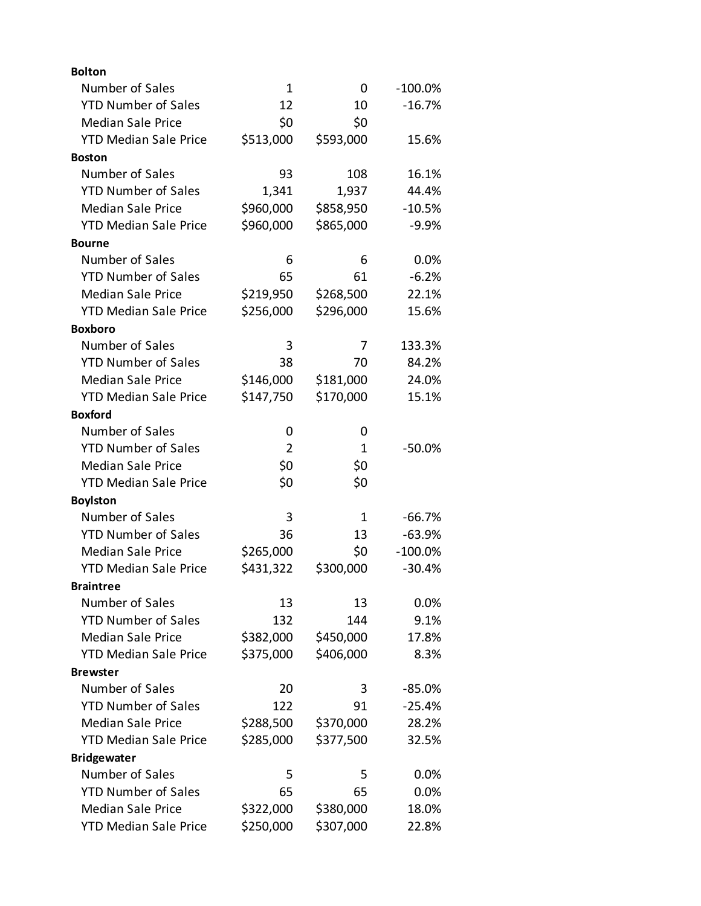| | | | |
|---|---|---|---|
| **Bolton** | | | |
| Number of Sales | 1 | 0 | -100.0% |
| YTD Number of Sales | 12 | 10 | -16.7% |
| Median Sale Price | $0 | $0 | |
| YTD Median Sale Price | $513,000 | $593,000 | 15.6% |
| **Boston** | | | |
| Number of Sales | 93 | 108 | 16.1% |
| YTD Number of Sales | 1,341 | 1,937 | 44.4% |
| Median Sale Price | $960,000 | $858,950 | -10.5% |
| YTD Median Sale Price | $960,000 | $865,000 | -9.9% |
| **Bourne** | | | |
| Number of Sales | 6 | 6 | 0.0% |
| YTD Number of Sales | 65 | 61 | -6.2% |
| Median Sale Price | $219,950 | $268,500 | 22.1% |
| YTD Median Sale Price | $256,000 | $296,000 | 15.6% |
| **Boxboro** | | | |
| Number of Sales | 3 | 7 | 133.3% |
| YTD Number of Sales | 38 | 70 | 84.2% |
| Median Sale Price | $146,000 | $181,000 | 24.0% |
| YTD Median Sale Price | $147,750 | $170,000 | 15.1% |
| **Boxford** | | | |
| Number of Sales | 0 | 0 | |
| YTD Number of Sales | 2 | 1 | -50.0% |
| Median Sale Price | $0 | $0 | |
| YTD Median Sale Price | $0 | $0 | |
| **Boylston** | | | |
| Number of Sales | 3 | 1 | -66.7% |
| YTD Number of Sales | 36 | 13 | -63.9% |
| Median Sale Price | $265,000 | $0 | -100.0% |
| YTD Median Sale Price | $431,322 | $300,000 | -30.4% |
| **Braintree** | | | |
| Number of Sales | 13 | 13 | 0.0% |
| YTD Number of Sales | 132 | 144 | 9.1% |
| Median Sale Price | $382,000 | $450,000 | 17.8% |
| YTD Median Sale Price | $375,000 | $406,000 | 8.3% |
| **Brewster** | | | |
| Number of Sales | 20 | 3 | -85.0% |
| YTD Number of Sales | 122 | 91 | -25.4% |
| Median Sale Price | $288,500 | $370,000 | 28.2% |
| YTD Median Sale Price | $285,000 | $377,500 | 32.5% |
| **Bridgewater** | | | |
| Number of Sales | 5 | 5 | 0.0% |
| YTD Number of Sales | 65 | 65 | 0.0% |
| Median Sale Price | $322,000 | $380,000 | 18.0% |
| YTD Median Sale Price | $250,000 | $307,000 | 22.8% |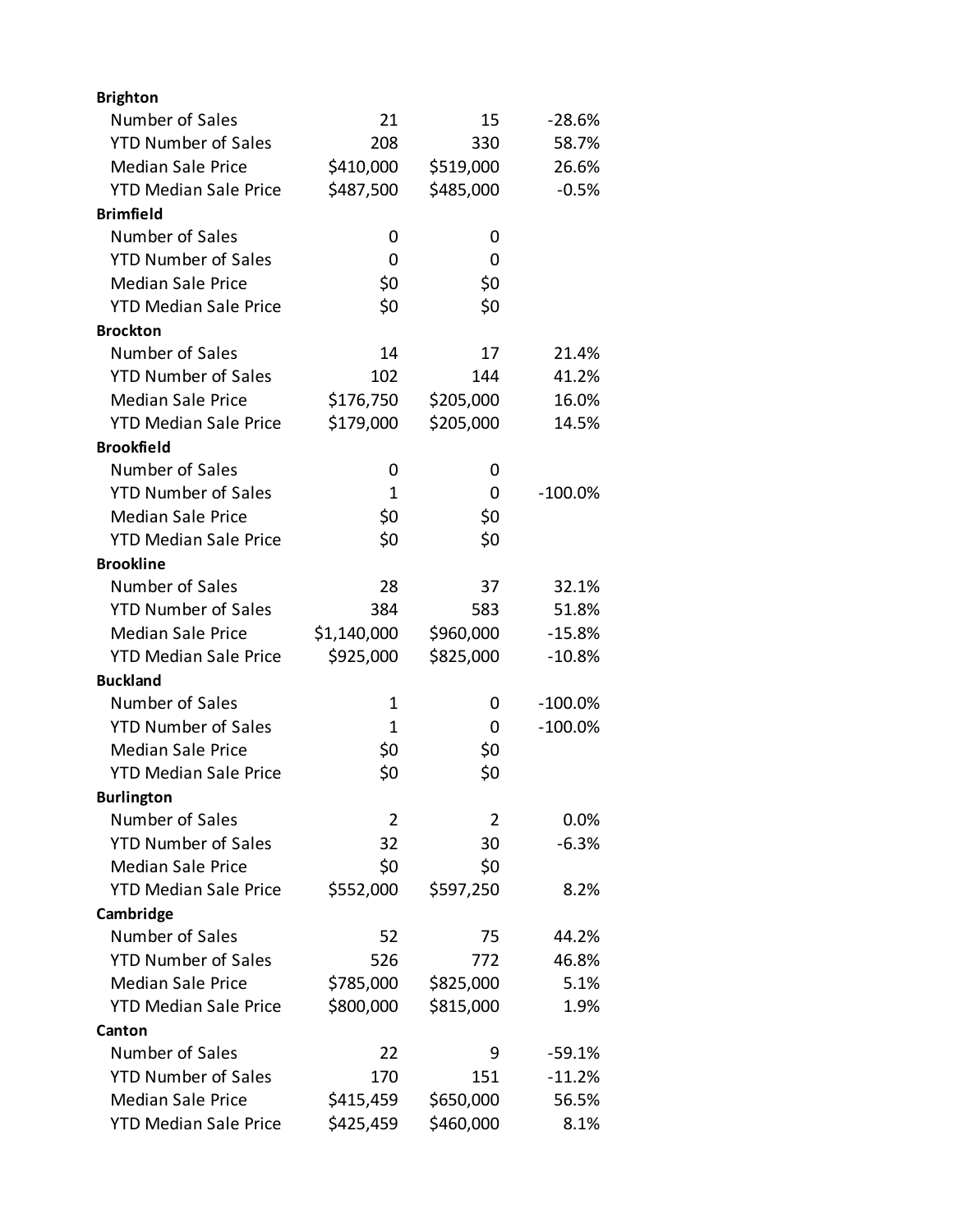| | | | |
|---|---|---|---|
| **Brighton** | | | |
| Number of Sales | 21 | 15 | -28.6% |
| YTD Number of Sales | 208 | 330 | 58.7% |
| Median Sale Price | $410,000 | $519,000 | 26.6% |
| YTD Median Sale Price | $487,500 | $485,000 | -0.5% |
| **Brimfield** | | | |
| Number of Sales | 0 | 0 | |
| YTD Number of Sales | 0 | 0 | |
| Median Sale Price | $0 | $0 | |
| YTD Median Sale Price | $0 | $0 | |
| **Brockton** | | | |
| Number of Sales | 14 | 17 | 21.4% |
| YTD Number of Sales | 102 | 144 | 41.2% |
| Median Sale Price | $176,750 | $205,000 | 16.0% |
| YTD Median Sale Price | $179,000 | $205,000 | 14.5% |
| **Brookfield** | | | |
| Number of Sales | 0 | 0 | |
| YTD Number of Sales | 1 | 0 | -100.0% |
| Median Sale Price | $0 | $0 | |
| YTD Median Sale Price | $0 | $0 | |
| **Brookline** | | | |
| Number of Sales | 28 | 37 | 32.1% |
| YTD Number of Sales | 384 | 583 | 51.8% |
| Median Sale Price | $1,140,000 | $960,000 | -15.8% |
| YTD Median Sale Price | $925,000 | $825,000 | -10.8% |
| **Buckland** | | | |
| Number of Sales | 1 | 0 | -100.0% |
| YTD Number of Sales | 1 | 0 | -100.0% |
| Median Sale Price | $0 | $0 | |
| YTD Median Sale Price | $0 | $0 | |
| **Burlington** | | | |
| Number of Sales | 2 | 2 | 0.0% |
| YTD Number of Sales | 32 | 30 | -6.3% |
| Median Sale Price | $0 | $0 | |
| YTD Median Sale Price | $552,000 | $597,250 | 8.2% |
| **Cambridge** | | | |
| Number of Sales | 52 | 75 | 44.2% |
| YTD Number of Sales | 526 | 772 | 46.8% |
| Median Sale Price | $785,000 | $825,000 | 5.1% |
| YTD Median Sale Price | $800,000 | $815,000 | 1.9% |
| **Canton** | | | |
| Number of Sales | 22 | 9 | -59.1% |
| YTD Number of Sales | 170 | 151 | -11.2% |
| Median Sale Price | $415,459 | $650,000 | 56.5% |
| YTD Median Sale Price | $425,459 | $460,000 | 8.1% |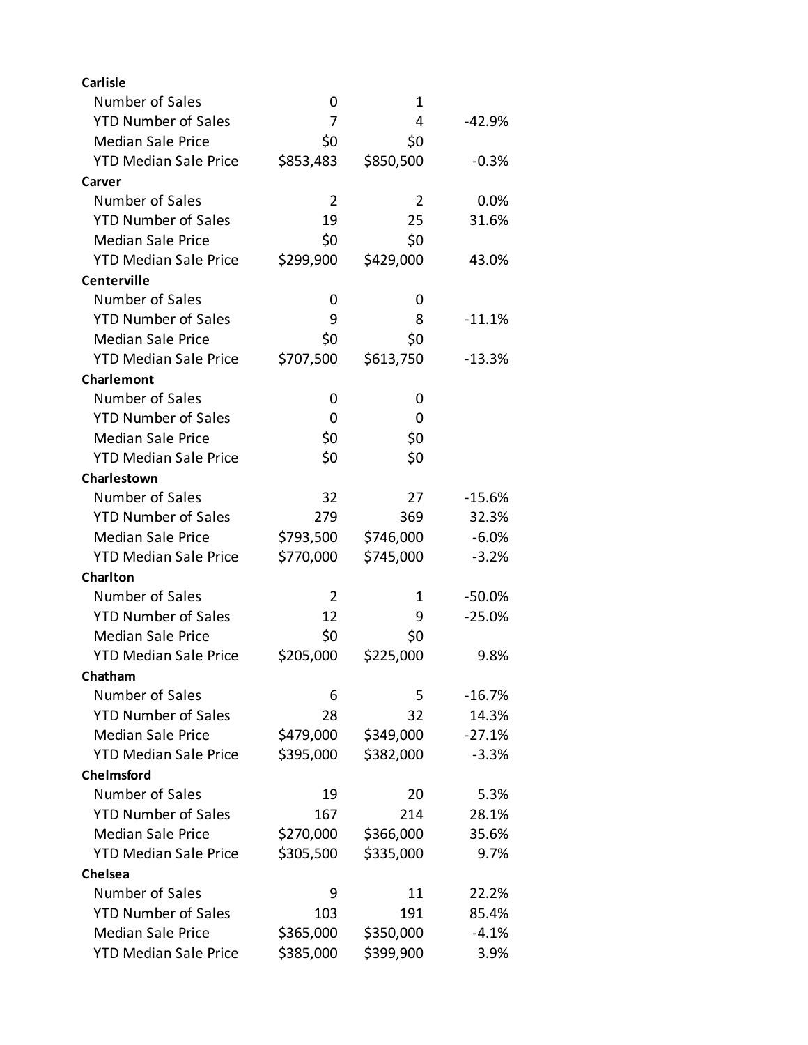| | | | |
|---|---|---|---|
| **Carlisle** | | | |
| Number of Sales | 0 | 1 | |
| YTD Number of Sales | 7 | 4 | -42.9% |
| Median Sale Price | $0 | $0 | |
| YTD Median Sale Price | $853,483 | $850,500 | -0.3% |
| **Carver** | | | |
| Number of Sales | 2 | 2 | 0.0% |
| YTD Number of Sales | 19 | 25 | 31.6% |
| Median Sale Price | $0 | $0 | |
| YTD Median Sale Price | $299,900 | $429,000 | 43.0% |
| **Centerville** | | | |
| Number of Sales | 0 | 0 | |
| YTD Number of Sales | 9 | 8 | -11.1% |
| Median Sale Price | $0 | $0 | |
| YTD Median Sale Price | $707,500 | $613,750 | -13.3% |
| **Charlemont** | | | |
| Number of Sales | 0 | 0 | |
| YTD Number of Sales | 0 | 0 | |
| Median Sale Price | $0 | $0 | |
| YTD Median Sale Price | $0 | $0 | |
| **Charlestown** | | | |
| Number of Sales | 32 | 27 | -15.6% |
| YTD Number of Sales | 279 | 369 | 32.3% |
| Median Sale Price | $793,500 | $746,000 | -6.0% |
| YTD Median Sale Price | $770,000 | $745,000 | -3.2% |
| **Charlton** | | | |
| Number of Sales | 2 | 1 | -50.0% |
| YTD Number of Sales | 12 | 9 | -25.0% |
| Median Sale Price | $0 | $0 | |
| YTD Median Sale Price | $205,000 | $225,000 | 9.8% |
| **Chatham** | | | |
| Number of Sales | 6 | 5 | -16.7% |
| YTD Number of Sales | 28 | 32 | 14.3% |
| Median Sale Price | $479,000 | $349,000 | -27.1% |
| YTD Median Sale Price | $395,000 | $382,000 | -3.3% |
| **Chelmsford** | | | |
| Number of Sales | 19 | 20 | 5.3% |
| YTD Number of Sales | 167 | 214 | 28.1% |
| Median Sale Price | $270,000 | $366,000 | 35.6% |
| YTD Median Sale Price | $305,500 | $335,000 | 9.7% |
| **Chelsea** | | | |
| Number of Sales | 9 | 11 | 22.2% |
| YTD Number of Sales | 103 | 191 | 85.4% |
| Median Sale Price | $365,000 | $350,000 | -4.1% |
| YTD Median Sale Price | $385,000 | $399,900 | 3.9% |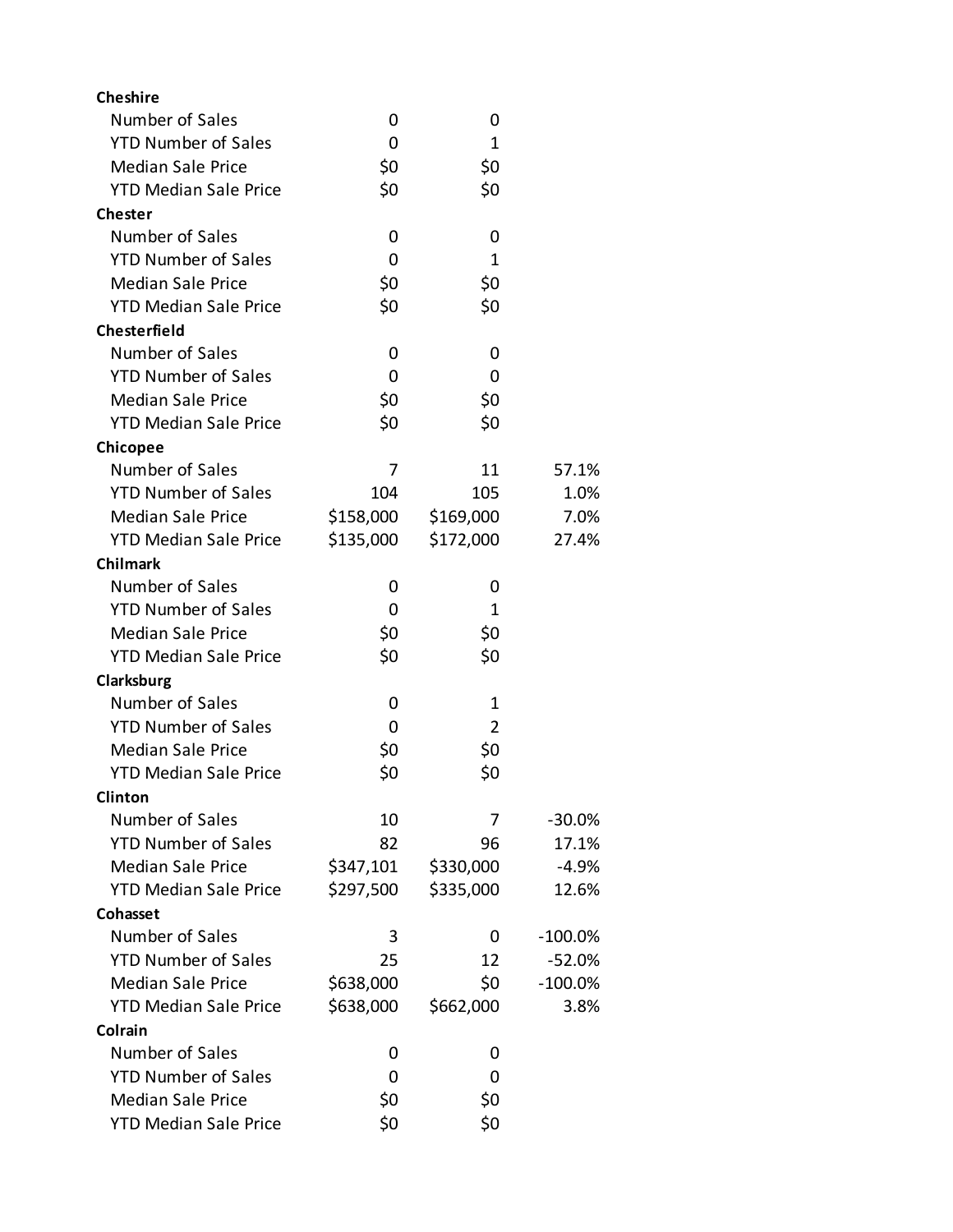| | | | |
|---|---|---|---|
| **Cheshire** | | | |
| Number of Sales | 0 | 0 | |
| YTD Number of Sales | 0 | 1 | |
| Median Sale Price | $0 | $0 | |
| YTD Median Sale Price | $0 | $0 | |
| **Chester** | | | |
| Number of Sales | 0 | 0 | |
| YTD Number of Sales | 0 | 1 | |
| Median Sale Price | $0 | $0 | |
| YTD Median Sale Price | $0 | $0 | |
| **Chesterfield** | | | |
| Number of Sales | 0 | 0 | |
| YTD Number of Sales | 0 | 0 | |
| Median Sale Price | $0 | $0 | |
| YTD Median Sale Price | $0 | $0 | |
| **Chicopee** | | | |
| Number of Sales | 7 | 11 | 57.1% |
| YTD Number of Sales | 104 | 105 | 1.0% |
| Median Sale Price | $158,000 | $169,000 | 7.0% |
| YTD Median Sale Price | $135,000 | $172,000 | 27.4% |
| **Chilmark** | | | |
| Number of Sales | 0 | 0 | |
| YTD Number of Sales | 0 | 1 | |
| Median Sale Price | $0 | $0 | |
| YTD Median Sale Price | $0 | $0 | |
| **Clarksburg** | | | |
| Number of Sales | 0 | 1 | |
| YTD Number of Sales | 0 | 2 | |
| Median Sale Price | $0 | $0 | |
| YTD Median Sale Price | $0 | $0 | |
| **Clinton** | | | |
| Number of Sales | 10 | 7 | -30.0% |
| YTD Number of Sales | 82 | 96 | 17.1% |
| Median Sale Price | $347,101 | $330,000 | -4.9% |
| YTD Median Sale Price | $297,500 | $335,000 | 12.6% |
| **Cohasset** | | | |
| Number of Sales | 3 | 0 | -100.0% |
| YTD Number of Sales | 25 | 12 | -52.0% |
| Median Sale Price | $638,000 | $0 | -100.0% |
| YTD Median Sale Price | $638,000 | $662,000 | 3.8% |
| **Colrain** | | | |
| Number of Sales | 0 | 0 | |
| YTD Number of Sales | 0 | 0 | |
| Median Sale Price | $0 | $0 | |
| YTD Median Sale Price | $0 | $0 | |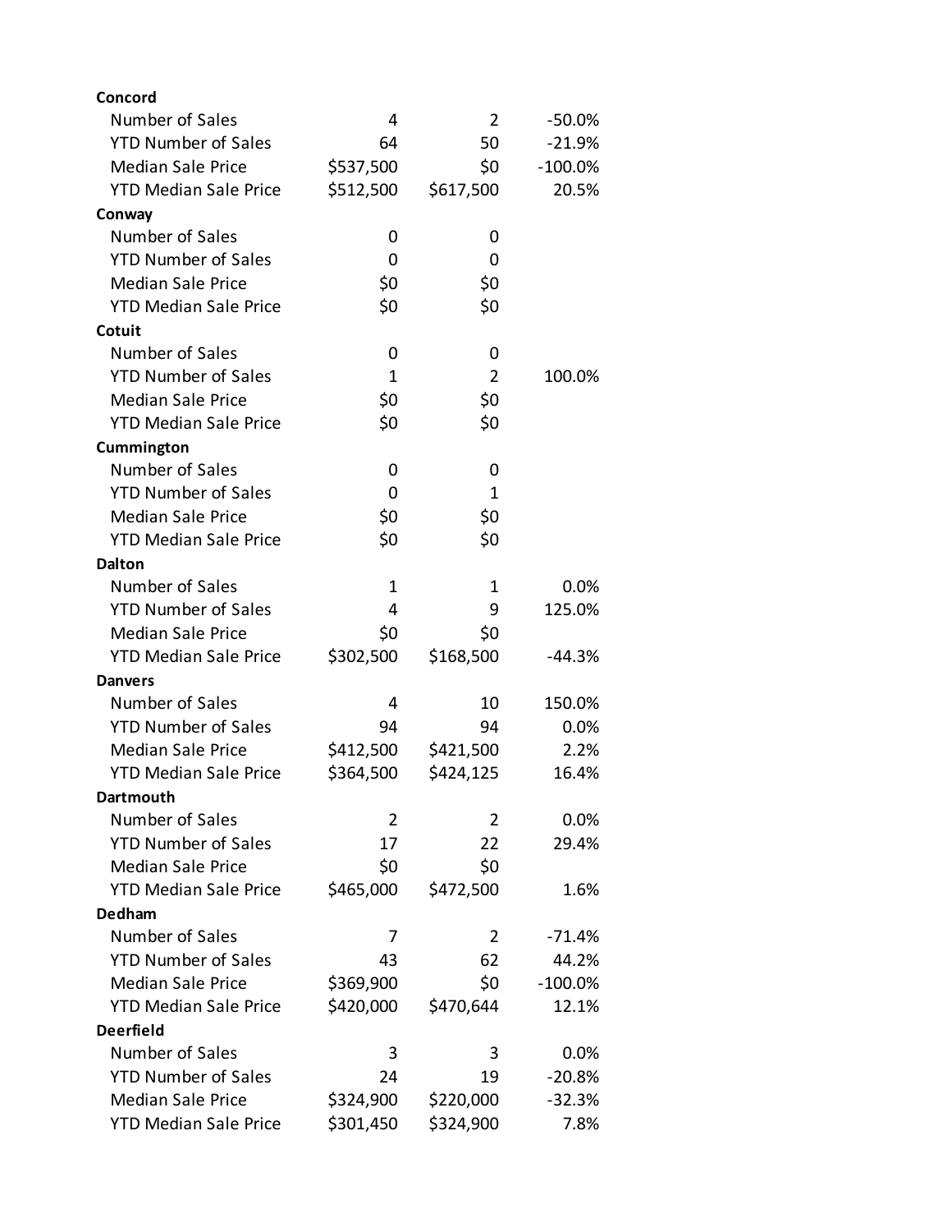| | | | |
|---|---|---|---|
| **Concord** | | | |
| Number of Sales | 4 | 2 | -50.0% |
| YTD Number of Sales | 64 | 50 | -21.9% |
| Median Sale Price | $537,500 | $0 | -100.0% |
| YTD Median Sale Price | $512,500 | $617,500 | 20.5% |
| **Conway** | | | |
| Number of Sales | 0 | 0 | |
| YTD Number of Sales | 0 | 0 | |
| Median Sale Price | $0 | $0 | |
| YTD Median Sale Price | $0 | $0 | |
| **Cotuit** | | | |
| Number of Sales | 0 | 0 | |
| YTD Number of Sales | 1 | 2 | 100.0% |
| Median Sale Price | $0 | $0 | |
| YTD Median Sale Price | $0 | $0 | |
| **Cummington** | | | |
| Number of Sales | 0 | 0 | |
| YTD Number of Sales | 0 | 1 | |
| Median Sale Price | $0 | $0 | |
| YTD Median Sale Price | $0 | $0 | |
| **Dalton** | | | |
| Number of Sales | 1 | 1 | 0.0% |
| YTD Number of Sales | 4 | 9 | 125.0% |
| Median Sale Price | $0 | $0 | |
| YTD Median Sale Price | $302,500 | $168,500 | -44.3% |
| **Danvers** | | | |
| Number of Sales | 4 | 10 | 150.0% |
| YTD Number of Sales | 94 | 94 | 0.0% |
| Median Sale Price | $412,500 | $421,500 | 2.2% |
| YTD Median Sale Price | $364,500 | $424,125 | 16.4% |
| **Dartmouth** | | | |
| Number of Sales | 2 | 2 | 0.0% |
| YTD Number of Sales | 17 | 22 | 29.4% |
| Median Sale Price | $0 | $0 | |
| YTD Median Sale Price | $465,000 | $472,500 | 1.6% |
| **Dedham** | | | |
| Number of Sales | 7 | 2 | -71.4% |
| YTD Number of Sales | 43 | 62 | 44.2% |
| Median Sale Price | $369,900 | $0 | -100.0% |
| YTD Median Sale Price | $420,000 | $470,644 | 12.1% |
| **Deerfield** | | | |
| Number of Sales | 3 | 3 | 0.0% |
| YTD Number of Sales | 24 | 19 | -20.8% |
| Median Sale Price | $324,900 | $220,000 | -32.3% |
| YTD Median Sale Price | $301,450 | $324,900 | 7.8% |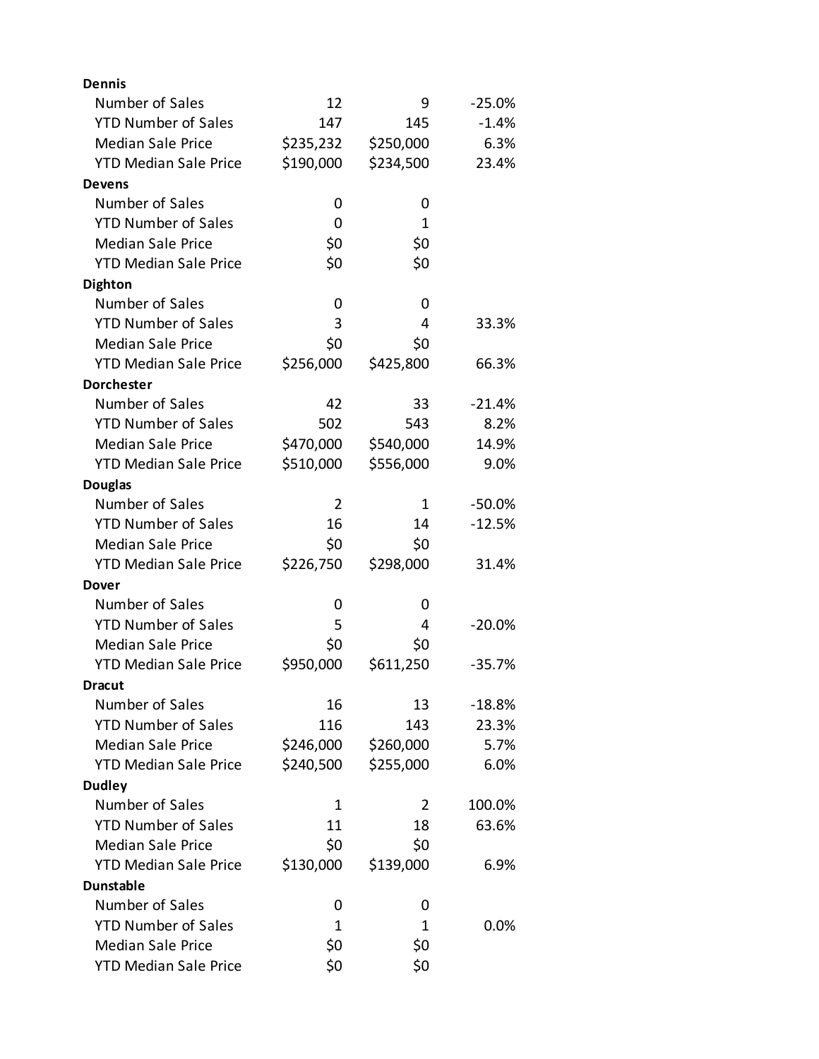| | | | |
|---|---|---|---|
| **Dennis** | | | |
| Number of Sales | 12 | 9 | -25.0% |
| YTD Number of Sales | 147 | 145 | -1.4% |
| Median Sale Price | $235,232 | $250,000 | 6.3% |
| YTD Median Sale Price | $190,000 | $234,500 | 23.4% |
| **Devens** | | | |
| Number of Sales | 0 | 0 | |
| YTD Number of Sales | 0 | 1 | |
| Median Sale Price | $0 | $0 | |
| YTD Median Sale Price | $0 | $0 | |
| **Dighton** | | | |
| Number of Sales | 0 | 0 | |
| YTD Number of Sales | 3 | 4 | 33.3% |
| Median Sale Price | $0 | $0 | |
| YTD Median Sale Price | $256,000 | $425,800 | 66.3% |
| **Dorchester** | | | |
| Number of Sales | 42 | 33 | -21.4% |
| YTD Number of Sales | 502 | 543 | 8.2% |
| Median Sale Price | $470,000 | $540,000 | 14.9% |
| YTD Median Sale Price | $510,000 | $556,000 | 9.0% |
| **Douglas** | | | |
| Number of Sales | 2 | 1 | -50.0% |
| YTD Number of Sales | 16 | 14 | -12.5% |
| Median Sale Price | $0 | $0 | |
| YTD Median Sale Price | $226,750 | $298,000 | 31.4% |
| **Dover** | | | |
| Number of Sales | 0 | 0 | |
| YTD Number of Sales | 5 | 4 | -20.0% |
| Median Sale Price | $0 | $0 | |
| YTD Median Sale Price | $950,000 | $611,250 | -35.7% |
| **Dracut** | | | |
| Number of Sales | 16 | 13 | -18.8% |
| YTD Number of Sales | 116 | 143 | 23.3% |
| Median Sale Price | $246,000 | $260,000 | 5.7% |
| YTD Median Sale Price | $240,500 | $255,000 | 6.0% |
| **Dudley** | | | |
| Number of Sales | 1 | 2 | 100.0% |
| YTD Number of Sales | 11 | 18 | 63.6% |
| Median Sale Price | $0 | $0 | |
| YTD Median Sale Price | $130,000 | $139,000 | 6.9% |
| **Dunstable** | | | |
| Number of Sales | 0 | 0 | |
| YTD Number of Sales | 1 | 1 | 0.0% |
| Median Sale Price | $0 | $0 | |
| YTD Median Sale Price | $0 | $0 | |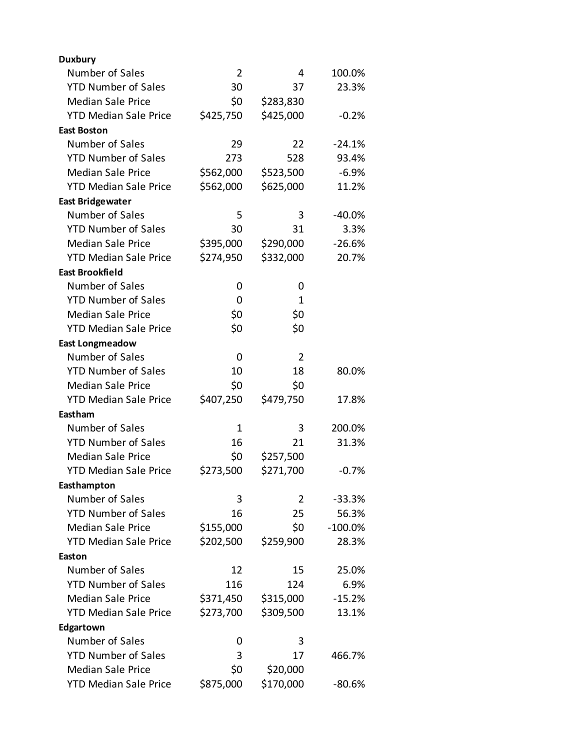| | | | |
|---|---|---|---|
| **Duxbury** | | | |
| Number of Sales | 2 | 4 | 100.0% |
| YTD Number of Sales | 30 | 37 | 23.3% |
| Median Sale Price | $0 | $283,830 | |
| YTD Median Sale Price | $425,750 | $425,000 | -0.2% |
| **East Boston** | | | |
| Number of Sales | 29 | 22 | -24.1% |
| YTD Number of Sales | 273 | 528 | 93.4% |
| Median Sale Price | $562,000 | $523,500 | -6.9% |
| YTD Median Sale Price | $562,000 | $625,000 | 11.2% |
| **East Bridgewater** | | | |
| Number of Sales | 5 | 3 | -40.0% |
| YTD Number of Sales | 30 | 31 | 3.3% |
| Median Sale Price | $395,000 | $290,000 | -26.6% |
| YTD Median Sale Price | $274,950 | $332,000 | 20.7% |
| **East Brookfield** | | | |
| Number of Sales | 0 | 0 | |
| YTD Number of Sales | 0 | 1 | |
| Median Sale Price | $0 | $0 | |
| YTD Median Sale Price | $0 | $0 | |
| **East Longmeadow** | | | |
| Number of Sales | 0 | 2 | |
| YTD Number of Sales | 10 | 18 | 80.0% |
| Median Sale Price | $0 | $0 | |
| YTD Median Sale Price | $407,250 | $479,750 | 17.8% |
| **Eastham** | | | |
| Number of Sales | 1 | 3 | 200.0% |
| YTD Number of Sales | 16 | 21 | 31.3% |
| Median Sale Price | $0 | $257,500 | |
| YTD Median Sale Price | $273,500 | $271,700 | -0.7% |
| **Easthampton** | | | |
| Number of Sales | 3 | 2 | -33.3% |
| YTD Number of Sales | 16 | 25 | 56.3% |
| Median Sale Price | $155,000 | $0 | -100.0% |
| YTD Median Sale Price | $202,500 | $259,900 | 28.3% |
| **Easton** | | | |
| Number of Sales | 12 | 15 | 25.0% |
| YTD Number of Sales | 116 | 124 | 6.9% |
| Median Sale Price | $371,450 | $315,000 | -15.2% |
| YTD Median Sale Price | $273,700 | $309,500 | 13.1% |
| **Edgartown** | | | |
| Number of Sales | 0 | 3 | |
| YTD Number of Sales | 3 | 17 | 466.7% |
| Median Sale Price | $0 | $20,000 | |
| YTD Median Sale Price | $875,000 | $170,000 | -80.6% |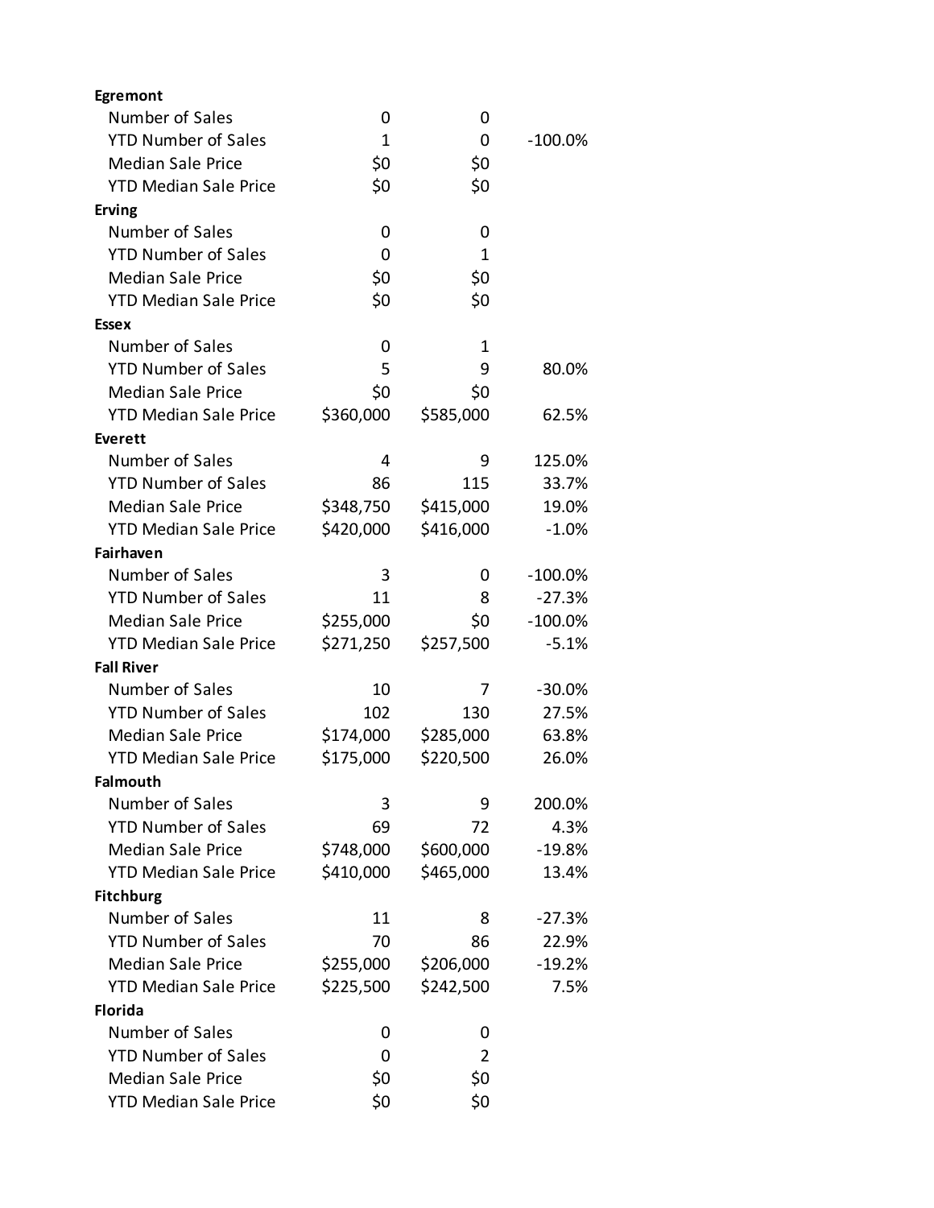| | | | |
|---|---|---|---|
| **Egremont** | | | |
| Number of Sales | 0 | 0 | |
| YTD Number of Sales | 1 | 0 | -100.0% |
| Median Sale Price | $0 | $0 | |
| YTD Median Sale Price | $0 | $0 | |
| **Erving** | | | |
| Number of Sales | 0 | 0 | |
| YTD Number of Sales | 0 | 1 | |
| Median Sale Price | $0 | $0 | |
| YTD Median Sale Price | $0 | $0 | |
| **Essex** | | | |
| Number of Sales | 0 | 1 | |
| YTD Number of Sales | 5 | 9 | 80.0% |
| Median Sale Price | $0 | $0 | |
| YTD Median Sale Price | $360,000 | $585,000 | 62.5% |
| **Everett** | | | |
| Number of Sales | 4 | 9 | 125.0% |
| YTD Number of Sales | 86 | 115 | 33.7% |
| Median Sale Price | $348,750 | $415,000 | 19.0% |
| YTD Median Sale Price | $420,000 | $416,000 | -1.0% |
| **Fairhaven** | | | |
| Number of Sales | 3 | 0 | -100.0% |
| YTD Number of Sales | 11 | 8 | -27.3% |
| Median Sale Price | $255,000 | $0 | -100.0% |
| YTD Median Sale Price | $271,250 | $257,500 | -5.1% |
| **Fall River** | | | |
| Number of Sales | 10 | 7 | -30.0% |
| YTD Number of Sales | 102 | 130 | 27.5% |
| Median Sale Price | $174,000 | $285,000 | 63.8% |
| YTD Median Sale Price | $175,000 | $220,500 | 26.0% |
| **Falmouth** | | | |
| Number of Sales | 3 | 9 | 200.0% |
| YTD Number of Sales | 69 | 72 | 4.3% |
| Median Sale Price | $748,000 | $600,000 | -19.8% |
| YTD Median Sale Price | $410,000 | $465,000 | 13.4% |
| **Fitchburg** | | | |
| Number of Sales | 11 | 8 | -27.3% |
| YTD Number of Sales | 70 | 86 | 22.9% |
| Median Sale Price | $255,000 | $206,000 | -19.2% |
| YTD Median Sale Price | $225,500 | $242,500 | 7.5% |
| **Florida** | | | |
| Number of Sales | 0 | 0 | |
| YTD Number of Sales | 0 | 2 | |
| Median Sale Price | $0 | $0 | |
| YTD Median Sale Price | $0 | $0 | |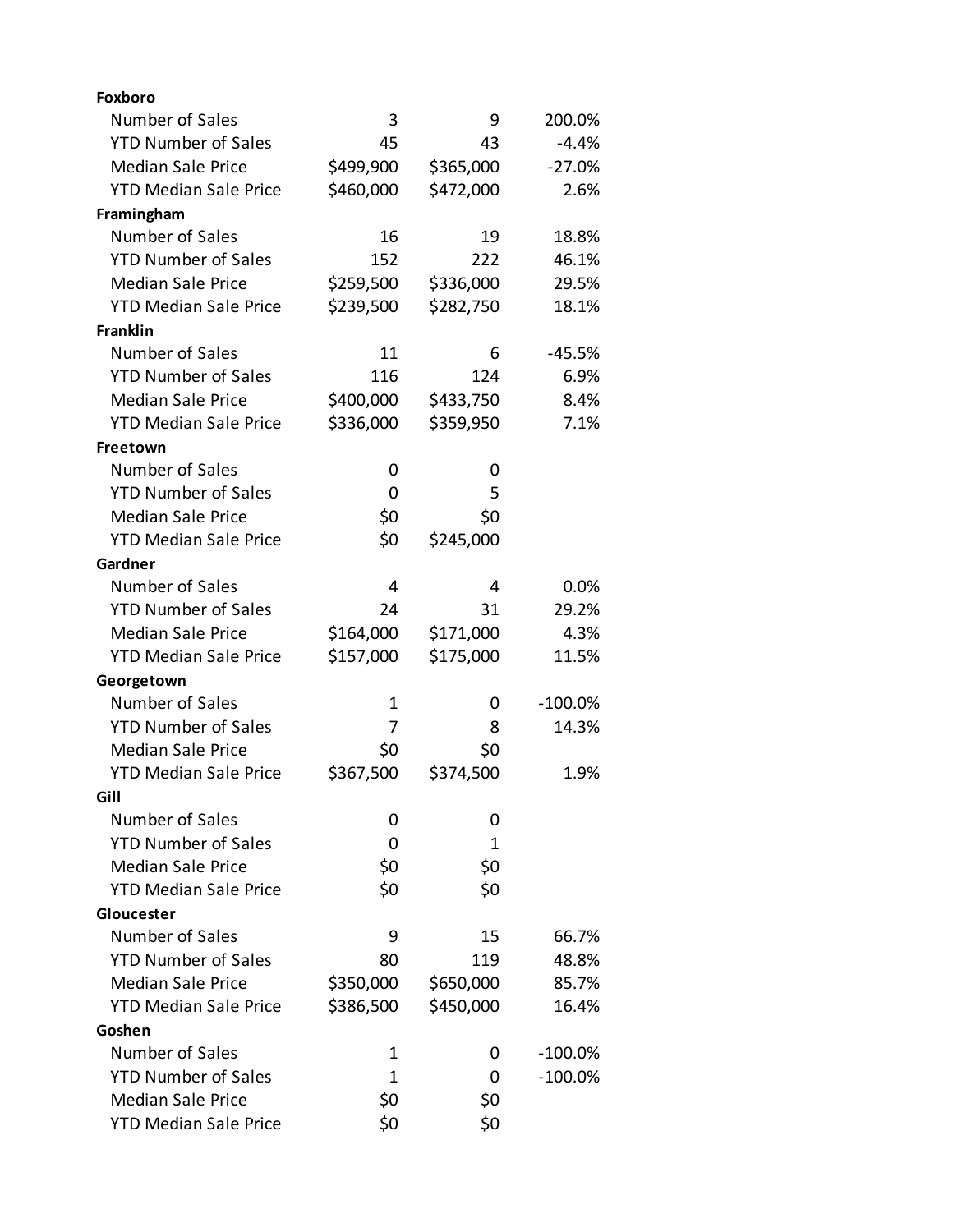| | | | |
|---|---|---|---|
| **Foxboro** | | | |
| Number of Sales | 3 | 9 | 200.0% |
| YTD Number of Sales | 45 | 43 | -4.4% |
| Median Sale Price | $499,900 | $365,000 | -27.0% |
| YTD Median Sale Price | $460,000 | $472,000 | 2.6% |
| **Framingham** | | | |
| Number of Sales | 16 | 19 | 18.8% |
| YTD Number of Sales | 152 | 222 | 46.1% |
| Median Sale Price | $259,500 | $336,000 | 29.5% |
| YTD Median Sale Price | $239,500 | $282,750 | 18.1% |
| **Franklin** | | | |
| Number of Sales | 11 | 6 | -45.5% |
| YTD Number of Sales | 116 | 124 | 6.9% |
| Median Sale Price | $400,000 | $433,750 | 8.4% |
| YTD Median Sale Price | $336,000 | $359,950 | 7.1% |
| **Freetown** | | | |
| Number of Sales | 0 | 0 | |
| YTD Number of Sales | 0 | 5 | |
| Median Sale Price | $0 | $0 | |
| YTD Median Sale Price | $0 | $245,000 | |
| **Gardner** | | | |
| Number of Sales | 4 | 4 | 0.0% |
| YTD Number of Sales | 24 | 31 | 29.2% |
| Median Sale Price | $164,000 | $171,000 | 4.3% |
| YTD Median Sale Price | $157,000 | $175,000 | 11.5% |
| **Georgetown** | | | |
| Number of Sales | 1 | 0 | -100.0% |
| YTD Number of Sales | 7 | 8 | 14.3% |
| Median Sale Price | $0 | $0 | |
| YTD Median Sale Price | $367,500 | $374,500 | 1.9% |
| **Gill** | | | |
| Number of Sales | 0 | 0 | |
| YTD Number of Sales | 0 | 1 | |
| Median Sale Price | $0 | $0 | |
| YTD Median Sale Price | $0 | $0 | |
| **Gloucester** | | | |
| Number of Sales | 9 | 15 | 66.7% |
| YTD Number of Sales | 80 | 119 | 48.8% |
| Median Sale Price | $350,000 | $650,000 | 85.7% |
| YTD Median Sale Price | $386,500 | $450,000 | 16.4% |
| **Goshen** | | | |
| Number of Sales | 1 | 0 | -100.0% |
| YTD Number of Sales | 1 | 0 | -100.0% |
| Median Sale Price | $0 | $0 | |
| YTD Median Sale Price | $0 | $0 | |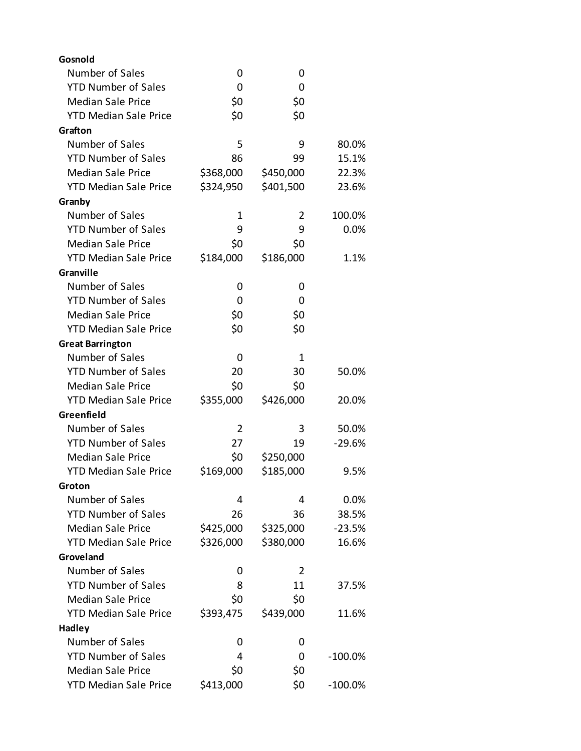| | | | |
|---|---|---|---|
| **Gosnold** | | | |
| Number of Sales | 0 | 0 | |
| YTD Number of Sales | 0 | 0 | |
| Median Sale Price | $0 | $0 | |
| YTD Median Sale Price | $0 | $0 | |
| **Grafton** | | | |
| Number of Sales | 5 | 9 | 80.0% |
| YTD Number of Sales | 86 | 99 | 15.1% |
| Median Sale Price | $368,000 | $450,000 | 22.3% |
| YTD Median Sale Price | $324,950 | $401,500 | 23.6% |
| **Granby** | | | |
| Number of Sales | 1 | 2 | 100.0% |
| YTD Number of Sales | 9 | 9 | 0.0% |
| Median Sale Price | $0 | $0 | |
| YTD Median Sale Price | $184,000 | $186,000 | 1.1% |
| **Granville** | | | |
| Number of Sales | 0 | 0 | |
| YTD Number of Sales | 0 | 0 | |
| Median Sale Price | $0 | $0 | |
| YTD Median Sale Price | $0 | $0 | |
| **Great Barrington** | | | |
| Number of Sales | 0 | 1 | |
| YTD Number of Sales | 20 | 30 | 50.0% |
| Median Sale Price | $0 | $0 | |
| YTD Median Sale Price | $355,000 | $426,000 | 20.0% |
| **Greenfield** | | | |
| Number of Sales | 2 | 3 | 50.0% |
| YTD Number of Sales | 27 | 19 | -29.6% |
| Median Sale Price | $0 | $250,000 | |
| YTD Median Sale Price | $169,000 | $185,000 | 9.5% |
| **Groton** | | | |
| Number of Sales | 4 | 4 | 0.0% |
| YTD Number of Sales | 26 | 36 | 38.5% |
| Median Sale Price | $425,000 | $325,000 | -23.5% |
| YTD Median Sale Price | $326,000 | $380,000 | 16.6% |
| **Groveland** | | | |
| Number of Sales | 0 | 2 | |
| YTD Number of Sales | 8 | 11 | 37.5% |
| Median Sale Price | $0 | $0 | |
| YTD Median Sale Price | $393,475 | $439,000 | 11.6% |
| **Hadley** | | | |
| Number of Sales | 0 | 0 | |
| YTD Number of Sales | 4 | 0 | -100.0% |
| Median Sale Price | $0 | $0 | |
| YTD Median Sale Price | $413,000 | $0 | -100.0% |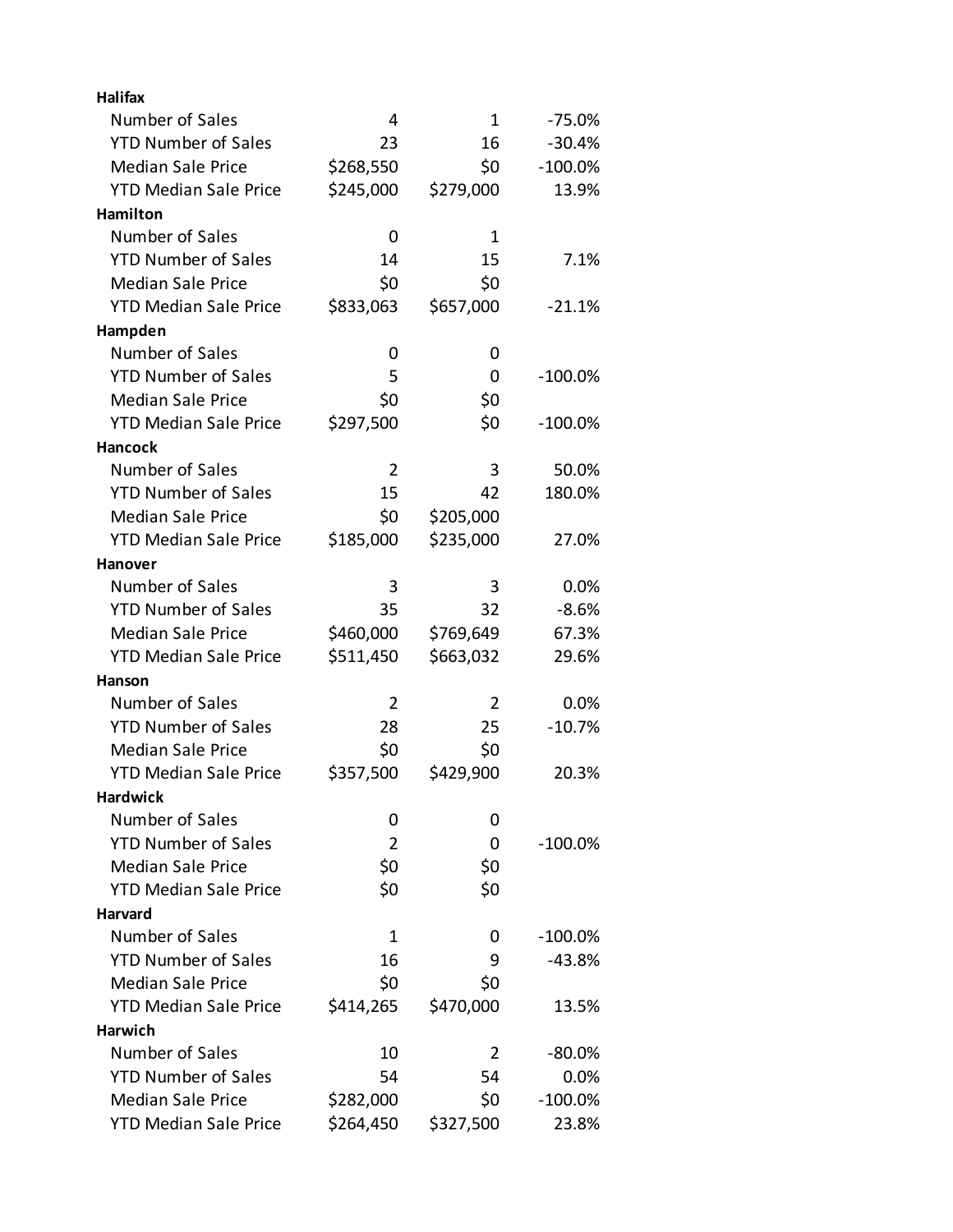| | | | |
|---|---|---|---|
| **Halifax** | | | |
| Number of Sales | 4 | 1 | -75.0% |
| YTD Number of Sales | 23 | 16 | -30.4% |
| Median Sale Price | $268,550 | $0 | -100.0% |
| YTD Median Sale Price | $245,000 | $279,000 | 13.9% |
| **Hamilton** | | | |
| Number of Sales | 0 | 1 | |
| YTD Number of Sales | 14 | 15 | 7.1% |
| Median Sale Price | $0 | $0 | |
| YTD Median Sale Price | $833,063 | $657,000 | -21.1% |
| **Hampden** | | | |
| Number of Sales | 0 | 0 | |
| YTD Number of Sales | 5 | 0 | -100.0% |
| Median Sale Price | $0 | $0 | |
| YTD Median Sale Price | $297,500 | $0 | -100.0% |
| **Hancock** | | | |
| Number of Sales | 2 | 3 | 50.0% |
| YTD Number of Sales | 15 | 42 | 180.0% |
| Median Sale Price | $0 | $205,000 | |
| YTD Median Sale Price | $185,000 | $235,000 | 27.0% |
| **Hanover** | | | |
| Number of Sales | 3 | 3 | 0.0% |
| YTD Number of Sales | 35 | 32 | -8.6% |
| Median Sale Price | $460,000 | $769,649 | 67.3% |
| YTD Median Sale Price | $511,450 | $663,032 | 29.6% |
| **Hanson** | | | |
| Number of Sales | 2 | 2 | 0.0% |
| YTD Number of Sales | 28 | 25 | -10.7% |
| Median Sale Price | $0 | $0 | |
| YTD Median Sale Price | $357,500 | $429,900 | 20.3% |
| **Hardwick** | | | |
| Number of Sales | 0 | 0 | |
| YTD Number of Sales | 2 | 0 | -100.0% |
| Median Sale Price | $0 | $0 | |
| YTD Median Sale Price | $0 | $0 | |
| **Harvard** | | | |
| Number of Sales | 1 | 0 | -100.0% |
| YTD Number of Sales | 16 | 9 | -43.8% |
| Median Sale Price | $0 | $0 | |
| YTD Median Sale Price | $414,265 | $470,000 | 13.5% |
| **Harwich** | | | |
| Number of Sales | 10 | 2 | -80.0% |
| YTD Number of Sales | 54 | 54 | 0.0% |
| Median Sale Price | $282,000 | $0 | -100.0% |
| YTD Median Sale Price | $264,450 | $327,500 | 23.8% |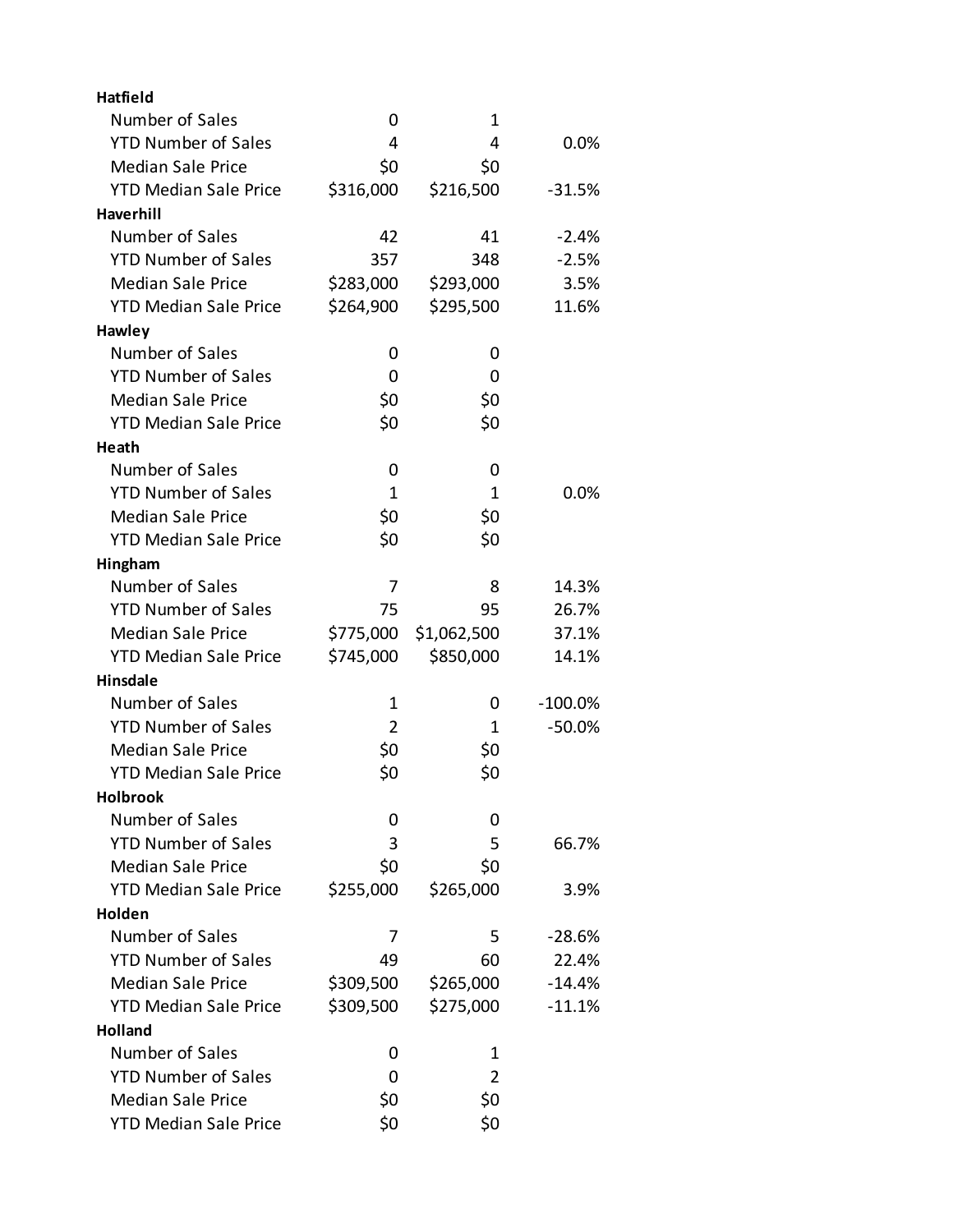| | | | |
|---|---|---|---|
| **Hatfield** | | | |
| Number of Sales | 0 | 1 | |
| YTD Number of Sales | 4 | 4 | 0.0% |
| Median Sale Price | $0 | $0 | |
| YTD Median Sale Price | $316,000 | $216,500 | -31.5% |
| **Haverhill** | | | |
| Number of Sales | 42 | 41 | -2.4% |
| YTD Number of Sales | 357 | 348 | -2.5% |
| Median Sale Price | $283,000 | $293,000 | 3.5% |
| YTD Median Sale Price | $264,900 | $295,500 | 11.6% |
| **Hawley** | | | |
| Number of Sales | 0 | 0 | |
| YTD Number of Sales | 0 | 0 | |
| Median Sale Price | $0 | $0 | |
| YTD Median Sale Price | $0 | $0 | |
| **Heath** | | | |
| Number of Sales | 0 | 0 | |
| YTD Number of Sales | 1 | 1 | 0.0% |
| Median Sale Price | $0 | $0 | |
| YTD Median Sale Price | $0 | $0 | |
| **Hingham** | | | |
| Number of Sales | 7 | 8 | 14.3% |
| YTD Number of Sales | 75 | 95 | 26.7% |
| Median Sale Price | $775,000 | $1,062,500 | 37.1% |
| YTD Median Sale Price | $745,000 | $850,000 | 14.1% |
| **Hinsdale** | | | |
| Number of Sales | 1 | 0 | -100.0% |
| YTD Number of Sales | 2 | 1 | -50.0% |
| Median Sale Price | $0 | $0 | |
| YTD Median Sale Price | $0 | $0 | |
| **Holbrook** | | | |
| Number of Sales | 0 | 0 | |
| YTD Number of Sales | 3 | 5 | 66.7% |
| Median Sale Price | $0 | $0 | |
| YTD Median Sale Price | $255,000 | $265,000 | 3.9% |
| **Holden** | | | |
| Number of Sales | 7 | 5 | -28.6% |
| YTD Number of Sales | 49 | 60 | 22.4% |
| Median Sale Price | $309,500 | $265,000 | -14.4% |
| YTD Median Sale Price | $309,500 | $275,000 | -11.1% |
| **Holland** | | | |
| Number of Sales | 0 | 1 | |
| YTD Number of Sales | 0 | 2 | |
| Median Sale Price | $0 | $0 | |
| YTD Median Sale Price | $0 | $0 | |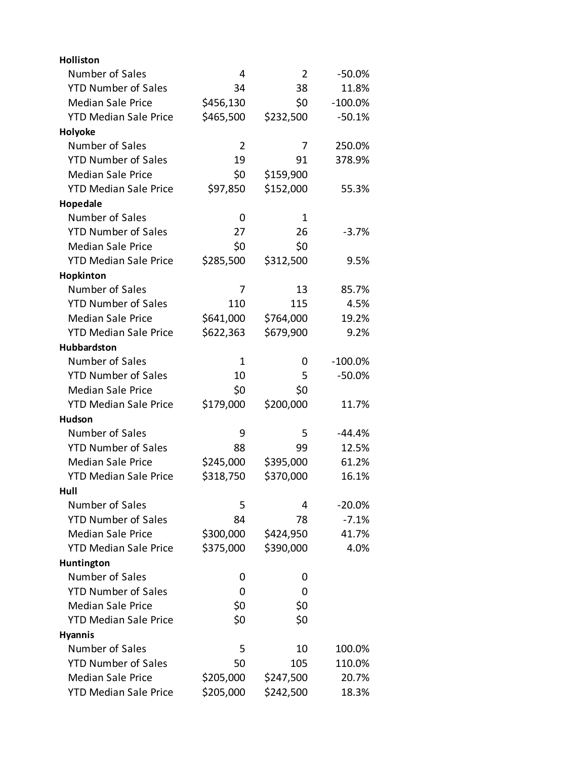| | | | |
|---|---|---|---|
| **Holliston** | | | |
| Number of Sales | 4 | 2 | -50.0% |
| YTD Number of Sales | 34 | 38 | 11.8% |
| Median Sale Price | $456,130 | $0 | -100.0% |
| YTD Median Sale Price | $465,500 | $232,500 | -50.1% |
| **Holyoke** | | | |
| Number of Sales | 2 | 7 | 250.0% |
| YTD Number of Sales | 19 | 91 | 378.9% |
| Median Sale Price | $0 | $159,900 | |
| YTD Median Sale Price | $97,850 | $152,000 | 55.3% |
| **Hopedale** | | | |
| Number of Sales | 0 | 1 | |
| YTD Number of Sales | 27 | 26 | -3.7% |
| Median Sale Price | $0 | $0 | |
| YTD Median Sale Price | $285,500 | $312,500 | 9.5% |
| **Hopkinton** | | | |
| Number of Sales | 7 | 13 | 85.7% |
| YTD Number of Sales | 110 | 115 | 4.5% |
| Median Sale Price | $641,000 | $764,000 | 19.2% |
| YTD Median Sale Price | $622,363 | $679,900 | 9.2% |
| **Hubbardston** | | | |
| Number of Sales | 1 | 0 | -100.0% |
| YTD Number of Sales | 10 | 5 | -50.0% |
| Median Sale Price | $0 | $0 | |
| YTD Median Sale Price | $179,000 | $200,000 | 11.7% |
| **Hudson** | | | |
| Number of Sales | 9 | 5 | -44.4% |
| YTD Number of Sales | 88 | 99 | 12.5% |
| Median Sale Price | $245,000 | $395,000 | 61.2% |
| YTD Median Sale Price | $318,750 | $370,000 | 16.1% |
| **Hull** | | | |
| Number of Sales | 5 | 4 | -20.0% |
| YTD Number of Sales | 84 | 78 | -7.1% |
| Median Sale Price | $300,000 | $424,950 | 41.7% |
| YTD Median Sale Price | $375,000 | $390,000 | 4.0% |
| **Huntington** | | | |
| Number of Sales | 0 | 0 | |
| YTD Number of Sales | 0 | 0 | |
| Median Sale Price | $0 | $0 | |
| YTD Median Sale Price | $0 | $0 | |
| **Hyannis** | | | |
| Number of Sales | 5 | 10 | 100.0% |
| YTD Number of Sales | 50 | 105 | 110.0% |
| Median Sale Price | $205,000 | $247,500 | 20.7% |
| YTD Median Sale Price | $205,000 | $242,500 | 18.3% |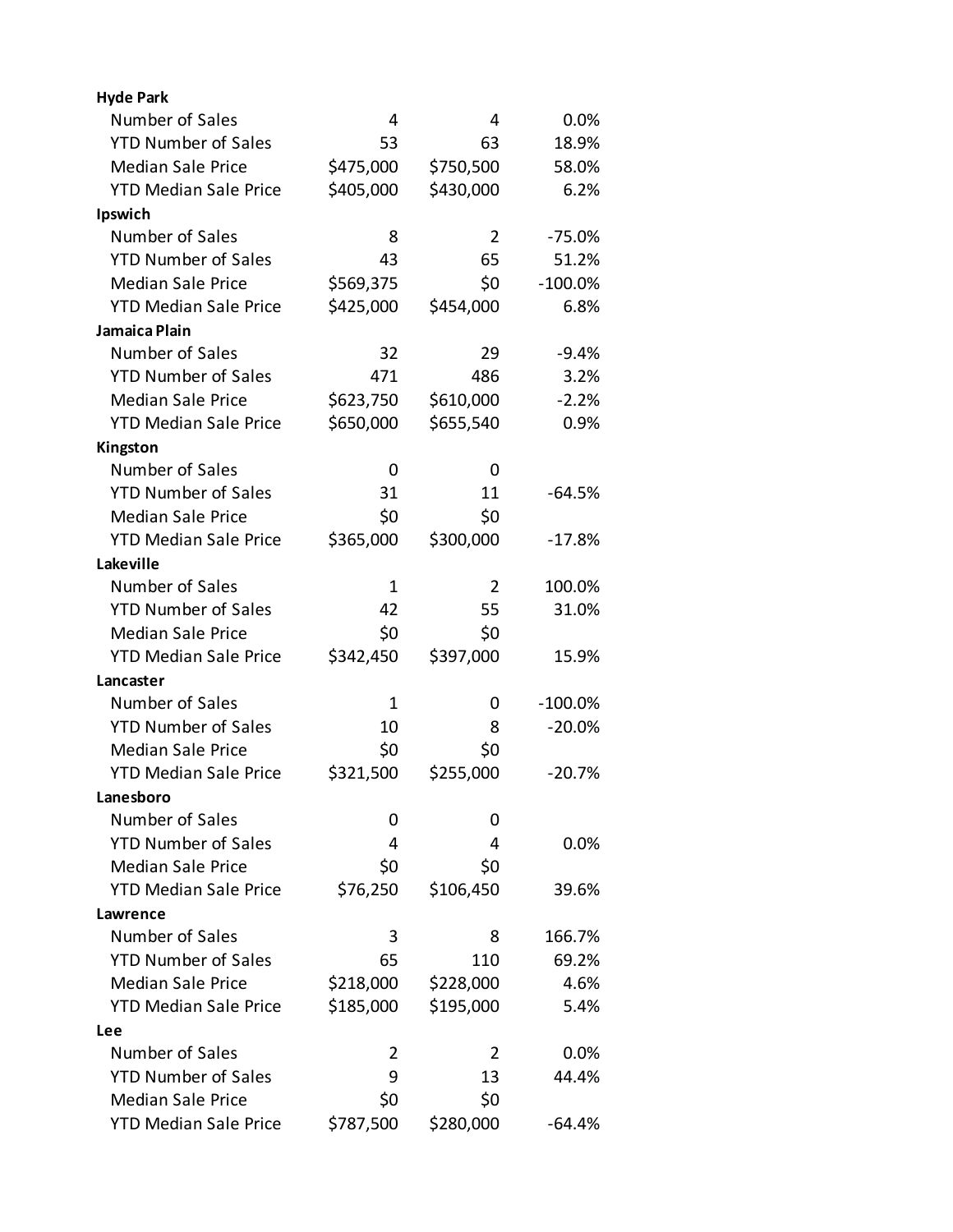| | | | |
|---|---|---|---|
| **Hyde Park** | | | |
| Number of Sales | 4 | 4 | 0.0% |
| YTD Number of Sales | 53 | 63 | 18.9% |
| Median Sale Price | $475,000 | $750,500 | 58.0% |
| YTD Median Sale Price | $405,000 | $430,000 | 6.2% |
| **Ipswich** | | | |
| Number of Sales | 8 | 2 | -75.0% |
| YTD Number of Sales | 43 | 65 | 51.2% |
| Median Sale Price | $569,375 | $0 | -100.0% |
| YTD Median Sale Price | $425,000 | $454,000 | 6.8% |
| **Jamaica Plain** | | | |
| Number of Sales | 32 | 29 | -9.4% |
| YTD Number of Sales | 471 | 486 | 3.2% |
| Median Sale Price | $623,750 | $610,000 | -2.2% |
| YTD Median Sale Price | $650,000 | $655,540 | 0.9% |
| **Kingston** | | | |
| Number of Sales | 0 | 0 | |
| YTD Number of Sales | 31 | 11 | -64.5% |
| Median Sale Price | $0 | $0 | |
| YTD Median Sale Price | $365,000 | $300,000 | -17.8% |
| **Lakeville** | | | |
| Number of Sales | 1 | 2 | 100.0% |
| YTD Number of Sales | 42 | 55 | 31.0% |
| Median Sale Price | $0 | $0 | |
| YTD Median Sale Price | $342,450 | $397,000 | 15.9% |
| **Lancaster** | | | |
| Number of Sales | 1 | 0 | -100.0% |
| YTD Number of Sales | 10 | 8 | -20.0% |
| Median Sale Price | $0 | $0 | |
| YTD Median Sale Price | $321,500 | $255,000 | -20.7% |
| **Lanesboro** | | | |
| Number of Sales | 0 | 0 | |
| YTD Number of Sales | 4 | 4 | 0.0% |
| Median Sale Price | $0 | $0 | |
| YTD Median Sale Price | $76,250 | $106,450 | 39.6% |
| **Lawrence** | | | |
| Number of Sales | 3 | 8 | 166.7% |
| YTD Number of Sales | 65 | 110 | 69.2% |
| Median Sale Price | $218,000 | $228,000 | 4.6% |
| YTD Median Sale Price | $185,000 | $195,000 | 5.4% |
| **Lee** | | | |
| Number of Sales | 2 | 2 | 0.0% |
| YTD Number of Sales | 9 | 13 | 44.4% |
| Median Sale Price | $0 | $0 | |
| YTD Median Sale Price | $787,500 | $280,000 | -64.4% |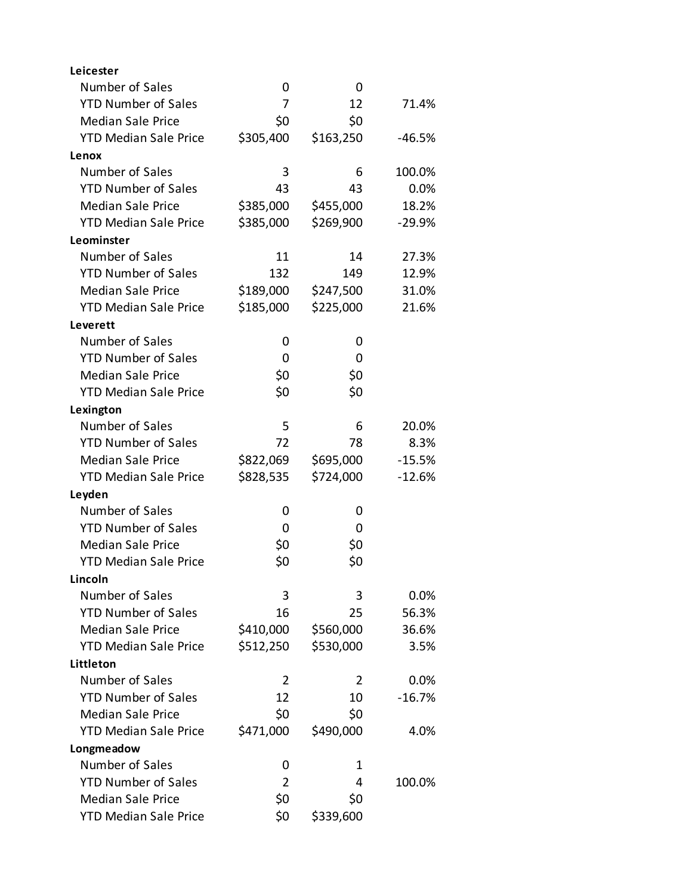| | | | |
|---|---|---|---|
| **Leicester** | | | |
| Number of Sales | 0 | 0 | |
| YTD Number of Sales | 7 | 12 | 71.4% |
| Median Sale Price | $0 | $0 | |
| YTD Median Sale Price | $305,400 | $163,250 | -46.5% |
| **Lenox** | | | |
| Number of Sales | 3 | 6 | 100.0% |
| YTD Number of Sales | 43 | 43 | 0.0% |
| Median Sale Price | $385,000 | $455,000 | 18.2% |
| YTD Median Sale Price | $385,000 | $269,900 | -29.9% |
| **Leominster** | | | |
| Number of Sales | 11 | 14 | 27.3% |
| YTD Number of Sales | 132 | 149 | 12.9% |
| Median Sale Price | $189,000 | $247,500 | 31.0% |
| YTD Median Sale Price | $185,000 | $225,000 | 21.6% |
| **Leverett** | | | |
| Number of Sales | 0 | 0 | |
| YTD Number of Sales | 0 | 0 | |
| Median Sale Price | $0 | $0 | |
| YTD Median Sale Price | $0 | $0 | |
| **Lexington** | | | |
| Number of Sales | 5 | 6 | 20.0% |
| YTD Number of Sales | 72 | 78 | 8.3% |
| Median Sale Price | $822,069 | $695,000 | -15.5% |
| YTD Median Sale Price | $828,535 | $724,000 | -12.6% |
| **Leyden** | | | |
| Number of Sales | 0 | 0 | |
| YTD Number of Sales | 0 | 0 | |
| Median Sale Price | $0 | $0 | |
| YTD Median Sale Price | $0 | $0 | |
| **Lincoln** | | | |
| Number of Sales | 3 | 3 | 0.0% |
| YTD Number of Sales | 16 | 25 | 56.3% |
| Median Sale Price | $410,000 | $560,000 | 36.6% |
| YTD Median Sale Price | $512,250 | $530,000 | 3.5% |
| **Littleton** | | | |
| Number of Sales | 2 | 2 | 0.0% |
| YTD Number of Sales | 12 | 10 | -16.7% |
| Median Sale Price | $0 | $0 | |
| YTD Median Sale Price | $471,000 | $490,000 | 4.0% |
| **Longmeadow** | | | |
| Number of Sales | 0 | 1 | |
| YTD Number of Sales | 2 | 4 | 100.0% |
| Median Sale Price | $0 | $0 | |
| YTD Median Sale Price | $0 | $339,600 | |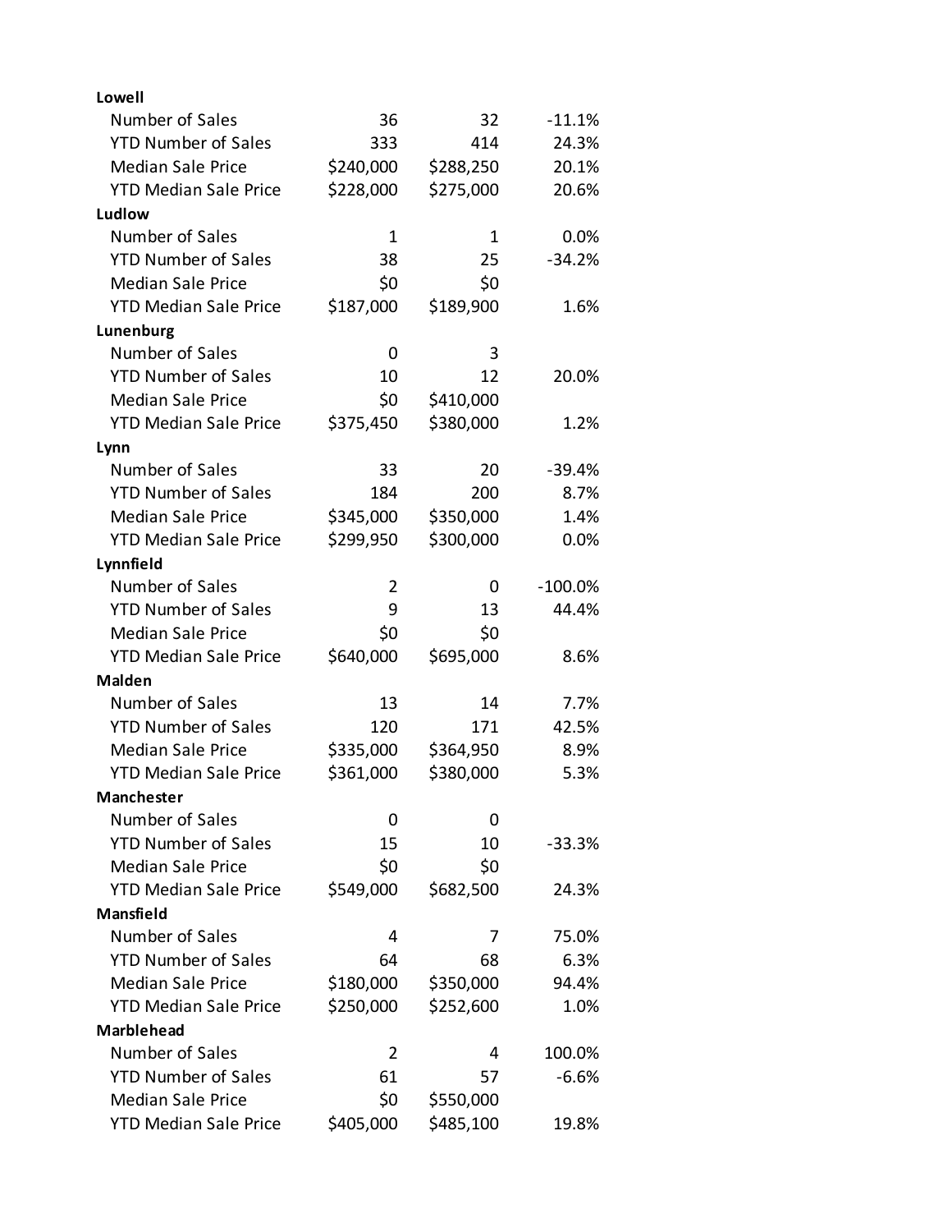| | | | |
|---|---|---|---|
| **Lowell** | | | |
| Number of Sales | 36 | 32 | -11.1% |
| YTD Number of Sales | 333 | 414 | 24.3% |
| Median Sale Price | $240,000 | $288,250 | 20.1% |
| YTD Median Sale Price | $228,000 | $275,000 | 20.6% |
| **Ludlow** | | | |
| Number of Sales | 1 | 1 | 0.0% |
| YTD Number of Sales | 38 | 25 | -34.2% |
| Median Sale Price | $0 | $0 | |
| YTD Median Sale Price | $187,000 | $189,900 | 1.6% |
| **Lunenburg** | | | |
| Number of Sales | 0 | 3 | |
| YTD Number of Sales | 10 | 12 | 20.0% |
| Median Sale Price | $0 | $410,000 | |
| YTD Median Sale Price | $375,450 | $380,000 | 1.2% |
| **Lynn** | | | |
| Number of Sales | 33 | 20 | -39.4% |
| YTD Number of Sales | 184 | 200 | 8.7% |
| Median Sale Price | $345,000 | $350,000 | 1.4% |
| YTD Median Sale Price | $299,950 | $300,000 | 0.0% |
| **Lynnfield** | | | |
| Number of Sales | 2 | 0 | -100.0% |
| YTD Number of Sales | 9 | 13 | 44.4% |
| Median Sale Price | $0 | $0 | |
| YTD Median Sale Price | $640,000 | $695,000 | 8.6% |
| **Malden** | | | |
| Number of Sales | 13 | 14 | 7.7% |
| YTD Number of Sales | 120 | 171 | 42.5% |
| Median Sale Price | $335,000 | $364,950 | 8.9% |
| YTD Median Sale Price | $361,000 | $380,000 | 5.3% |
| **Manchester** | | | |
| Number of Sales | 0 | 0 | |
| YTD Number of Sales | 15 | 10 | -33.3% |
| Median Sale Price | $0 | $0 | |
| YTD Median Sale Price | $549,000 | $682,500 | 24.3% |
| **Mansfield** | | | |
| Number of Sales | 4 | 7 | 75.0% |
| YTD Number of Sales | 64 | 68 | 6.3% |
| Median Sale Price | $180,000 | $350,000 | 94.4% |
| YTD Median Sale Price | $250,000 | $252,600 | 1.0% |
| **Marblehead** | | | |
| Number of Sales | 2 | 4 | 100.0% |
| YTD Number of Sales | 61 | 57 | -6.6% |
| Median Sale Price | $0 | $550,000 | |
| YTD Median Sale Price | $405,000 | $485,100 | 19.8% |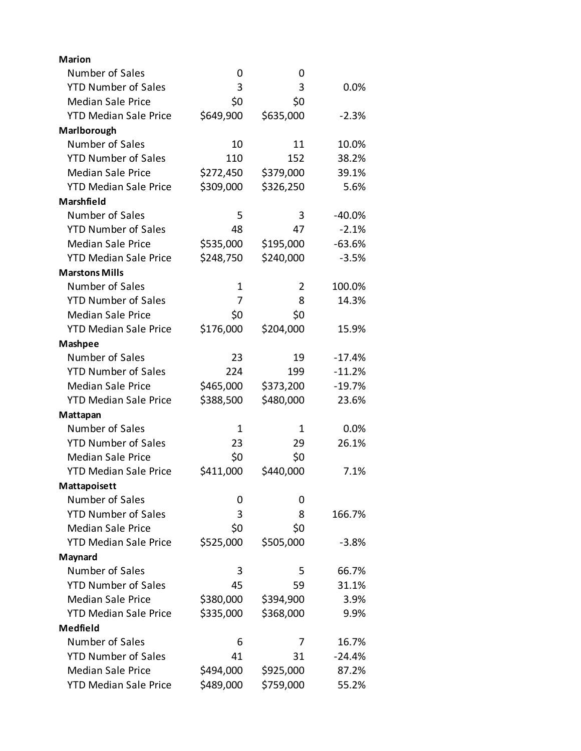| | | | |
|---|---|---|---|
| **Marion** | | | |
| Number of Sales | 0 | 0 | |
| YTD Number of Sales | 3 | 3 | 0.0% |
| Median Sale Price | $0 | $0 | |
| YTD Median Sale Price | $649,900 | $635,000 | -2.3% |
| **Marlborough** | | | |
| Number of Sales | 10 | 11 | 10.0% |
| YTD Number of Sales | 110 | 152 | 38.2% |
| Median Sale Price | $272,450 | $379,000 | 39.1% |
| YTD Median Sale Price | $309,000 | $326,250 | 5.6% |
| **Marshfield** | | | |
| Number of Sales | 5 | 3 | -40.0% |
| YTD Number of Sales | 48 | 47 | -2.1% |
| Median Sale Price | $535,000 | $195,000 | -63.6% |
| YTD Median Sale Price | $248,750 | $240,000 | -3.5% |
| **Marstons Mills** | | | |
| Number of Sales | 1 | 2 | 100.0% |
| YTD Number of Sales | 7 | 8 | 14.3% |
| Median Sale Price | $0 | $0 | |
| YTD Median Sale Price | $176,000 | $204,000 | 15.9% |
| **Mashpee** | | | |
| Number of Sales | 23 | 19 | -17.4% |
| YTD Number of Sales | 224 | 199 | -11.2% |
| Median Sale Price | $465,000 | $373,200 | -19.7% |
| YTD Median Sale Price | $388,500 | $480,000 | 23.6% |
| **Mattapan** | | | |
| Number of Sales | 1 | 1 | 0.0% |
| YTD Number of Sales | 23 | 29 | 26.1% |
| Median Sale Price | $0 | $0 | |
| YTD Median Sale Price | $411,000 | $440,000 | 7.1% |
| **Mattapoisett** | | | |
| Number of Sales | 0 | 0 | |
| YTD Number of Sales | 3 | 8 | 166.7% |
| Median Sale Price | $0 | $0 | |
| YTD Median Sale Price | $525,000 | $505,000 | -3.8% |
| **Maynard** | | | |
| Number of Sales | 3 | 5 | 66.7% |
| YTD Number of Sales | 45 | 59 | 31.1% |
| Median Sale Price | $380,000 | $394,900 | 3.9% |
| YTD Median Sale Price | $335,000 | $368,000 | 9.9% |
| **Medfield** | | | |
| Number of Sales | 6 | 7 | 16.7% |
| YTD Number of Sales | 41 | 31 | -24.4% |
| Median Sale Price | $494,000 | $925,000 | 87.2% |
| YTD Median Sale Price | $489,000 | $759,000 | 55.2% |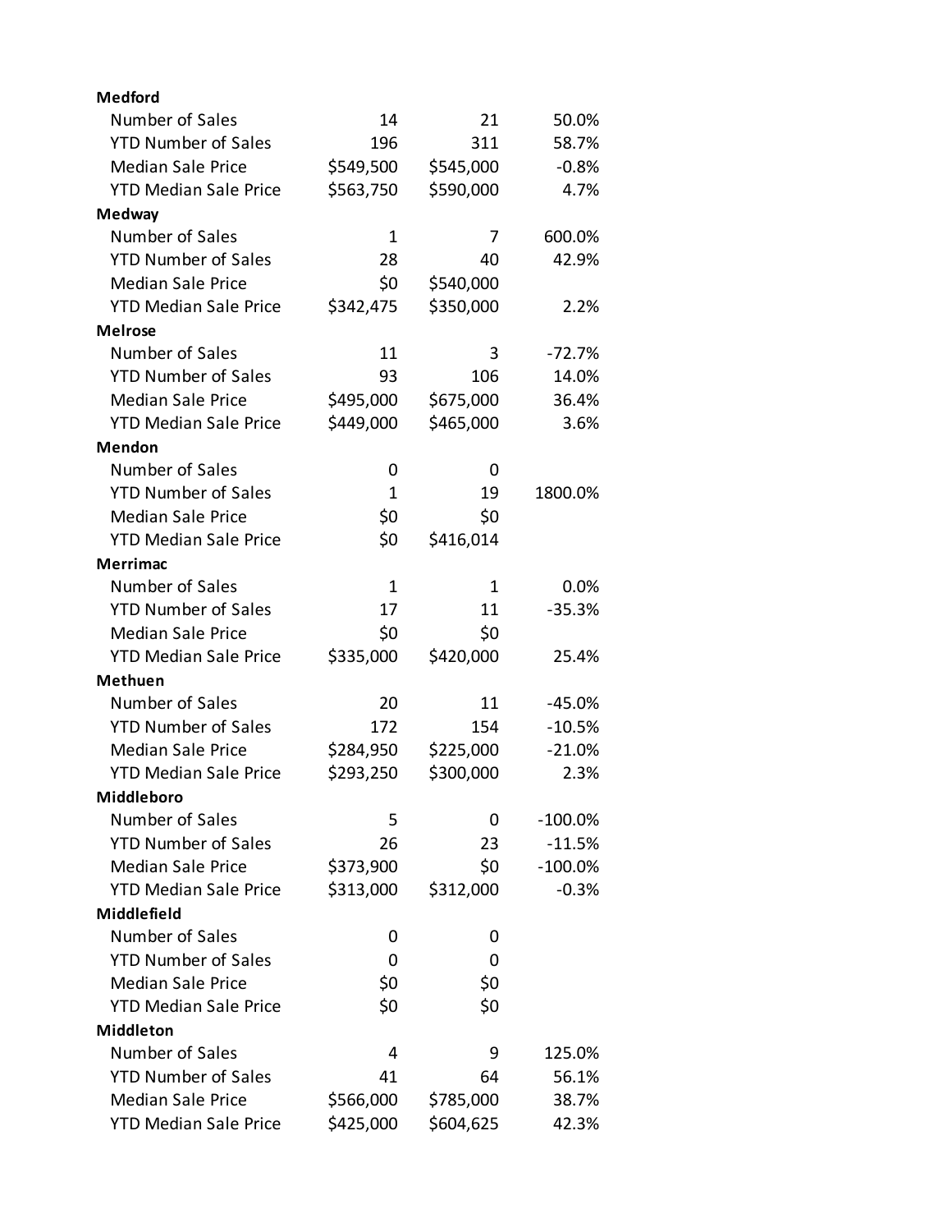| | | | |
|---|---|---|---|
| **Medford** | | | |
| Number of Sales | 14 | 21 | 50.0% |
| YTD Number of Sales | 196 | 311 | 58.7% |
| Median Sale Price | $549,500 | $545,000 | -0.8% |
| YTD Median Sale Price | $563,750 | $590,000 | 4.7% |
| **Medway** | | | |
| Number of Sales | 1 | 7 | 600.0% |
| YTD Number of Sales | 28 | 40 | 42.9% |
| Median Sale Price | $0 | $540,000 | |
| YTD Median Sale Price | $342,475 | $350,000 | 2.2% |
| **Melrose** | | | |
| Number of Sales | 11 | 3 | -72.7% |
| YTD Number of Sales | 93 | 106 | 14.0% |
| Median Sale Price | $495,000 | $675,000 | 36.4% |
| YTD Median Sale Price | $449,000 | $465,000 | 3.6% |
| **Mendon** | | | |
| Number of Sales | 0 | 0 | |
| YTD Number of Sales | 1 | 19 | 1800.0% |
| Median Sale Price | $0 | $0 | |
| YTD Median Sale Price | $0 | $416,014 | |
| **Merrimac** | | | |
| Number of Sales | 1 | 1 | 0.0% |
| YTD Number of Sales | 17 | 11 | -35.3% |
| Median Sale Price | $0 | $0 | |
| YTD Median Sale Price | $335,000 | $420,000 | 25.4% |
| **Methuen** | | | |
| Number of Sales | 20 | 11 | -45.0% |
| YTD Number of Sales | 172 | 154 | -10.5% |
| Median Sale Price | $284,950 | $225,000 | -21.0% |
| YTD Median Sale Price | $293,250 | $300,000 | 2.3% |
| **Middleboro** | | | |
| Number of Sales | 5 | 0 | -100.0% |
| YTD Number of Sales | 26 | 23 | -11.5% |
| Median Sale Price | $373,900 | $0 | -100.0% |
| YTD Median Sale Price | $313,000 | $312,000 | -0.3% |
| **Middlefield** | | | |
| Number of Sales | 0 | 0 | |
| YTD Number of Sales | 0 | 0 | |
| Median Sale Price | $0 | $0 | |
| YTD Median Sale Price | $0 | $0 | |
| **Middleton** | | | |
| Number of Sales | 4 | 9 | 125.0% |
| YTD Number of Sales | 41 | 64 | 56.1% |
| Median Sale Price | $566,000 | $785,000 | 38.7% |
| YTD Median Sale Price | $425,000 | $604,625 | 42.3% |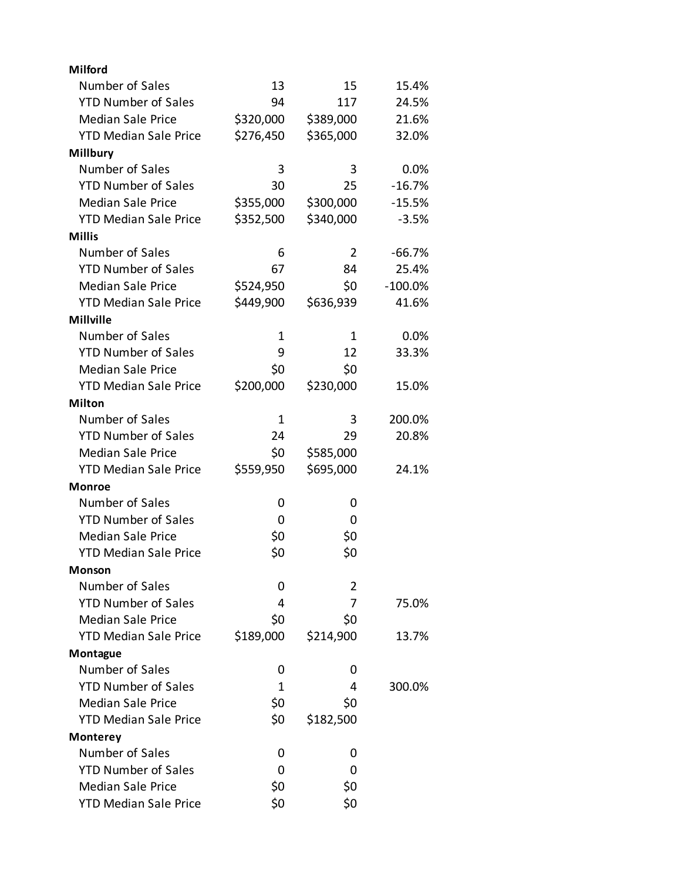| | | | |
|---|---|---|---|
| **Milford** | | | |
| Number of Sales | 13 | 15 | 15.4% |
| YTD Number of Sales | 94 | 117 | 24.5% |
| Median Sale Price | $320,000 | $389,000 | 21.6% |
| YTD Median Sale Price | $276,450 | $365,000 | 32.0% |
| **Millbury** | | | |
| Number of Sales | 3 | 3 | 0.0% |
| YTD Number of Sales | 30 | 25 | -16.7% |
| Median Sale Price | $355,000 | $300,000 | -15.5% |
| YTD Median Sale Price | $352,500 | $340,000 | -3.5% |
| **Millis** | | | |
| Number of Sales | 6 | 2 | -66.7% |
| YTD Number of Sales | 67 | 84 | 25.4% |
| Median Sale Price | $524,950 | $0 | -100.0% |
| YTD Median Sale Price | $449,900 | $636,939 | 41.6% |
| **Millville** | | | |
| Number of Sales | 1 | 1 | 0.0% |
| YTD Number of Sales | 9 | 12 | 33.3% |
| Median Sale Price | $0 | $0 | |
| YTD Median Sale Price | $200,000 | $230,000 | 15.0% |
| **Milton** | | | |
| Number of Sales | 1 | 3 | 200.0% |
| YTD Number of Sales | 24 | 29 | 20.8% |
| Median Sale Price | $0 | $585,000 | |
| YTD Median Sale Price | $559,950 | $695,000 | 24.1% |
| **Monroe** | | | |
| Number of Sales | 0 | 0 | |
| YTD Number of Sales | 0 | 0 | |
| Median Sale Price | $0 | $0 | |
| YTD Median Sale Price | $0 | $0 | |
| **Monson** | | | |
| Number of Sales | 0 | 2 | |
| YTD Number of Sales | 4 | 7 | 75.0% |
| Median Sale Price | $0 | $0 | |
| YTD Median Sale Price | $189,000 | $214,900 | 13.7% |
| **Montague** | | | |
| Number of Sales | 0 | 0 | |
| YTD Number of Sales | 1 | 4 | 300.0% |
| Median Sale Price | $0 | $0 | |
| YTD Median Sale Price | $0 | $182,500 | |
| **Monterey** | | | |
| Number of Sales | 0 | 0 | |
| YTD Number of Sales | 0 | 0 | |
| Median Sale Price | $0 | $0 | |
| YTD Median Sale Price | $0 | $0 | |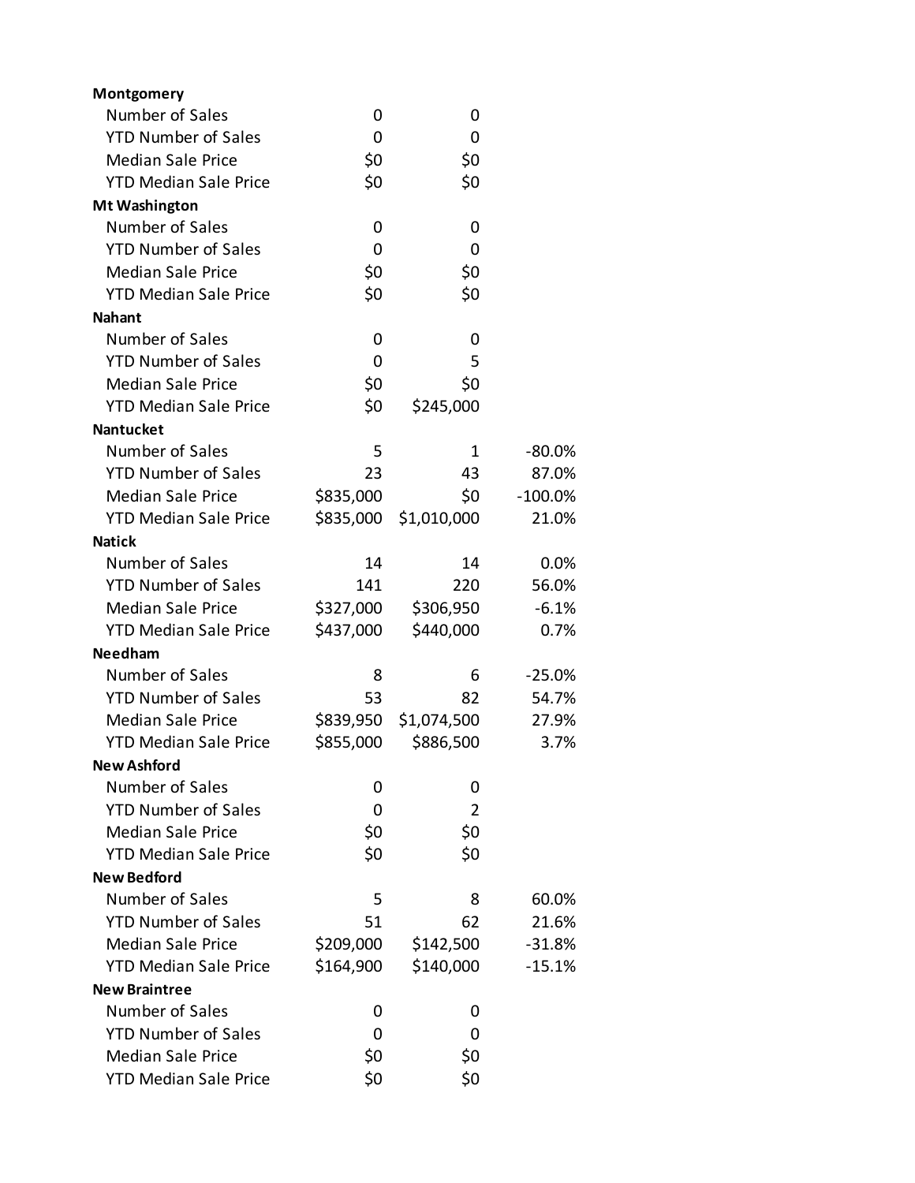| | | | |
|---|---|---|---|
| **Montgomery** | | | |
| Number of Sales | 0 | 0 | |
| YTD Number of Sales | 0 | 0 | |
| Median Sale Price | $0 | $0 | |
| YTD Median Sale Price | $0 | $0 | |
| **Mt Washington** | | | |
| Number of Sales | 0 | 0 | |
| YTD Number of Sales | 0 | 0 | |
| Median Sale Price | $0 | $0 | |
| YTD Median Sale Price | $0 | $0 | |
| **Nahant** | | | |
| Number of Sales | 0 | 0 | |
| YTD Number of Sales | 0 | 5 | |
| Median Sale Price | $0 | $0 | |
| YTD Median Sale Price | $0 | $245,000 | |
| **Nantucket** | | | |
| Number of Sales | 5 | 1 | -80.0% |
| YTD Number of Sales | 23 | 43 | 87.0% |
| Median Sale Price | $835,000 | $0 | -100.0% |
| YTD Median Sale Price | $835,000 | $1,010,000 | 21.0% |
| **Natick** | | | |
| Number of Sales | 14 | 14 | 0.0% |
| YTD Number of Sales | 141 | 220 | 56.0% |
| Median Sale Price | $327,000 | $306,950 | -6.1% |
| YTD Median Sale Price | $437,000 | $440,000 | 0.7% |
| **Needham** | | | |
| Number of Sales | 8 | 6 | -25.0% |
| YTD Number of Sales | 53 | 82 | 54.7% |
| Median Sale Price | $839,950 | $1,074,500 | 27.9% |
| YTD Median Sale Price | $855,000 | $886,500 | 3.7% |
| **New Ashford** | | | |
| Number of Sales | 0 | 0 | |
| YTD Number of Sales | 0 | 2 | |
| Median Sale Price | $0 | $0 | |
| YTD Median Sale Price | $0 | $0 | |
| **New Bedford** | | | |
| Number of Sales | 5 | 8 | 60.0% |
| YTD Number of Sales | 51 | 62 | 21.6% |
| Median Sale Price | $209,000 | $142,500 | -31.8% |
| YTD Median Sale Price | $164,900 | $140,000 | -15.1% |
| **New Braintree** | | | |
| Number of Sales | 0 | 0 | |
| YTD Number of Sales | 0 | 0 | |
| Median Sale Price | $0 | $0 | |
| YTD Median Sale Price | $0 | $0 | |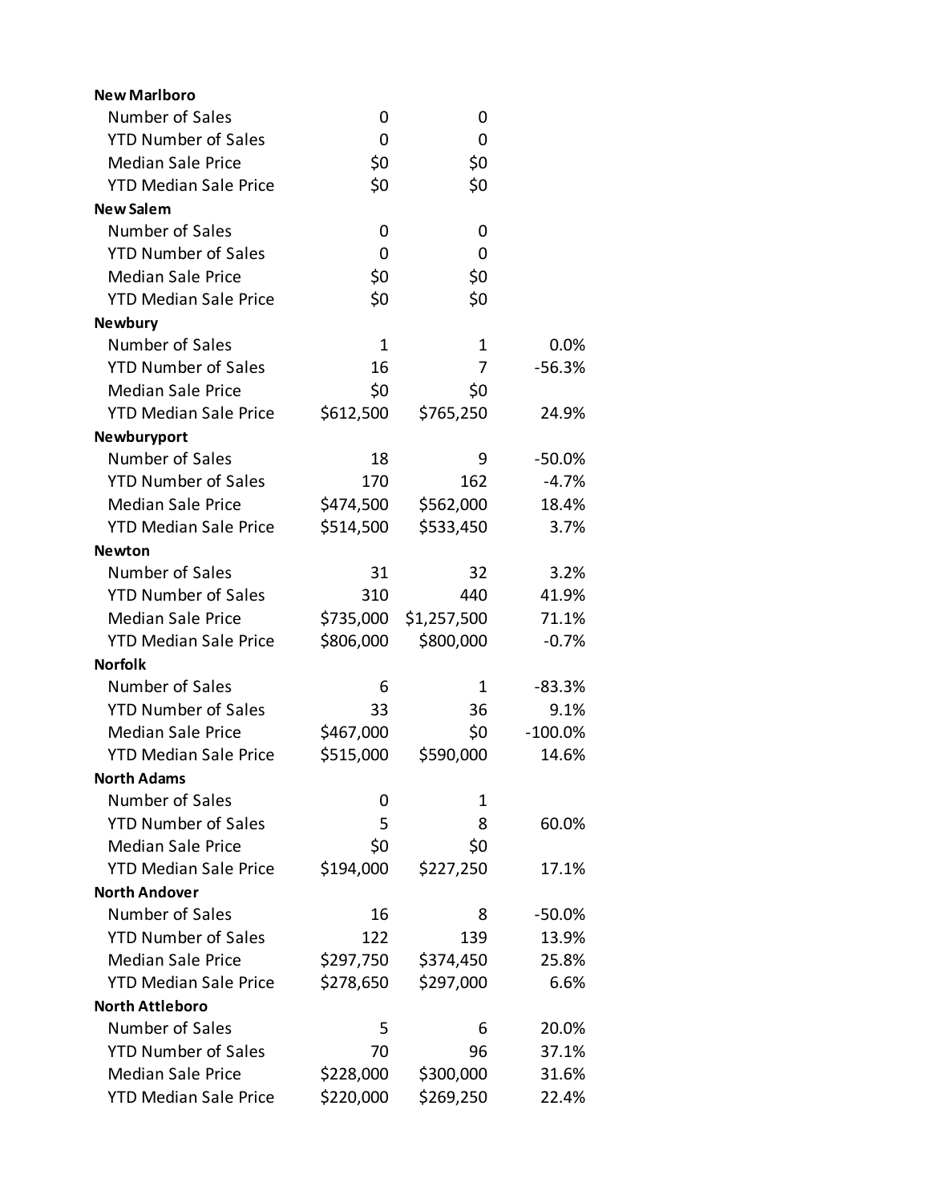| | | | |
|---|---|---|---|
| **New Marlboro** | | | |
| Number of Sales | 0 | 0 | |
| YTD Number of Sales | 0 | 0 | |
| Median Sale Price | $0 | $0 | |
| YTD Median Sale Price | $0 | $0 | |
| **New Salem** | | | |
| Number of Sales | 0 | 0 | |
| YTD Number of Sales | 0 | 0 | |
| Median Sale Price | $0 | $0 | |
| YTD Median Sale Price | $0 | $0 | |
| **Newbury** | | | |
| Number of Sales | 1 | 1 | 0.0% |
| YTD Number of Sales | 16 | 7 | -56.3% |
| Median Sale Price | $0 | $0 | |
| YTD Median Sale Price | $612,500 | $765,250 | 24.9% |
| **Newburyport** | | | |
| Number of Sales | 18 | 9 | -50.0% |
| YTD Number of Sales | 170 | 162 | -4.7% |
| Median Sale Price | $474,500 | $562,000 | 18.4% |
| YTD Median Sale Price | $514,500 | $533,450 | 3.7% |
| **Newton** | | | |
| Number of Sales | 31 | 32 | 3.2% |
| YTD Number of Sales | 310 | 440 | 41.9% |
| Median Sale Price | $735,000 | $1,257,500 | 71.1% |
| YTD Median Sale Price | $806,000 | $800,000 | -0.7% |
| **Norfolk** | | | |
| Number of Sales | 6 | 1 | -83.3% |
| YTD Number of Sales | 33 | 36 | 9.1% |
| Median Sale Price | $467,000 | $0 | -100.0% |
| YTD Median Sale Price | $515,000 | $590,000 | 14.6% |
| **North Adams** | | | |
| Number of Sales | 0 | 1 | |
| YTD Number of Sales | 5 | 8 | 60.0% |
| Median Sale Price | $0 | $0 | |
| YTD Median Sale Price | $194,000 | $227,250 | 17.1% |
| **North Andover** | | | |
| Number of Sales | 16 | 8 | -50.0% |
| YTD Number of Sales | 122 | 139 | 13.9% |
| Median Sale Price | $297,750 | $374,450 | 25.8% |
| YTD Median Sale Price | $278,650 | $297,000 | 6.6% |
| **North Attleboro** | | | |
| Number of Sales | 5 | 6 | 20.0% |
| YTD Number of Sales | 70 | 96 | 37.1% |
| Median Sale Price | $228,000 | $300,000 | 31.6% |
| YTD Median Sale Price | $220,000 | $269,250 | 22.4% |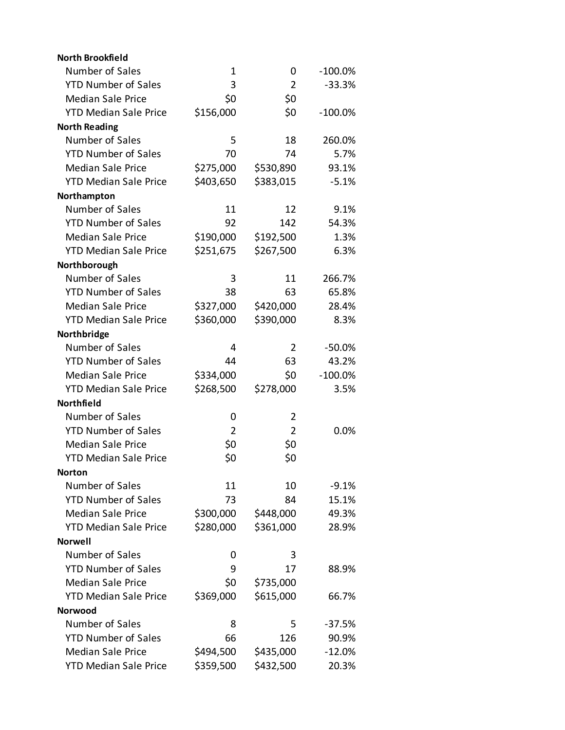| | | | |
|---|---|---|---|
| **North Brookfield** | | | |
| Number of Sales | 1 | 0 | -100.0% |
| YTD Number of Sales | 3 | 2 | -33.3% |
| Median Sale Price | $0 | $0 | |
| YTD Median Sale Price | $156,000 | $0 | -100.0% |
| **North Reading** | | | |
| Number of Sales | 5 | 18 | 260.0% |
| YTD Number of Sales | 70 | 74 | 5.7% |
| Median Sale Price | $275,000 | $530,890 | 93.1% |
| YTD Median Sale Price | $403,650 | $383,015 | -5.1% |
| **Northampton** | | | |
| Number of Sales | 11 | 12 | 9.1% |
| YTD Number of Sales | 92 | 142 | 54.3% |
| Median Sale Price | $190,000 | $192,500 | 1.3% |
| YTD Median Sale Price | $251,675 | $267,500 | 6.3% |
| **Northborough** | | | |
| Number of Sales | 3 | 11 | 266.7% |
| YTD Number of Sales | 38 | 63 | 65.8% |
| Median Sale Price | $327,000 | $420,000 | 28.4% |
| YTD Median Sale Price | $360,000 | $390,000 | 8.3% |
| **Northbridge** | | | |
| Number of Sales | 4 | 2 | -50.0% |
| YTD Number of Sales | 44 | 63 | 43.2% |
| Median Sale Price | $334,000 | $0 | -100.0% |
| YTD Median Sale Price | $268,500 | $278,000 | 3.5% |
| **Northfield** | | | |
| Number of Sales | 0 | 2 | |
| YTD Number of Sales | 2 | 2 | 0.0% |
| Median Sale Price | $0 | $0 | |
| YTD Median Sale Price | $0 | $0 | |
| **Norton** | | | |
| Number of Sales | 11 | 10 | -9.1% |
| YTD Number of Sales | 73 | 84 | 15.1% |
| Median Sale Price | $300,000 | $448,000 | 49.3% |
| YTD Median Sale Price | $280,000 | $361,000 | 28.9% |
| **Norwell** | | | |
| Number of Sales | 0 | 3 | |
| YTD Number of Sales | 9 | 17 | 88.9% |
| Median Sale Price | $0 | $735,000 | |
| YTD Median Sale Price | $369,000 | $615,000 | 66.7% |
| **Norwood** | | | |
| Number of Sales | 8 | 5 | -37.5% |
| YTD Number of Sales | 66 | 126 | 90.9% |
| Median Sale Price | $494,500 | $435,000 | -12.0% |
| YTD Median Sale Price | $359,500 | $432,500 | 20.3% |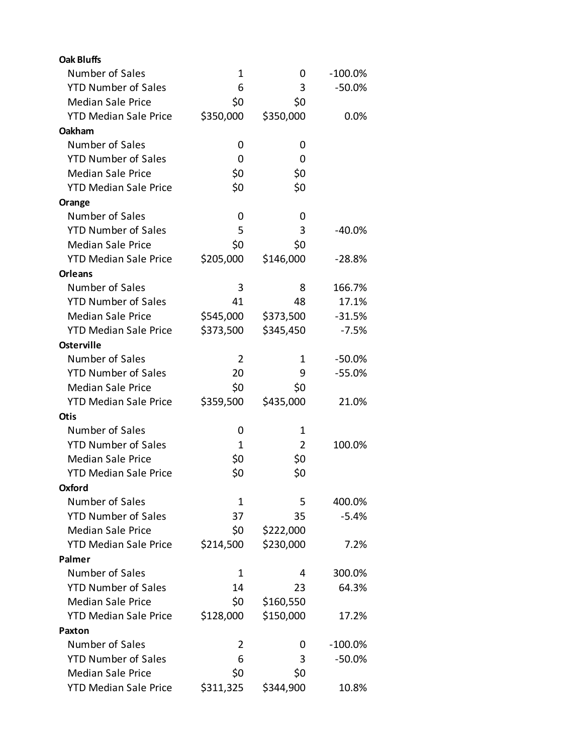| | | | |
|---|---|---|---|
| **Oak Bluffs** | | | |
| Number of Sales | 1 | 0 | -100.0% |
| YTD Number of Sales | 6 | 3 | -50.0% |
| Median Sale Price | $0 | $0 | |
| YTD Median Sale Price | $350,000 | $350,000 | 0.0% |
| **Oakham** | | | |
| Number of Sales | 0 | 0 | |
| YTD Number of Sales | 0 | 0 | |
| Median Sale Price | $0 | $0 | |
| YTD Median Sale Price | $0 | $0 | |
| **Orange** | | | |
| Number of Sales | 0 | 0 | |
| YTD Number of Sales | 5 | 3 | -40.0% |
| Median Sale Price | $0 | $0 | |
| YTD Median Sale Price | $205,000 | $146,000 | -28.8% |
| **Orleans** | | | |
| Number of Sales | 3 | 8 | 166.7% |
| YTD Number of Sales | 41 | 48 | 17.1% |
| Median Sale Price | $545,000 | $373,500 | -31.5% |
| YTD Median Sale Price | $373,500 | $345,450 | -7.5% |
| **Osterville** | | | |
| Number of Sales | 2 | 1 | -50.0% |
| YTD Number of Sales | 20 | 9 | -55.0% |
| Median Sale Price | $0 | $0 | |
| YTD Median Sale Price | $359,500 | $435,000 | 21.0% |
| **Otis** | | | |
| Number of Sales | 0 | 1 | |
| YTD Number of Sales | 1 | 2 | 100.0% |
| Median Sale Price | $0 | $0 | |
| YTD Median Sale Price | $0 | $0 | |
| **Oxford** | | | |
| Number of Sales | 1 | 5 | 400.0% |
| YTD Number of Sales | 37 | 35 | -5.4% |
| Median Sale Price | $0 | $222,000 | |
| YTD Median Sale Price | $214,500 | $230,000 | 7.2% |
| **Palmer** | | | |
| Number of Sales | 1 | 4 | 300.0% |
| YTD Number of Sales | 14 | 23 | 64.3% |
| Median Sale Price | $0 | $160,550 | |
| YTD Median Sale Price | $128,000 | $150,000 | 17.2% |
| **Paxton** | | | |
| Number of Sales | 2 | 0 | -100.0% |
| YTD Number of Sales | 6 | 3 | -50.0% |
| Median Sale Price | $0 | $0 | |
| YTD Median Sale Price | $311,325 | $344,900 | 10.8% |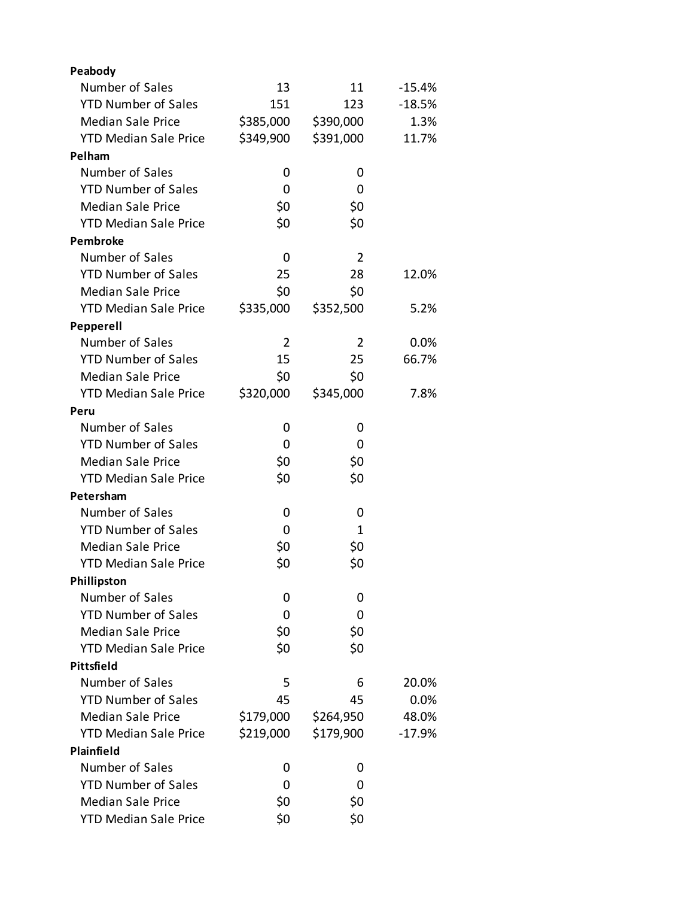| | | | |
|---|---|---|---|
| **Peabody** | | | |
| Number of Sales | 13 | 11 | -15.4% |
| YTD Number of Sales | 151 | 123 | -18.5% |
| Median Sale Price | $385,000 | $390,000 | 1.3% |
| YTD Median Sale Price | $349,900 | $391,000 | 11.7% |
| **Pelham** | | | |
| Number of Sales | 0 | 0 | |
| YTD Number of Sales | 0 | 0 | |
| Median Sale Price | $0 | $0 | |
| YTD Median Sale Price | $0 | $0 | |
| **Pembroke** | | | |
| Number of Sales | 0 | 2 | |
| YTD Number of Sales | 25 | 28 | 12.0% |
| Median Sale Price | $0 | $0 | |
| YTD Median Sale Price | $335,000 | $352,500 | 5.2% |
| **Pepperell** | | | |
| Number of Sales | 2 | 2 | 0.0% |
| YTD Number of Sales | 15 | 25 | 66.7% |
| Median Sale Price | $0 | $0 | |
| YTD Median Sale Price | $320,000 | $345,000 | 7.8% |
| **Peru** | | | |
| Number of Sales | 0 | 0 | |
| YTD Number of Sales | 0 | 0 | |
| Median Sale Price | $0 | $0 | |
| YTD Median Sale Price | $0 | $0 | |
| **Petersham** | | | |
| Number of Sales | 0 | 0 | |
| YTD Number of Sales | 0 | 1 | |
| Median Sale Price | $0 | $0 | |
| YTD Median Sale Price | $0 | $0 | |
| **Phillipston** | | | |
| Number of Sales | 0 | 0 | |
| YTD Number of Sales | 0 | 0 | |
| Median Sale Price | $0 | $0 | |
| YTD Median Sale Price | $0 | $0 | |
| **Pittsfield** | | | |
| Number of Sales | 5 | 6 | 20.0% |
| YTD Number of Sales | 45 | 45 | 0.0% |
| Median Sale Price | $179,000 | $264,950 | 48.0% |
| YTD Median Sale Price | $219,000 | $179,900 | -17.9% |
| **Plainfield** | | | |
| Number of Sales | 0 | 0 | |
| YTD Number of Sales | 0 | 0 | |
| Median Sale Price | $0 | $0 | |
| YTD Median Sale Price | $0 | $0 | |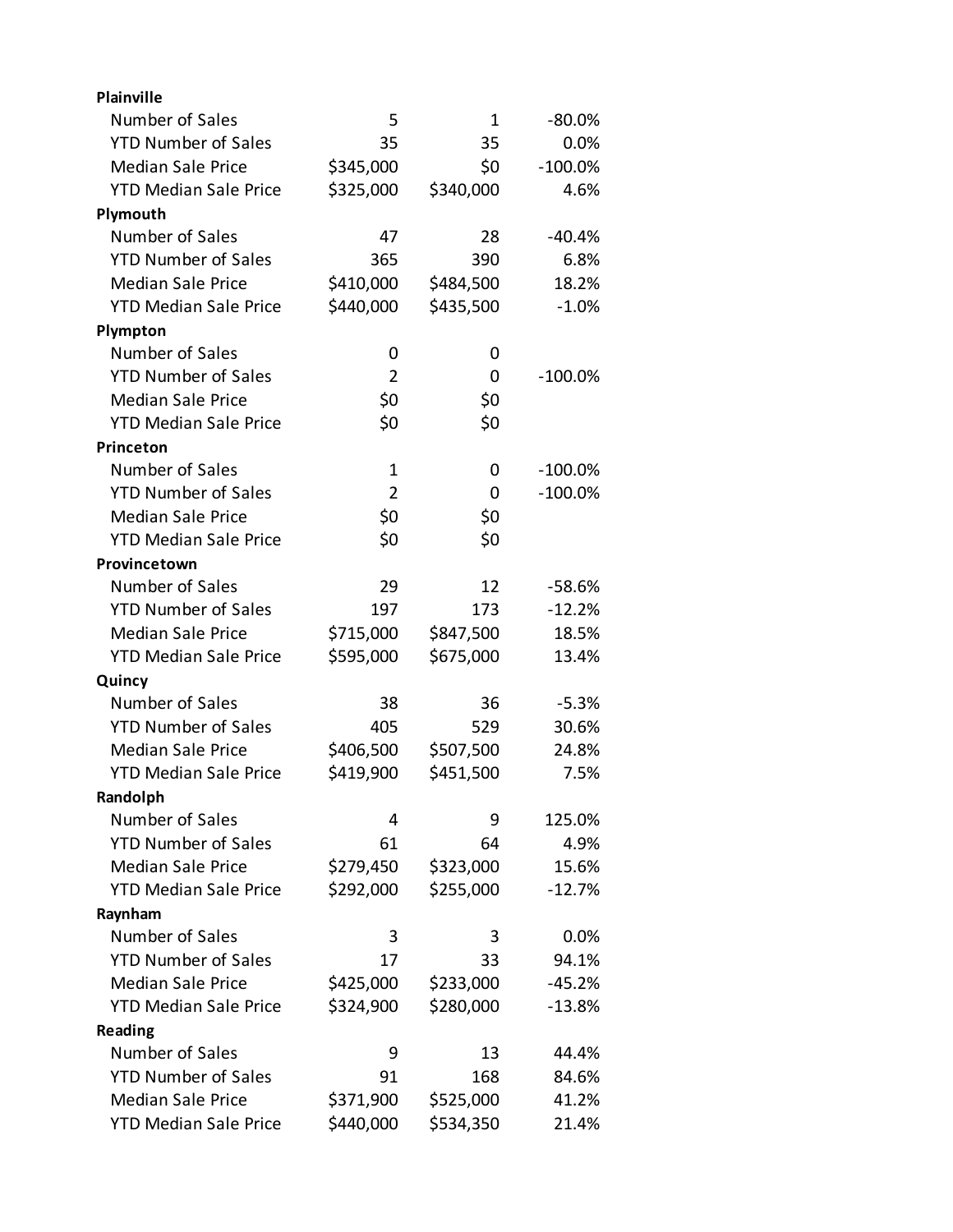| | | | |
|---|---|---|---|
| **Plainville** | | | |
| Number of Sales | 5 | 1 | -80.0% |
| YTD Number of Sales | 35 | 35 | 0.0% |
| Median Sale Price | $345,000 | $0 | -100.0% |
| YTD Median Sale Price | $325,000 | $340,000 | 4.6% |
| **Plymouth** | | | |
| Number of Sales | 47 | 28 | -40.4% |
| YTD Number of Sales | 365 | 390 | 6.8% |
| Median Sale Price | $410,000 | $484,500 | 18.2% |
| YTD Median Sale Price | $440,000 | $435,500 | -1.0% |
| **Plympton** | | | |
| Number of Sales | 0 | 0 | |
| YTD Number of Sales | 2 | 0 | -100.0% |
| Median Sale Price | $0 | $0 | |
| YTD Median Sale Price | $0 | $0 | |
| **Princeton** | | | |
| Number of Sales | 1 | 0 | -100.0% |
| YTD Number of Sales | 2 | 0 | -100.0% |
| Median Sale Price | $0 | $0 | |
| YTD Median Sale Price | $0 | $0 | |
| **Provincetown** | | | |
| Number of Sales | 29 | 12 | -58.6% |
| YTD Number of Sales | 197 | 173 | -12.2% |
| Median Sale Price | $715,000 | $847,500 | 18.5% |
| YTD Median Sale Price | $595,000 | $675,000 | 13.4% |
| **Quincy** | | | |
| Number of Sales | 38 | 36 | -5.3% |
| YTD Number of Sales | 405 | 529 | 30.6% |
| Median Sale Price | $406,500 | $507,500 | 24.8% |
| YTD Median Sale Price | $419,900 | $451,500 | 7.5% |
| **Randolph** | | | |
| Number of Sales | 4 | 9 | 125.0% |
| YTD Number of Sales | 61 | 64 | 4.9% |
| Median Sale Price | $279,450 | $323,000 | 15.6% |
| YTD Median Sale Price | $292,000 | $255,000 | -12.7% |
| **Raynham** | | | |
| Number of Sales | 3 | 3 | 0.0% |
| YTD Number of Sales | 17 | 33 | 94.1% |
| Median Sale Price | $425,000 | $233,000 | -45.2% |
| YTD Median Sale Price | $324,900 | $280,000 | -13.8% |
| **Reading** | | | |
| Number of Sales | 9 | 13 | 44.4% |
| YTD Number of Sales | 91 | 168 | 84.6% |
| Median Sale Price | $371,900 | $525,000 | 41.2% |
| YTD Median Sale Price | $440,000 | $534,350 | 21.4% |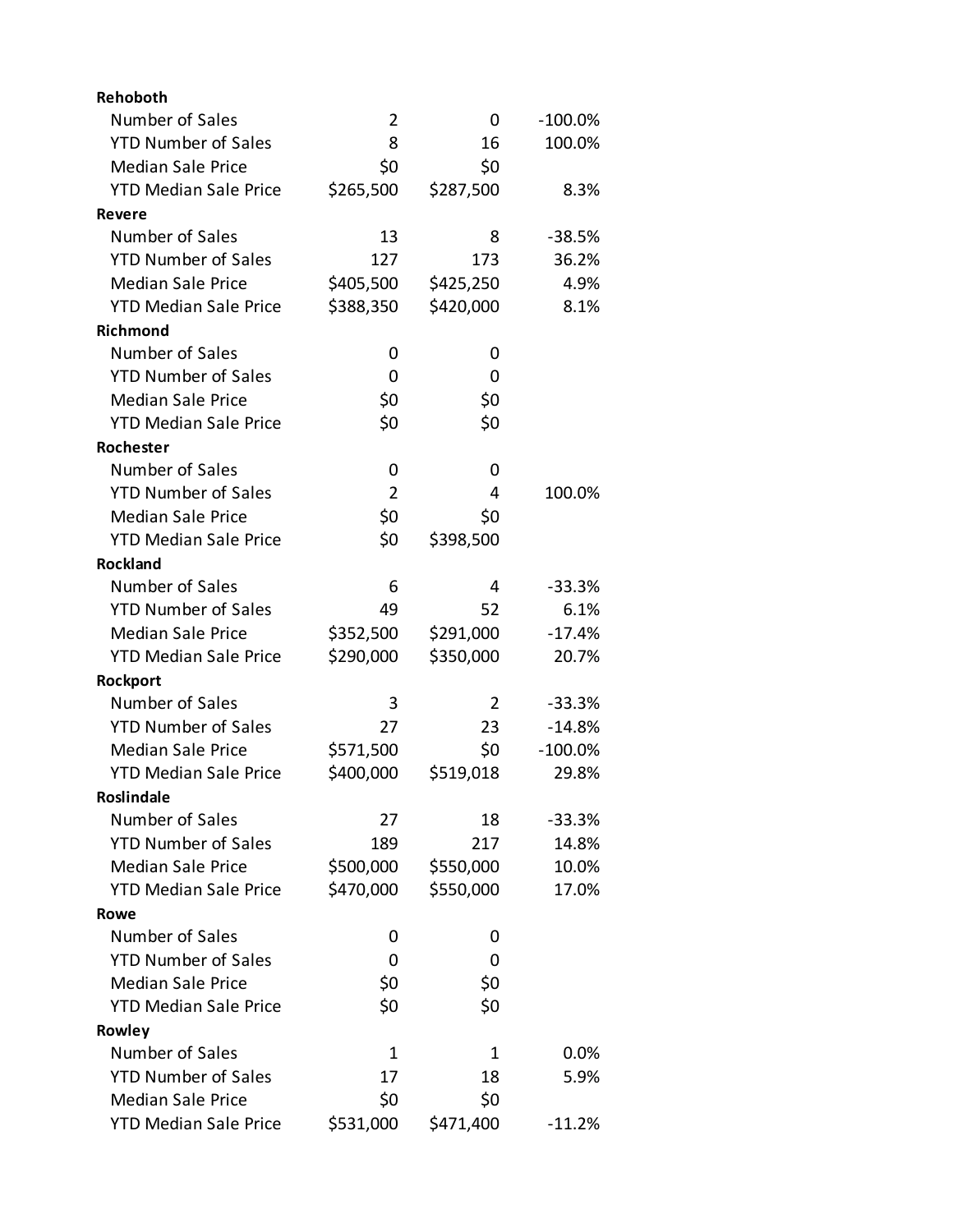| | | | |
|---|---|---|---|
| **Rehoboth** | | | |
| Number of Sales | 2 | 0 | -100.0% |
| YTD Number of Sales | 8 | 16 | 100.0% |
| Median Sale Price | $0 | $0 | |
| YTD Median Sale Price | $265,500 | $287,500 | 8.3% |
| **Revere** | | | |
| Number of Sales | 13 | 8 | -38.5% |
| YTD Number of Sales | 127 | 173 | 36.2% |
| Median Sale Price | $405,500 | $425,250 | 4.9% |
| YTD Median Sale Price | $388,350 | $420,000 | 8.1% |
| **Richmond** | | | |
| Number of Sales | 0 | 0 | |
| YTD Number of Sales | 0 | 0 | |
| Median Sale Price | $0 | $0 | |
| YTD Median Sale Price | $0 | $0 | |
| **Rochester** | | | |
| Number of Sales | 0 | 0 | |
| YTD Number of Sales | 2 | 4 | 100.0% |
| Median Sale Price | $0 | $0 | |
| YTD Median Sale Price | $0 | $398,500 | |
| **Rockland** | | | |
| Number of Sales | 6 | 4 | -33.3% |
| YTD Number of Sales | 49 | 52 | 6.1% |
| Median Sale Price | $352,500 | $291,000 | -17.4% |
| YTD Median Sale Price | $290,000 | $350,000 | 20.7% |
| **Rockport** | | | |
| Number of Sales | 3 | 2 | -33.3% |
| YTD Number of Sales | 27 | 23 | -14.8% |
| Median Sale Price | $571,500 | $0 | -100.0% |
| YTD Median Sale Price | $400,000 | $519,018 | 29.8% |
| **Roslindale** | | | |
| Number of Sales | 27 | 18 | -33.3% |
| YTD Number of Sales | 189 | 217 | 14.8% |
| Median Sale Price | $500,000 | $550,000 | 10.0% |
| YTD Median Sale Price | $470,000 | $550,000 | 17.0% |
| **Rowe** | | | |
| Number of Sales | 0 | 0 | |
| YTD Number of Sales | 0 | 0 | |
| Median Sale Price | $0 | $0 | |
| YTD Median Sale Price | $0 | $0 | |
| **Rowley** | | | |
| Number of Sales | 1 | 1 | 0.0% |
| YTD Number of Sales | 17 | 18 | 5.9% |
| Median Sale Price | $0 | $0 | |
| YTD Median Sale Price | $531,000 | $471,400 | -11.2% |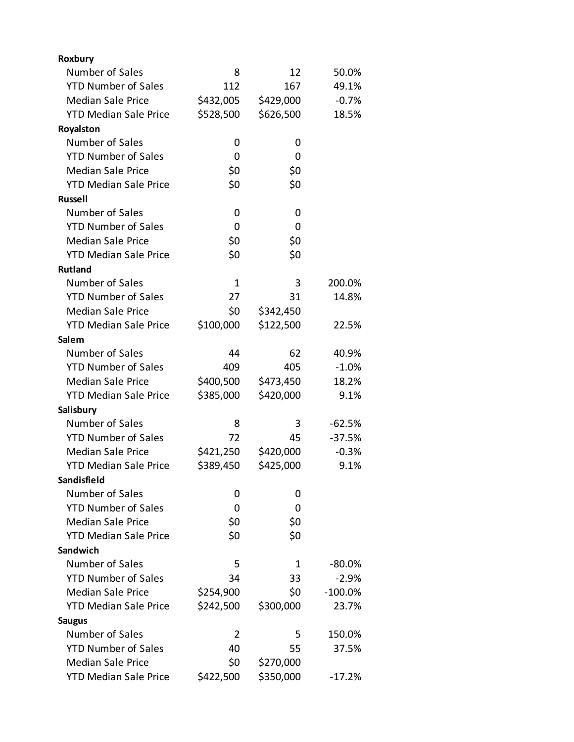| | | | |
|---|---|---|---|
| **Roxbury** | | | |
| Number of Sales | 8 | 12 | 50.0% |
| YTD Number of Sales | 112 | 167 | 49.1% |
| Median Sale Price | $432,005 | $429,000 | -0.7% |
| YTD Median Sale Price | $528,500 | $626,500 | 18.5% |
| **Royalston** | | | |
| Number of Sales | 0 | 0 | |
| YTD Number of Sales | 0 | 0 | |
| Median Sale Price | $0 | $0 | |
| YTD Median Sale Price | $0 | $0 | |
| **Russell** | | | |
| Number of Sales | 0 | 0 | |
| YTD Number of Sales | 0 | 0 | |
| Median Sale Price | $0 | $0 | |
| YTD Median Sale Price | $0 | $0 | |
| **Rutland** | | | |
| Number of Sales | 1 | 3 | 200.0% |
| YTD Number of Sales | 27 | 31 | 14.8% |
| Median Sale Price | $0 | $342,450 | |
| YTD Median Sale Price | $100,000 | $122,500 | 22.5% |
| **Salem** | | | |
| Number of Sales | 44 | 62 | 40.9% |
| YTD Number of Sales | 409 | 405 | -1.0% |
| Median Sale Price | $400,500 | $473,450 | 18.2% |
| YTD Median Sale Price | $385,000 | $420,000 | 9.1% |
| **Salisbury** | | | |
| Number of Sales | 8 | 3 | -62.5% |
| YTD Number of Sales | 72 | 45 | -37.5% |
| Median Sale Price | $421,250 | $420,000 | -0.3% |
| YTD Median Sale Price | $389,450 | $425,000 | 9.1% |
| **Sandisfield** | | | |
| Number of Sales | 0 | 0 | |
| YTD Number of Sales | 0 | 0 | |
| Median Sale Price | $0 | $0 | |
| YTD Median Sale Price | $0 | $0 | |
| **Sandwich** | | | |
| Number of Sales | 5 | 1 | -80.0% |
| YTD Number of Sales | 34 | 33 | -2.9% |
| Median Sale Price | $254,900 | $0 | -100.0% |
| YTD Median Sale Price | $242,500 | $300,000 | 23.7% |
| **Saugus** | | | |
| Number of Sales | 2 | 5 | 150.0% |
| YTD Number of Sales | 40 | 55 | 37.5% |
| Median Sale Price | $0 | $270,000 | |
| YTD Median Sale Price | $422,500 | $350,000 | -17.2% |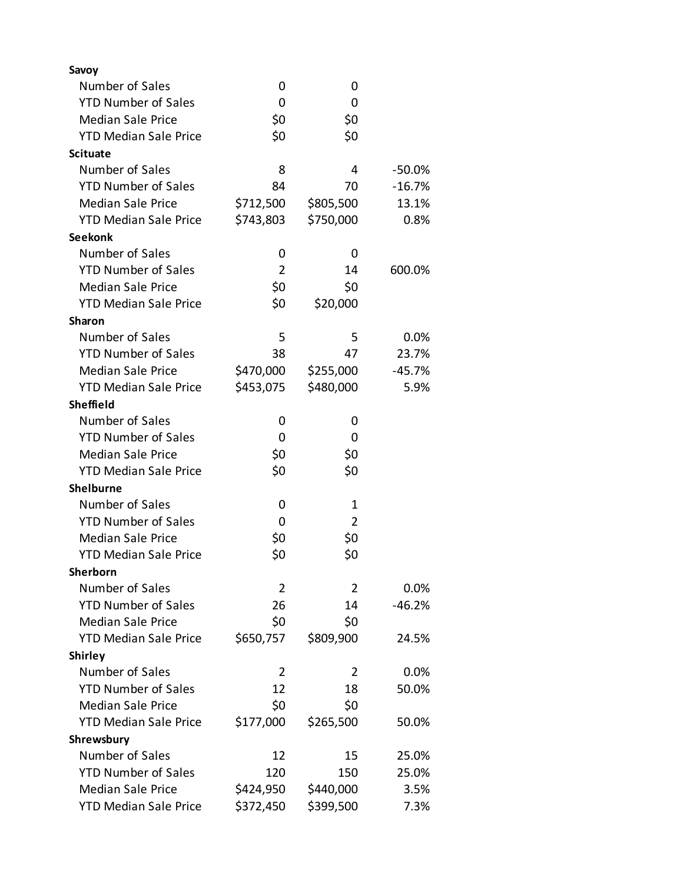| | | | |
|---|---|---|---|
| **Savoy** | | | |
| Number of Sales | 0 | 0 | |
| YTD Number of Sales | 0 | 0 | |
| Median Sale Price | $0 | $0 | |
| YTD Median Sale Price | $0 | $0 | |
| **Scituate** | | | |
| Number of Sales | 8 | 4 | -50.0% |
| YTD Number of Sales | 84 | 70 | -16.7% |
| Median Sale Price | $712,500 | $805,500 | 13.1% |
| YTD Median Sale Price | $743,803 | $750,000 | 0.8% |
| **Seekonk** | | | |
| Number of Sales | 0 | 0 | |
| YTD Number of Sales | 2 | 14 | 600.0% |
| Median Sale Price | $0 | $0 | |
| YTD Median Sale Price | $0 | $20,000 | |
| **Sharon** | | | |
| Number of Sales | 5 | 5 | 0.0% |
| YTD Number of Sales | 38 | 47 | 23.7% |
| Median Sale Price | $470,000 | $255,000 | -45.7% |
| YTD Median Sale Price | $453,075 | $480,000 | 5.9% |
| **Sheffield** | | | |
| Number of Sales | 0 | 0 | |
| YTD Number of Sales | 0 | 0 | |
| Median Sale Price | $0 | $0 | |
| YTD Median Sale Price | $0 | $0 | |
| **Shelburne** | | | |
| Number of Sales | 0 | 1 | |
| YTD Number of Sales | 0 | 2 | |
| Median Sale Price | $0 | $0 | |
| YTD Median Sale Price | $0 | $0 | |
| **Sherborn** | | | |
| Number of Sales | 2 | 2 | 0.0% |
| YTD Number of Sales | 26 | 14 | -46.2% |
| Median Sale Price | $0 | $0 | |
| YTD Median Sale Price | $650,757 | $809,900 | 24.5% |
| **Shirley** | | | |
| Number of Sales | 2 | 2 | 0.0% |
| YTD Number of Sales | 12 | 18 | 50.0% |
| Median Sale Price | $0 | $0 | |
| YTD Median Sale Price | $177,000 | $265,500 | 50.0% |
| **Shrewsbury** | | | |
| Number of Sales | 12 | 15 | 25.0% |
| YTD Number of Sales | 120 | 150 | 25.0% |
| Median Sale Price | $424,950 | $440,000 | 3.5% |
| YTD Median Sale Price | $372,450 | $399,500 | 7.3% |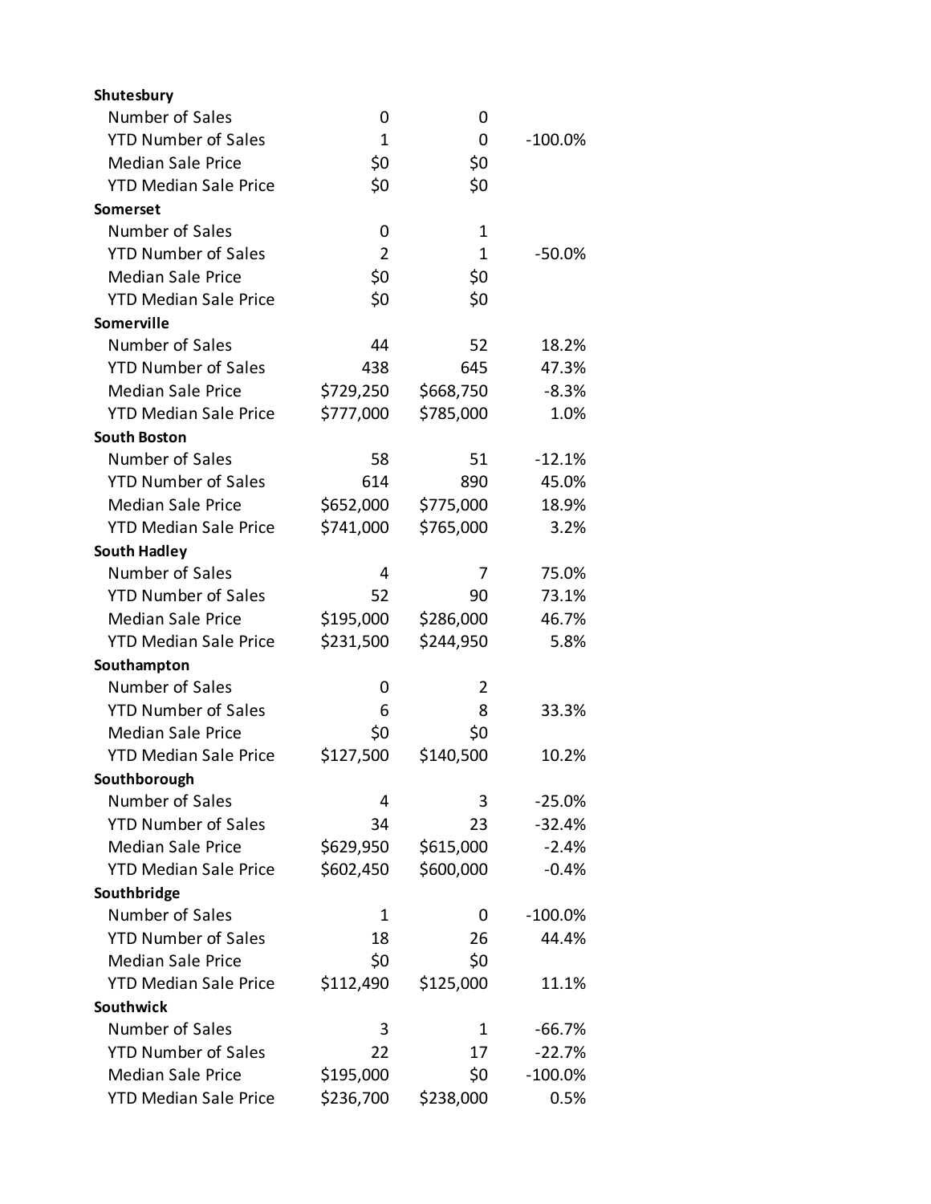| | | | |
|---|---|---|---|
| **Shutesbury** | | | |
| Number of Sales | 0 | 0 | |
| YTD Number of Sales | 1 | 0 | -100.0% |
| Median Sale Price | $0 | $0 | |
| YTD Median Sale Price | $0 | $0 | |
| **Somerset** | | | |
| Number of Sales | 0 | 1 | |
| YTD Number of Sales | 2 | 1 | -50.0% |
| Median Sale Price | $0 | $0 | |
| YTD Median Sale Price | $0 | $0 | |
| **Somerville** | | | |
| Number of Sales | 44 | 52 | 18.2% |
| YTD Number of Sales | 438 | 645 | 47.3% |
| Median Sale Price | $729,250 | $668,750 | -8.3% |
| YTD Median Sale Price | $777,000 | $785,000 | 1.0% |
| **South Boston** | | | |
| Number of Sales | 58 | 51 | -12.1% |
| YTD Number of Sales | 614 | 890 | 45.0% |
| Median Sale Price | $652,000 | $775,000 | 18.9% |
| YTD Median Sale Price | $741,000 | $765,000 | 3.2% |
| **South Hadley** | | | |
| Number of Sales | 4 | 7 | 75.0% |
| YTD Number of Sales | 52 | 90 | 73.1% |
| Median Sale Price | $195,000 | $286,000 | 46.7% |
| YTD Median Sale Price | $231,500 | $244,950 | 5.8% |
| **Southampton** | | | |
| Number of Sales | 0 | 2 | |
| YTD Number of Sales | 6 | 8 | 33.3% |
| Median Sale Price | $0 | $0 | |
| YTD Median Sale Price | $127,500 | $140,500 | 10.2% |
| **Southborough** | | | |
| Number of Sales | 4 | 3 | -25.0% |
| YTD Number of Sales | 34 | 23 | -32.4% |
| Median Sale Price | $629,950 | $615,000 | -2.4% |
| YTD Median Sale Price | $602,450 | $600,000 | -0.4% |
| **Southbridge** | | | |
| Number of Sales | 1 | 0 | -100.0% |
| YTD Number of Sales | 18 | 26 | 44.4% |
| Median Sale Price | $0 | $0 | |
| YTD Median Sale Price | $112,490 | $125,000 | 11.1% |
| **Southwick** | | | |
| Number of Sales | 3 | 1 | -66.7% |
| YTD Number of Sales | 22 | 17 | -22.7% |
| Median Sale Price | $195,000 | $0 | -100.0% |
| YTD Median Sale Price | $236,700 | $238,000 | 0.5% |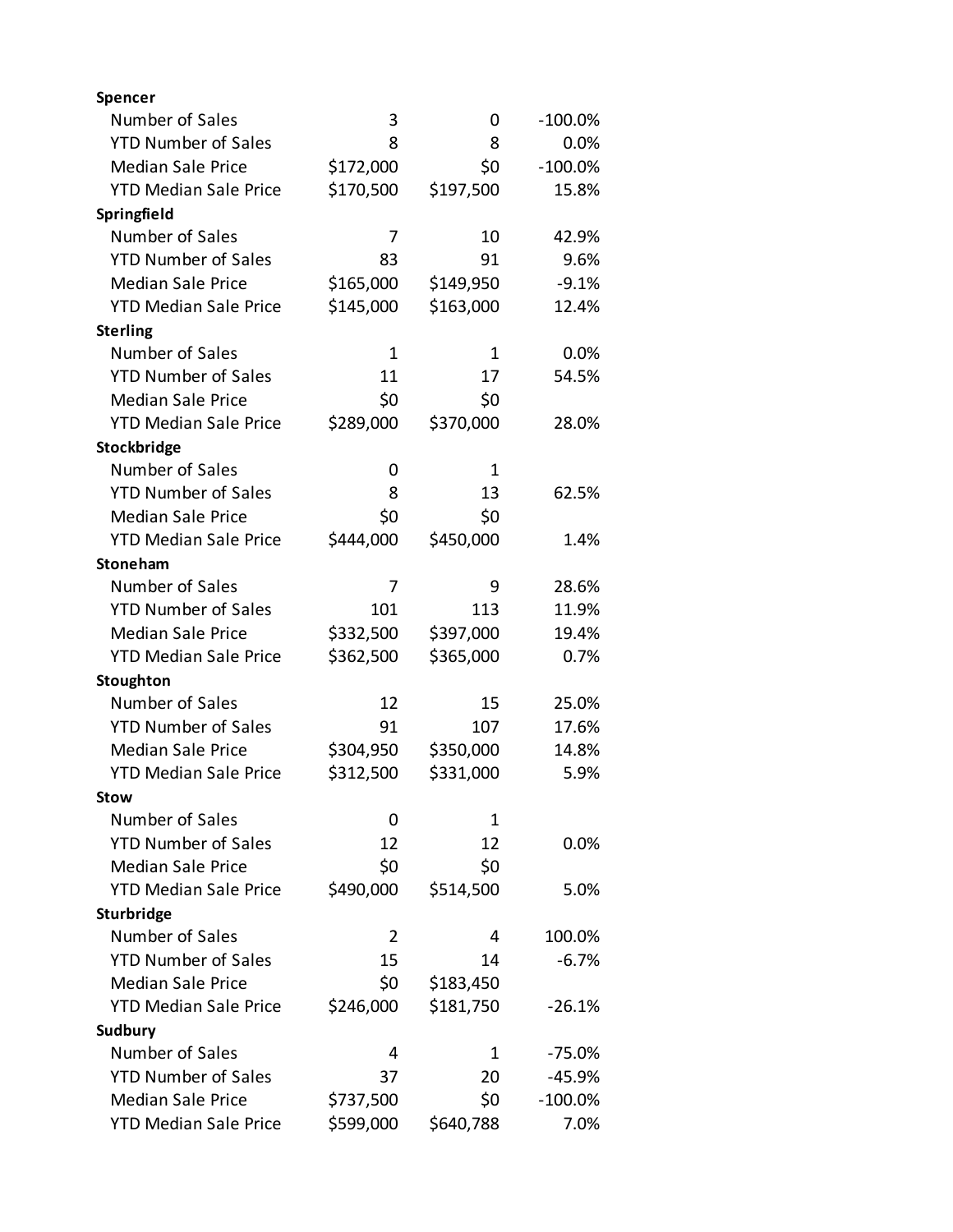| | | | |
|---|---|---|---|
| **Spencer** | | | |
| Number of Sales | 3 | 0 | -100.0% |
| YTD Number of Sales | 8 | 8 | 0.0% |
| Median Sale Price | $172,000 | $0 | -100.0% |
| YTD Median Sale Price | $170,500 | $197,500 | 15.8% |
| **Springfield** | | | |
| Number of Sales | 7 | 10 | 42.9% |
| YTD Number of Sales | 83 | 91 | 9.6% |
| Median Sale Price | $165,000 | $149,950 | -9.1% |
| YTD Median Sale Price | $145,000 | $163,000 | 12.4% |
| **Sterling** | | | |
| Number of Sales | 1 | 1 | 0.0% |
| YTD Number of Sales | 11 | 17 | 54.5% |
| Median Sale Price | $0 | $0 | |
| YTD Median Sale Price | $289,000 | $370,000 | 28.0% |
| **Stockbridge** | | | |
| Number of Sales | 0 | 1 | |
| YTD Number of Sales | 8 | 13 | 62.5% |
| Median Sale Price | $0 | $0 | |
| YTD Median Sale Price | $444,000 | $450,000 | 1.4% |
| **Stoneham** | | | |
| Number of Sales | 7 | 9 | 28.6% |
| YTD Number of Sales | 101 | 113 | 11.9% |
| Median Sale Price | $332,500 | $397,000 | 19.4% |
| YTD Median Sale Price | $362,500 | $365,000 | 0.7% |
| **Stoughton** | | | |
| Number of Sales | 12 | 15 | 25.0% |
| YTD Number of Sales | 91 | 107 | 17.6% |
| Median Sale Price | $304,950 | $350,000 | 14.8% |
| YTD Median Sale Price | $312,500 | $331,000 | 5.9% |
| **Stow** | | | |
| Number of Sales | 0 | 1 | |
| YTD Number of Sales | 12 | 12 | 0.0% |
| Median Sale Price | $0 | $0 | |
| YTD Median Sale Price | $490,000 | $514,500 | 5.0% |
| **Sturbridge** | | | |
| Number of Sales | 2 | 4 | 100.0% |
| YTD Number of Sales | 15 | 14 | -6.7% |
| Median Sale Price | $0 | $183,450 | |
| YTD Median Sale Price | $246,000 | $181,750 | -26.1% |
| **Sudbury** | | | |
| Number of Sales | 4 | 1 | -75.0% |
| YTD Number of Sales | 37 | 20 | -45.9% |
| Median Sale Price | $737,500 | $0 | -100.0% |
| YTD Median Sale Price | $599,000 | $640,788 | 7.0% |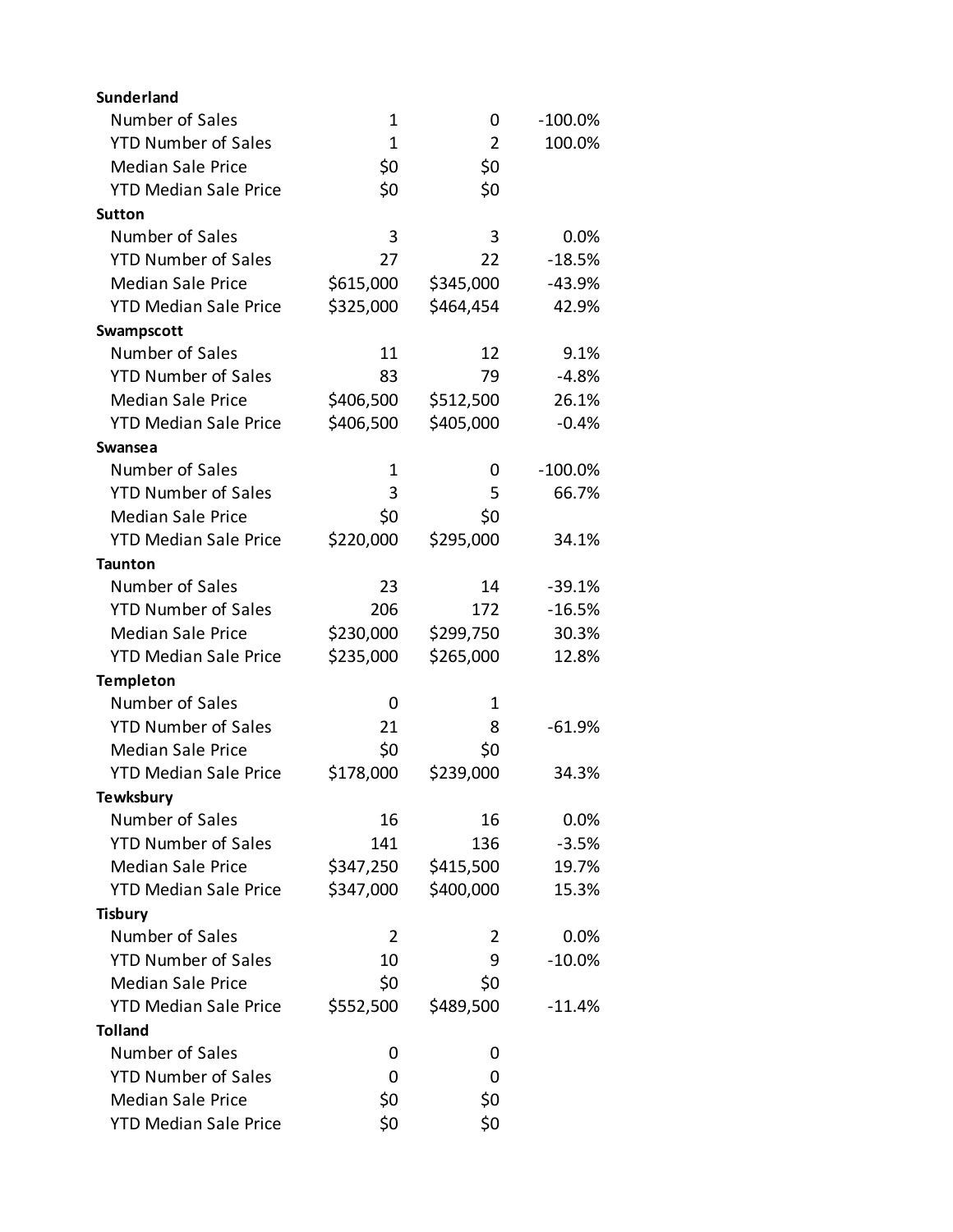| | | | |
|---|---|---|---|
| **Sunderland** | | | |
| Number of Sales | 1 | 0 | -100.0% |
| YTD Number of Sales | 1 | 2 | 100.0% |
| Median Sale Price | $0 | $0 | |
| YTD Median Sale Price | $0 | $0 | |
| **Sutton** | | | |
| Number of Sales | 3 | 3 | 0.0% |
| YTD Number of Sales | 27 | 22 | -18.5% |
| Median Sale Price | $615,000 | $345,000 | -43.9% |
| YTD Median Sale Price | $325,000 | $464,454 | 42.9% |
| **Swampscott** | | | |
| Number of Sales | 11 | 12 | 9.1% |
| YTD Number of Sales | 83 | 79 | -4.8% |
| Median Sale Price | $406,500 | $512,500 | 26.1% |
| YTD Median Sale Price | $406,500 | $405,000 | -0.4% |
| **Swansea** | | | |
| Number of Sales | 1 | 0 | -100.0% |
| YTD Number of Sales | 3 | 5 | 66.7% |
| Median Sale Price | $0 | $0 | |
| YTD Median Sale Price | $220,000 | $295,000 | 34.1% |
| **Taunton** | | | |
| Number of Sales | 23 | 14 | -39.1% |
| YTD Number of Sales | 206 | 172 | -16.5% |
| Median Sale Price | $230,000 | $299,750 | 30.3% |
| YTD Median Sale Price | $235,000 | $265,000 | 12.8% |
| **Templeton** | | | |
| Number of Sales | 0 | 1 | |
| YTD Number of Sales | 21 | 8 | -61.9% |
| Median Sale Price | $0 | $0 | |
| YTD Median Sale Price | $178,000 | $239,000 | 34.3% |
| **Tewksbury** | | | |
| Number of Sales | 16 | 16 | 0.0% |
| YTD Number of Sales | 141 | 136 | -3.5% |
| Median Sale Price | $347,250 | $415,500 | 19.7% |
| YTD Median Sale Price | $347,000 | $400,000 | 15.3% |
| **Tisbury** | | | |
| Number of Sales | 2 | 2 | 0.0% |
| YTD Number of Sales | 10 | 9 | -10.0% |
| Median Sale Price | $0 | $0 | |
| YTD Median Sale Price | $552,500 | $489,500 | -11.4% |
| **Tolland** | | | |
| Number of Sales | 0 | 0 | |
| YTD Number of Sales | 0 | 0 | |
| Median Sale Price | $0 | $0 | |
| YTD Median Sale Price | $0 | $0 | |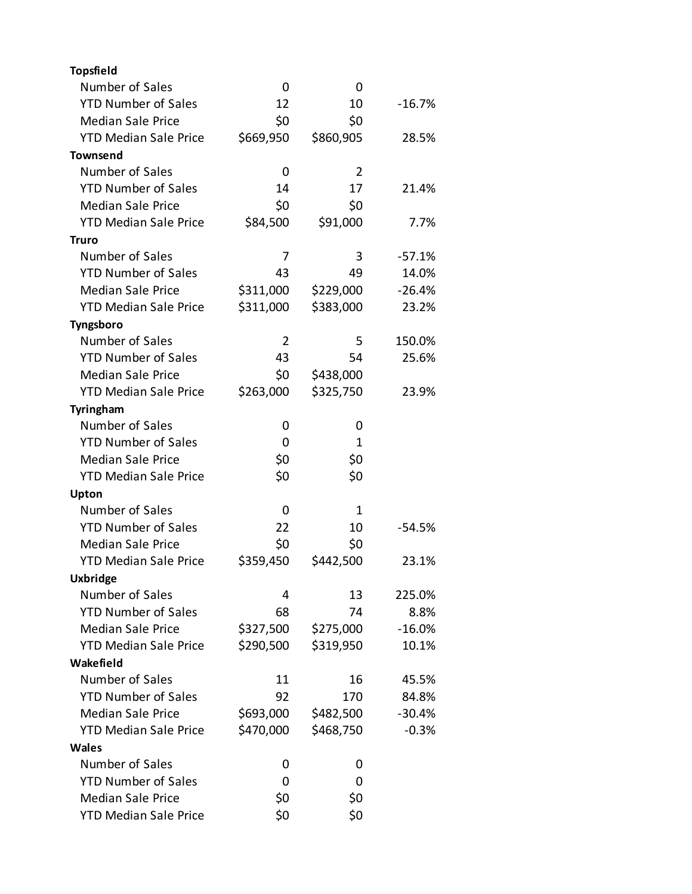| | | | |
|---|---|---|---|
| **Topsfield** | | | |
| Number of Sales | 0 | 0 | |
| YTD Number of Sales | 12 | 10 | -16.7% |
| Median Sale Price | $0 | $0 | |
| YTD Median Sale Price | $669,950 | $860,905 | 28.5% |
| **Townsend** | | | |
| Number of Sales | 0 | 2 | |
| YTD Number of Sales | 14 | 17 | 21.4% |
| Median Sale Price | $0 | $0 | |
| YTD Median Sale Price | $84,500 | $91,000 | 7.7% |
| **Truro** | | | |
| Number of Sales | 7 | 3 | -57.1% |
| YTD Number of Sales | 43 | 49 | 14.0% |
| Median Sale Price | $311,000 | $229,000 | -26.4% |
| YTD Median Sale Price | $311,000 | $383,000 | 23.2% |
| **Tyngsboro** | | | |
| Number of Sales | 2 | 5 | 150.0% |
| YTD Number of Sales | 43 | 54 | 25.6% |
| Median Sale Price | $0 | $438,000 | |
| YTD Median Sale Price | $263,000 | $325,750 | 23.9% |
| **Tyringham** | | | |
| Number of Sales | 0 | 0 | |
| YTD Number of Sales | 0 | 1 | |
| Median Sale Price | $0 | $0 | |
| YTD Median Sale Price | $0 | $0 | |
| **Upton** | | | |
| Number of Sales | 0 | 1 | |
| YTD Number of Sales | 22 | 10 | -54.5% |
| Median Sale Price | $0 | $0 | |
| YTD Median Sale Price | $359,450 | $442,500 | 23.1% |
| **Uxbridge** | | | |
| Number of Sales | 4 | 13 | 225.0% |
| YTD Number of Sales | 68 | 74 | 8.8% |
| Median Sale Price | $327,500 | $275,000 | -16.0% |
| YTD Median Sale Price | $290,500 | $319,950 | 10.1% |
| **Wakefield** | | | |
| Number of Sales | 11 | 16 | 45.5% |
| YTD Number of Sales | 92 | 170 | 84.8% |
| Median Sale Price | $693,000 | $482,500 | -30.4% |
| YTD Median Sale Price | $470,000 | $468,750 | -0.3% |
| **Wales** | | | |
| Number of Sales | 0 | 0 | |
| YTD Number of Sales | 0 | 0 | |
| Median Sale Price | $0 | $0 | |
| YTD Median Sale Price | $0 | $0 | |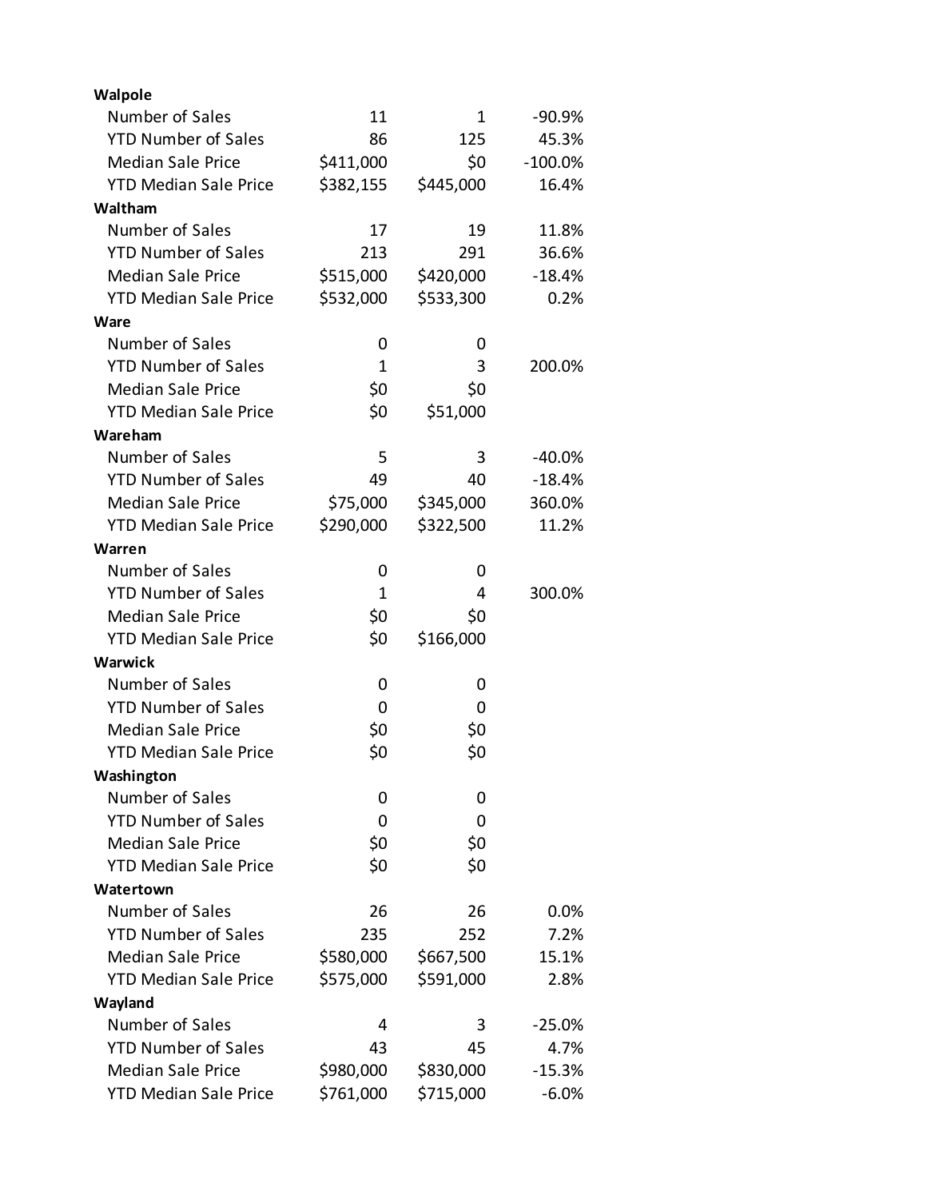| | | | |
|---|---|---|---|
| **Walpole** | | | |
| Number of Sales | 11 | 1 | -90.9% |
| YTD Number of Sales | 86 | 125 | 45.3% |
| Median Sale Price | $411,000 | $0 | -100.0% |
| YTD Median Sale Price | $382,155 | $445,000 | 16.4% |
| **Waltham** | | | |
| Number of Sales | 17 | 19 | 11.8% |
| YTD Number of Sales | 213 | 291 | 36.6% |
| Median Sale Price | $515,000 | $420,000 | -18.4% |
| YTD Median Sale Price | $532,000 | $533,300 | 0.2% |
| **Ware** | | | |
| Number of Sales | 0 | 0 | |
| YTD Number of Sales | 1 | 3 | 200.0% |
| Median Sale Price | $0 | $0 | |
| YTD Median Sale Price | $0 | $51,000 | |
| **Wareham** | | | |
| Number of Sales | 5 | 3 | -40.0% |
| YTD Number of Sales | 49 | 40 | -18.4% |
| Median Sale Price | $75,000 | $345,000 | 360.0% |
| YTD Median Sale Price | $290,000 | $322,500 | 11.2% |
| **Warren** | | | |
| Number of Sales | 0 | 0 | |
| YTD Number of Sales | 1 | 4 | 300.0% |
| Median Sale Price | $0 | $0 | |
| YTD Median Sale Price | $0 | $166,000 | |
| **Warwick** | | | |
| Number of Sales | 0 | 0 | |
| YTD Number of Sales | 0 | 0 | |
| Median Sale Price | $0 | $0 | |
| YTD Median Sale Price | $0 | $0 | |
| **Washington** | | | |
| Number of Sales | 0 | 0 | |
| YTD Number of Sales | 0 | 0 | |
| Median Sale Price | $0 | $0 | |
| YTD Median Sale Price | $0 | $0 | |
| **Watertown** | | | |
| Number of Sales | 26 | 26 | 0.0% |
| YTD Number of Sales | 235 | 252 | 7.2% |
| Median Sale Price | $580,000 | $667,500 | 15.1% |
| YTD Median Sale Price | $575,000 | $591,000 | 2.8% |
| **Wayland** | | | |
| Number of Sales | 4 | 3 | -25.0% |
| YTD Number of Sales | 43 | 45 | 4.7% |
| Median Sale Price | $980,000 | $830,000 | -15.3% |
| YTD Median Sale Price | $761,000 | $715,000 | -6.0% |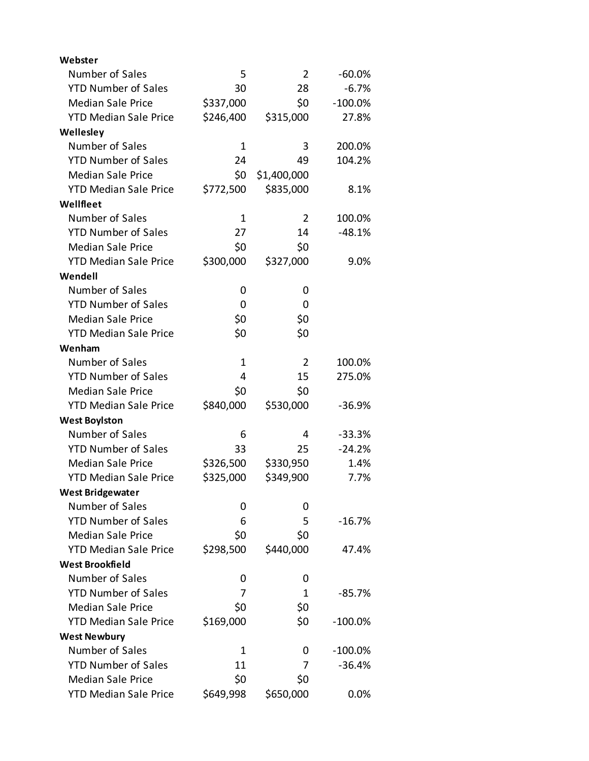| | | | |
|---|---|---|---|
| **Webster** | | | |
| Number of Sales | 5 | 2 | -60.0% |
| YTD Number of Sales | 30 | 28 | -6.7% |
| Median Sale Price | $337,000 | $0 | -100.0% |
| YTD Median Sale Price | $246,400 | $315,000 | 27.8% |
| **Wellesley** | | | |
| Number of Sales | 1 | 3 | 200.0% |
| YTD Number of Sales | 24 | 49 | 104.2% |
| Median Sale Price | $0 | $1,400,000 | |
| YTD Median Sale Price | $772,500 | $835,000 | 8.1% |
| **Wellfleet** | | | |
| Number of Sales | 1 | 2 | 100.0% |
| YTD Number of Sales | 27 | 14 | -48.1% |
| Median Sale Price | $0 | $0 | |
| YTD Median Sale Price | $300,000 | $327,000 | 9.0% |
| **Wendell** | | | |
| Number of Sales | 0 | 0 | |
| YTD Number of Sales | 0 | 0 | |
| Median Sale Price | $0 | $0 | |
| YTD Median Sale Price | $0 | $0 | |
| **Wenham** | | | |
| Number of Sales | 1 | 2 | 100.0% |
| YTD Number of Sales | 4 | 15 | 275.0% |
| Median Sale Price | $0 | $0 | |
| YTD Median Sale Price | $840,000 | $530,000 | -36.9% |
| **West Boylston** | | | |
| Number of Sales | 6 | 4 | -33.3% |
| YTD Number of Sales | 33 | 25 | -24.2% |
| Median Sale Price | $326,500 | $330,950 | 1.4% |
| YTD Median Sale Price | $325,000 | $349,900 | 7.7% |
| **West Bridgewater** | | | |
| Number of Sales | 0 | 0 | |
| YTD Number of Sales | 6 | 5 | -16.7% |
| Median Sale Price | $0 | $0 | |
| YTD Median Sale Price | $298,500 | $440,000 | 47.4% |
| **West Brookfield** | | | |
| Number of Sales | 0 | 0 | |
| YTD Number of Sales | 7 | 1 | -85.7% |
| Median Sale Price | $0 | $0 | |
| YTD Median Sale Price | $169,000 | $0 | -100.0% |
| **West Newbury** | | | |
| Number of Sales | 1 | 0 | -100.0% |
| YTD Number of Sales | 11 | 7 | -36.4% |
| Median Sale Price | $0 | $0 | |
| YTD Median Sale Price | $649,998 | $650,000 | 0.0% |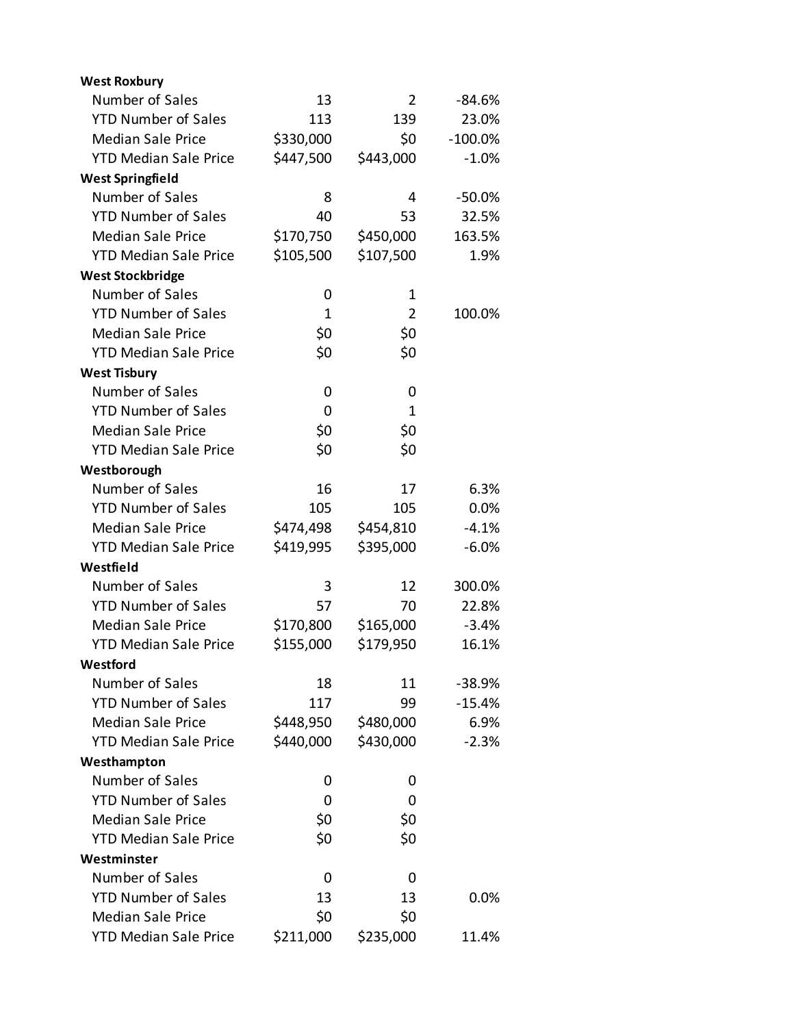| | | | |
|---|---|---|---|
| **West Roxbury** | | | |
| Number of Sales | 13 | 2 | -84.6% |
| YTD Number of Sales | 113 | 139 | 23.0% |
| Median Sale Price | $330,000 | $0 | -100.0% |
| YTD Median Sale Price | $447,500 | $443,000 | -1.0% |
| **West Springfield** | | | |
| Number of Sales | 8 | 4 | -50.0% |
| YTD Number of Sales | 40 | 53 | 32.5% |
| Median Sale Price | $170,750 | $450,000 | 163.5% |
| YTD Median Sale Price | $105,500 | $107,500 | 1.9% |
| **West Stockbridge** | | | |
| Number of Sales | 0 | 1 | |
| YTD Number of Sales | 1 | 2 | 100.0% |
| Median Sale Price | $0 | $0 | |
| YTD Median Sale Price | $0 | $0 | |
| **West Tisbury** | | | |
| Number of Sales | 0 | 0 | |
| YTD Number of Sales | 0 | 1 | |
| Median Sale Price | $0 | $0 | |
| YTD Median Sale Price | $0 | $0 | |
| **Westborough** | | | |
| Number of Sales | 16 | 17 | 6.3% |
| YTD Number of Sales | 105 | 105 | 0.0% |
| Median Sale Price | $474,498 | $454,810 | -4.1% |
| YTD Median Sale Price | $419,995 | $395,000 | -6.0% |
| **Westfield** | | | |
| Number of Sales | 3 | 12 | 300.0% |
| YTD Number of Sales | 57 | 70 | 22.8% |
| Median Sale Price | $170,800 | $165,000 | -3.4% |
| YTD Median Sale Price | $155,000 | $179,950 | 16.1% |
| **Westford** | | | |
| Number of Sales | 18 | 11 | -38.9% |
| YTD Number of Sales | 117 | 99 | -15.4% |
| Median Sale Price | $448,950 | $480,000 | 6.9% |
| YTD Median Sale Price | $440,000 | $430,000 | -2.3% |
| **Westhampton** | | | |
| Number of Sales | 0 | 0 | |
| YTD Number of Sales | 0 | 0 | |
| Median Sale Price | $0 | $0 | |
| YTD Median Sale Price | $0 | $0 | |
| **Westminster** | | | |
| Number of Sales | 0 | 0 | |
| YTD Number of Sales | 13 | 13 | 0.0% |
| Median Sale Price | $0 | $0 | |
| YTD Median Sale Price | $211,000 | $235,000 | 11.4% |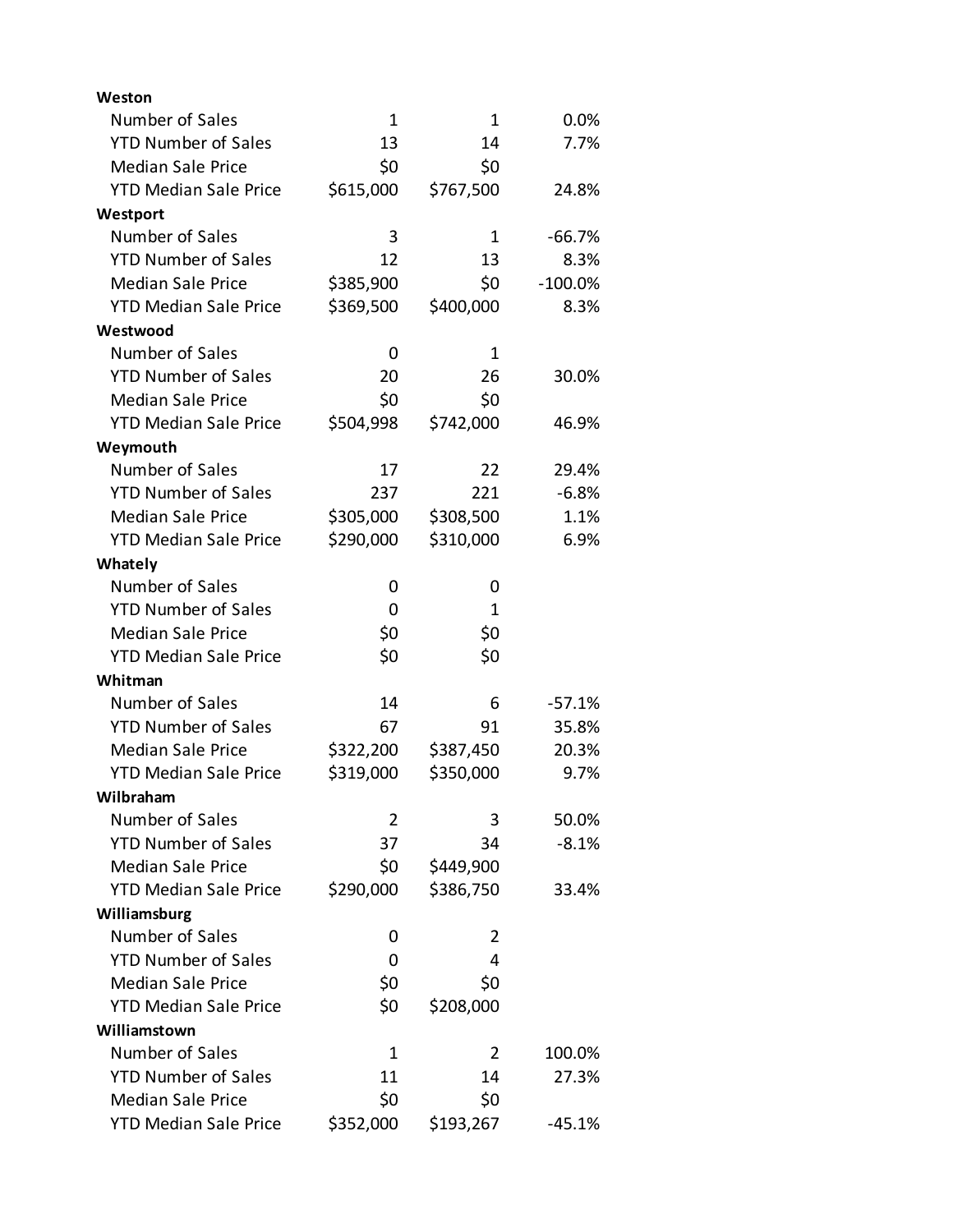| | | | |
|---|---|---|---|
| **Weston** | | | |
| Number of Sales | 1 | 1 | 0.0% |
| YTD Number of Sales | 13 | 14 | 7.7% |
| Median Sale Price | $0 | $0 | |
| YTD Median Sale Price | $615,000 | $767,500 | 24.8% |
| **Westport** | | | |
| Number of Sales | 3 | 1 | -66.7% |
| YTD Number of Sales | 12 | 13 | 8.3% |
| Median Sale Price | $385,900 | $0 | -100.0% |
| YTD Median Sale Price | $369,500 | $400,000 | 8.3% |
| **Westwood** | | | |
| Number of Sales | 0 | 1 | |
| YTD Number of Sales | 20 | 26 | 30.0% |
| Median Sale Price | $0 | $0 | |
| YTD Median Sale Price | $504,998 | $742,000 | 46.9% |
| **Weymouth** | | | |
| Number of Sales | 17 | 22 | 29.4% |
| YTD Number of Sales | 237 | 221 | -6.8% |
| Median Sale Price | $305,000 | $308,500 | 1.1% |
| YTD Median Sale Price | $290,000 | $310,000 | 6.9% |
| **Whately** | | | |
| Number of Sales | 0 | 0 | |
| YTD Number of Sales | 0 | 1 | |
| Median Sale Price | $0 | $0 | |
| YTD Median Sale Price | $0 | $0 | |
| **Whitman** | | | |
| Number of Sales | 14 | 6 | -57.1% |
| YTD Number of Sales | 67 | 91 | 35.8% |
| Median Sale Price | $322,200 | $387,450 | 20.3% |
| YTD Median Sale Price | $319,000 | $350,000 | 9.7% |
| **Wilbraham** | | | |
| Number of Sales | 2 | 3 | 50.0% |
| YTD Number of Sales | 37 | 34 | -8.1% |
| Median Sale Price | $0 | $449,900 | |
| YTD Median Sale Price | $290,000 | $386,750 | 33.4% |
| **Williamsburg** | | | |
| Number of Sales | 0 | 2 | |
| YTD Number of Sales | 0 | 4 | |
| Median Sale Price | $0 | $0 | |
| YTD Median Sale Price | $0 | $208,000 | |
| **Williamstown** | | | |
| Number of Sales | 1 | 2 | 100.0% |
| YTD Number of Sales | 11 | 14 | 27.3% |
| Median Sale Price | $0 | $0 | |
| YTD Median Sale Price | $352,000 | $193,267 | -45.1% |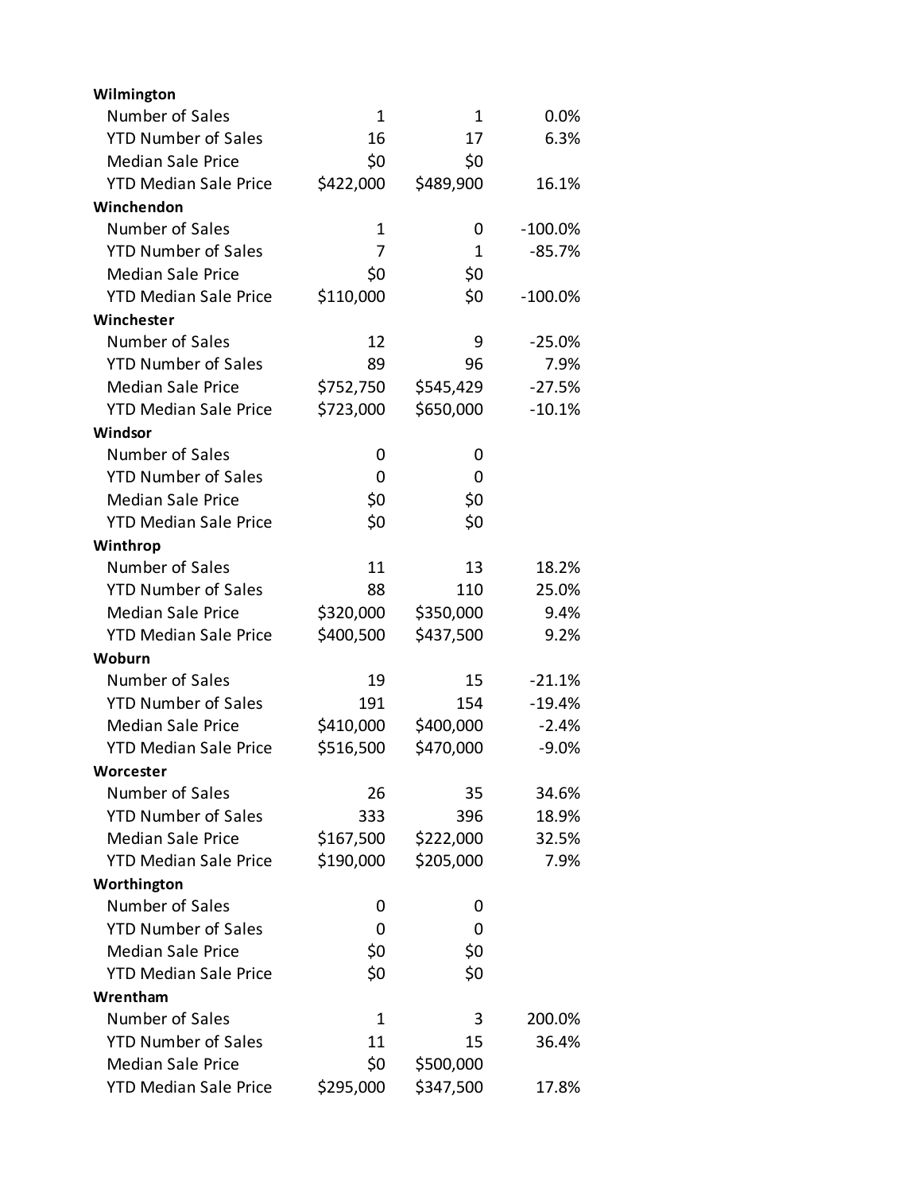| | | | |
|---|---|---|---|
| **Wilmington** | | | |
| Number of Sales | 1 | 1 | 0.0% |
| YTD Number of Sales | 16 | 17 | 6.3% |
| Median Sale Price | $0 | $0 | |
| YTD Median Sale Price | $422,000 | $489,900 | 16.1% |
| **Winchendon** | | | |
| Number of Sales | 1 | 0 | -100.0% |
| YTD Number of Sales | 7 | 1 | -85.7% |
| Median Sale Price | $0 | $0 | |
| YTD Median Sale Price | $110,000 | $0 | -100.0% |
| **Winchester** | | | |
| Number of Sales | 12 | 9 | -25.0% |
| YTD Number of Sales | 89 | 96 | 7.9% |
| Median Sale Price | $752,750 | $545,429 | -27.5% |
| YTD Median Sale Price | $723,000 | $650,000 | -10.1% |
| **Windsor** | | | |
| Number of Sales | 0 | 0 | |
| YTD Number of Sales | 0 | 0 | |
| Median Sale Price | $0 | $0 | |
| YTD Median Sale Price | $0 | $0 | |
| **Winthrop** | | | |
| Number of Sales | 11 | 13 | 18.2% |
| YTD Number of Sales | 88 | 110 | 25.0% |
| Median Sale Price | $320,000 | $350,000 | 9.4% |
| YTD Median Sale Price | $400,500 | $437,500 | 9.2% |
| **Woburn** | | | |
| Number of Sales | 19 | 15 | -21.1% |
| YTD Number of Sales | 191 | 154 | -19.4% |
| Median Sale Price | $410,000 | $400,000 | -2.4% |
| YTD Median Sale Price | $516,500 | $470,000 | -9.0% |
| **Worcester** | | | |
| Number of Sales | 26 | 35 | 34.6% |
| YTD Number of Sales | 333 | 396 | 18.9% |
| Median Sale Price | $167,500 | $222,000 | 32.5% |
| YTD Median Sale Price | $190,000 | $205,000 | 7.9% |
| **Worthington** | | | |
| Number of Sales | 0 | 0 | |
| YTD Number of Sales | 0 | 0 | |
| Median Sale Price | $0 | $0 | |
| YTD Median Sale Price | $0 | $0 | |
| **Wrentham** | | | |
| Number of Sales | 1 | 3 | 200.0% |
| YTD Number of Sales | 11 | 15 | 36.4% |
| Median Sale Price | $0 | $500,000 | |
| YTD Median Sale Price | $295,000 | $347,500 | 17.8% |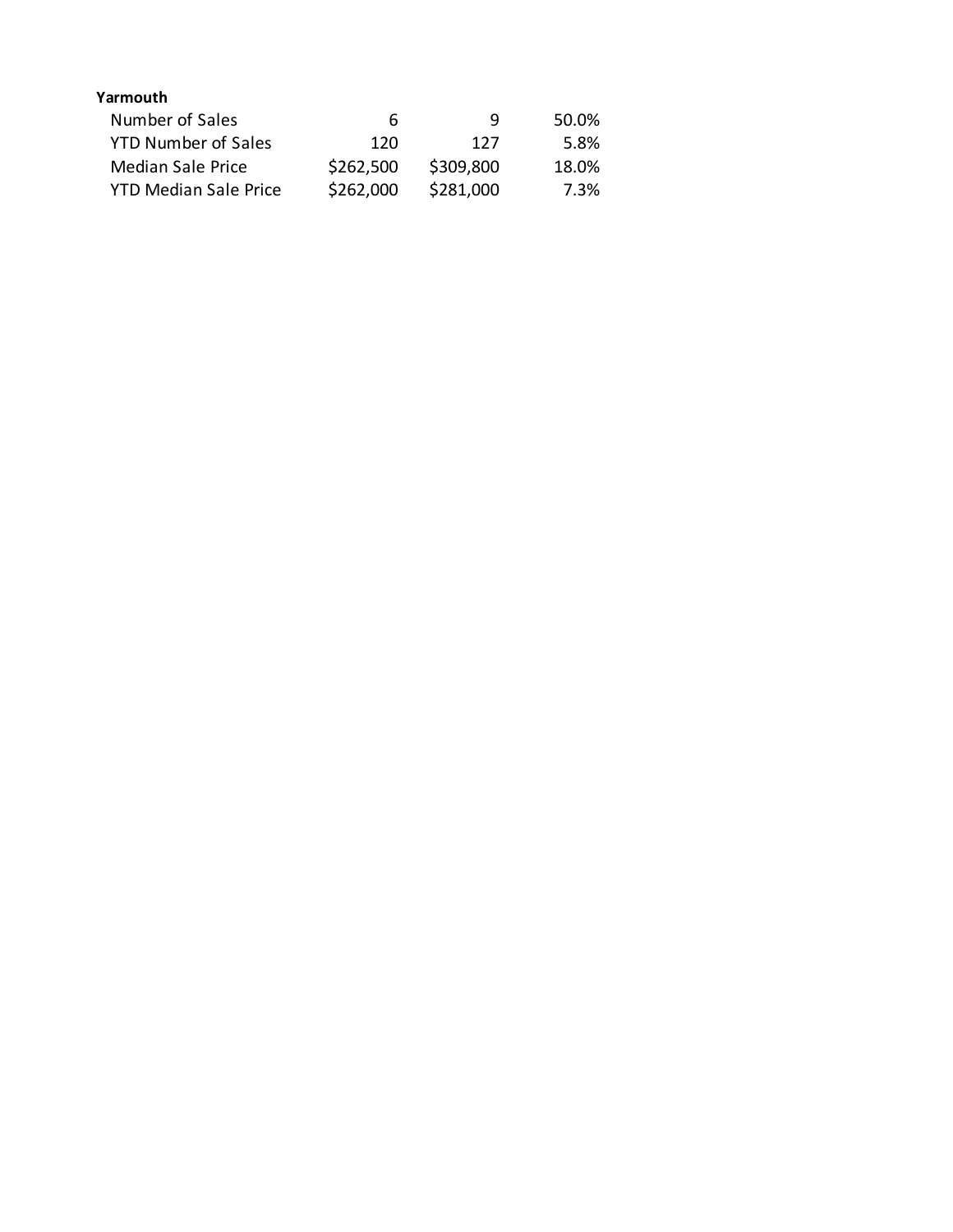**Yarmouth**

| | | | |
|---|---|---|---|
| Number of Sales | 6 | 9 | 50.0% |
| YTD Number of Sales | 120 | 127 | 5.8% |
| Median Sale Price | $262,500 | $309,800 | 18.0% |
| YTD Median Sale Price | $262,000 | $281,000 | 7.3% |